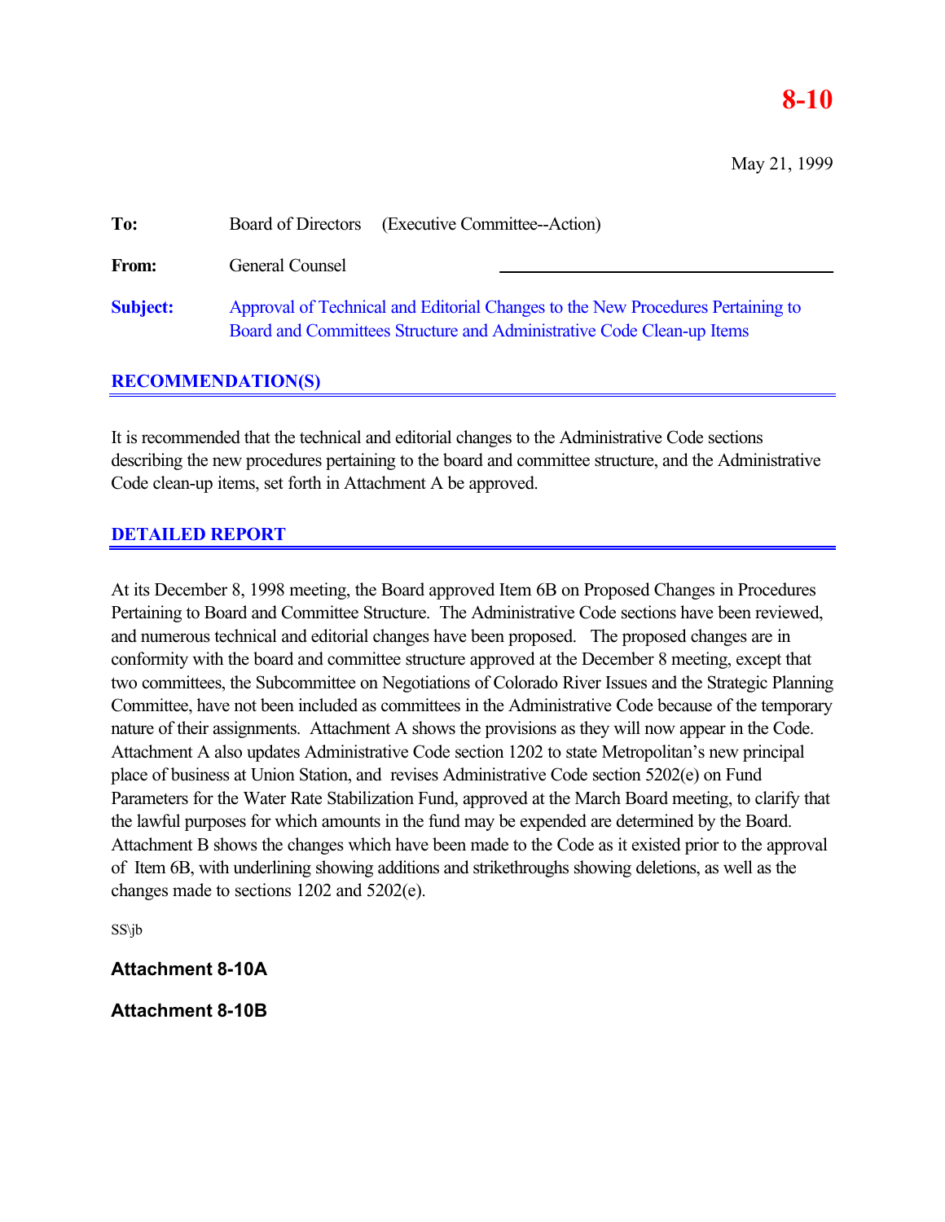# 8-10

May 21, 1999

**To:** Board of Directors (Executive Committee--Action)

**From:** General Counsel

**Subject:** Approval of Technical and Editorial Changes to the New Procedures Pertaining to Board and Committees Structure and Administrative Code Clean-up Items

## RECOMMENDATION(S)

It is recommended that the technical and editorial changes to the Administrative Code sections describing the new procedures pertaining to the board and committee structure, and the Administrative Code clean-up items, set forth in Attachment A be approved.

## DETAILED REPORT

At its December 8, 1998 meeting, the Board approved Item 6B on Proposed Changes in Procedures Pertaining to Board and Committee Structure. The Administrative Code sections have been reviewed, and numerous technical and editorial changes have been proposed. The proposed changes are in conformity with the board and committee structure approved at the December 8 meeting, except that two committees, the Subcommittee on Negotiations of Colorado River Issues and the Strategic Planning Committee, have not been included as committees in the Administrative Code because of the temporary nature of their assignments. Attachment A shows the provisions as they will now appear in the Code. Attachment A also updates Administrative Code section 1202 to state Metropolitan's new principal place of business at Union Station, and revises Administrative Code section 5202(e) on Fund Parameters for the Water Rate Stabilization Fund, approved at the March Board meeting, to clarify that the lawful purposes for which amounts in the fund may be expended are determined by the Board. Attachment B shows the changes which have been made to the Code as it existed prior to the approval of Item 6B, with underlining showing additions and strikethroughs showing deletions, as well as the changes made to sections 1202 and 5202(e).

SS\jb

**Attachment 8-10A**

**Attachment 8-10B**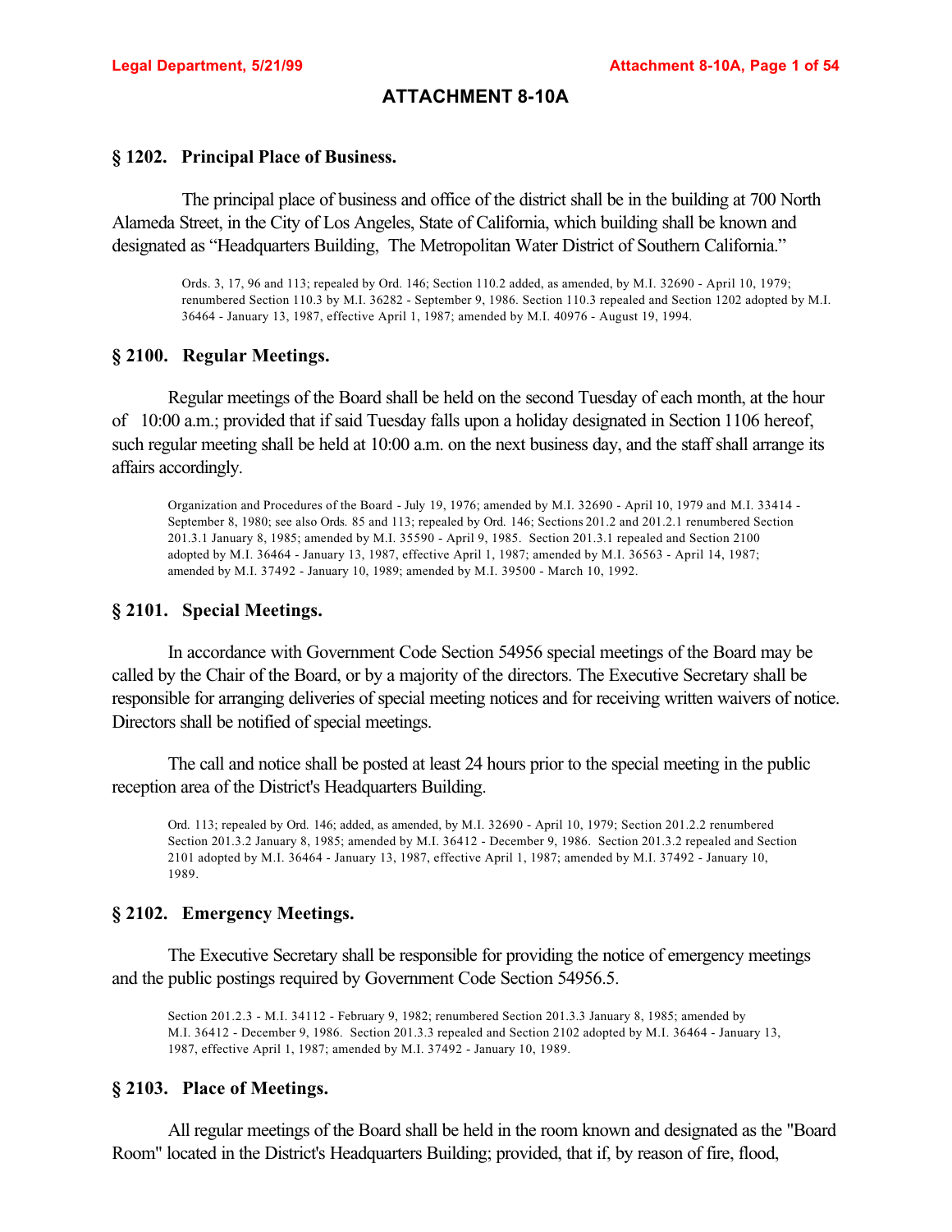# ATTACHMENT 8-10A

## § 1202. Principal Place of Business.

The principal place of business and office of the district shall be in the building at 700 North Alameda Street, in the City of Los Angeles, State of California, which building shall be known and designated as "Headquarters Building, The Metropolitan Water District of Southern California."

Ords. 3, 17, 96 and 113; repealed by Ord. 146; Section 110.2 added, as amended, by M.I. 32690 - April 10, 1979; renumbered Section 110.3 by M.I. 36282 - September 9, 1986. Section 110.3 repealed and Section 1202 adopted by M.I. 36464 - January 13, 1987, effective April 1, 1987; amended by M.I. 40976 - August 19, 1994.

## § 2100. Regular Meetings.

Regular meetings of the Board shall be held on the second Tuesday of each month, at the hour of 10:00 a.m.; provided that if said Tuesday falls upon a holiday designated in Section 1106 hereof, such regular meeting shall be held at 10:00 a.m. on the next business day, and the staff shall arrange its affairs accordingly.

Organization and Procedures of the Board - July 19, 1976; amended by M.I. 32690 - April 10, 1979 and M.I. 33414 - September 8, 1980; see also Ords. 85 and 113; repealed by Ord. 146; Sections 201.2 and 201.2.1 renumbered Section 201.3.1 January 8, 1985; amended by M.I. 35590 - April 9, 1985. Section 201.3.1 repealed and Section 2100 adopted by M.I. 36464 - January 13, 1987, effective April 1, 1987; amended by M.I. 36563 - April 14, 1987; amended by M.I. 37492 - January 10, 1989; amended by M.I. 39500 - March 10, 1992.

## § 2101. Special Meetings.

In accordance with Government Code Section 54956 special meetings of the Board may be called by the Chair of the Board, or by a majority of the directors. The Executive Secretary shall be responsible for arranging deliveries of special meeting notices and for receiving written waivers of notice. Directors shall be notified of special meetings.

The call and notice shall be posted at least 24 hours prior to the special meeting in the public reception area of the District's Headquarters Building.

Ord. 113; repealed by Ord. 146; added, as amended, by M.I. 32690 - April 10, 1979; Section 201.2.2 renumbered Section 201.3.2 January 8, 1985; amended by M.I. 36412 - December 9, 1986. Section 201.3.2 repealed and Section 2101 adopted by M.I. 36464 - January 13, 1987, effective April 1, 1987; amended by M.I. 37492 - January 10, 1989.

## § 2102. Emergency Meetings.

The Executive Secretary shall be responsible for providing the notice of emergency meetings and the public postings required by Government Code Section 54956.5.

Section 201.2.3 - M.I. 34112 - February 9, 1982; renumbered Section 201.3.3 January 8, 1985; amended by M.I. 36412 - December 9, 1986. Section 201.3.3 repealed and Section 2102 adopted by M.I. 36464 - January 13, 1987, effective April 1, 1987; amended by M.I. 37492 - January 10, 1989.

## § 2103. Place of Meetings.

All regular meetings of the Board shall be held in the room known and designated as the "Board Room" located in the District's Headquarters Building; provided, that if, by reason of fire, flood,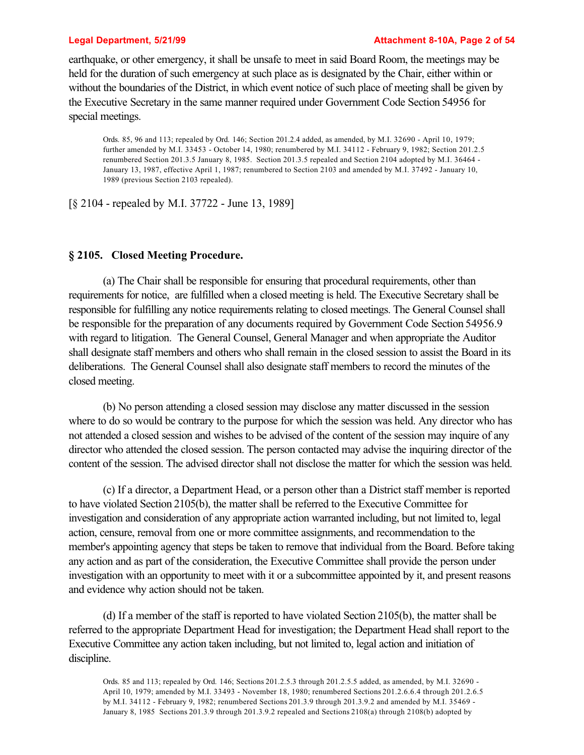earthquake, or other emergency, it shall be unsafe to meet in said Board Room, the meetings may be held for the duration of such emergency at such place as is designated by the Chair, either within or without the boundaries of the District, in which event notice of such place of meeting shall be given by the Executive Secretary in the same manner required under Government Code Section 54956 for special meetings.

Ords. 85, 96 and 113; repealed by Ord. 146; Section 201.2.4 added, as amended, by M.I. 32690 - April 10, 1979; further amended by M.I. 33453 - October 14, 1980; renumbered by M.I. 34112 - February 9, 1982; Section 201.2.5 renumbered Section 201.3.5 January 8, 1985. Section 201.3.5 repealed and Section 2104 adopted by M.I. 36464 - January 13, 1987, effective April 1, 1987; renumbered to Section 2103 and amended by M.I. 37492 - January 10, 1989 (previous Section 2103 repealed).

[§ 2104 - repealed by M.I. 37722 - June 13, 1989]

### § 2105. Closed Meeting Procedure.

(a) The Chair shall be responsible for ensuring that procedural requirements, other than requirements for notice, are fulfilled when a closed meeting is held. The Executive Secretary shall be responsible for fulfilling any notice requirements relating to closed meetings. The General Counsel shall be responsible for the preparation of any documents required by Government Code Section 54956.9 with regard to litigation. The General Counsel, General Manager and when appropriate the Auditor shall designate staff members and others who shall remain in the closed session to assist the Board in its deliberations. The General Counsel shall also designate staff members to record the minutes of the closed meeting.

(b) No person attending a closed session may disclose any matter discussed in the session where to do so would be contrary to the purpose for which the session was held. Any director who has not attended a closed session and wishes to be advised of the content of the session may inquire of any director who attended the closed session. The person contacted may advise the inquiring director of the content of the session. The advised director shall not disclose the matter for which the session was held.

(c) If a director, a Department Head, or a person other than a District staff member is reported to have violated Section 2105(b), the matter shall be referred to the Executive Committee for investigation and consideration of any appropriate action warranted including, but not limited to, legal action, censure, removal from one or more committee assignments, and recommendation to the member's appointing agency that steps be taken to remove that individual from the Board. Before taking any action and as part of the consideration, the Executive Committee shall provide the person under investigation with an opportunity to meet with it or a subcommittee appointed by it, and present reasons and evidence why action should not be taken.

(d) If a member of the staff is reported to have violated Section 2105(b), the matter shall be referred to the appropriate Department Head for investigation; the Department Head shall report to the Executive Committee any action taken including, but not limited to, legal action and initiation of discipline.

Ords. 85 and 113; repealed by Ord. 146; Sections 201.2.5.3 through 201.2.5.5 added, as amended, by M.I. 32690 - April 10, 1979; amended by M.I. 33493 - November 18, 1980; renumbered Sections 201.2.6.6.4 through 201.2.6.5 by M.I. 34112 - February 9, 1982; renumbered Sections 201.3.9 through 201.3.9.2 and amended by M.I. 35469 - January 8, 1985 Sections 201.3.9 through 201.3.9.2 repealed and Sections 2108(a) through 2108(b) adopted by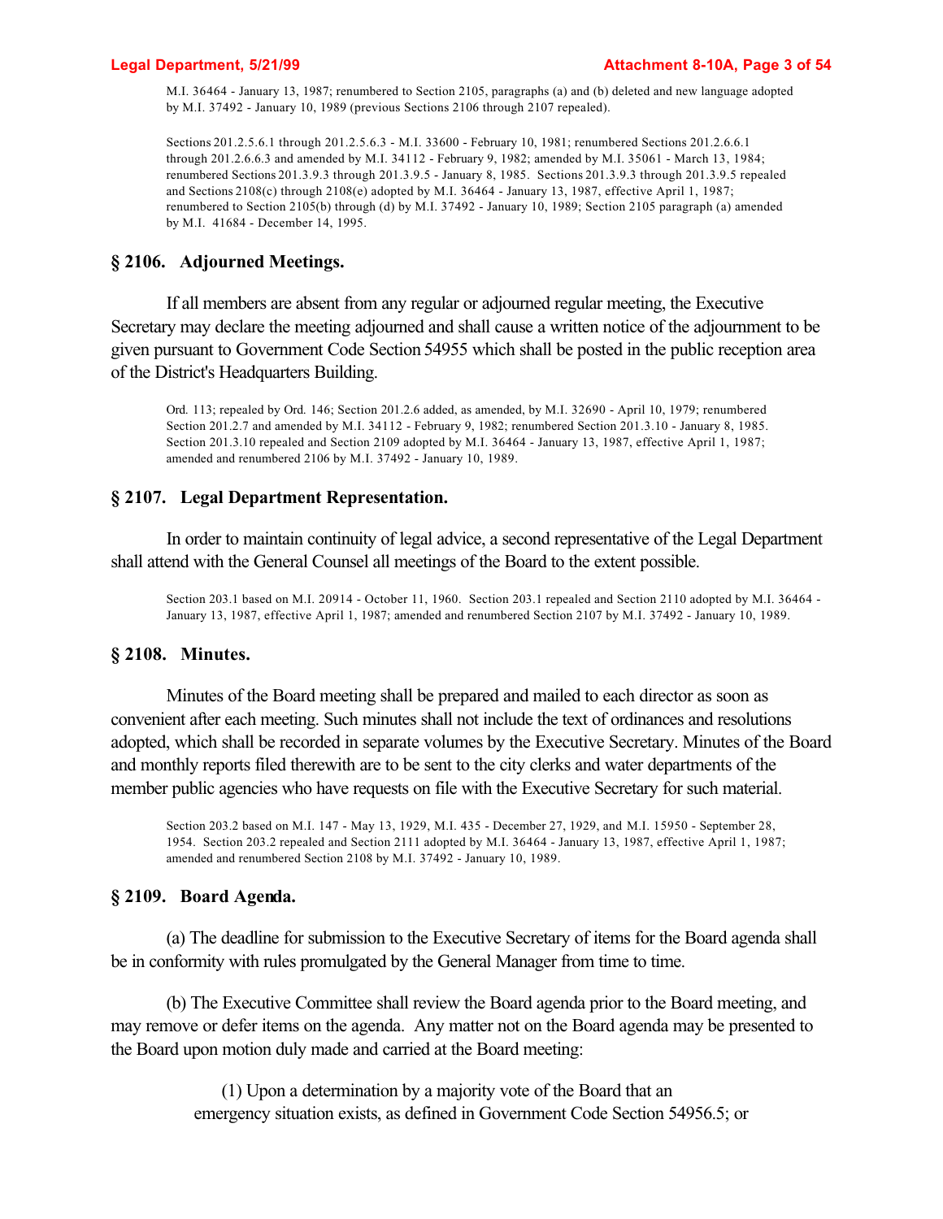M.I. 36464 - January 13, 1987; renumbered to Section 2105, paragraphs (a) and (b) deleted and new language adopted by M.I. 37492 - January 10, 1989 (previous Sections 2106 through 2107 repealed).

Sections 201.2.5.6.1 through 201.2.5.6.3 - M.I. 33600 - February 10, 1981; renumbered Sections 201.2.6.6.1 through 201.2.6.6.3 and amended by M.I. 34112 - February 9, 1982; amended by M.I. 35061 - March 13, 1984; renumbered Sections 201.3.9.3 through 201.3.9.5 - January 8, 1985. Sections 201.3.9.3 through 201.3.9.5 repealed and Sections 2108(c) through 2108(e) adopted by M.I. 36464 - January 13, 1987, effective April 1, 1987; renumbered to Section 2105(b) through (d) by M.I. 37492 - January 10, 1989; Section 2105 paragraph (a) amended by M.I. 41684 - December 14, 1995.

## § 2106. Adjourned Meetings.

If all members are absent from any regular or adjourned regular meeting, the Executive Secretary may declare the meeting adjourned and shall cause a written notice of the adjournment to be given pursuant to Government Code Section 54955 which shall be posted in the public reception area of the District's Headquarters Building.

Ord. 113; repealed by Ord. 146; Section 201.2.6 added, as amended, by M.I. 32690 - April 10, 1979; renumbered Section 201.2.7 and amended by M.I. 34112 - February 9, 1982; renumbered Section 201.3.10 - January 8, 1985. Section 201.3.10 repealed and Section 2109 adopted by M.I. 36464 - January 13, 1987, effective April 1, 1987; amended and renumbered 2106 by M.I. 37492 - January 10, 1989.

## § 2107. Legal Department Representation.

In order to maintain continuity of legal advice, a second representative of the Legal Department shall attend with the General Counsel all meetings of the Board to the extent possible.

Section 203.1 based on M.I. 20914 - October 11, 1960. Section 203.1 repealed and Section 2110 adopted by M.I. 36464 - January 13, 1987, effective April 1, 1987; amended and renumbered Section 2107 by M.I. 37492 - January 10, 1989.

## § 2108. Minutes.

Minutes of the Board meeting shall be prepared and mailed to each director as soon as convenient after each meeting. Such minutes shall not include the text of ordinances and resolutions adopted, which shall be recorded in separate volumes by the Executive Secretary. Minutes of the Board and monthly reports filed therewith are to be sent to the city clerks and water departments of the member public agencies who have requests on file with the Executive Secretary for such material.

Section 203.2 based on M.I. 147 - May 13, 1929, M.I. 435 - December 27, 1929, and M.I. 15950 - September 28, 1954. Section 203.2 repealed and Section 2111 adopted by M.I. 36464 - January 13, 1987, effective April 1, 1987; amended and renumbered Section 2108 by M.I. 37492 - January 10, 1989.

## § 2109. Board Agenda.

(a) The deadline for submission to the Executive Secretary of items for the Board agenda shall be in conformity with rules promulgated by the General Manager from time to time.

(b) The Executive Committee shall review the Board agenda prior to the Board meeting, and may remove or defer items on the agenda. Any matter not on the Board agenda may be presented to the Board upon motion duly made and carried at the Board meeting:

(1) Upon a determination by a majority vote of the Board that an emergency situation exists, as defined in Government Code Section 54956.5; or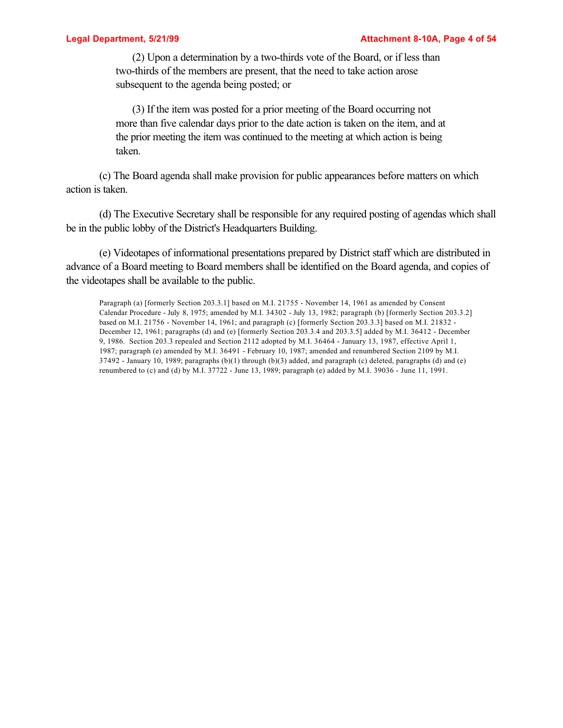(2) Upon a determination by a two-thirds vote of the Board, or if less than two-thirds of the members are present, that the need to take action arose subsequent to the agenda being posted; or

(3) If the item was posted for a prior meeting of the Board occurring not more than five calendar days prior to the date action is taken on the item, and at the prior meeting the item was continued to the meeting at which action is being taken.

(c) The Board agenda shall make provision for public appearances before matters on which action is taken.

(d) The Executive Secretary shall be responsible for any required posting of agendas which shall be in the public lobby of the District's Headquarters Building.

(e) Videotapes of informational presentations prepared by District staff which are distributed in advance of a Board meeting to Board members shall be identified on the Board agenda, and copies of the videotapes shall be available to the public.

Paragraph (a) [formerly Section 203.3.1] based on M.I. 21755 - November 14, 1961 as amended by Consent Calendar Procedure - July 8, 1975; amended by M.I. 34302 - July 13, 1982; paragraph (b) [formerly Section 203.3.2] based on M.I. 21756 - November 14, 1961; and paragraph (c) [formerly Section 203.3.3] based on M.I. 21832 - December 12, 1961; paragraphs (d) and (e) [formerly Section 203.3.4 and 203.3.5] added by M.I. 36412 - December 9, 1986. Section 203.3 repealed and Section 2112 adopted by M.I. 36464 - January 13, 1987, effective April 1, 1987; paragraph (e) amended by M.I. 36491 - February 10, 1987; amended and renumbered Section 2109 by M.I. 37492 - January 10, 1989; paragraphs (b)(1) through (b)(3) added, and paragraph (c) deleted, paragraphs (d) and (e) renumbered to (c) and (d) by M.I. 37722 - June 13, 1989; paragraph (e) added by M.I. 39036 - June 11, 1991.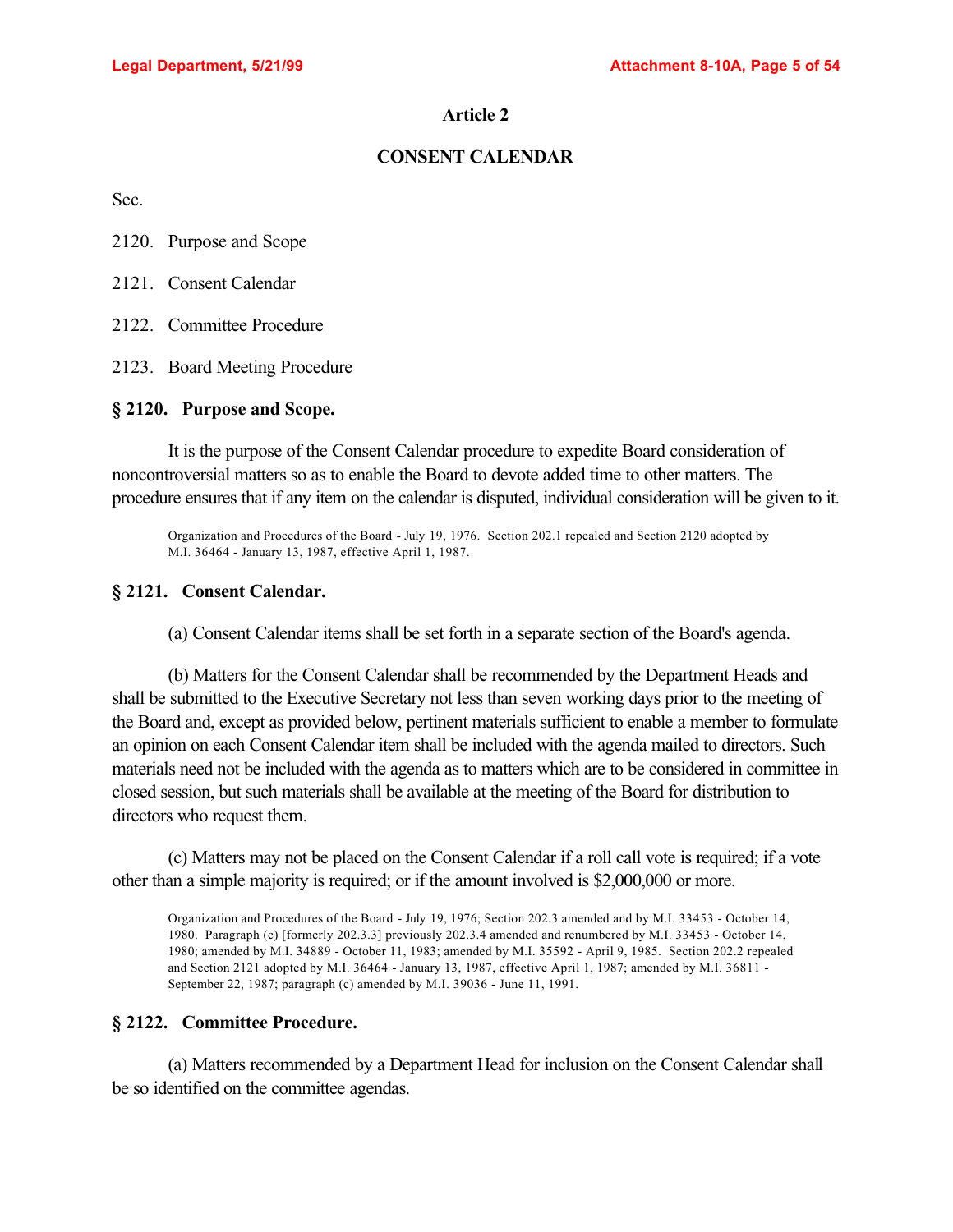# Article 2

## CONSENT CALENDAR

Sec.

2120. Purpose and Scope

2121. Consent Calendar

2122. Committee Procedure

2123. Board Meeting Procedure

### § 2120. Purpose and Scope.

It is the purpose of the Consent Calendar procedure to expedite Board consideration of noncontroversial matters so as to enable the Board to devote added time to other matters. The procedure ensures that if any item on the calendar is disputed, individual consideration will be given to it.

Organization and Procedures of the Board - July 19, 1976. Section 202.1 repealed and Section 2120 adopted by M.I. 36464 - January 13, 1987, effective April 1, 1987.

### § 2121. Consent Calendar.

(a) Consent Calendar items shall be set forth in a separate section of the Board's agenda.

(b) Matters for the Consent Calendar shall be recommended by the Department Heads and shall be submitted to the Executive Secretary not less than seven working days prior to the meeting of the Board and, except as provided below, pertinent materials sufficient to enable a member to formulate an opinion on each Consent Calendar item shall be included with the agenda mailed to directors. Such materials need not be included with the agenda as to matters which are to be considered in committee in closed session, but such materials shall be available at the meeting of the Board for distribution to directors who request them.

(c) Matters may not be placed on the Consent Calendar if a roll call vote is required; if a vote other than a simple majority is required; or if the amount involved is $2,000,000 or more.

Organization and Procedures of the Board - July 19, 1976; Section 202.3 amended and by M.I. 33453 - October 14, 1980. Paragraph (c) [formerly 202.3.3] previously 202.3.4 amended and renumbered by M.I. 33453 - October 14, 1980; amended by M.I. 34889 - October 11, 1983; amended by M.I. 35592 - April 9, 1985. Section 202.2 repealed and Section 2121 adopted by M.I. 36464 - January 13, 1987, effective April 1, 1987; amended by M.I. 36811 - September 22, 1987; paragraph (c) amended by M.I. 39036 - June 11, 1991.

### § 2122. Committee Procedure.

(a) Matters recommended by a Department Head for inclusion on the Consent Calendar shall be so identified on the committee agendas.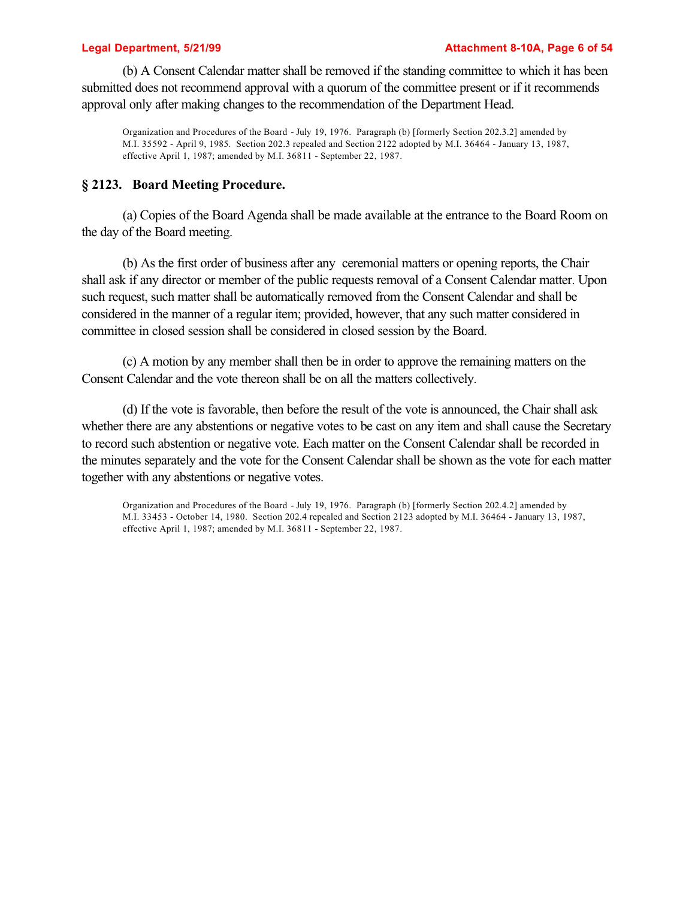(b) A Consent Calendar matter shall be removed if the standing committee to which it has been submitted does not recommend approval with a quorum of the committee present or if it recommends approval only after making changes to the recommendation of the Department Head.

> Organization and Procedures of the Board - July 19, 1976. Paragraph (b) [formerly Section 202.3.2] amended by M.I. 35592 - April 9, 1985. Section 202.3 repealed and Section 2122 adopted by M.I. 36464 - January 13, 1987, effective April 1, 1987; amended by M.I. 36811 - September 22, 1987.

### § 2123. Board Meeting Procedure.

(a) Copies of the Board Agenda shall be made available at the entrance to the Board Room on the day of the Board meeting.

(b) As the first order of business after any ceremonial matters or opening reports, the Chair shall ask if any director or member of the public requests removal of a Consent Calendar matter. Upon such request, such matter shall be automatically removed from the Consent Calendar and shall be considered in the manner of a regular item; provided, however, that any such matter considered in committee in closed session shall be considered in closed session by the Board.

(c) A motion by any member shall then be in order to approve the remaining matters on the Consent Calendar and the vote thereon shall be on all the matters collectively.

(d) If the vote is favorable, then before the result of the vote is announced, the Chair shall ask whether there are any abstentions or negative votes to be cast on any item and shall cause the Secretary to record such abstention or negative vote. Each matter on the Consent Calendar shall be recorded in the minutes separately and the vote for the Consent Calendar shall be shown as the vote for each matter together with any abstentions or negative votes.

> Organization and Procedures of the Board - July 19, 1976. Paragraph (b) [formerly Section 202.4.2] amended by M.I. 33453 - October 14, 1980. Section 202.4 repealed and Section 2123 adopted by M.I. 36464 - January 13, 1987, effective April 1, 1987; amended by M.I. 36811 - September 22, 1987.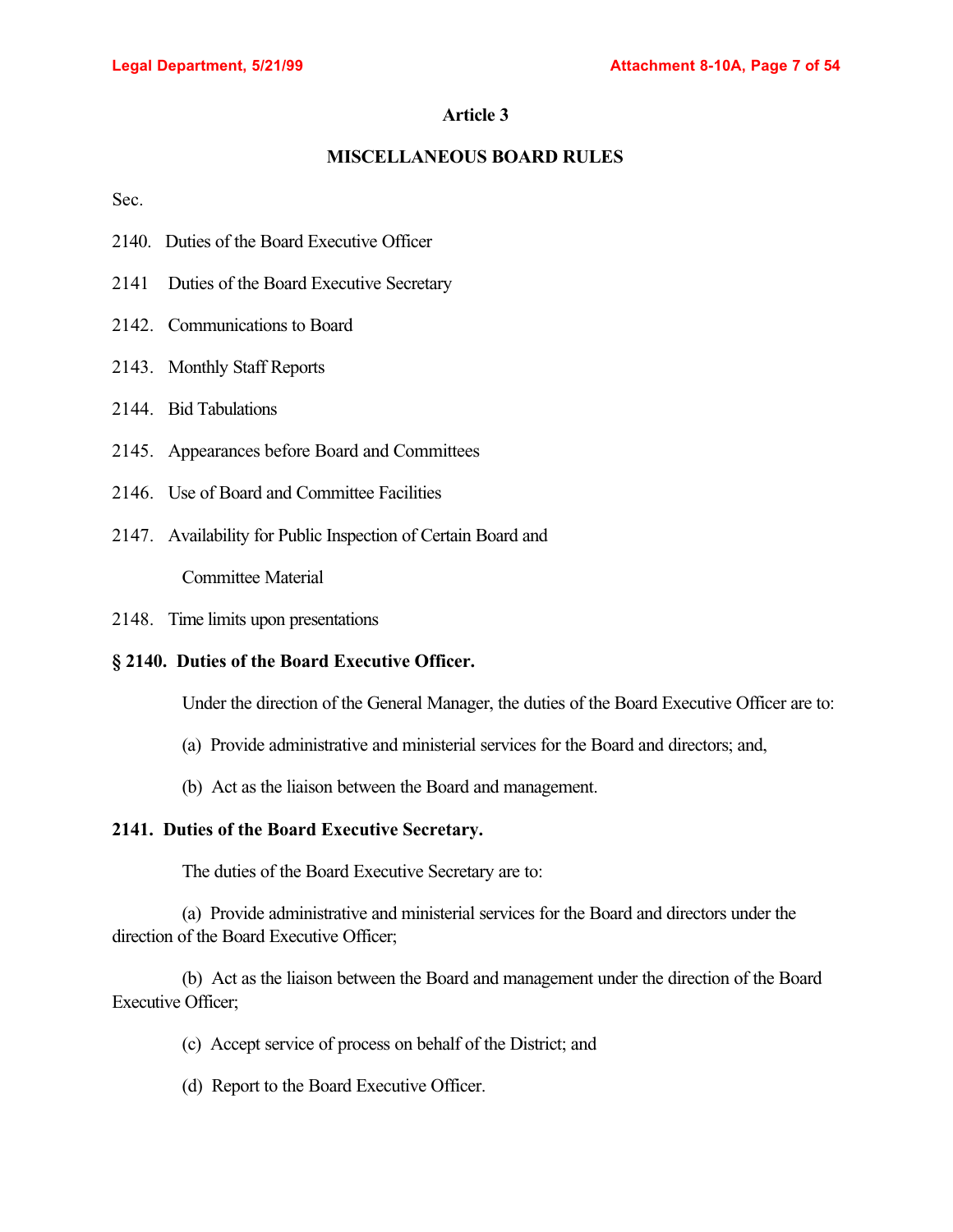# Article 3

## MISCELLANEOUS BOARD RULES

Sec.

2140. Duties of the Board Executive Officer

2141 Duties of the Board Executive Secretary

2142. Communications to Board

2143. Monthly Staff Reports

2144. Bid Tabulations

2145. Appearances before Board and Committees

2146. Use of Board and Committee Facilities

2147. Availability for Public Inspection of Certain Board and Committee Material

2148. Time limits upon presentations

**§ 2140. Duties of the Board Executive Officer.**

Under the direction of the General Manager, the duties of the Board Executive Officer are to:

(a) Provide administrative and ministerial services for the Board and directors; and,

(b) Act as the liaison between the Board and management.

**2141. Duties of the Board Executive Secretary.**

The duties of the Board Executive Secretary are to:

(a) Provide administrative and ministerial services for the Board and directors under the direction of the Board Executive Officer;

(b) Act as the liaison between the Board and management under the direction of the Board Executive Officer;

(c) Accept service of process on behalf of the District; and

(d) Report to the Board Executive Officer.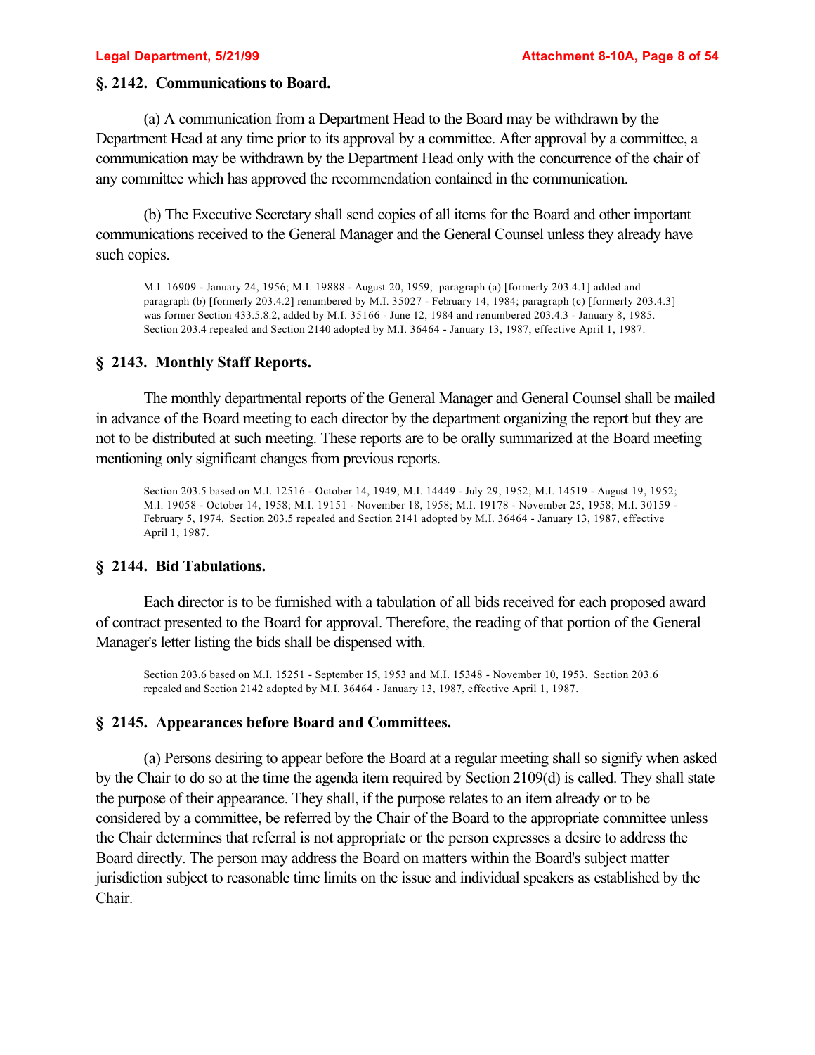## §. 2142. Communications to Board.

(a) A communication from a Department Head to the Board may be withdrawn by the Department Head at any time prior to its approval by a committee. After approval by a committee, a communication may be withdrawn by the Department Head only with the concurrence of the chair of any committee which has approved the recommendation contained in the communication.

(b) The Executive Secretary shall send copies of all items for the Board and other important communications received to the General Manager and the General Counsel unless they already have such copies.

M.I. 16909 - January 24, 1956; M.I. 19888 - August 20, 1959; paragraph (a) [formerly 203.4.1] added and paragraph (b) [formerly 203.4.2] renumbered by M.I. 35027 - February 14, 1984; paragraph (c) [formerly 203.4.3] was former Section 433.5.8.2, added by M.I. 35166 - June 12, 1984 and renumbered 203.4.3 - January 8, 1985. Section 203.4 repealed and Section 2140 adopted by M.I. 36464 - January 13, 1987, effective April 1, 1987.

## § 2143. Monthly Staff Reports.

The monthly departmental reports of the General Manager and General Counsel shall be mailed in advance of the Board meeting to each director by the department organizing the report but they are not to be distributed at such meeting. These reports are to be orally summarized at the Board meeting mentioning only significant changes from previous reports.

Section 203.5 based on M.I. 12516 - October 14, 1949; M.I. 14449 - July 29, 1952; M.I. 14519 - August 19, 1952; M.I. 19058 - October 14, 1958; M.I. 19151 - November 18, 1958; M.I. 19178 - November 25, 1958; M.I. 30159 - February 5, 1974. Section 203.5 repealed and Section 2141 adopted by M.I. 36464 - January 13, 1987, effective April 1, 1987.

## § 2144. Bid Tabulations.

Each director is to be furnished with a tabulation of all bids received for each proposed award of contract presented to the Board for approval. Therefore, the reading of that portion of the General Manager's letter listing the bids shall be dispensed with.

Section 203.6 based on M.I. 15251 - September 15, 1953 and M.I. 15348 - November 10, 1953. Section 203.6 repealed and Section 2142 adopted by M.I. 36464 - January 13, 1987, effective April 1, 1987.

## § 2145. Appearances before Board and Committees.

(a) Persons desiring to appear before the Board at a regular meeting shall so signify when asked by the Chair to do so at the time the agenda item required by Section 2109(d) is called. They shall state the purpose of their appearance. They shall, if the purpose relates to an item already or to be considered by a committee, be referred by the Chair of the Board to the appropriate committee unless the Chair determines that referral is not appropriate or the person expresses a desire to address the Board directly. The person may address the Board on matters within the Board's subject matter jurisdiction subject to reasonable time limits on the issue and individual speakers as established by the Chair.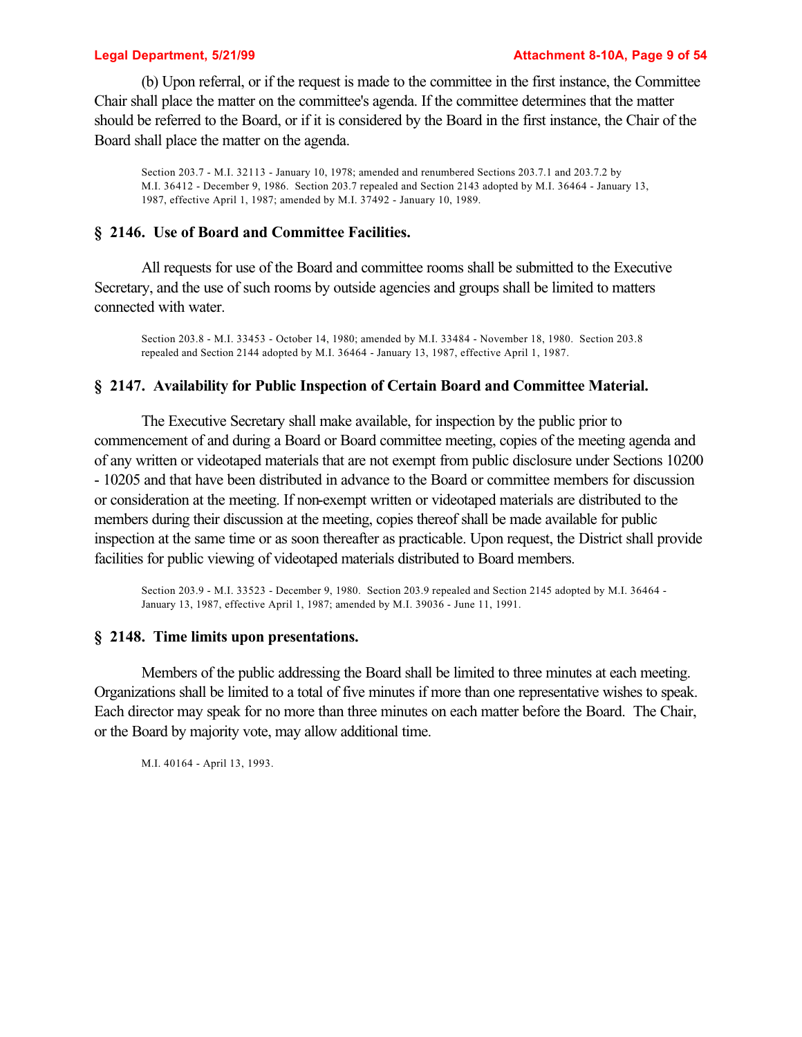(b) Upon referral, or if the request is made to the committee in the first instance, the Committee Chair shall place the matter on the committee's agenda. If the committee determines that the matter should be referred to the Board, or if it is considered by the Board in the first instance, the Chair of the Board shall place the matter on the agenda.

Section 203.7 - M.I. 32113 - January 10, 1978; amended and renumbered Sections 203.7.1 and 203.7.2 by M.I. 36412 - December 9, 1986. Section 203.7 repealed and Section 2143 adopted by M.I. 36464 - January 13, 1987, effective April 1, 1987; amended by M.I. 37492 - January 10, 1989.

## § 2146. Use of Board and Committee Facilities.

All requests for use of the Board and committee rooms shall be submitted to the Executive Secretary, and the use of such rooms by outside agencies and groups shall be limited to matters connected with water.

Section 203.8 - M.I. 33453 - October 14, 1980; amended by M.I. 33484 - November 18, 1980. Section 203.8 repealed and Section 2144 adopted by M.I. 36464 - January 13, 1987, effective April 1, 1987.

## § 2147. Availability for Public Inspection of Certain Board and Committee Material.

The Executive Secretary shall make available, for inspection by the public prior to commencement of and during a Board or Board committee meeting, copies of the meeting agenda and of any written or videotaped materials that are not exempt from public disclosure under Sections 10200 - 10205 and that have been distributed in advance to the Board or committee members for discussion or consideration at the meeting. If non-exempt written or videotaped materials are distributed to the members during their discussion at the meeting, copies thereof shall be made available for public inspection at the same time or as soon thereafter as practicable. Upon request, the District shall provide facilities for public viewing of videotaped materials distributed to Board members.

Section 203.9 - M.I. 33523 - December 9, 1980. Section 203.9 repealed and Section 2145 adopted by M.I. 36464 - January 13, 1987, effective April 1, 1987; amended by M.I. 39036 - June 11, 1991.

## § 2148. Time limits upon presentations.

Members of the public addressing the Board shall be limited to three minutes at each meeting. Organizations shall be limited to a total of five minutes if more than one representative wishes to speak. Each director may speak for no more than three minutes on each matter before the Board. The Chair, or the Board by majority vote, may allow additional time.

M.I. 40164 - April 13, 1993.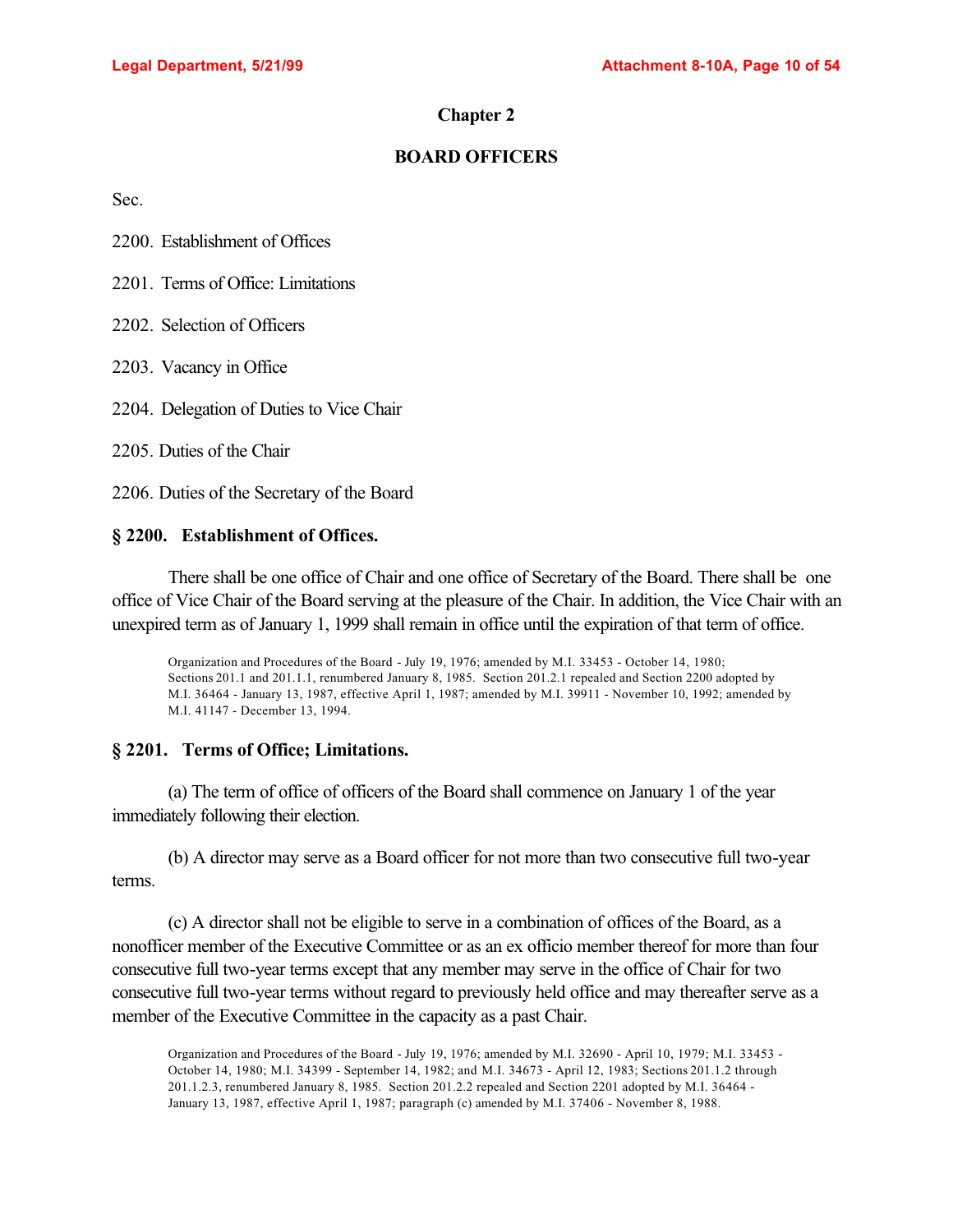## Chapter 2

## BOARD OFFICERS

Sec.

2200. Establishment of Offices

2201. Terms of Office: Limitations

2202. Selection of Officers

2203. Vacancy in Office

2204. Delegation of Duties to Vice Chair

2205. Duties of the Chair

2206. Duties of the Secretary of the Board

### § 2200. Establishment of Offices.

There shall be one office of Chair and one office of Secretary of the Board. There shall be one office of Vice Chair of the Board serving at the pleasure of the Chair. In addition, the Vice Chair with an unexpired term as of January 1, 1999 shall remain in office until the expiration of that term of office.

Organization and Procedures of the Board - July 19, 1976; amended by M.I. 33453 - October 14, 1980; Sections 201.1 and 201.1.1, renumbered January 8, 1985. Section 201.2.1 repealed and Section 2200 adopted by M.I. 36464 - January 13, 1987, effective April 1, 1987; amended by M.I. 39911 - November 10, 1992; amended by M.I. 41147 - December 13, 1994.

### § 2201. Terms of Office; Limitations.

(a) The term of office of officers of the Board shall commence on January 1 of the year immediately following their election.

(b) A director may serve as a Board officer for not more than two consecutive full two-year terms.

(c) A director shall not be eligible to serve in a combination of offices of the Board, as a nonofficer member of the Executive Committee or as an ex officio member thereof for more than four consecutive full two-year terms except that any member may serve in the office of Chair for two consecutive full two-year terms without regard to previously held office and may thereafter serve as a member of the Executive Committee in the capacity as a past Chair.

Organization and Procedures of the Board - July 19, 1976; amended by M.I. 32690 - April 10, 1979; M.I. 33453 - October 14, 1980; M.I. 34399 - September 14, 1982; and M.I. 34673 - April 12, 1983; Sections 201.1.2 through 201.1.2.3, renumbered January 8, 1985. Section 201.2.2 repealed and Section 2201 adopted by M.I. 36464 - January 13, 1987, effective April 1, 1987; paragraph (c) amended by M.I. 37406 - November 8, 1988.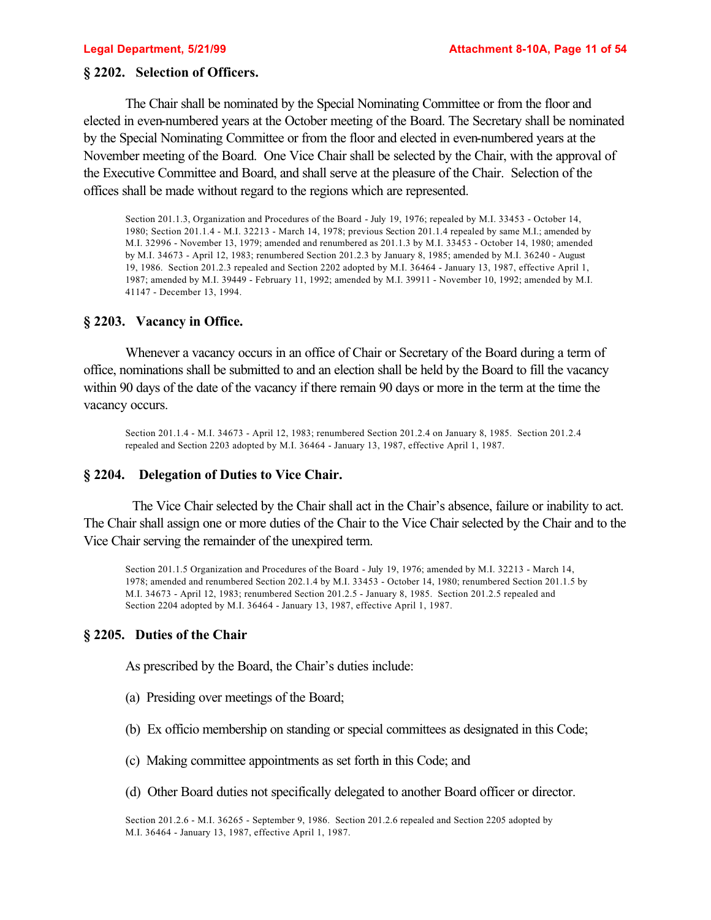## § 2202. Selection of Officers.

The Chair shall be nominated by the Special Nominating Committee or from the floor and elected in even-numbered years at the October meeting of the Board. The Secretary shall be nominated by the Special Nominating Committee or from the floor and elected in even-numbered years at the November meeting of the Board. One Vice Chair shall be selected by the Chair, with the approval of the Executive Committee and Board, and shall serve at the pleasure of the Chair. Selection of the offices shall be made without regard to the regions which are represented.

Section 201.1.3, Organization and Procedures of the Board - July 19, 1976; repealed by M.I. 33453 - October 14, 1980; Section 201.1.4 - M.I. 32213 - March 14, 1978; previous Section 201.1.4 repealed by same M.I.; amended by M.I. 32996 - November 13, 1979; amended and renumbered as 201.1.3 by M.I. 33453 - October 14, 1980; amended by M.I. 34673 - April 12, 1983; renumbered Section 201.2.3 by January 8, 1985; amended by M.I. 36240 - August 19, 1986. Section 201.2.3 repealed and Section 2202 adopted by M.I. 36464 - January 13, 1987, effective April 1, 1987; amended by M.I. 39449 - February 11, 1992; amended by M.I. 39911 - November 10, 1992; amended by M.I. 41147 - December 13, 1994.

## § 2203. Vacancy in Office.

Whenever a vacancy occurs in an office of Chair or Secretary of the Board during a term of office, nominations shall be submitted to and an election shall be held by the Board to fill the vacancy within 90 days of the date of the vacancy if there remain 90 days or more in the term at the time the vacancy occurs.

Section 201.1.4 - M.I. 34673 - April 12, 1983; renumbered Section 201.2.4 on January 8, 1985. Section 201.2.4 repealed and Section 2203 adopted by M.I. 36464 - January 13, 1987, effective April 1, 1987.

## § 2204. Delegation of Duties to Vice Chair.

The Vice Chair selected by the Chair shall act in the Chair's absence, failure or inability to act. The Chair shall assign one or more duties of the Chair to the Vice Chair selected by the Chair and to the Vice Chair serving the remainder of the unexpired term.

Section 201.1.5 Organization and Procedures of the Board - July 19, 1976; amended by M.I. 32213 - March 14, 1978; amended and renumbered Section 202.1.4 by M.I. 33453 - October 14, 1980; renumbered Section 201.1.5 by M.I. 34673 - April 12, 1983; renumbered Section 201.2.5 - January 8, 1985. Section 201.2.5 repealed and Section 2204 adopted by M.I. 36464 - January 13, 1987, effective April 1, 1987.

## § 2205. Duties of the Chair

As prescribed by the Board, the Chair's duties include:

(a) Presiding over meetings of the Board;

(b) Ex officio membership on standing or special committees as designated in this Code;

(c) Making committee appointments as set forth in this Code; and

(d) Other Board duties not specifically delegated to another Board officer or director.

Section 201.2.6 - M.I. 36265 - September 9, 1986. Section 201.2.6 repealed and Section 2205 adopted by M.I. 36464 - January 13, 1987, effective April 1, 1987.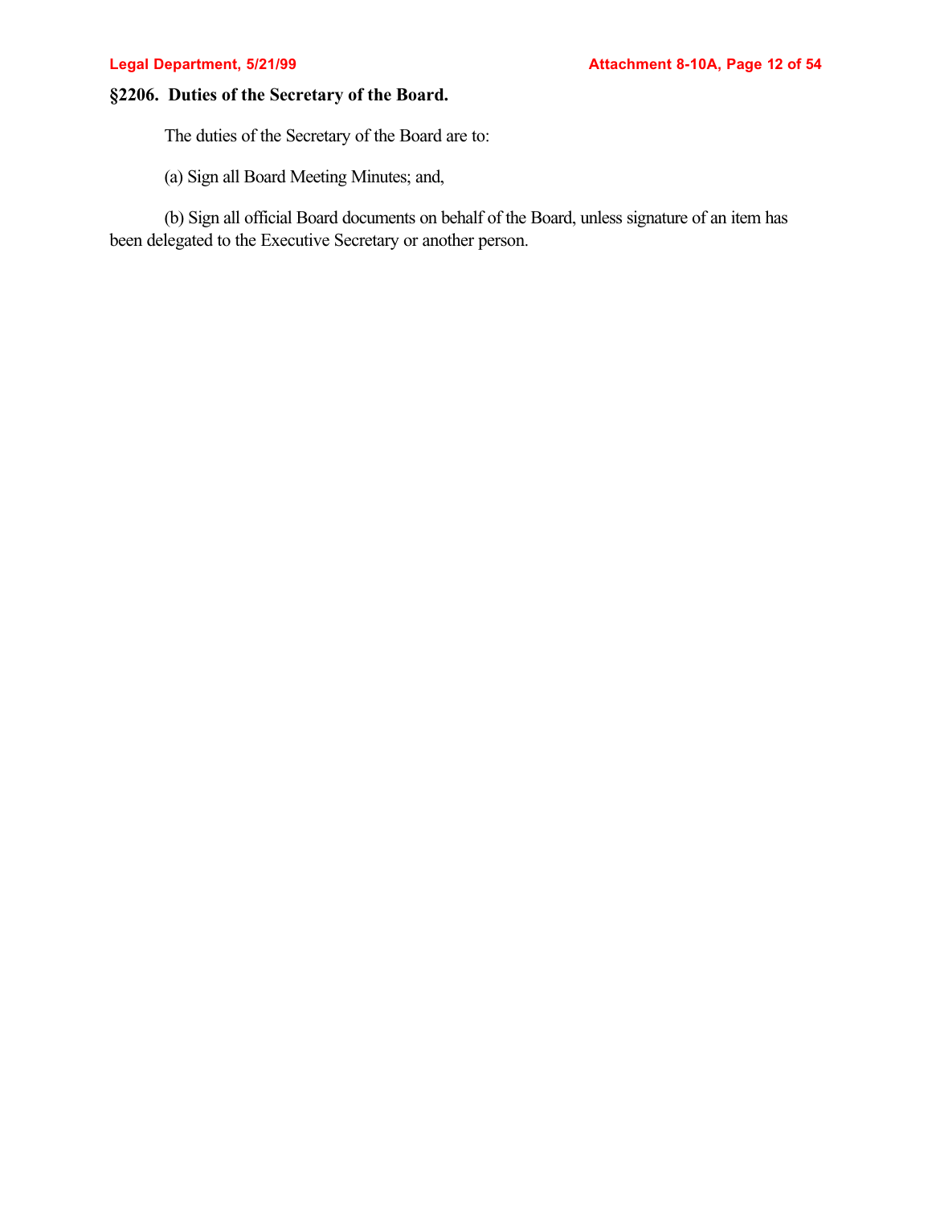**§2206. Duties of the Secretary of the Board.**

The duties of the Secretary of the Board are to:

(a) Sign all Board Meeting Minutes; and,

(b) Sign all official Board documents on behalf of the Board, unless signature of an item has been delegated to the Executive Secretary or another person.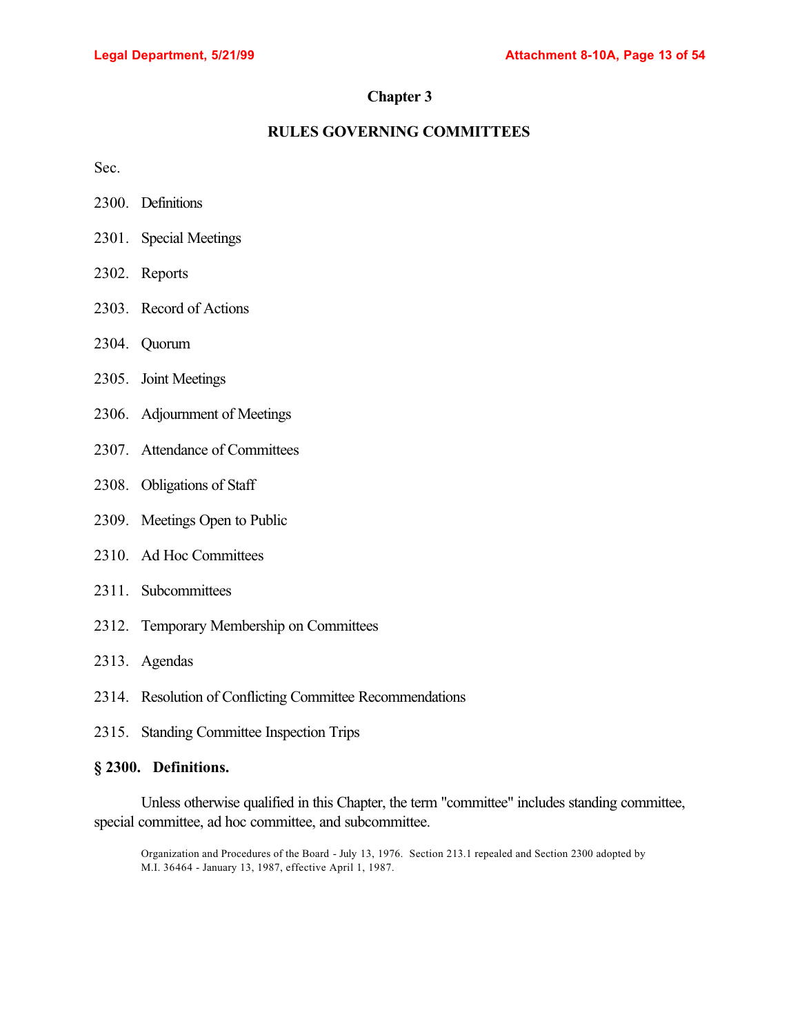## Chapter 3

## RULES GOVERNING COMMITTEES

Sec.

2300. Definitions

2301. Special Meetings

2302. Reports

2303. Record of Actions

2304. Quorum

2305. Joint Meetings

2306. Adjournment of Meetings

2307. Attendance of Committees

2308. Obligations of Staff

2309. Meetings Open to Public

2310. Ad Hoc Committees

2311. Subcommittees

2312. Temporary Membership on Committees

2313. Agendas

2314. Resolution of Conflicting Committee Recommendations

2315. Standing Committee Inspection Trips

### § 2300. Definitions.

Unless otherwise qualified in this Chapter, the term "committee" includes standing committee, special committee, ad hoc committee, and subcommittee.

Organization and Procedures of the Board - July 13, 1976. Section 213.1 repealed and Section 2300 adopted by M.I. 36464 - January 13, 1987, effective April 1, 1987.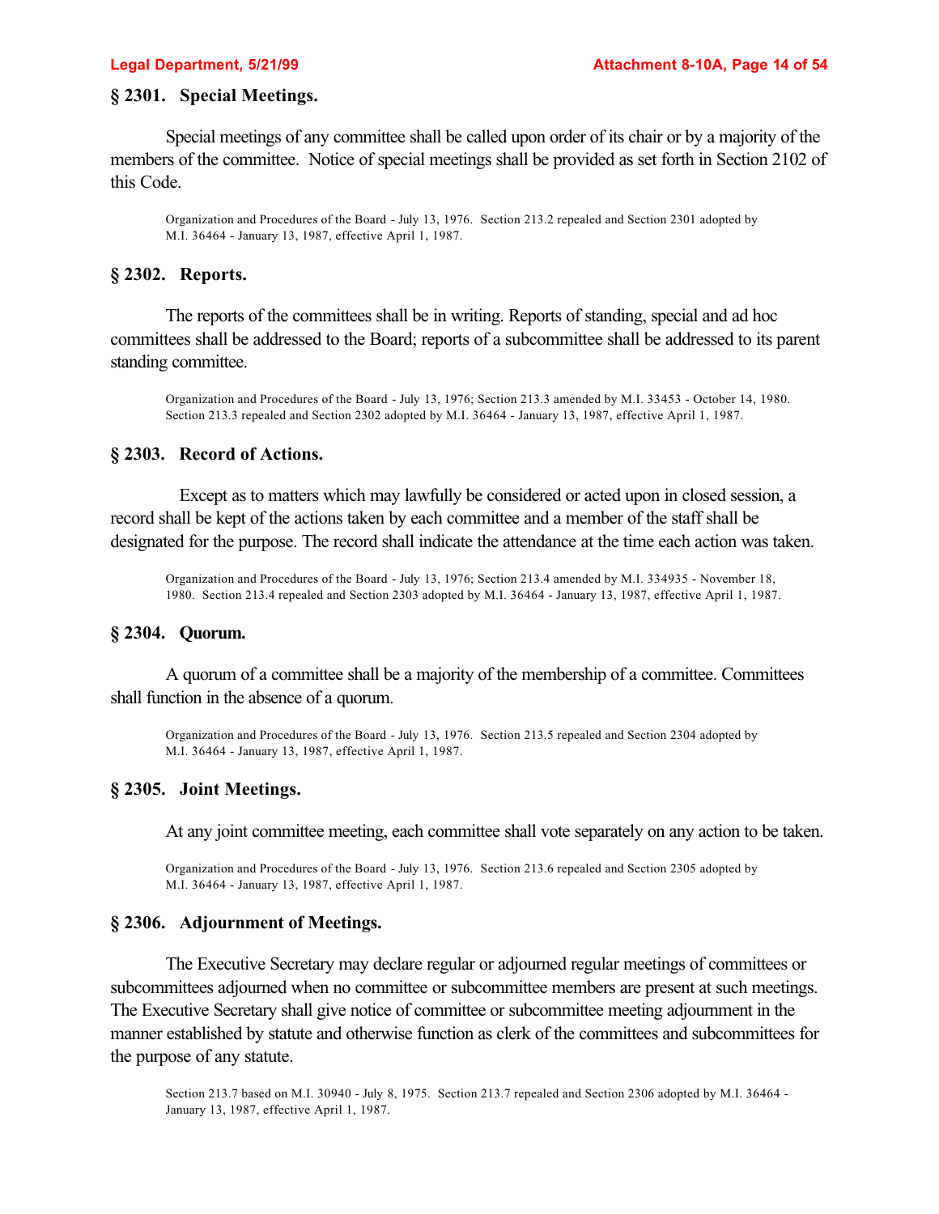## § 2301. Special Meetings.

Special meetings of any committee shall be called upon order of its chair or by a majority of the members of the committee. Notice of special meetings shall be provided as set forth in Section 2102 of this Code.

Organization and Procedures of the Board - July 13, 1976. Section 213.2 repealed and Section 2301 adopted by M.I. 36464 - January 13, 1987, effective April 1, 1987.

## § 2302. Reports.

The reports of the committees shall be in writing. Reports of standing, special and ad hoc committees shall be addressed to the Board; reports of a subcommittee shall be addressed to its parent standing committee.

Organization and Procedures of the Board - July 13, 1976; Section 213.3 amended by M.I. 33453 - October 14, 1980. Section 213.3 repealed and Section 2302 adopted by M.I. 36464 - January 13, 1987, effective April 1, 1987.

## § 2303. Record of Actions.

Except as to matters which may lawfully be considered or acted upon in closed session, a record shall be kept of the actions taken by each committee and a member of the staff shall be designated for the purpose. The record shall indicate the attendance at the time each action was taken.

Organization and Procedures of the Board - July 13, 1976; Section 213.4 amended by M.I. 334935 - November 18, 1980. Section 213.4 repealed and Section 2303 adopted by M.I. 36464 - January 13, 1987, effective April 1, 1987.

## § 2304. Quorum.

A quorum of a committee shall be a majority of the membership of a committee. Committees shall function in the absence of a quorum.

Organization and Procedures of the Board - July 13, 1976. Section 213.5 repealed and Section 2304 adopted by M.I. 36464 - January 13, 1987, effective April 1, 1987.

## § 2305. Joint Meetings.

At any joint committee meeting, each committee shall vote separately on any action to be taken.

Organization and Procedures of the Board - July 13, 1976. Section 213.6 repealed and Section 2305 adopted by M.I. 36464 - January 13, 1987, effective April 1, 1987.

## § 2306. Adjournment of Meetings.

The Executive Secretary may declare regular or adjourned regular meetings of committees or subcommittees adjourned when no committee or subcommittee members are present at such meetings. The Executive Secretary shall give notice of committee or subcommittee meeting adjournment in the manner established by statute and otherwise function as clerk of the committees and subcommittees for the purpose of any statute.

Section 213.7 based on M.I. 30940 - July 8, 1975. Section 213.7 repealed and Section 2306 adopted by M.I. 36464 - January 13, 1987, effective April 1, 1987.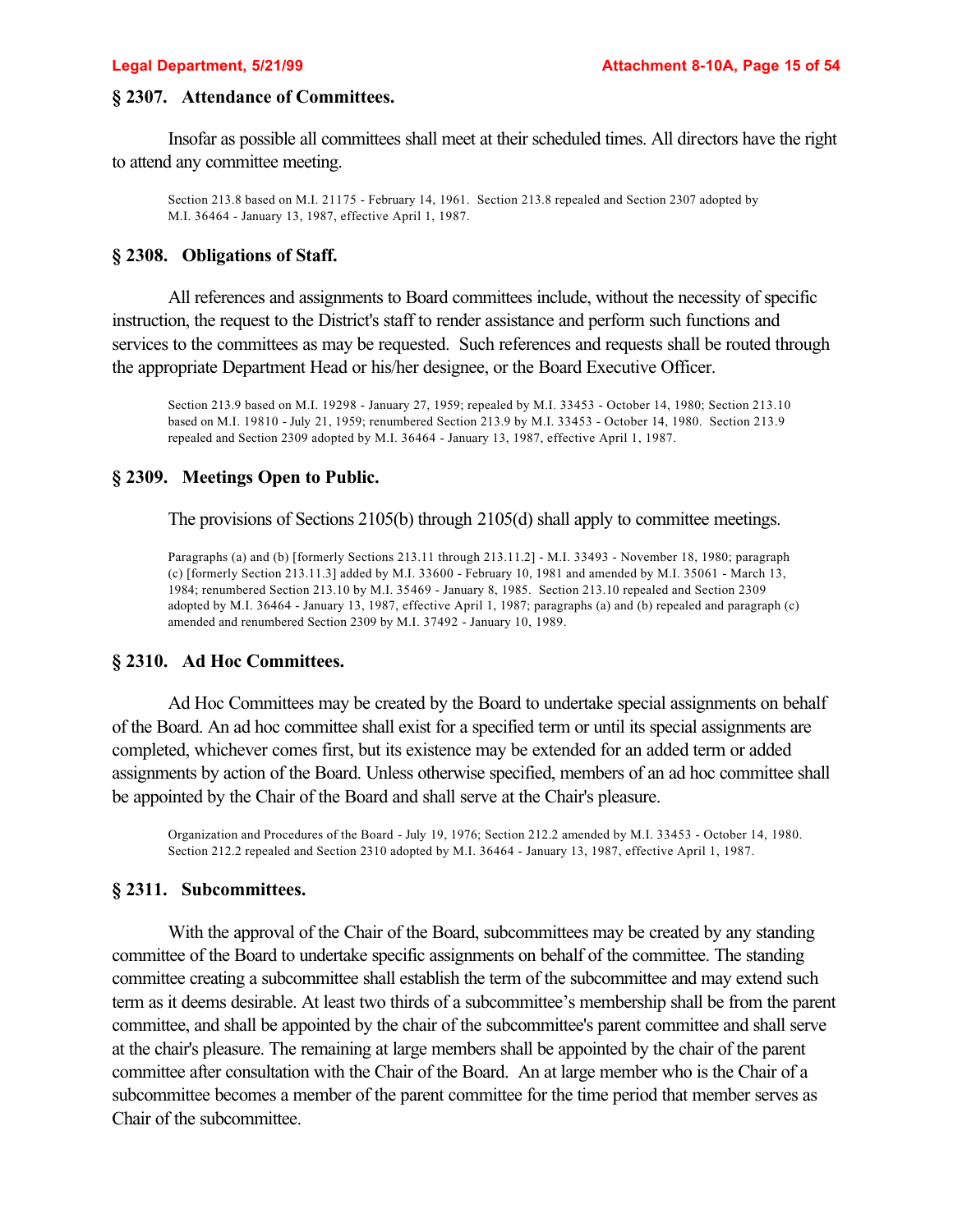## § 2307. Attendance of Committees.

Insofar as possible all committees shall meet at their scheduled times. All directors have the right to attend any committee meeting.

Section 213.8 based on M.I. 21175 - February 14, 1961. Section 213.8 repealed and Section 2307 adopted by M.I. 36464 - January 13, 1987, effective April 1, 1987.

## § 2308. Obligations of Staff.

All references and assignments to Board committees include, without the necessity of specific instruction, the request to the District's staff to render assistance and perform such functions and services to the committees as may be requested. Such references and requests shall be routed through the appropriate Department Head or his/her designee, or the Board Executive Officer.

Section 213.9 based on M.I. 19298 - January 27, 1959; repealed by M.I. 33453 - October 14, 1980; Section 213.10 based on M.I. 19810 - July 21, 1959; renumbered Section 213.9 by M.I. 33453 - October 14, 1980. Section 213.9 repealed and Section 2309 adopted by M.I. 36464 - January 13, 1987, effective April 1, 1987.

## § 2309. Meetings Open to Public.

The provisions of Sections 2105(b) through 2105(d) shall apply to committee meetings.

Paragraphs (a) and (b) [formerly Sections 213.11 through 213.11.2] - M.I. 33493 - November 18, 1980; paragraph (c) [formerly Section 213.11.3] added by M.I. 33600 - February 10, 1981 and amended by M.I. 35061 - March 13, 1984; renumbered Section 213.10 by M.I. 35469 - January 8, 1985. Section 213.10 repealed and Section 2309 adopted by M.I. 36464 - January 13, 1987, effective April 1, 1987; paragraphs (a) and (b) repealed and paragraph (c) amended and renumbered Section 2309 by M.I. 37492 - January 10, 1989.

## § 2310. Ad Hoc Committees.

Ad Hoc Committees may be created by the Board to undertake special assignments on behalf of the Board. An ad hoc committee shall exist for a specified term or until its special assignments are completed, whichever comes first, but its existence may be extended for an added term or added assignments by action of the Board. Unless otherwise specified, members of an ad hoc committee shall be appointed by the Chair of the Board and shall serve at the Chair's pleasure.

Organization and Procedures of the Board - July 19, 1976; Section 212.2 amended by M.I. 33453 - October 14, 1980. Section 212.2 repealed and Section 2310 adopted by M.I. 36464 - January 13, 1987, effective April 1, 1987.

## § 2311. Subcommittees.

With the approval of the Chair of the Board, subcommittees may be created by any standing committee of the Board to undertake specific assignments on behalf of the committee. The standing committee creating a subcommittee shall establish the term of the subcommittee and may extend such term as it deems desirable. At least two thirds of a subcommittee's membership shall be from the parent committee, and shall be appointed by the chair of the subcommittee's parent committee and shall serve at the chair's pleasure. The remaining at large members shall be appointed by the chair of the parent committee after consultation with the Chair of the Board. An at large member who is the Chair of a subcommittee becomes a member of the parent committee for the time period that member serves as Chair of the subcommittee.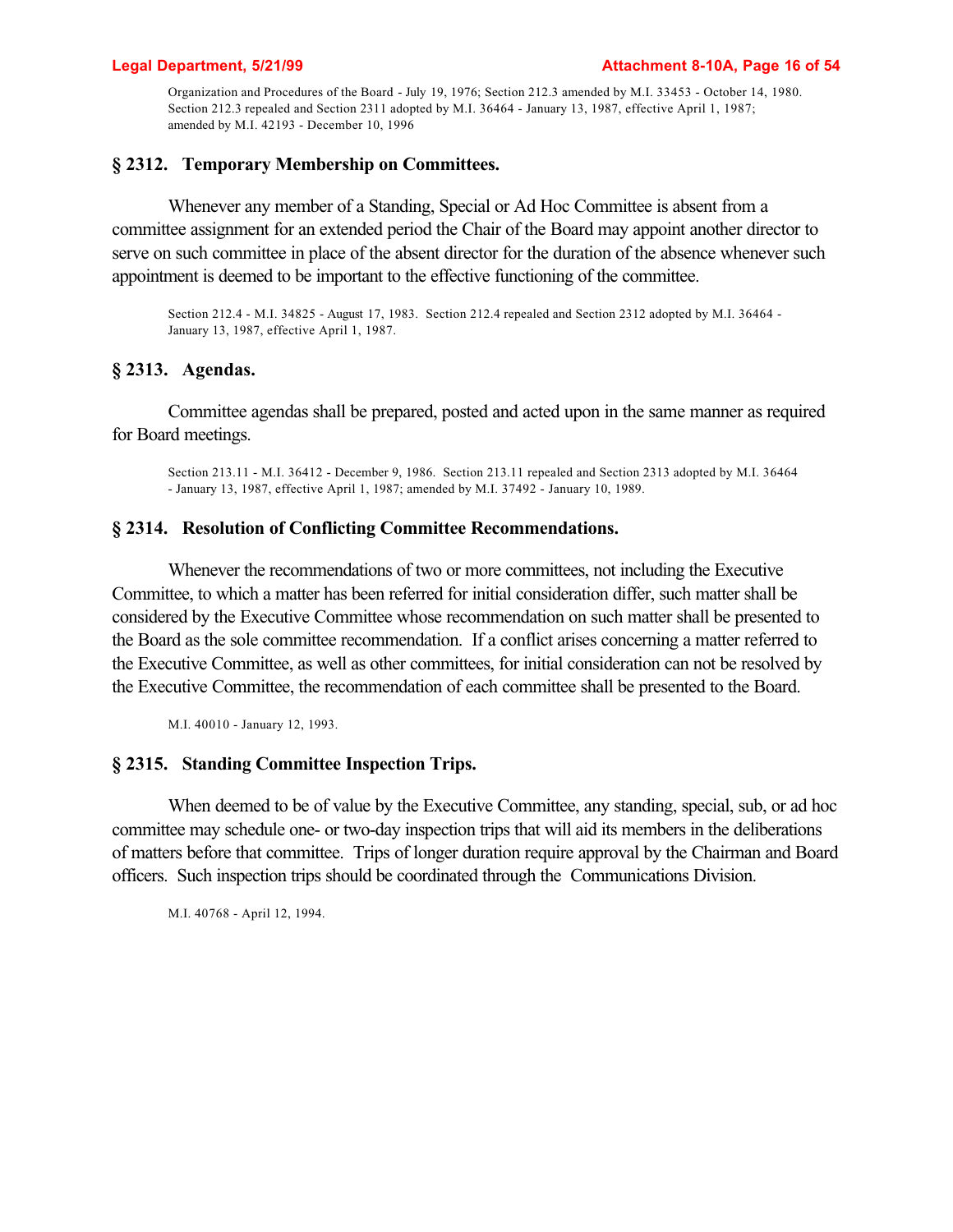Organization and Procedures of the Board - July 19, 1976; Section 212.3 amended by M.I. 33453 - October 14, 1980. Section 212.3 repealed and Section 2311 adopted by M.I. 36464 - January 13, 1987, effective April 1, 1987; amended by M.I. 42193 - December 10, 1996

## § 2312. Temporary Membership on Committees.

Whenever any member of a Standing, Special or Ad Hoc Committee is absent from a committee assignment for an extended period the Chair of the Board may appoint another director to serve on such committee in place of the absent director for the duration of the absence whenever such appointment is deemed to be important to the effective functioning of the committee.

Section 212.4 - M.I. 34825 - August 17, 1983. Section 212.4 repealed and Section 2312 adopted by M.I. 36464 - January 13, 1987, effective April 1, 1987.

## § 2313. Agendas.

Committee agendas shall be prepared, posted and acted upon in the same manner as required for Board meetings.

Section 213.11 - M.I. 36412 - December 9, 1986. Section 213.11 repealed and Section 2313 adopted by M.I. 36464 - January 13, 1987, effective April 1, 1987; amended by M.I. 37492 - January 10, 1989.

## § 2314. Resolution of Conflicting Committee Recommendations.

Whenever the recommendations of two or more committees, not including the Executive Committee, to which a matter has been referred for initial consideration differ, such matter shall be considered by the Executive Committee whose recommendation on such matter shall be presented to the Board as the sole committee recommendation. If a conflict arises concerning a matter referred to the Executive Committee, as well as other committees, for initial consideration can not be resolved by the Executive Committee, the recommendation of each committee shall be presented to the Board.

M.I. 40010 - January 12, 1993.

## § 2315. Standing Committee Inspection Trips.

When deemed to be of value by the Executive Committee, any standing, special, sub, or ad hoc committee may schedule one- or two-day inspection trips that will aid its members in the deliberations of matters before that committee. Trips of longer duration require approval by the Chairman and Board officers. Such inspection trips should be coordinated through the Communications Division.

M.I. 40768 - April 12, 1994.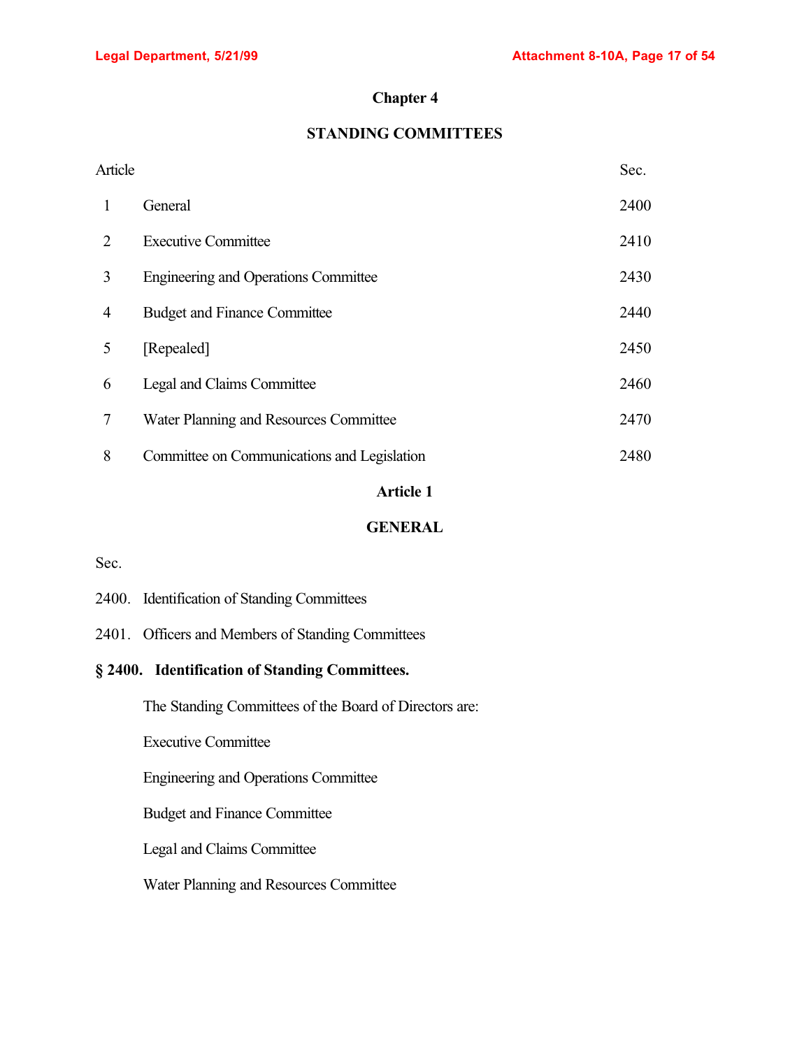# Chapter 4

## STANDING COMMITTEES

| Article | | Sec. |
|---|---|---|
| 1 | General | 2400 |
| 2 | Executive Committee | 2410 |
| 3 | Engineering and Operations Committee | 2430 |
| 4 | Budget and Finance Committee | 2440 |
| 5 | [Repealed] | 2450 |
| 6 | Legal and Claims Committee | 2460 |
| 7 | Water Planning and Resources Committee | 2470 |
| 8 | Committee on Communications and Legislation | 2480 |

## Article 1

## GENERAL

Sec.

2400. Identification of Standing Committees

2401. Officers and Members of Standing Committees

### § 2400. Identification of Standing Committees.

The Standing Committees of the Board of Directors are:

Executive Committee

Engineering and Operations Committee

Budget and Finance Committee

Legal and Claims Committee

Water Planning and Resources Committee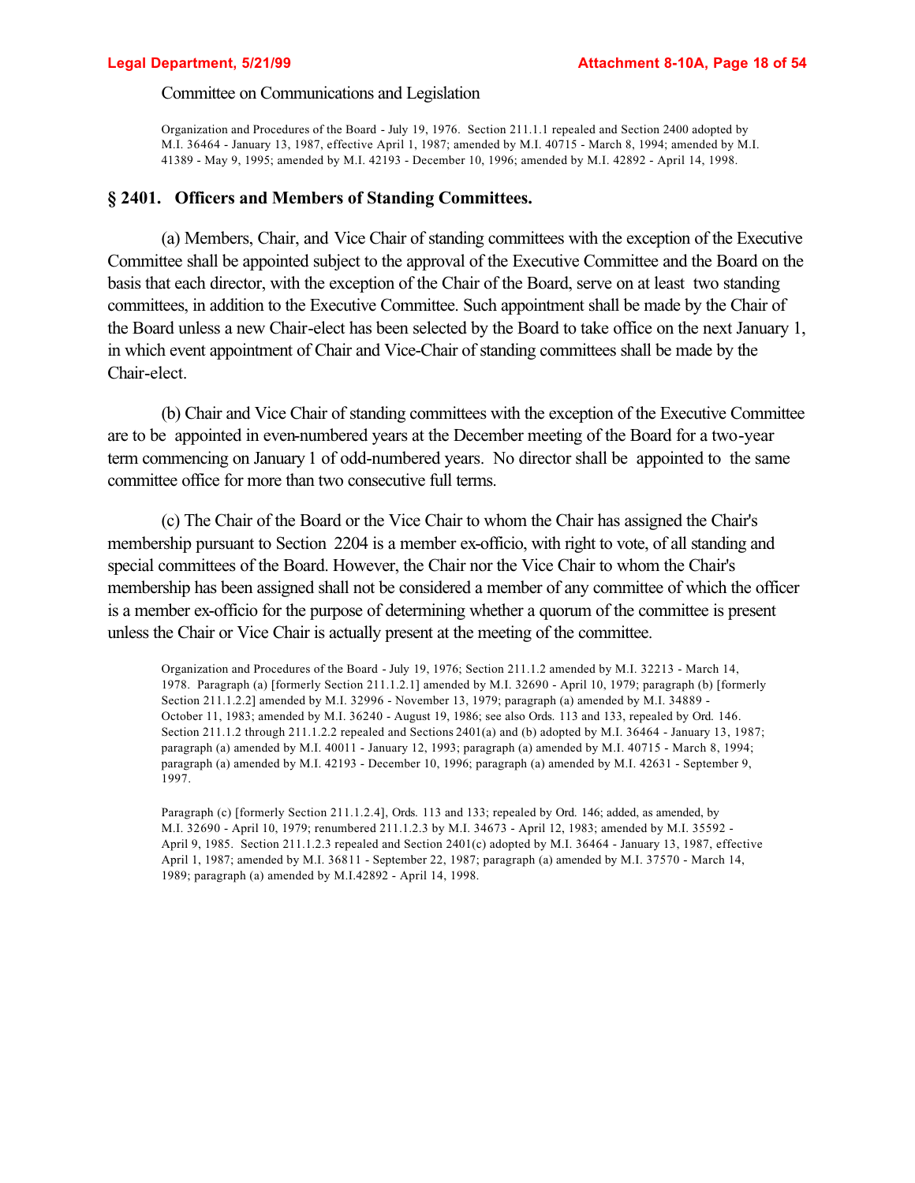Committee on Communications and Legislation

Organization and Procedures of the Board - July 19, 1976. Section 211.1.1 repealed and Section 2400 adopted by M.I. 36464 - January 13, 1987, effective April 1, 1987; amended by M.I. 40715 - March 8, 1994; amended by M.I. 41389 - May 9, 1995; amended by M.I. 42193 - December 10, 1996; amended by M.I. 42892 - April 14, 1998.

## § 2401. Officers and Members of Standing Committees.

(a) Members, Chair, and Vice Chair of standing committees with the exception of the Executive Committee shall be appointed subject to the approval of the Executive Committee and the Board on the basis that each director, with the exception of the Chair of the Board, serve on at least two standing committees, in addition to the Executive Committee. Such appointment shall be made by the Chair of the Board unless a new Chair-elect has been selected by the Board to take office on the next January 1, in which event appointment of Chair and Vice-Chair of standing committees shall be made by the Chair-elect.

(b) Chair and Vice Chair of standing committees with the exception of the Executive Committee are to be appointed in even-numbered years at the December meeting of the Board for a two-year term commencing on January 1 of odd-numbered years. No director shall be appointed to the same committee office for more than two consecutive full terms.

(c) The Chair of the Board or the Vice Chair to whom the Chair has assigned the Chair's membership pursuant to Section 2204 is a member ex-officio, with right to vote, of all standing and special committees of the Board. However, the Chair nor the Vice Chair to whom the Chair's membership has been assigned shall not be considered a member of any committee of which the officer is a member ex-officio for the purpose of determining whether a quorum of the committee is present unless the Chair or Vice Chair is actually present at the meeting of the committee.

Organization and Procedures of the Board - July 19, 1976; Section 211.1.2 amended by M.I. 32213 - March 14, 1978. Paragraph (a) [formerly Section 211.1.2.1] amended by M.I. 32690 - April 10, 1979; paragraph (b) [formerly Section 211.1.2.2] amended by M.I. 32996 - November 13, 1979; paragraph (a) amended by M.I. 34889 - October 11, 1983; amended by M.I. 36240 - August 19, 1986; see also Ords. 113 and 133, repealed by Ord. 146. Section 211.1.2 through 211.1.2.2 repealed and Sections 2401(a) and (b) adopted by M.I. 36464 - January 13, 1987; paragraph (a) amended by M.I. 40011 - January 12, 1993; paragraph (a) amended by M.I. 40715 - March 8, 1994; paragraph (a) amended by M.I. 42193 - December 10, 1996; paragraph (a) amended by M.I. 42631 - September 9, 1997.

Paragraph (c) [formerly Section 211.1.2.4], Ords. 113 and 133; repealed by Ord. 146; added, as amended, by M.I. 32690 - April 10, 1979; renumbered 211.1.2.3 by M.I. 34673 - April 12, 1983; amended by M.I. 35592 - April 9, 1985. Section 211.1.2.3 repealed and Section 2401(c) adopted by M.I. 36464 - January 13, 1987, effective April 1, 1987; amended by M.I. 36811 - September 22, 1987; paragraph (a) amended by M.I. 37570 - March 14, 1989; paragraph (a) amended by M.I.42892 - April 14, 1998.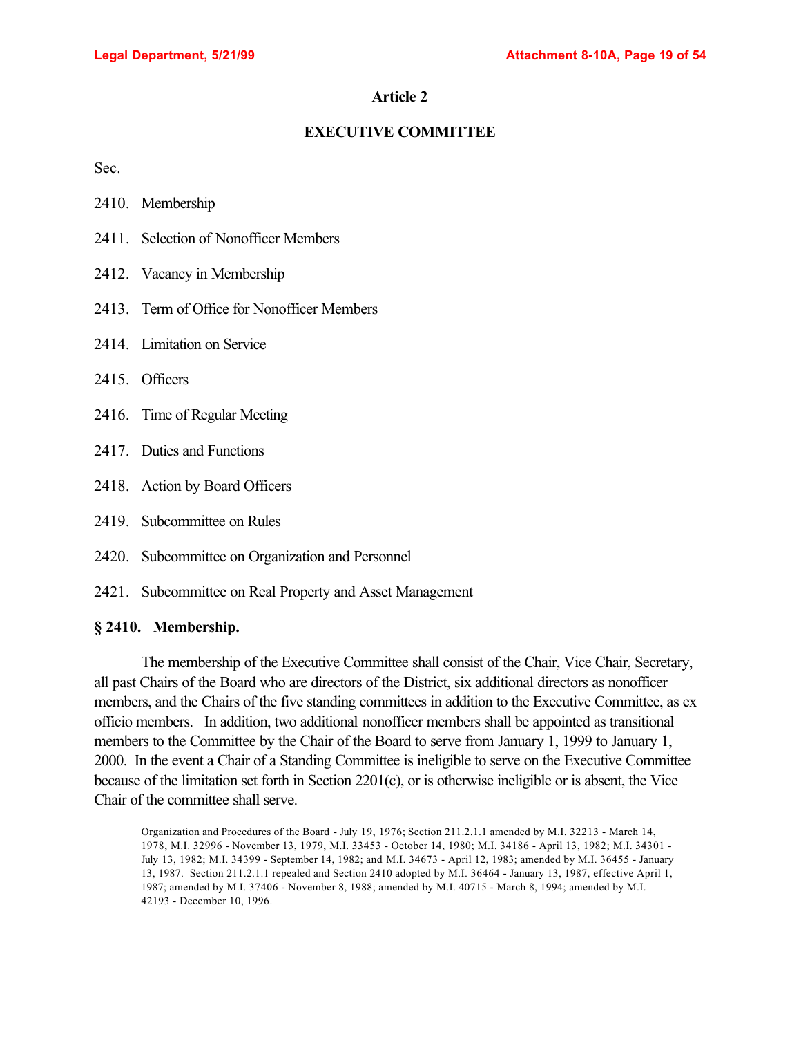# Article 2

## EXECUTIVE COMMITTEE

Sec.

2410. Membership

2411. Selection of Nonofficer Members

2412. Vacancy in Membership

2413. Term of Office for Nonofficer Members

2414. Limitation on Service

2415. Officers

2416. Time of Regular Meeting

2417. Duties and Functions

2418. Action by Board Officers

2419. Subcommittee on Rules

2420. Subcommittee on Organization and Personnel

2421. Subcommittee on Real Property and Asset Management

### § 2410. Membership.

The membership of the Executive Committee shall consist of the Chair, Vice Chair, Secretary, all past Chairs of the Board who are directors of the District, six additional directors as nonofficer members, and the Chairs of the five standing committees in addition to the Executive Committee, as ex officio members. In addition, two additional nonofficer members shall be appointed as transitional members to the Committee by the Chair of the Board to serve from January 1, 1999 to January 1, 2000. In the event a Chair of a Standing Committee is ineligible to serve on the Executive Committee because of the limitation set forth in Section 2201(c), or is otherwise ineligible or is absent, the Vice Chair of the committee shall serve.

Organization and Procedures of the Board - July 19, 1976; Section 211.2.1.1 amended by M.I. 32213 - March 14, 1978, M.I. 32996 - November 13, 1979, M.I. 33453 - October 14, 1980; M.I. 34186 - April 13, 1982; M.I. 34301 - July 13, 1982; M.I. 34399 - September 14, 1982; and M.I. 34673 - April 12, 1983; amended by M.I. 36455 - January 13, 1987. Section 211.2.1.1 repealed and Section 2410 adopted by M.I. 36464 - January 13, 1987, effective April 1, 1987; amended by M.I. 37406 - November 8, 1988; amended by M.I. 40715 - March 8, 1994; amended by M.I. 42193 - December 10, 1996.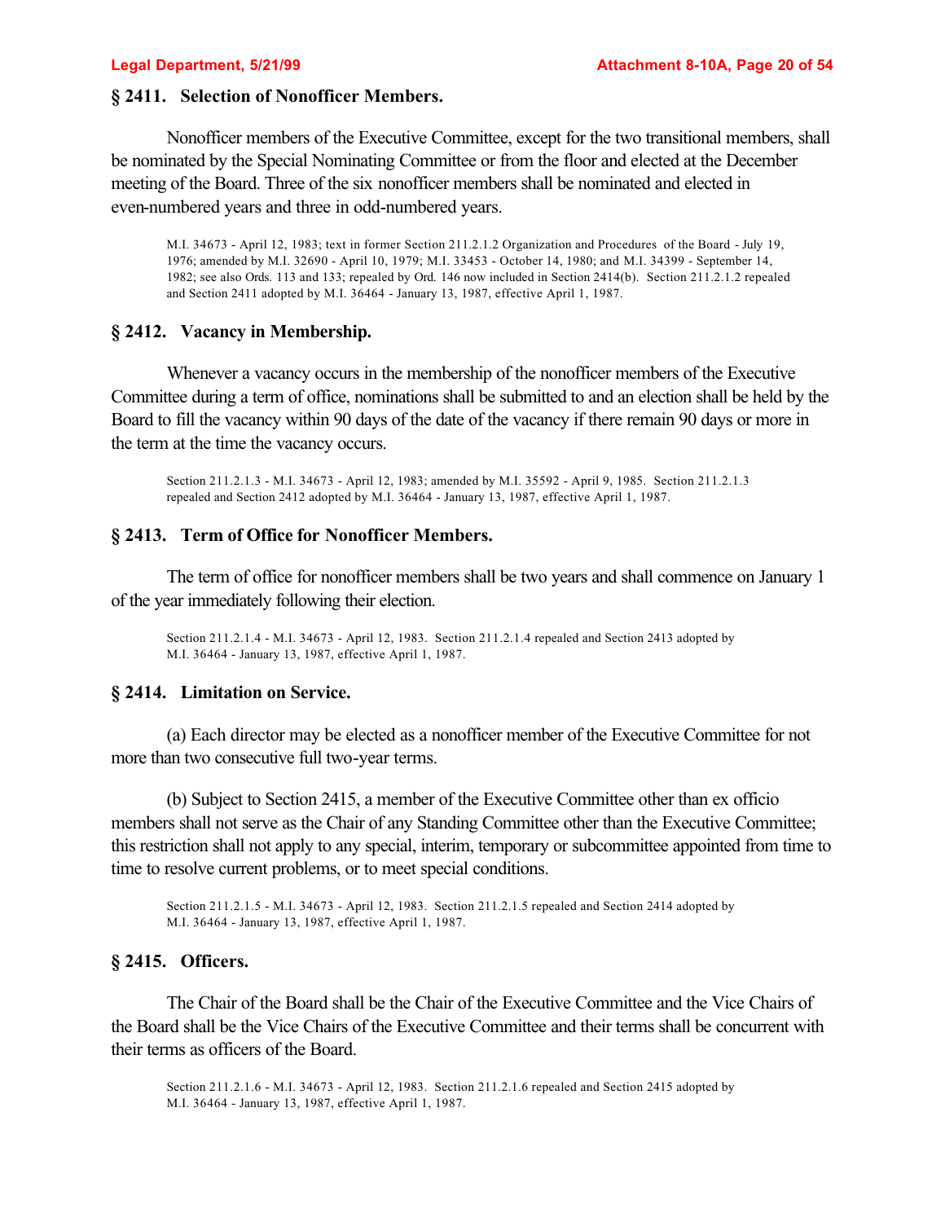## § 2411. Selection of Nonofficer Members.

Nonofficer members of the Executive Committee, except for the two transitional members, shall be nominated by the Special Nominating Committee or from the floor and elected at the December meeting of the Board. Three of the six nonofficer members shall be nominated and elected in even-numbered years and three in odd-numbered years.

M.I. 34673 - April 12, 1983; text in former Section 211.2.1.2 Organization and Procedures of the Board - July 19, 1976; amended by M.I. 32690 - April 10, 1979; M.I. 33453 - October 14, 1980; and M.I. 34399 - September 14, 1982; see also Ords. 113 and 133; repealed by Ord. 146 now included in Section 2414(b). Section 211.2.1.2 repealed and Section 2411 adopted by M.I. 36464 - January 13, 1987, effective April 1, 1987.

## § 2412. Vacancy in Membership.

Whenever a vacancy occurs in the membership of the nonofficer members of the Executive Committee during a term of office, nominations shall be submitted to and an election shall be held by the Board to fill the vacancy within 90 days of the date of the vacancy if there remain 90 days or more in the term at the time the vacancy occurs.

Section 211.2.1.3 - M.I. 34673 - April 12, 1983; amended by M.I. 35592 - April 9, 1985. Section 211.2.1.3 repealed and Section 2412 adopted by M.I. 36464 - January 13, 1987, effective April 1, 1987.

## § 2413. Term of Office for Nonofficer Members.

The term of office for nonofficer members shall be two years and shall commence on January 1 of the year immediately following their election.

Section 211.2.1.4 - M.I. 34673 - April 12, 1983. Section 211.2.1.4 repealed and Section 2413 adopted by M.I. 36464 - January 13, 1987, effective April 1, 1987.

## § 2414. Limitation on Service.

(a) Each director may be elected as a nonofficer member of the Executive Committee for not more than two consecutive full two-year terms.

(b) Subject to Section 2415, a member of the Executive Committee other than ex officio members shall not serve as the Chair of any Standing Committee other than the Executive Committee; this restriction shall not apply to any special, interim, temporary or subcommittee appointed from time to time to resolve current problems, or to meet special conditions.

Section 211.2.1.5 - M.I. 34673 - April 12, 1983. Section 211.2.1.5 repealed and Section 2414 adopted by M.I. 36464 - January 13, 1987, effective April 1, 1987.

## § 2415. Officers.

The Chair of the Board shall be the Chair of the Executive Committee and the Vice Chairs of the Board shall be the Vice Chairs of the Executive Committee and their terms shall be concurrent with their terms as officers of the Board.

Section 211.2.1.6 - M.I. 34673 - April 12, 1983. Section 211.2.1.6 repealed and Section 2415 adopted by M.I. 36464 - January 13, 1987, effective April 1, 1987.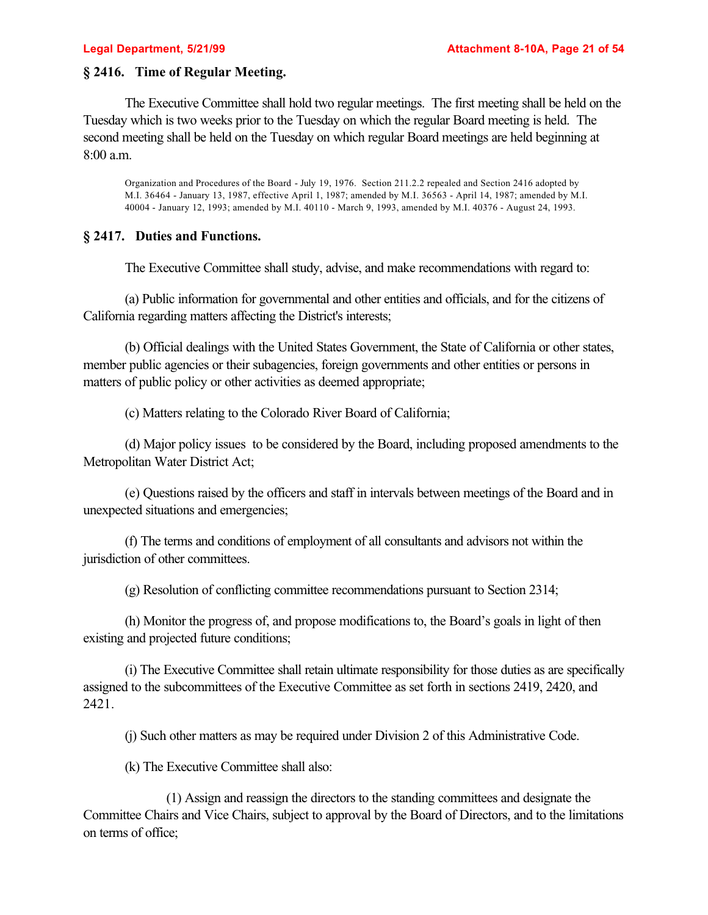### § 2416. Time of Regular Meeting.

The Executive Committee shall hold two regular meetings. The first meeting shall be held on the Tuesday which is two weeks prior to the Tuesday on which the regular Board meeting is held. The second meeting shall be held on the Tuesday on which regular Board meetings are held beginning at 8:00 a.m.

Organization and Procedures of the Board - July 19, 1976. Section 211.2.2 repealed and Section 2416 adopted by M.I. 36464 - January 13, 1987, effective April 1, 1987; amended by M.I. 36563 - April 14, 1987; amended by M.I. 40004 - January 12, 1993; amended by M.I. 40110 - March 9, 1993, amended by M.I. 40376 - August 24, 1993.

### § 2417. Duties and Functions.

The Executive Committee shall study, advise, and make recommendations with regard to:

(a) Public information for governmental and other entities and officials, and for the citizens of California regarding matters affecting the District's interests;

(b) Official dealings with the United States Government, the State of California or other states, member public agencies or their subagencies, foreign governments and other entities or persons in matters of public policy or other activities as deemed appropriate;

(c) Matters relating to the Colorado River Board of California;

(d) Major policy issues to be considered by the Board, including proposed amendments to the Metropolitan Water District Act;

(e) Questions raised by the officers and staff in intervals between meetings of the Board and in unexpected situations and emergencies;

(f) The terms and conditions of employment of all consultants and advisors not within the jurisdiction of other committees.

(g) Resolution of conflicting committee recommendations pursuant to Section 2314;

(h) Monitor the progress of, and propose modifications to, the Board's goals in light of then existing and projected future conditions;

(i) The Executive Committee shall retain ultimate responsibility for those duties as are specifically assigned to the subcommittees of the Executive Committee as set forth in sections 2419, 2420, and 2421.

(j) Such other matters as may be required under Division 2 of this Administrative Code.

(k) The Executive Committee shall also:

(1) Assign and reassign the directors to the standing committees and designate the Committee Chairs and Vice Chairs, subject to approval by the Board of Directors, and to the limitations on terms of office;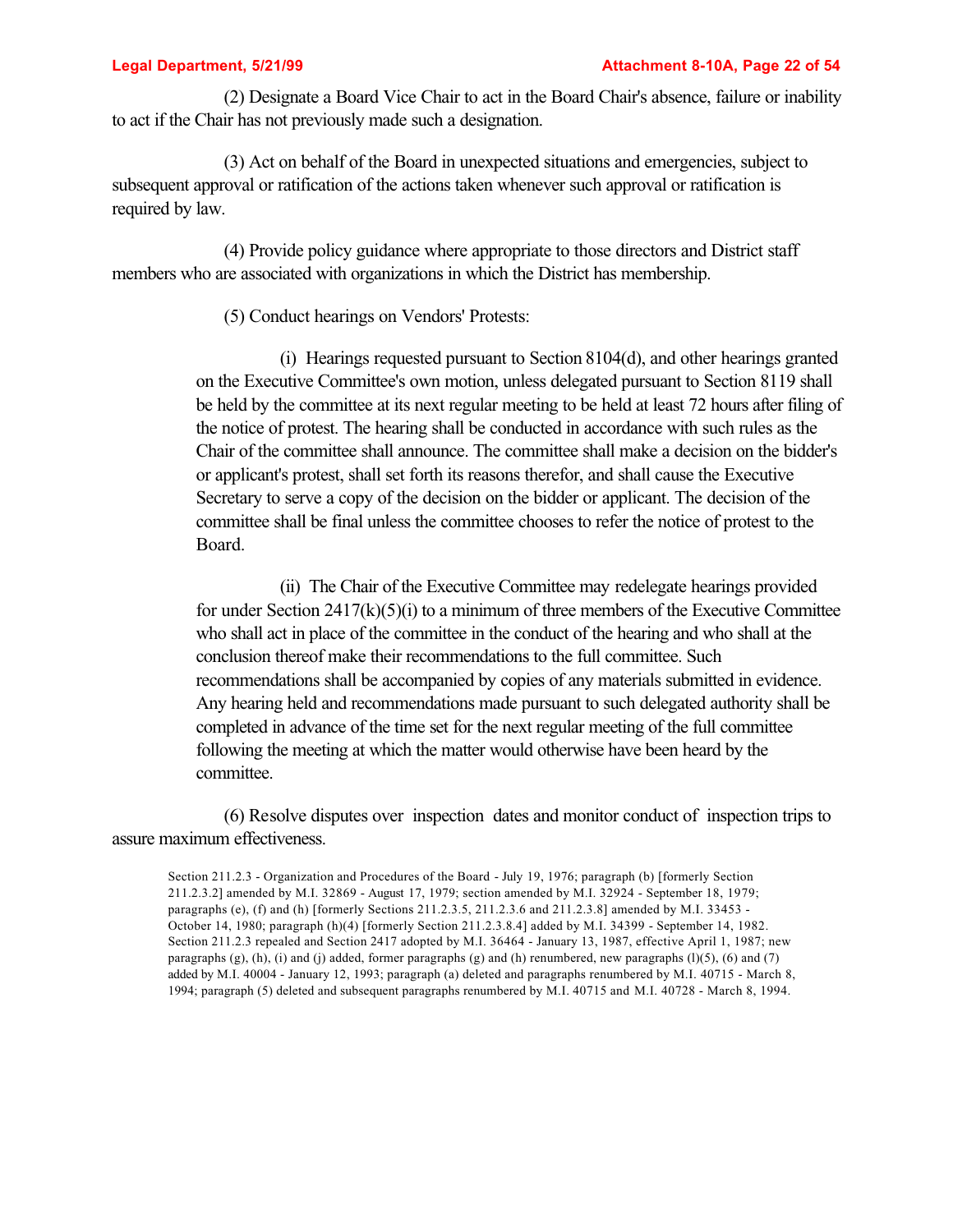(2) Designate a Board Vice Chair to act in the Board Chair's absence, failure or inability to act if the Chair has not previously made such a designation.

(3) Act on behalf of the Board in unexpected situations and emergencies, subject to subsequent approval or ratification of the actions taken whenever such approval or ratification is required by law.

(4) Provide policy guidance where appropriate to those directors and District staff members who are associated with organizations in which the District has membership.

(5) Conduct hearings on Vendors' Protests:

> (i) Hearings requested pursuant to Section 8104(d), and other hearings granted on the Executive Committee's own motion, unless delegated pursuant to Section 8119 shall be held by the committee at its next regular meeting to be held at least 72 hours after filing of the notice of protest. The hearing shall be conducted in accordance with such rules as the Chair of the committee shall announce. The committee shall make a decision on the bidder's or applicant's protest, shall set forth its reasons therefor, and shall cause the Executive Secretary to serve a copy of the decision on the bidder or applicant. The decision of the committee shall be final unless the committee chooses to refer the notice of protest to the Board.
>
> (ii) The Chair of the Executive Committee may redelegate hearings provided for under Section 2417(k)(5)(i) to a minimum of three members of the Executive Committee who shall act in place of the committee in the conduct of the hearing and who shall at the conclusion thereof make their recommendations to the full committee. Such recommendations shall be accompanied by copies of any materials submitted in evidence. Any hearing held and recommendations made pursuant to such delegated authority shall be completed in advance of the time set for the next regular meeting of the full committee following the meeting at which the matter would otherwise have been heard by the committee.

(6) Resolve disputes over inspection dates and monitor conduct of inspection trips to assure maximum effectiveness.

Section 211.2.3 - Organization and Procedures of the Board - July 19, 1976; paragraph (b) [formerly Section 211.2.3.2] amended by M.I. 32869 - August 17, 1979; section amended by M.I. 32924 - September 18, 1979; paragraphs (e), (f) and (h) [formerly Sections 211.2.3.5, 211.2.3.6 and 211.2.3.8] amended by M.I. 33453 - October 14, 1980; paragraph (h)(4) [formerly Section 211.2.3.8.4] added by M.I. 34399 - September 14, 1982. Section 211.2.3 repealed and Section 2417 adopted by M.I. 36464 - January 13, 1987, effective April 1, 1987; new paragraphs (g), (h), (i) and (j) added, former paragraphs (g) and (h) renumbered, new paragraphs (l)(5), (6) and (7) added by M.I. 40004 - January 12, 1993; paragraph (a) deleted and paragraphs renumbered by M.I. 40715 - March 8, 1994; paragraph (5) deleted and subsequent paragraphs renumbered by M.I. 40715 and M.I. 40728 - March 8, 1994.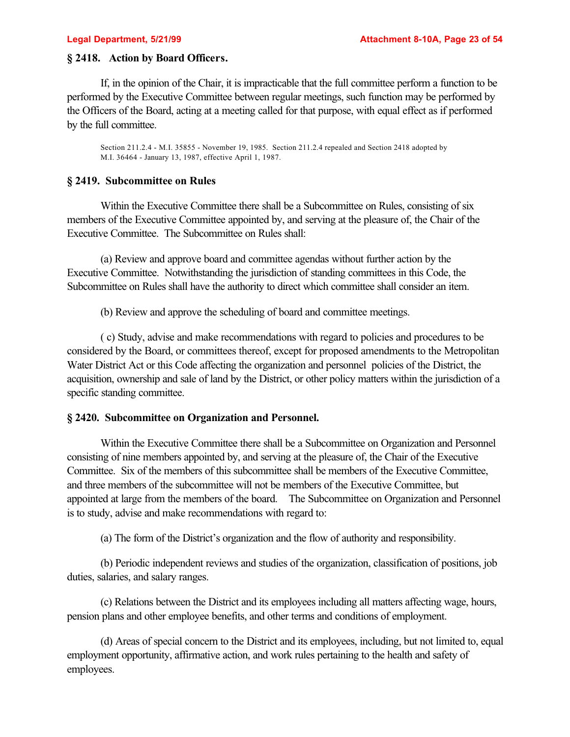### § 2418. Action by Board Officers.

If, in the opinion of the Chair, it is impracticable that the full committee perform a function to be performed by the Executive Committee between regular meetings, such function may be performed by the Officers of the Board, acting at a meeting called for that purpose, with equal effect as if performed by the full committee.

Section 211.2.4 - M.I. 35855 - November 19, 1985. Section 211.2.4 repealed and Section 2418 adopted by M.I. 36464 - January 13, 1987, effective April 1, 1987.

### § 2419. Subcommittee on Rules

Within the Executive Committee there shall be a Subcommittee on Rules, consisting of six members of the Executive Committee appointed by, and serving at the pleasure of, the Chair of the Executive Committee. The Subcommittee on Rules shall:

(a) Review and approve board and committee agendas without further action by the Executive Committee. Notwithstanding the jurisdiction of standing committees in this Code, the Subcommittee on Rules shall have the authority to direct which committee shall consider an item.

(b) Review and approve the scheduling of board and committee meetings.

( c) Study, advise and make recommendations with regard to policies and procedures to be considered by the Board, or committees thereof, except for proposed amendments to the Metropolitan Water District Act or this Code affecting the organization and personnel policies of the District, the acquisition, ownership and sale of land by the District, or other policy matters within the jurisdiction of a specific standing committee.

### § 2420. Subcommittee on Organization and Personnel.

Within the Executive Committee there shall be a Subcommittee on Organization and Personnel consisting of nine members appointed by, and serving at the pleasure of, the Chair of the Executive Committee. Six of the members of this subcommittee shall be members of the Executive Committee, and three members of the subcommittee will not be members of the Executive Committee, but appointed at large from the members of the board. The Subcommittee on Organization and Personnel is to study, advise and make recommendations with regard to:

(a) The form of the District's organization and the flow of authority and responsibility.

(b) Periodic independent reviews and studies of the organization, classification of positions, job duties, salaries, and salary ranges.

(c) Relations between the District and its employees including all matters affecting wage, hours, pension plans and other employee benefits, and other terms and conditions of employment.

(d) Areas of special concern to the District and its employees, including, but not limited to, equal employment opportunity, affirmative action, and work rules pertaining to the health and safety of employees.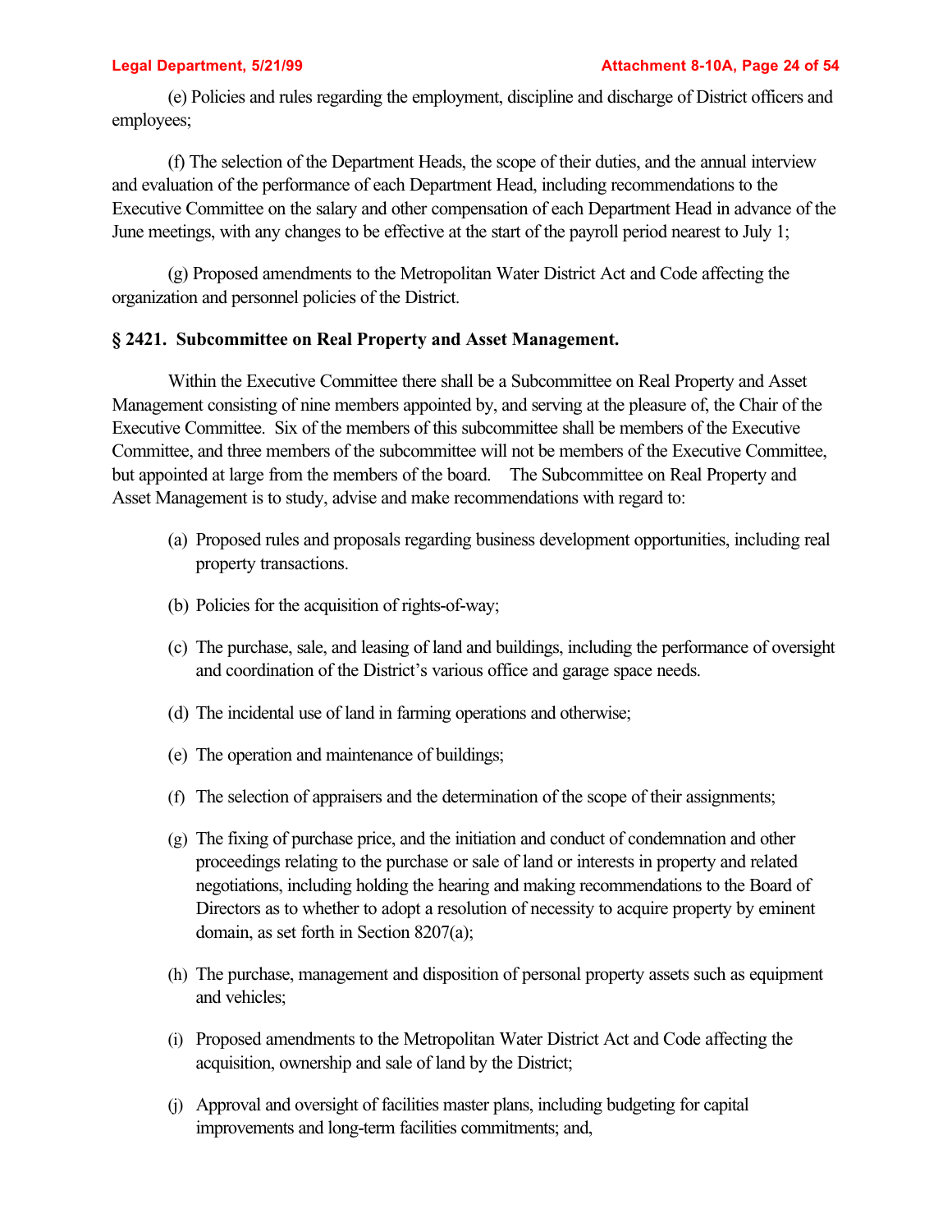(e) Policies and rules regarding the employment, discipline and discharge of District officers and employees;

(f) The selection of the Department Heads, the scope of their duties, and the annual interview and evaluation of the performance of each Department Head, including recommendations to the Executive Committee on the salary and other compensation of each Department Head in advance of the June meetings, with any changes to be effective at the start of the payroll period nearest to July 1;

(g) Proposed amendments to the Metropolitan Water District Act and Code affecting the organization and personnel policies of the District.

**§ 2421. Subcommittee on Real Property and Asset Management.**

Within the Executive Committee there shall be a Subcommittee on Real Property and Asset Management consisting of nine members appointed by, and serving at the pleasure of, the Chair of the Executive Committee. Six of the members of this subcommittee shall be members of the Executive Committee, and three members of the subcommittee will not be members of the Executive Committee, but appointed at large from the members of the board. The Subcommittee on Real Property and Asset Management is to study, advise and make recommendations with regard to:

(a) Proposed rules and proposals regarding business development opportunities, including real property transactions.

(b) Policies for the acquisition of rights-of-way;

(c) The purchase, sale, and leasing of land and buildings, including the performance of oversight and coordination of the District's various office and garage space needs.

(d) The incidental use of land in farming operations and otherwise;

(e) The operation and maintenance of buildings;

(f) The selection of appraisers and the determination of the scope of their assignments;

(g) The fixing of purchase price, and the initiation and conduct of condemnation and other proceedings relating to the purchase or sale of land or interests in property and related negotiations, including holding the hearing and making recommendations to the Board of Directors as to whether to adopt a resolution of necessity to acquire property by eminent domain, as set forth in Section 8207(a);

(h) The purchase, management and disposition of personal property assets such as equipment and vehicles;

(i) Proposed amendments to the Metropolitan Water District Act and Code affecting the acquisition, ownership and sale of land by the District;

(j) Approval and oversight of facilities master plans, including budgeting for capital improvements and long-term facilities commitments; and,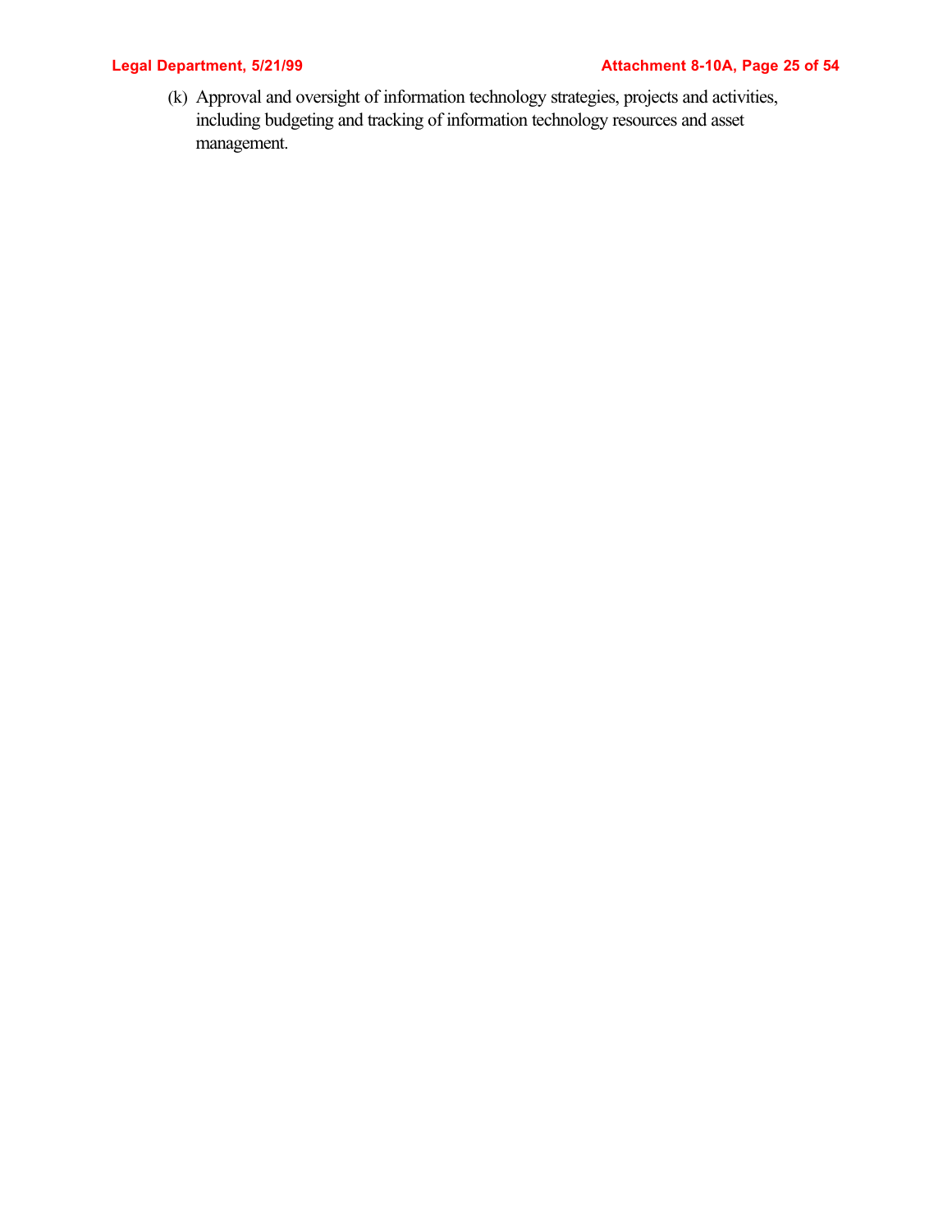(k) Approval and oversight of information technology strategies, projects and activities, including budgeting and tracking of information technology resources and asset management.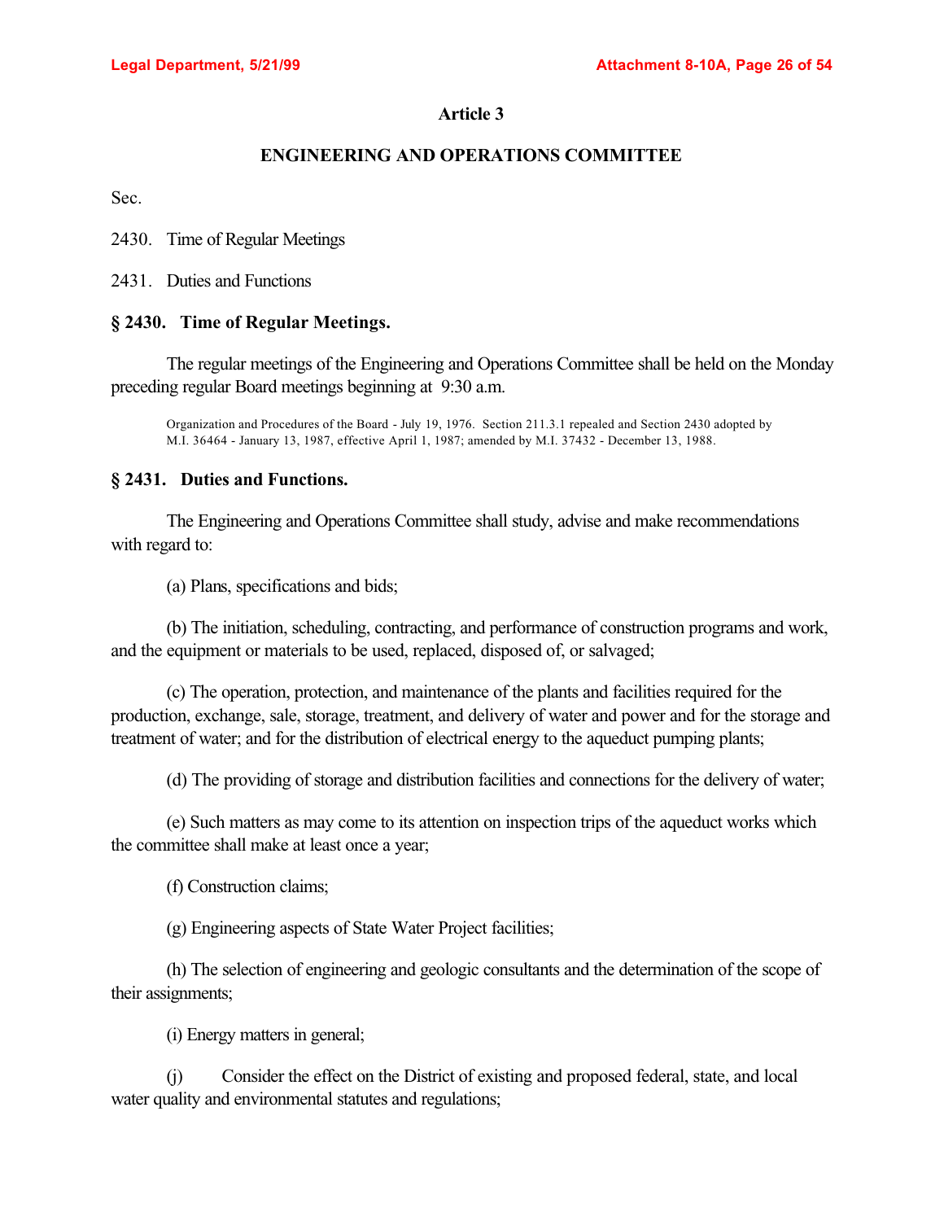# Article 3

## ENGINEERING AND OPERATIONS COMMITTEE

Sec.

2430. Time of Regular Meetings

2431. Duties and Functions

### § 2430. Time of Regular Meetings.

The regular meetings of the Engineering and Operations Committee shall be held on the Monday preceding regular Board meetings beginning at 9:30 a.m.

Organization and Procedures of the Board - July 19, 1976. Section 211.3.1 repealed and Section 2430 adopted by M.I. 36464 - January 13, 1987, effective April 1, 1987; amended by M.I. 37432 - December 13, 1988.

### § 2431. Duties and Functions.

The Engineering and Operations Committee shall study, advise and make recommendations with regard to:

(a) Plans, specifications and bids;

(b) The initiation, scheduling, contracting, and performance of construction programs and work, and the equipment or materials to be used, replaced, disposed of, or salvaged;

(c) The operation, protection, and maintenance of the plants and facilities required for the production, exchange, sale, storage, treatment, and delivery of water and power and for the storage and treatment of water; and for the distribution of electrical energy to the aqueduct pumping plants;

(d) The providing of storage and distribution facilities and connections for the delivery of water;

(e) Such matters as may come to its attention on inspection trips of the aqueduct works which the committee shall make at least once a year;

(f) Construction claims;

(g) Engineering aspects of State Water Project facilities;

(h) The selection of engineering and geologic consultants and the determination of the scope of their assignments;

(i) Energy matters in general;

(j) Consider the effect on the District of existing and proposed federal, state, and local water quality and environmental statutes and regulations;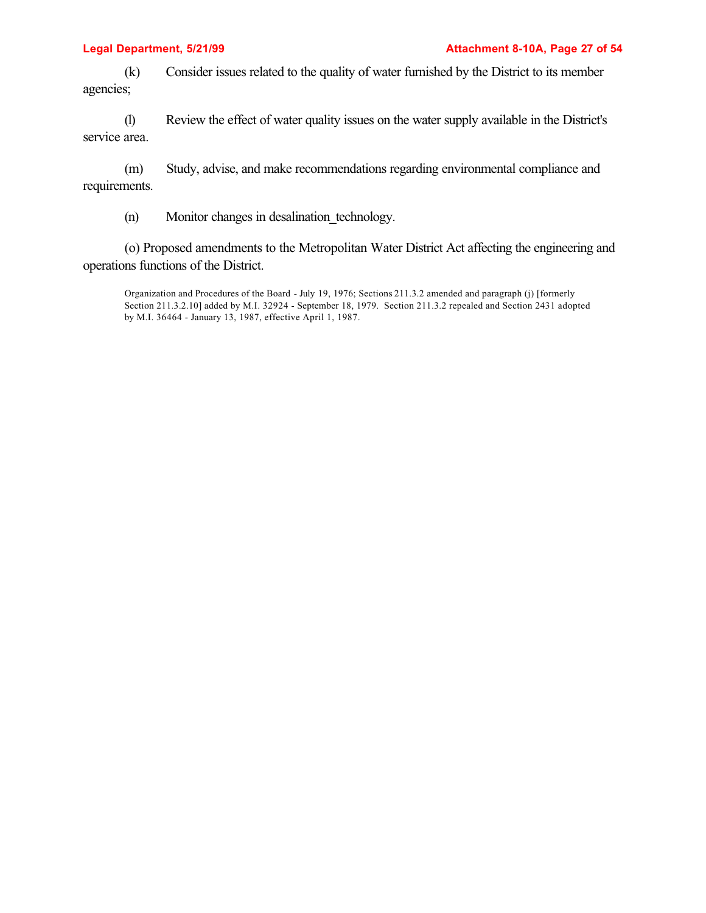(k) Consider issues related to the quality of water furnished by the District to its member agencies;

(l) Review the effect of water quality issues on the water supply available in the District's service area.

(m) Study, advise, and make recommendations regarding environmental compliance and requirements.

(n) Monitor changes in desalination technology.

(o) Proposed amendments to the Metropolitan Water District Act affecting the engineering and operations functions of the District.

Organization and Procedures of the Board - July 19, 1976; Sections 211.3.2 amended and paragraph (j) [formerly Section 211.3.2.10] added by M.I. 32924 - September 18, 1979. Section 211.3.2 repealed and Section 2431 adopted by M.I. 36464 - January 13, 1987, effective April 1, 1987.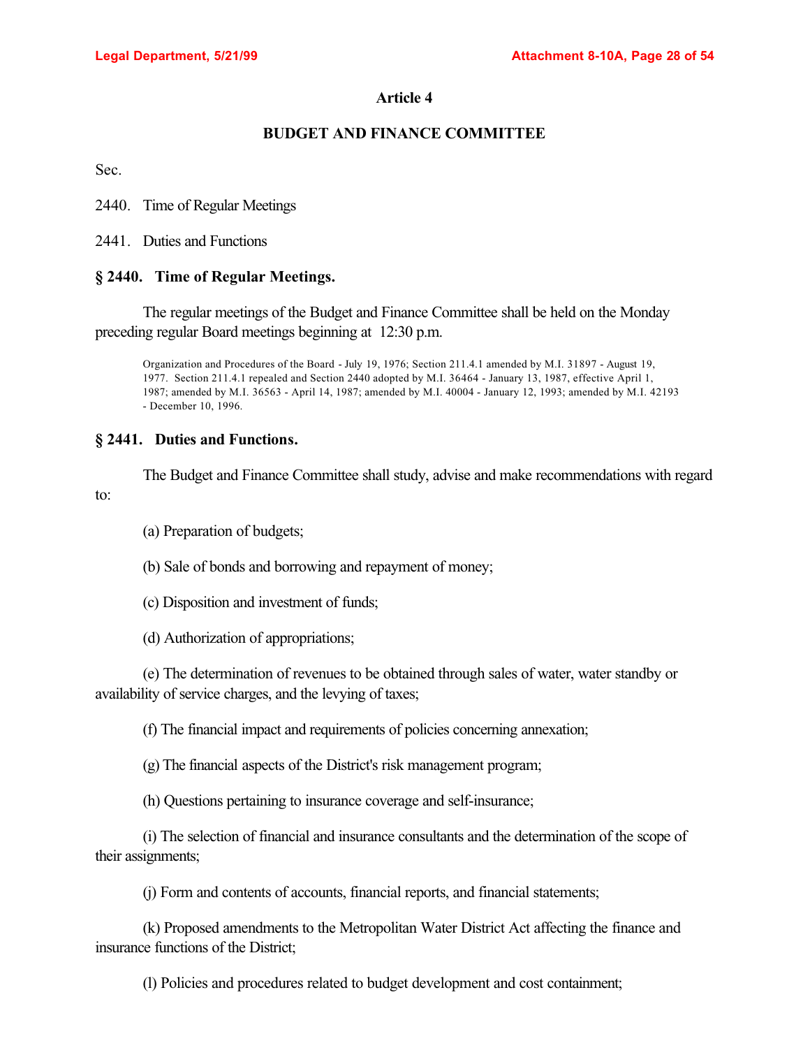## Article 4

## BUDGET AND FINANCE COMMITTEE

Sec.

2440. Time of Regular Meetings

2441. Duties and Functions

### § 2440. Time of Regular Meetings.

The regular meetings of the Budget and Finance Committee shall be held on the Monday preceding regular Board meetings beginning at 12:30 p.m.

Organization and Procedures of the Board - July 19, 1976; Section 211.4.1 amended by M.I. 31897 - August 19, 1977. Section 211.4.1 repealed and Section 2440 adopted by M.I. 36464 - January 13, 1987, effective April 1, 1987; amended by M.I. 36563 - April 14, 1987; amended by M.I. 40004 - January 12, 1993; amended by M.I. 42193 - December 10, 1996.

### § 2441. Duties and Functions.

The Budget and Finance Committee shall study, advise and make recommendations with regard to:

(a) Preparation of budgets;

(b) Sale of bonds and borrowing and repayment of money;

(c) Disposition and investment of funds;

(d) Authorization of appropriations;

(e) The determination of revenues to be obtained through sales of water, water standby or availability of service charges, and the levying of taxes;

(f) The financial impact and requirements of policies concerning annexation;

(g) The financial aspects of the District's risk management program;

(h) Questions pertaining to insurance coverage and self-insurance;

(i) The selection of financial and insurance consultants and the determination of the scope of their assignments;

(j) Form and contents of accounts, financial reports, and financial statements;

(k) Proposed amendments to the Metropolitan Water District Act affecting the finance and insurance functions of the District;

(l) Policies and procedures related to budget development and cost containment;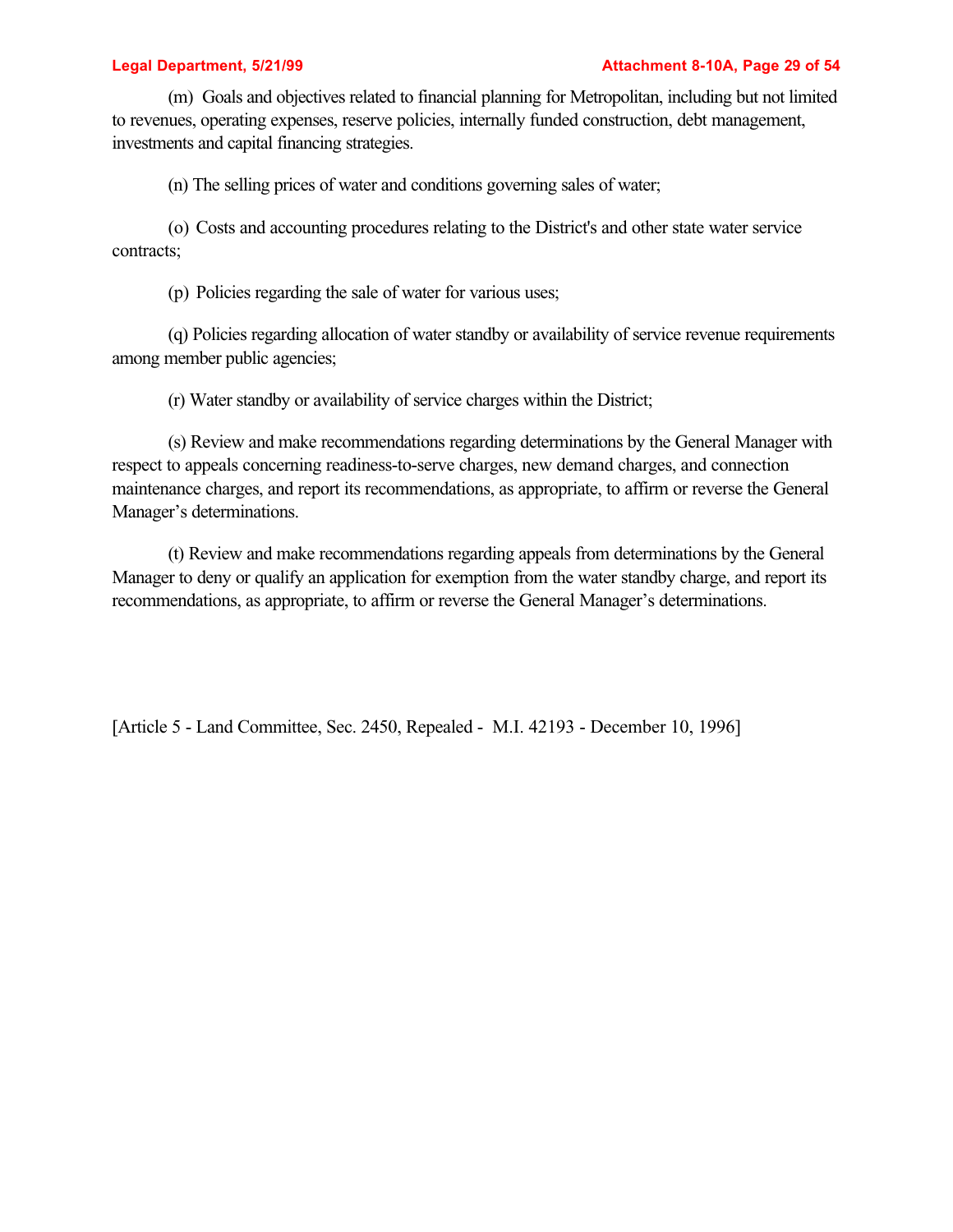(m) Goals and objectives related to financial planning for Metropolitan, including but not limited to revenues, operating expenses, reserve policies, internally funded construction, debt management, investments and capital financing strategies.

(n) The selling prices of water and conditions governing sales of water;

(o) Costs and accounting procedures relating to the District's and other state water service contracts;

(p) Policies regarding the sale of water for various uses;

(q) Policies regarding allocation of water standby or availability of service revenue requirements among member public agencies;

(r) Water standby or availability of service charges within the District;

(s) Review and make recommendations regarding determinations by the General Manager with respect to appeals concerning readiness-to-serve charges, new demand charges, and connection maintenance charges, and report its recommendations, as appropriate, to affirm or reverse the General Manager's determinations.

(t) Review and make recommendations regarding appeals from determinations by the General Manager to deny or qualify an application for exemption from the water standby charge, and report its recommendations, as appropriate, to affirm or reverse the General Manager's determinations.

[Article 5 - Land Committee, Sec. 2450, Repealed - M.I. 42193 - December 10, 1996]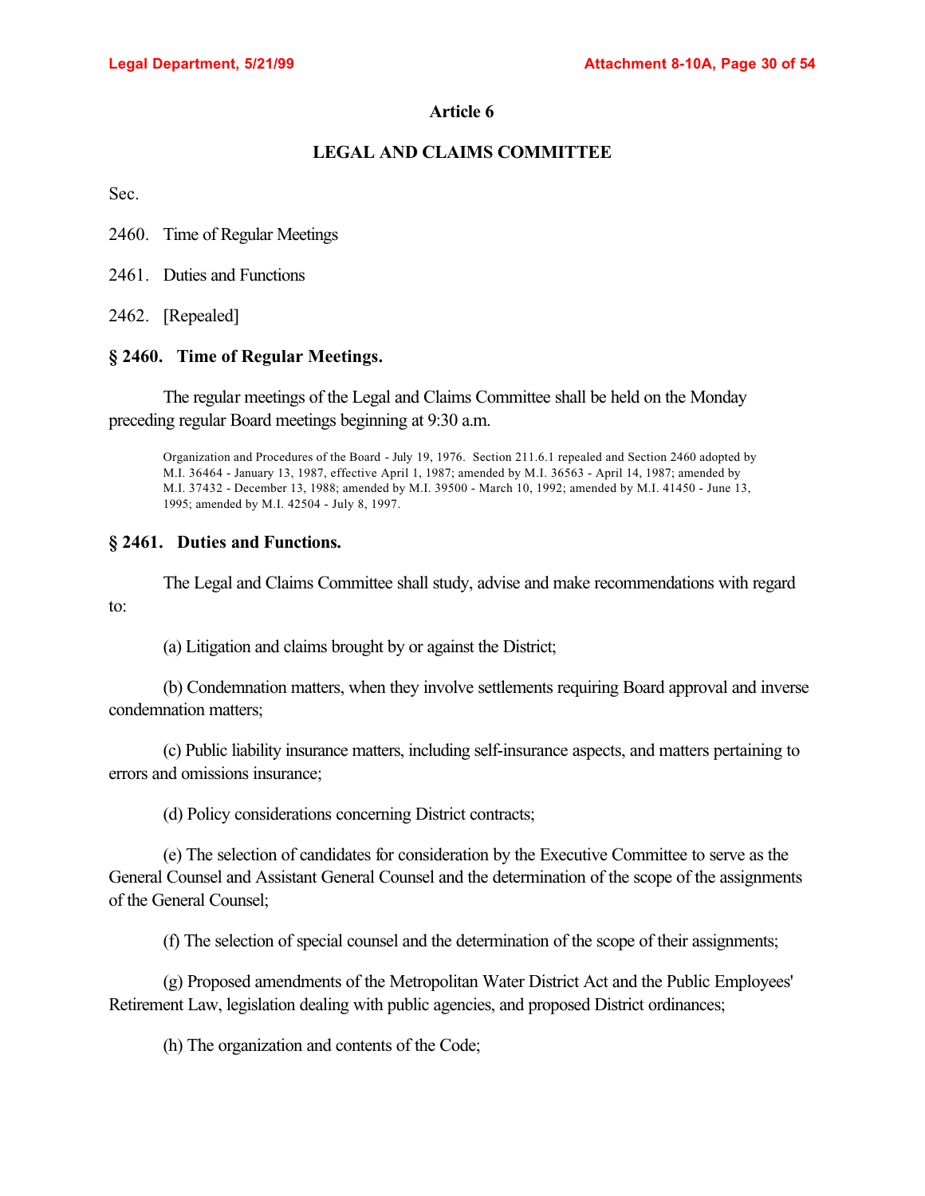## Article 6

## LEGAL AND CLAIMS COMMITTEE

Sec.

2460. Time of Regular Meetings

2461. Duties and Functions

2462. [Repealed]

### § 2460. Time of Regular Meetings.

The regular meetings of the Legal and Claims Committee shall be held on the Monday preceding regular Board meetings beginning at 9:30 a.m.

Organization and Procedures of the Board - July 19, 1976. Section 211.6.1 repealed and Section 2460 adopted by M.I. 36464 - January 13, 1987, effective April 1, 1987; amended by M.I. 36563 - April 14, 1987; amended by M.I. 37432 - December 13, 1988; amended by M.I. 39500 - March 10, 1992; amended by M.I. 41450 - June 13, 1995; amended by M.I. 42504 - July 8, 1997.

### § 2461. Duties and Functions.

The Legal and Claims Committee shall study, advise and make recommendations with regard to:

(a) Litigation and claims brought by or against the District;

(b) Condemnation matters, when they involve settlements requiring Board approval and inverse condemnation matters;

(c) Public liability insurance matters, including self-insurance aspects, and matters pertaining to errors and omissions insurance;

(d) Policy considerations concerning District contracts;

(e) The selection of candidates for consideration by the Executive Committee to serve as the General Counsel and Assistant General Counsel and the determination of the scope of the assignments of the General Counsel;

(f) The selection of special counsel and the determination of the scope of their assignments;

(g) Proposed amendments of the Metropolitan Water District Act and the Public Employees' Retirement Law, legislation dealing with public agencies, and proposed District ordinances;

(h) The organization and contents of the Code;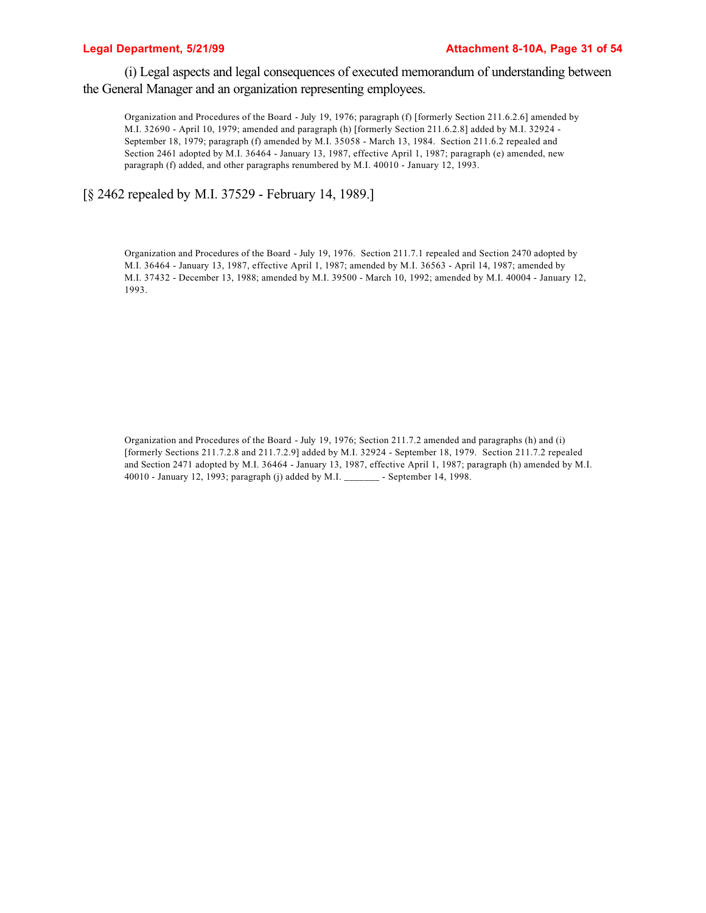(i) Legal aspects and legal consequences of executed memorandum of understanding between the General Manager and an organization representing employees.

> Organization and Procedures of the Board - July 19, 1976; paragraph (f) [formerly Section 211.6.2.6] amended by M.I. 32690 - April 10, 1979; amended and paragraph (h) [formerly Section 211.6.2.8] added by M.I. 32924 - September 18, 1979; paragraph (f) amended by M.I. 35058 - March 13, 1984. Section 211.6.2 repealed and Section 2461 adopted by M.I. 36464 - January 13, 1987, effective April 1, 1987; paragraph (e) amended, new paragraph (f) added, and other paragraphs renumbered by M.I. 40010 - January 12, 1993.

[§ 2462 repealed by M.I. 37529 - February 14, 1989.]

> Organization and Procedures of the Board - July 19, 1976. Section 211.7.1 repealed and Section 2470 adopted by M.I. 36464 - January 13, 1987, effective April 1, 1987; amended by M.I. 36563 - April 14, 1987; amended by M.I. 37432 - December 13, 1988; amended by M.I. 39500 - March 10, 1992; amended by M.I. 40004 - January 12, 1993.

> Organization and Procedures of the Board - July 19, 1976; Section 211.7.2 amended and paragraphs (h) and (i) [formerly Sections 211.7.2.8 and 211.7.2.9] added by M.I. 32924 - September 18, 1979. Section 211.7.2 repealed and Section 2471 adopted by M.I. 36464 - January 13, 1987, effective April 1, 1987; paragraph (h) amended by M.I. 40010 - January 12, 1993; paragraph (j) added by M.I. _______ - September 14, 1998.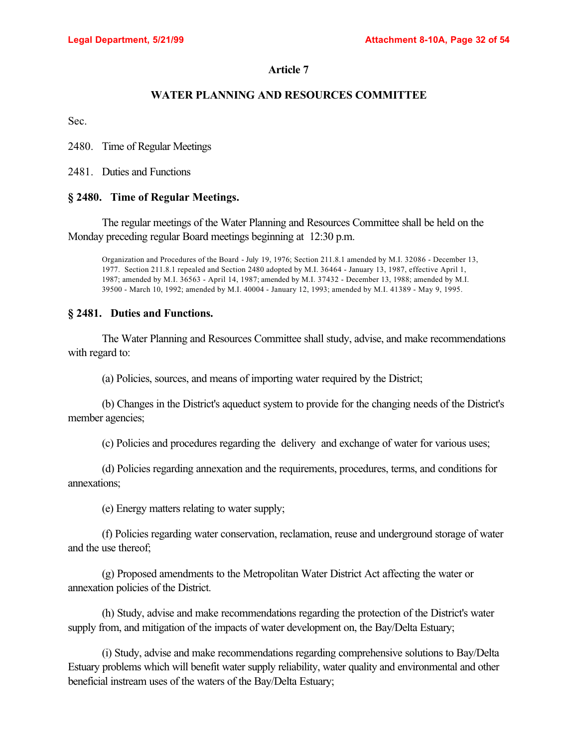# Article 7

## WATER PLANNING AND RESOURCES COMMITTEE

Sec.

2480. Time of Regular Meetings

2481. Duties and Functions

### § 2480. Time of Regular Meetings.

The regular meetings of the Water Planning and Resources Committee shall be held on the Monday preceding regular Board meetings beginning at 12:30 p.m.

Organization and Procedures of the Board - July 19, 1976; Section 211.8.1 amended by M.I. 32086 - December 13, 1977. Section 211.8.1 repealed and Section 2480 adopted by M.I. 36464 - January 13, 1987, effective April 1, 1987; amended by M.I. 36563 - April 14, 1987; amended by M.I. 37432 - December 13, 1988; amended by M.I. 39500 - March 10, 1992; amended by M.I. 40004 - January 12, 1993; amended by M.I. 41389 - May 9, 1995.

### § 2481. Duties and Functions.

The Water Planning and Resources Committee shall study, advise, and make recommendations with regard to:

(a) Policies, sources, and means of importing water required by the District;

(b) Changes in the District's aqueduct system to provide for the changing needs of the District's member agencies;

(c) Policies and procedures regarding the delivery and exchange of water for various uses;

(d) Policies regarding annexation and the requirements, procedures, terms, and conditions for annexations;

(e) Energy matters relating to water supply;

(f) Policies regarding water conservation, reclamation, reuse and underground storage of water and the use thereof;

(g) Proposed amendments to the Metropolitan Water District Act affecting the water or annexation policies of the District.

(h) Study, advise and make recommendations regarding the protection of the District's water supply from, and mitigation of the impacts of water development on, the Bay/Delta Estuary;

(i) Study, advise and make recommendations regarding comprehensive solutions to Bay/Delta Estuary problems which will benefit water supply reliability, water quality and environmental and other beneficial instream uses of the waters of the Bay/Delta Estuary;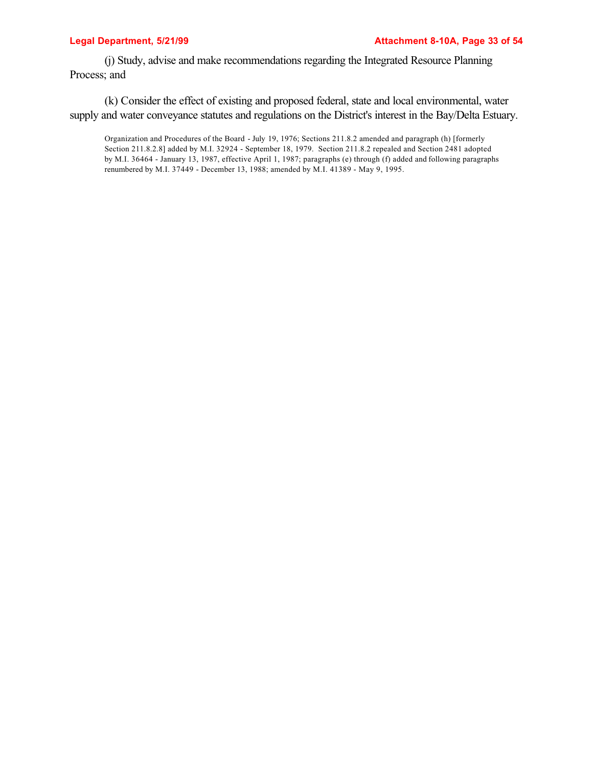(j) Study, advise and make recommendations regarding the Integrated Resource Planning Process; and

(k) Consider the effect of existing and proposed federal, state and local environmental, water supply and water conveyance statutes and regulations on the District's interest in the Bay/Delta Estuary.

Organization and Procedures of the Board - July 19, 1976; Sections 211.8.2 amended and paragraph (h) [formerly Section 211.8.2.8] added by M.I. 32924 - September 18, 1979. Section 211.8.2 repealed and Section 2481 adopted by M.I. 36464 - January 13, 1987, effective April 1, 1987; paragraphs (e) through (f) added and following paragraphs renumbered by M.I. 37449 - December 13, 1988; amended by M.I. 41389 - May 9, 1995.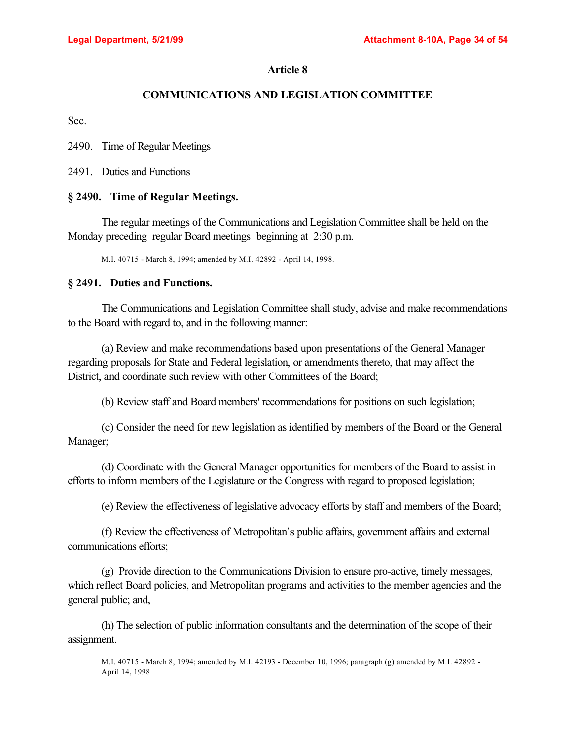# Article 8

## COMMUNICATIONS AND LEGISLATION COMMITTEE

Sec.

2490. Time of Regular Meetings

2491. Duties and Functions

### § 2490. Time of Regular Meetings.

The regular meetings of the Communications and Legislation Committee shall be held on the Monday preceding regular Board meetings beginning at 2:30 p.m.

M.I. 40715 - March 8, 1994; amended by M.I. 42892 - April 14, 1998.

### § 2491. Duties and Functions.

The Communications and Legislation Committee shall study, advise and make recommendations to the Board with regard to, and in the following manner:

(a) Review and make recommendations based upon presentations of the General Manager regarding proposals for State and Federal legislation, or amendments thereto, that may affect the District, and coordinate such review with other Committees of the Board;

(b) Review staff and Board members' recommendations for positions on such legislation;

(c) Consider the need for new legislation as identified by members of the Board or the General Manager;

(d) Coordinate with the General Manager opportunities for members of the Board to assist in efforts to inform members of the Legislature or the Congress with regard to proposed legislation;

(e) Review the effectiveness of legislative advocacy efforts by staff and members of the Board;

(f) Review the effectiveness of Metropolitan's public affairs, government affairs and external communications efforts;

(g) Provide direction to the Communications Division to ensure pro-active, timely messages, which reflect Board policies, and Metropolitan programs and activities to the member agencies and the general public; and,

(h) The selection of public information consultants and the determination of the scope of their assignment.

M.I. 40715 - March 8, 1994; amended by M.I. 42193 - December 10, 1996; paragraph (g) amended by M.I. 42892 - April 14, 1998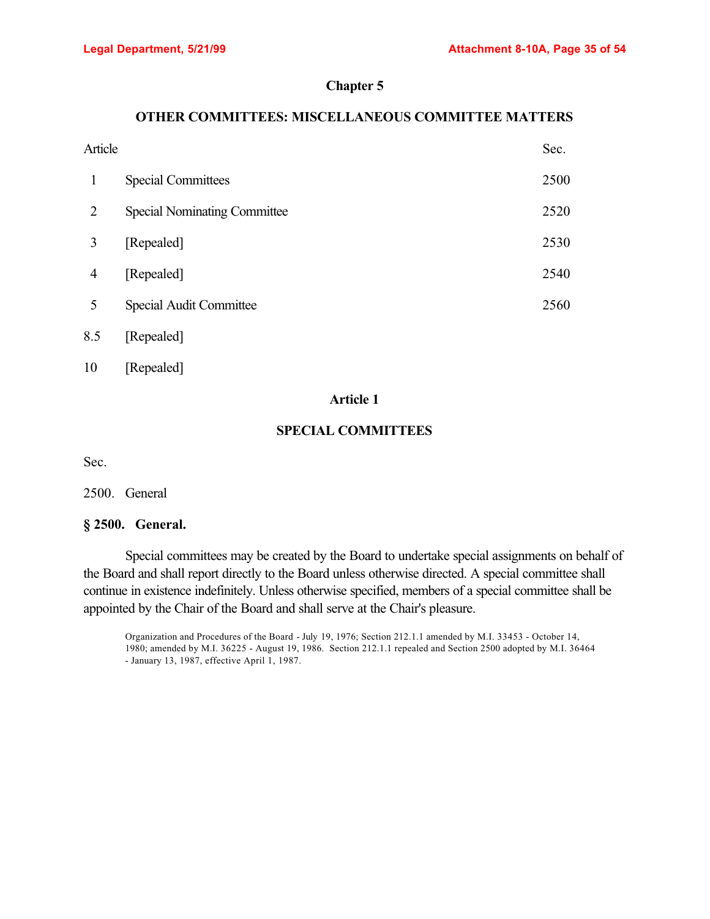# Chapter 5

## OTHER COMMITTEES: MISCELLANEOUS COMMITTEE MATTERS

| Article | | Sec. |
|---|---|---|
| 1 | Special Committees | 2500 |
| 2 | Special Nominating Committee | 2520 |
| 3 | [Repealed] | 2530 |
| 4 | [Repealed] | 2540 |
| 5 | Special Audit Committee | 2560 |
| 8.5 | [Repealed] | |
| 10 | [Repealed] | |

## Article 1

## SPECIAL COMMITTEES

Sec.

2500. General

### § 2500. General.

Special committees may be created by the Board to undertake special assignments on behalf of the Board and shall report directly to the Board unless otherwise directed. A special committee shall continue in existence indefinitely. Unless otherwise specified, members of a special committee shall be appointed by the Chair of the Board and shall serve at the Chair's pleasure.

Organization and Procedures of the Board - July 19, 1976; Section 212.1.1 amended by M.I. 33453 - October 14, 1980; amended by M.I. 36225 - August 19, 1986. Section 212.1.1 repealed and Section 2500 adopted by M.I. 36464 - January 13, 1987, effective April 1, 1987.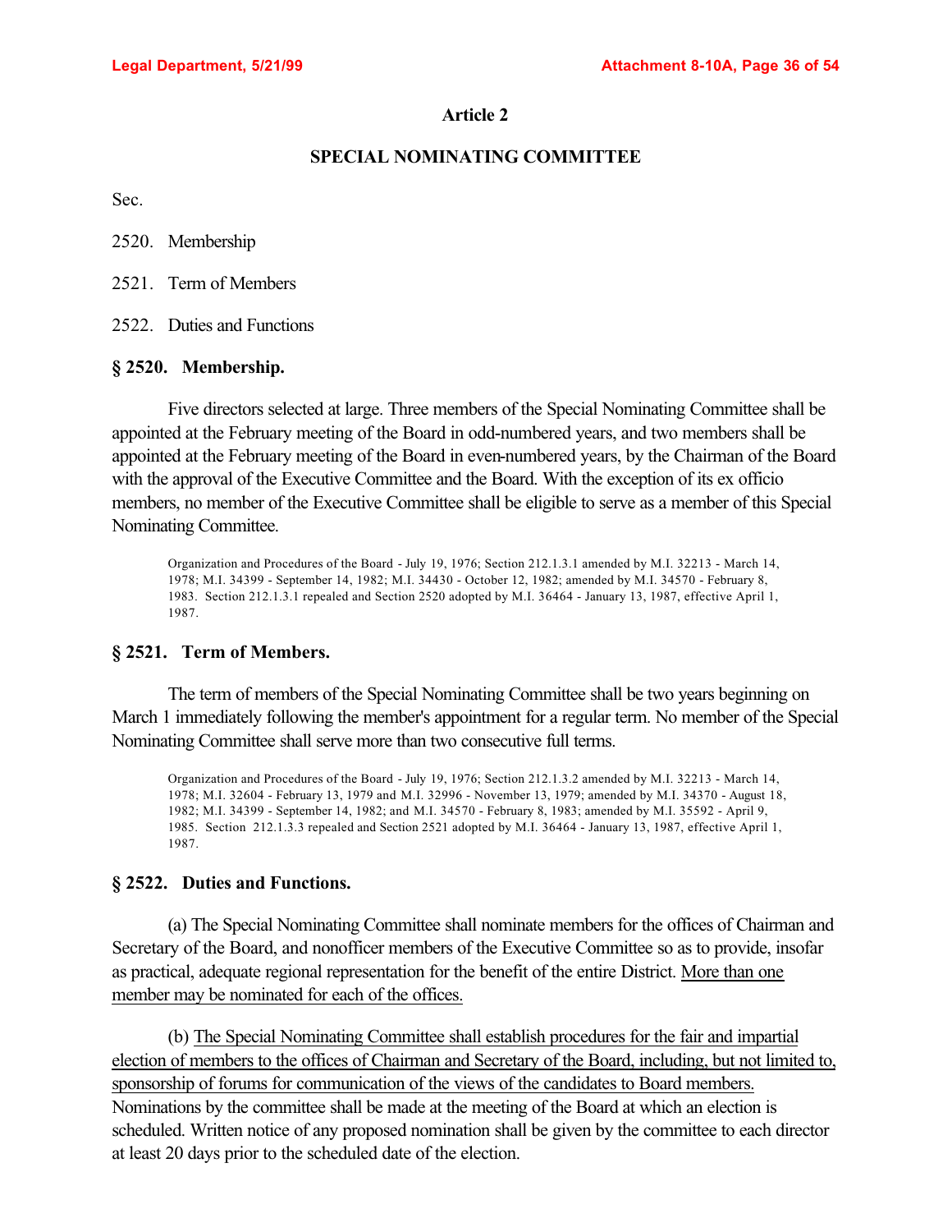## Article 2

## SPECIAL NOMINATING COMMITTEE

Sec.

2520. Membership

2521. Term of Members

2522. Duties and Functions

### § 2520. Membership.

Five directors selected at large. Three members of the Special Nominating Committee shall be appointed at the February meeting of the Board in odd-numbered years, and two members shall be appointed at the February meeting of the Board in even-numbered years, by the Chairman of the Board with the approval of the Executive Committee and the Board. With the exception of its ex officio members, no member of the Executive Committee shall be eligible to serve as a member of this Special Nominating Committee.

Organization and Procedures of the Board - July 19, 1976; Section 212.1.3.1 amended by M.I. 32213 - March 14, 1978; M.I. 34399 - September 14, 1982; M.I. 34430 - October 12, 1982; amended by M.I. 34570 - February 8, 1983. Section 212.1.3.1 repealed and Section 2520 adopted by M.I. 36464 - January 13, 1987, effective April 1, 1987.

### § 2521. Term of Members.

The term of members of the Special Nominating Committee shall be two years beginning on March 1 immediately following the member's appointment for a regular term. No member of the Special Nominating Committee shall serve more than two consecutive full terms.

Organization and Procedures of the Board - July 19, 1976; Section 212.1.3.2 amended by M.I. 32213 - March 14, 1978; M.I. 32604 - February 13, 1979 and M.I. 32996 - November 13, 1979; amended by M.I. 34370 - August 18, 1982; M.I. 34399 - September 14, 1982; and M.I. 34570 - February 8, 1983; amended by M.I. 35592 - April 9, 1985. Section 212.1.3.3 repealed and Section 2521 adopted by M.I. 36464 - January 13, 1987, effective April 1, 1987.

### § 2522. Duties and Functions.

(a) The Special Nominating Committee shall nominate members for the offices of Chairman and Secretary of the Board, and nonofficer members of the Executive Committee so as to provide, insofar as practical, adequate regional representation for the benefit of the entire District. <u>More than one member may be nominated for each of the offices.</u>

(b) <u>The Special Nominating Committee shall establish procedures for the fair and impartial election of members to the offices of Chairman and Secretary of the Board, including, but not limited to, sponsorship of forums for communication of the views of the candidates to Board members.</u> Nominations by the committee shall be made at the meeting of the Board at which an election is scheduled. Written notice of any proposed nomination shall be given by the committee to each director at least 20 days prior to the scheduled date of the election.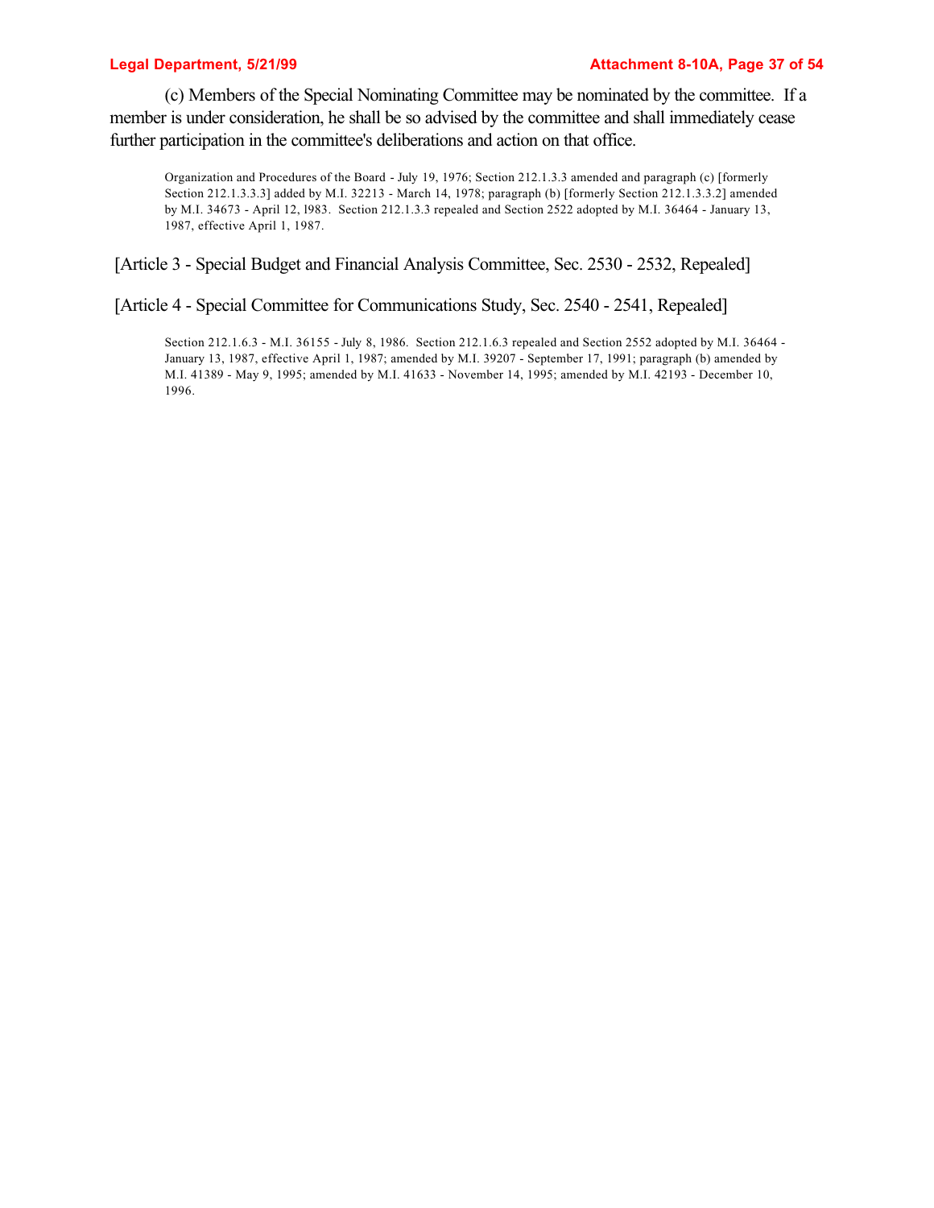(c) Members of the Special Nominating Committee may be nominated by the committee. If a member is under consideration, he shall be so advised by the committee and shall immediately cease further participation in the committee's deliberations and action on that office.

> Organization and Procedures of the Board - July 19, 1976; Section 212.1.3.3 amended and paragraph (c) [formerly Section 212.1.3.3.3] added by M.I. 32213 - March 14, 1978; paragraph (b) [formerly Section 212.1.3.3.2] amended by M.I. 34673 - April 12, l983. Section 212.1.3.3 repealed and Section 2522 adopted by M.I. 36464 - January 13, 1987, effective April 1, 1987.

[Article 3 - Special Budget and Financial Analysis Committee, Sec. 2530 - 2532, Repealed]

[Article 4 - Special Committee for Communications Study, Sec. 2540 - 2541, Repealed]

> Section 212.1.6.3 - M.I. 36155 - July 8, 1986. Section 212.1.6.3 repealed and Section 2552 adopted by M.I. 36464 - January 13, 1987, effective April 1, 1987; amended by M.I. 39207 - September 17, 1991; paragraph (b) amended by M.I. 41389 - May 9, 1995; amended by M.I. 41633 - November 14, 1995; amended by M.I. 42193 - December 10, 1996.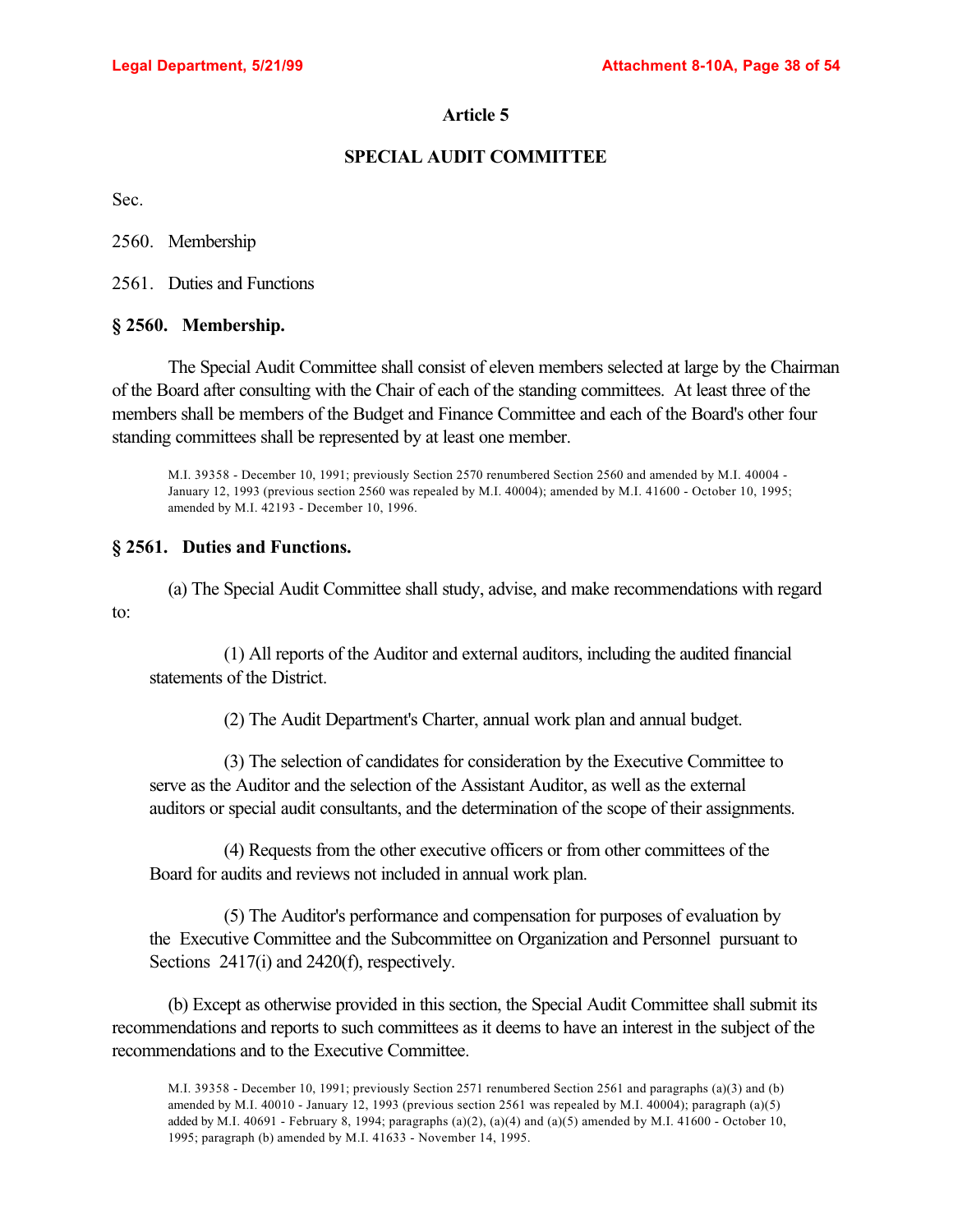# Article 5

## SPECIAL AUDIT COMMITTEE

Sec.

2560. Membership

2561. Duties and Functions

### § 2560. Membership.

The Special Audit Committee shall consist of eleven members selected at large by the Chairman of the Board after consulting with the Chair of each of the standing committees. At least three of the members shall be members of the Budget and Finance Committee and each of the Board's other four standing committees shall be represented by at least one member.

M.I. 39358 - December 10, 1991; previously Section 2570 renumbered Section 2560 and amended by M.I. 40004 - January 12, 1993 (previous section 2560 was repealed by M.I. 40004); amended by M.I. 41600 - October 10, 1995; amended by M.I. 42193 - December 10, 1996.

### § 2561. Duties and Functions.

(a) The Special Audit Committee shall study, advise, and make recommendations with regard to:

(1) All reports of the Auditor and external auditors, including the audited financial statements of the District.

(2) The Audit Department's Charter, annual work plan and annual budget.

(3) The selection of candidates for consideration by the Executive Committee to serve as the Auditor and the selection of the Assistant Auditor, as well as the external auditors or special audit consultants, and the determination of the scope of their assignments.

(4) Requests from the other executive officers or from other committees of the Board for audits and reviews not included in annual work plan.

(5) The Auditor's performance and compensation for purposes of evaluation by the Executive Committee and the Subcommittee on Organization and Personnel pursuant to Sections 2417(i) and 2420(f), respectively.

(b) Except as otherwise provided in this section, the Special Audit Committee shall submit its recommendations and reports to such committees as it deems to have an interest in the subject of the recommendations and to the Executive Committee.

M.I. 39358 - December 10, 1991; previously Section 2571 renumbered Section 2561 and paragraphs (a)(3) and (b) amended by M.I. 40010 - January 12, 1993 (previous section 2561 was repealed by M.I. 40004); paragraph (a)(5) added by M.I. 40691 - February 8, 1994; paragraphs (a)(2), (a)(4) and (a)(5) amended by M.I. 41600 - October 10, 1995; paragraph (b) amended by M.I. 41633 - November 14, 1995.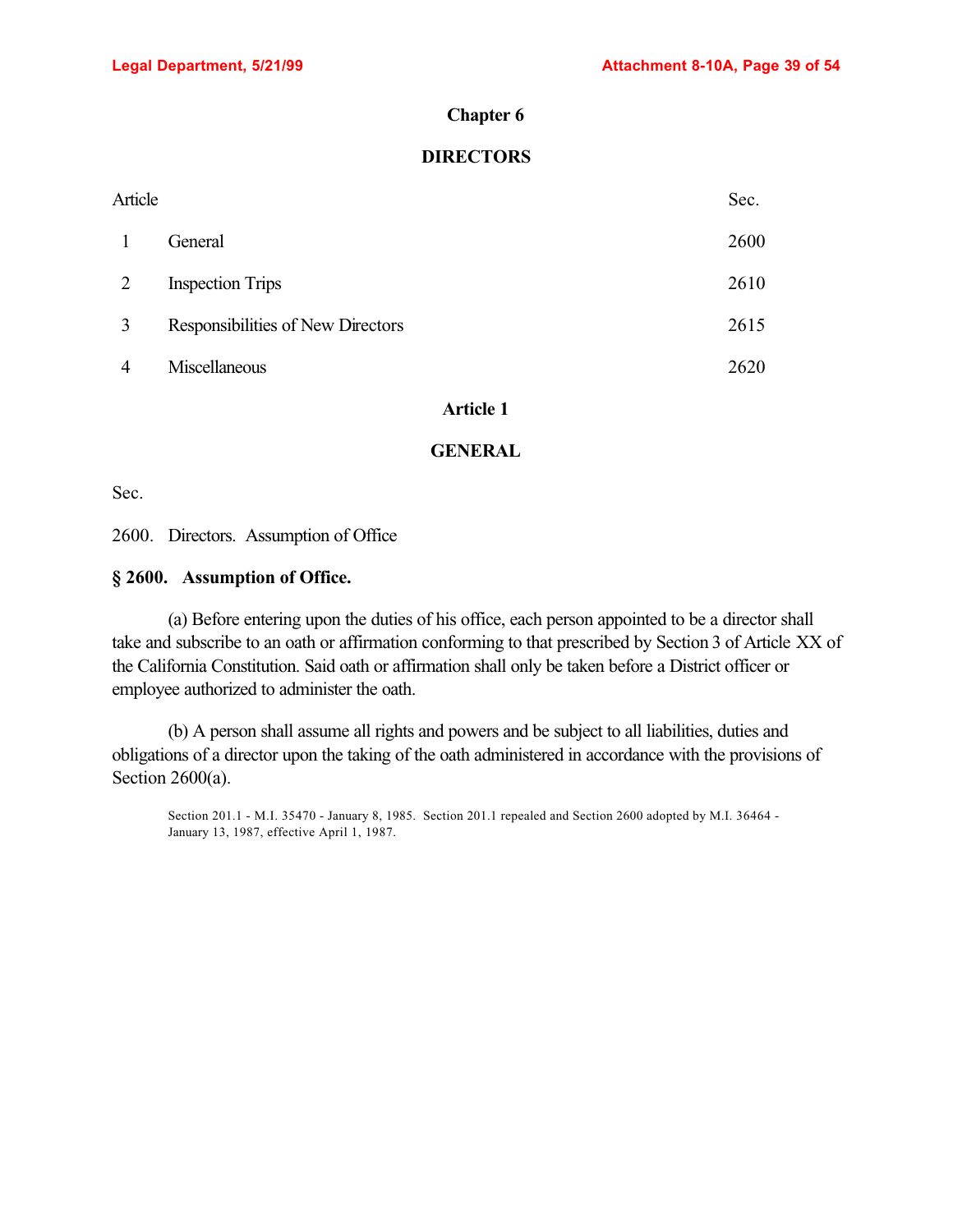# Chapter 6

# DIRECTORS

| Article | | Sec. |
|---|---|---|
| 1 | General | 2600 |
| 2 | Inspection Trips | 2610 |
| 3 | Responsibilities of New Directors | 2615 |
| 4 | Miscellaneous | 2620 |

## Article 1

## GENERAL

Sec.

2600. Directors. Assumption of Office

### § 2600. Assumption of Office.

(a) Before entering upon the duties of his office, each person appointed to be a director shall take and subscribe to an oath or affirmation conforming to that prescribed by Section 3 of Article XX of the California Constitution. Said oath or affirmation shall only be taken before a District officer or employee authorized to administer the oath.

(b) A person shall assume all rights and powers and be subject to all liabilities, duties and obligations of a director upon the taking of the oath administered in accordance with the provisions of Section 2600(a).

Section 201.1 - M.I. 35470 - January 8, 1985. Section 201.1 repealed and Section 2600 adopted by M.I. 36464 - January 13, 1987, effective April 1, 1987.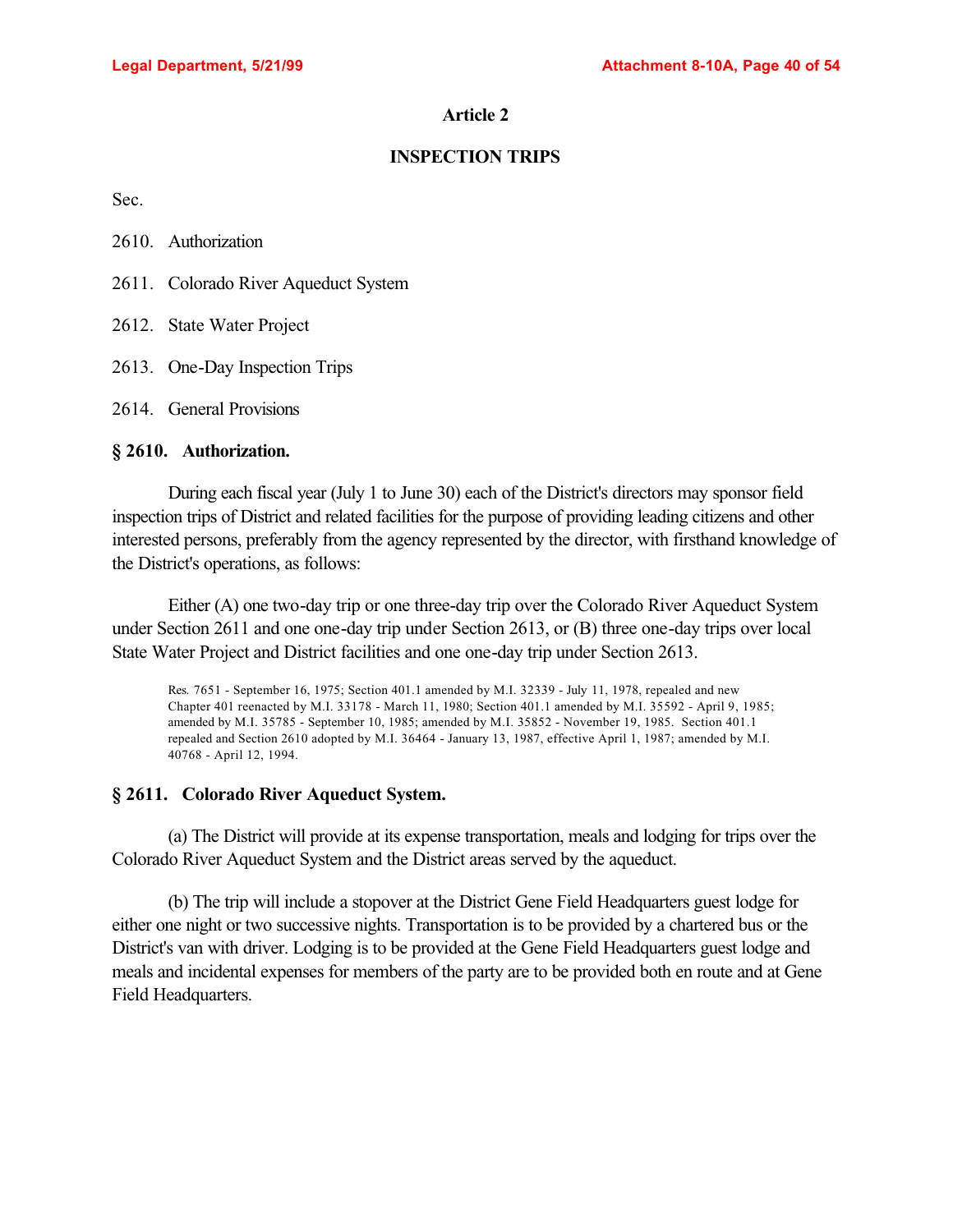## Article 2

## INSPECTION TRIPS

Sec.

2610. Authorization

2611. Colorado River Aqueduct System

2612. State Water Project

2613. One-Day Inspection Trips

2614. General Provisions

### § 2610. Authorization.

During each fiscal year (July 1 to June 30) each of the District's directors may sponsor field inspection trips of District and related facilities for the purpose of providing leading citizens and other interested persons, preferably from the agency represented by the director, with firsthand knowledge of the District's operations, as follows:

Either (A) one two-day trip or one three-day trip over the Colorado River Aqueduct System under Section 2611 and one one-day trip under Section 2613, or (B) three one-day trips over local State Water Project and District facilities and one one-day trip under Section 2613.

Res. 7651 - September 16, 1975; Section 401.1 amended by M.I. 32339 - July 11, 1978, repealed and new Chapter 401 reenacted by M.I. 33178 - March 11, 1980; Section 401.1 amended by M.I. 35592 - April 9, 1985; amended by M.I. 35785 - September 10, 1985; amended by M.I. 35852 - November 19, 1985. Section 401.1 repealed and Section 2610 adopted by M.I. 36464 - January 13, 1987, effective April 1, 1987; amended by M.I. 40768 - April 12, 1994.

### § 2611. Colorado River Aqueduct System.

(a) The District will provide at its expense transportation, meals and lodging for trips over the Colorado River Aqueduct System and the District areas served by the aqueduct.

(b) The trip will include a stopover at the District Gene Field Headquarters guest lodge for either one night or two successive nights. Transportation is to be provided by a chartered bus or the District's van with driver. Lodging is to be provided at the Gene Field Headquarters guest lodge and meals and incidental expenses for members of the party are to be provided both en route and at Gene Field Headquarters.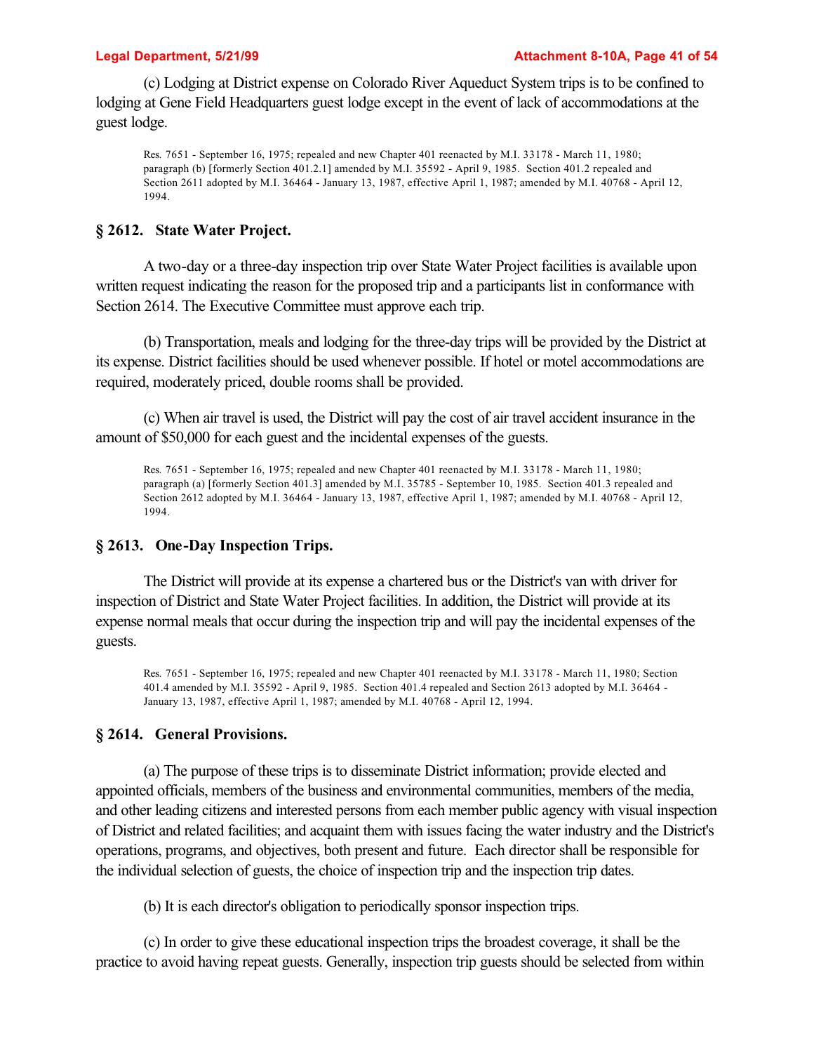(c) Lodging at District expense on Colorado River Aqueduct System trips is to be confined to lodging at Gene Field Headquarters guest lodge except in the event of lack of accommodations at the guest lodge.

Res. 7651 - September 16, 1975; repealed and new Chapter 401 reenacted by M.I. 33178 - March 11, 1980; paragraph (b) [formerly Section 401.2.1] amended by M.I. 35592 - April 9, 1985. Section 401.2 repealed and Section 2611 adopted by M.I. 36464 - January 13, 1987, effective April 1, 1987; amended by M.I. 40768 - April 12, 1994.

### § 2612. State Water Project.

A two-day or a three-day inspection trip over State Water Project facilities is available upon written request indicating the reason for the proposed trip and a participants list in conformance with Section 2614. The Executive Committee must approve each trip.

(b) Transportation, meals and lodging for the three-day trips will be provided by the District at its expense. District facilities should be used whenever possible. If hotel or motel accommodations are required, moderately priced, double rooms shall be provided.

(c) When air travel is used, the District will pay the cost of air travel accident insurance in the amount of $50,000 for each guest and the incidental expenses of the guests.

Res. 7651 - September 16, 1975; repealed and new Chapter 401 reenacted by M.I. 33178 - March 11, 1980; paragraph (a) [formerly Section 401.3] amended by M.I. 35785 - September 10, 1985. Section 401.3 repealed and Section 2612 adopted by M.I. 36464 - January 13, 1987, effective April 1, 1987; amended by M.I. 40768 - April 12, 1994.

### § 2613. One-Day Inspection Trips.

The District will provide at its expense a chartered bus or the District's van with driver for inspection of District and State Water Project facilities. In addition, the District will provide at its expense normal meals that occur during the inspection trip and will pay the incidental expenses of the guests.

Res. 7651 - September 16, 1975; repealed and new Chapter 401 reenacted by M.I. 33178 - March 11, 1980; Section 401.4 amended by M.I. 35592 - April 9, 1985. Section 401.4 repealed and Section 2613 adopted by M.I. 36464 - January 13, 1987, effective April 1, 1987; amended by M.I. 40768 - April 12, 1994.

### § 2614. General Provisions.

(a) The purpose of these trips is to disseminate District information; provide elected and appointed officials, members of the business and environmental communities, members of the media, and other leading citizens and interested persons from each member public agency with visual inspection of District and related facilities; and acquaint them with issues facing the water industry and the District's operations, programs, and objectives, both present and future. Each director shall be responsible for the individual selection of guests, the choice of inspection trip and the inspection trip dates.

(b) It is each director's obligation to periodically sponsor inspection trips.

(c) In order to give these educational inspection trips the broadest coverage, it shall be the practice to avoid having repeat guests. Generally, inspection trip guests should be selected from within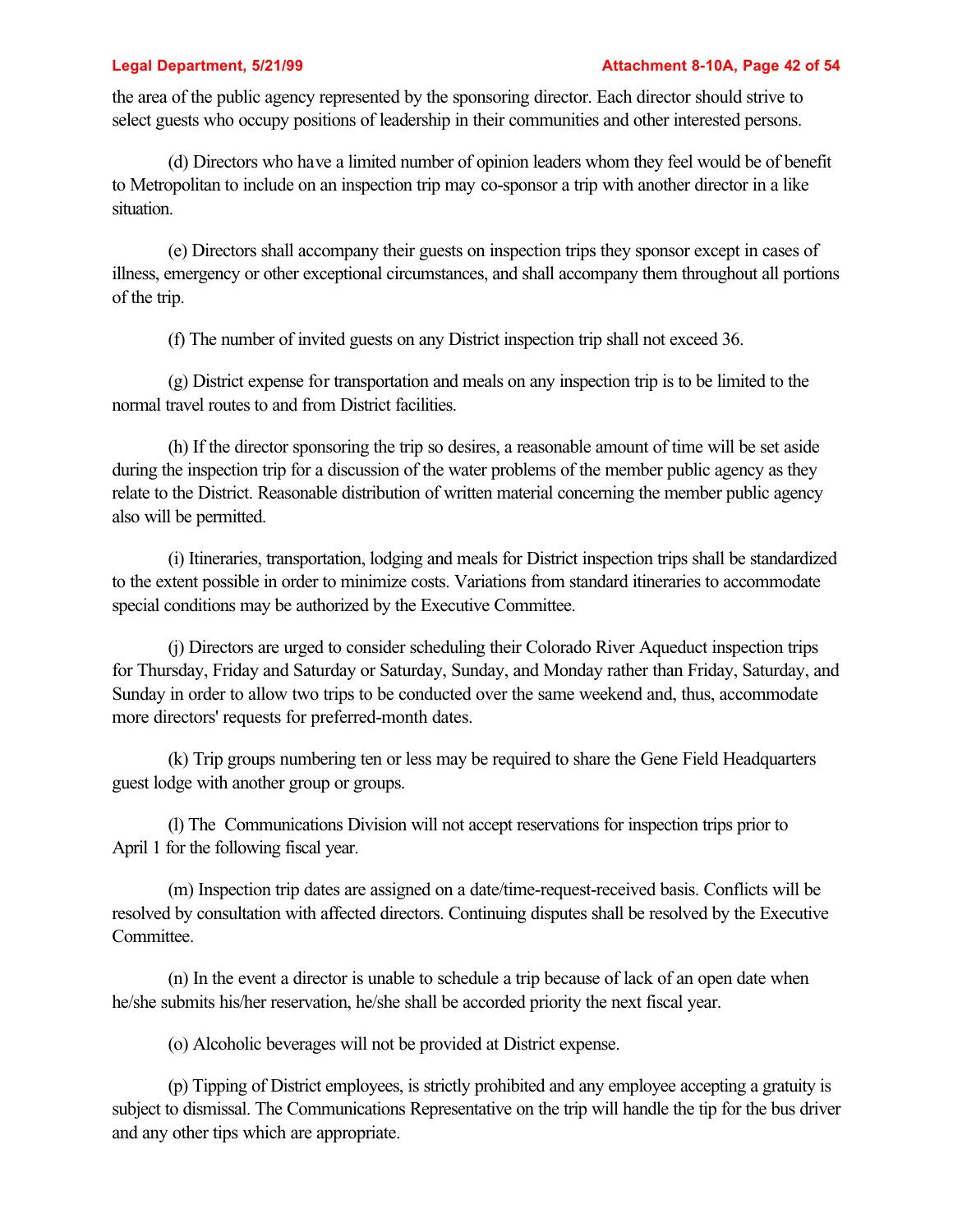the area of the public agency represented by the sponsoring director. Each director should strive to select guests who occupy positions of leadership in their communities and other interested persons.

(d) Directors who have a limited number of opinion leaders whom they feel would be of benefit to Metropolitan to include on an inspection trip may co-sponsor a trip with another director in a like situation.

(e) Directors shall accompany their guests on inspection trips they sponsor except in cases of illness, emergency or other exceptional circumstances, and shall accompany them throughout all portions of the trip.

(f) The number of invited guests on any District inspection trip shall not exceed 36.

(g) District expense for transportation and meals on any inspection trip is to be limited to the normal travel routes to and from District facilities.

(h) If the director sponsoring the trip so desires, a reasonable amount of time will be set aside during the inspection trip for a discussion of the water problems of the member public agency as they relate to the District. Reasonable distribution of written material concerning the member public agency also will be permitted.

(i) Itineraries, transportation, lodging and meals for District inspection trips shall be standardized to the extent possible in order to minimize costs. Variations from standard itineraries to accommodate special conditions may be authorized by the Executive Committee.

(j) Directors are urged to consider scheduling their Colorado River Aqueduct inspection trips for Thursday, Friday and Saturday or Saturday, Sunday, and Monday rather than Friday, Saturday, and Sunday in order to allow two trips to be conducted over the same weekend and, thus, accommodate more directors' requests for preferred-month dates.

(k) Trip groups numbering ten or less may be required to share the Gene Field Headquarters guest lodge with another group or groups.

(l) The Communications Division will not accept reservations for inspection trips prior to April 1 for the following fiscal year.

(m) Inspection trip dates are assigned on a date/time-request-received basis. Conflicts will be resolved by consultation with affected directors. Continuing disputes shall be resolved by the Executive Committee.

(n) In the event a director is unable to schedule a trip because of lack of an open date when he/she submits his/her reservation, he/she shall be accorded priority the next fiscal year.

(o) Alcoholic beverages will not be provided at District expense.

(p) Tipping of District employees, is strictly prohibited and any employee accepting a gratuity is subject to dismissal. The Communications Representative on the trip will handle the tip for the bus driver and any other tips which are appropriate.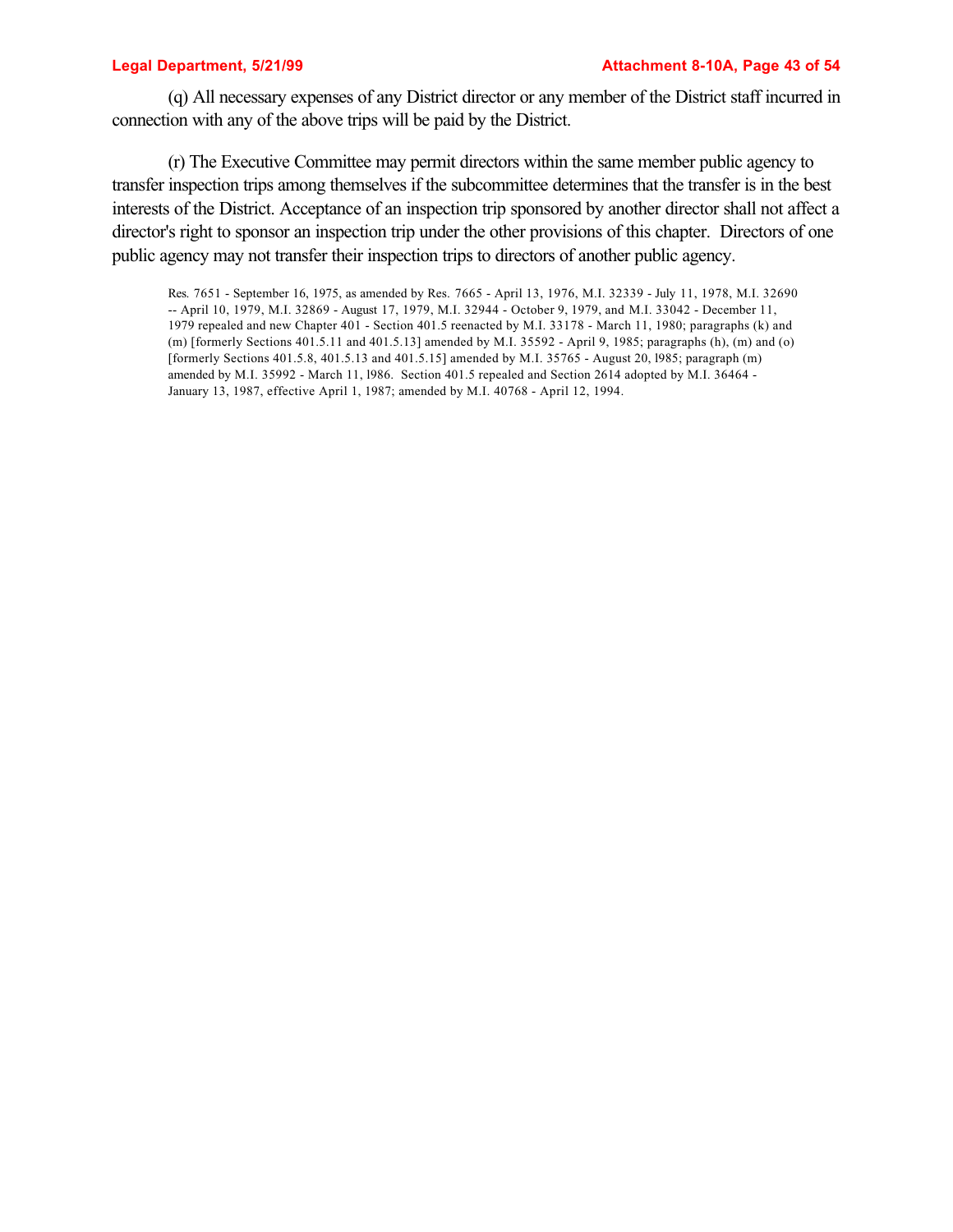(q) All necessary expenses of any District director or any member of the District staff incurred in connection with any of the above trips will be paid by the District.

(r) The Executive Committee may permit directors within the same member public agency to transfer inspection trips among themselves if the subcommittee determines that the transfer is in the best interests of the District. Acceptance of an inspection trip sponsored by another director shall not affect a director's right to sponsor an inspection trip under the other provisions of this chapter. Directors of one public agency may not transfer their inspection trips to directors of another public agency.

Res. 7651 - September 16, 1975, as amended by Res. 7665 - April 13, 1976, M.I. 32339 - July 11, 1978, M.I. 32690 -- April 10, 1979, M.I. 32869 - August 17, 1979, M.I. 32944 - October 9, 1979, and M.I. 33042 - December 11, 1979 repealed and new Chapter 401 - Section 401.5 reenacted by M.I. 33178 - March 11, 1980; paragraphs (k) and (m) [formerly Sections 401.5.11 and 401.5.13] amended by M.I. 35592 - April 9, 1985; paragraphs (h), (m) and (o) [formerly Sections 401.5.8, 401.5.13 and 401.5.15] amended by M.I. 35765 - August 20, l985; paragraph (m) amended by M.I. 35992 - March 11, l986. Section 401.5 repealed and Section 2614 adopted by M.I. 36464 - January 13, 1987, effective April 1, 1987; amended by M.I. 40768 - April 12, 1994.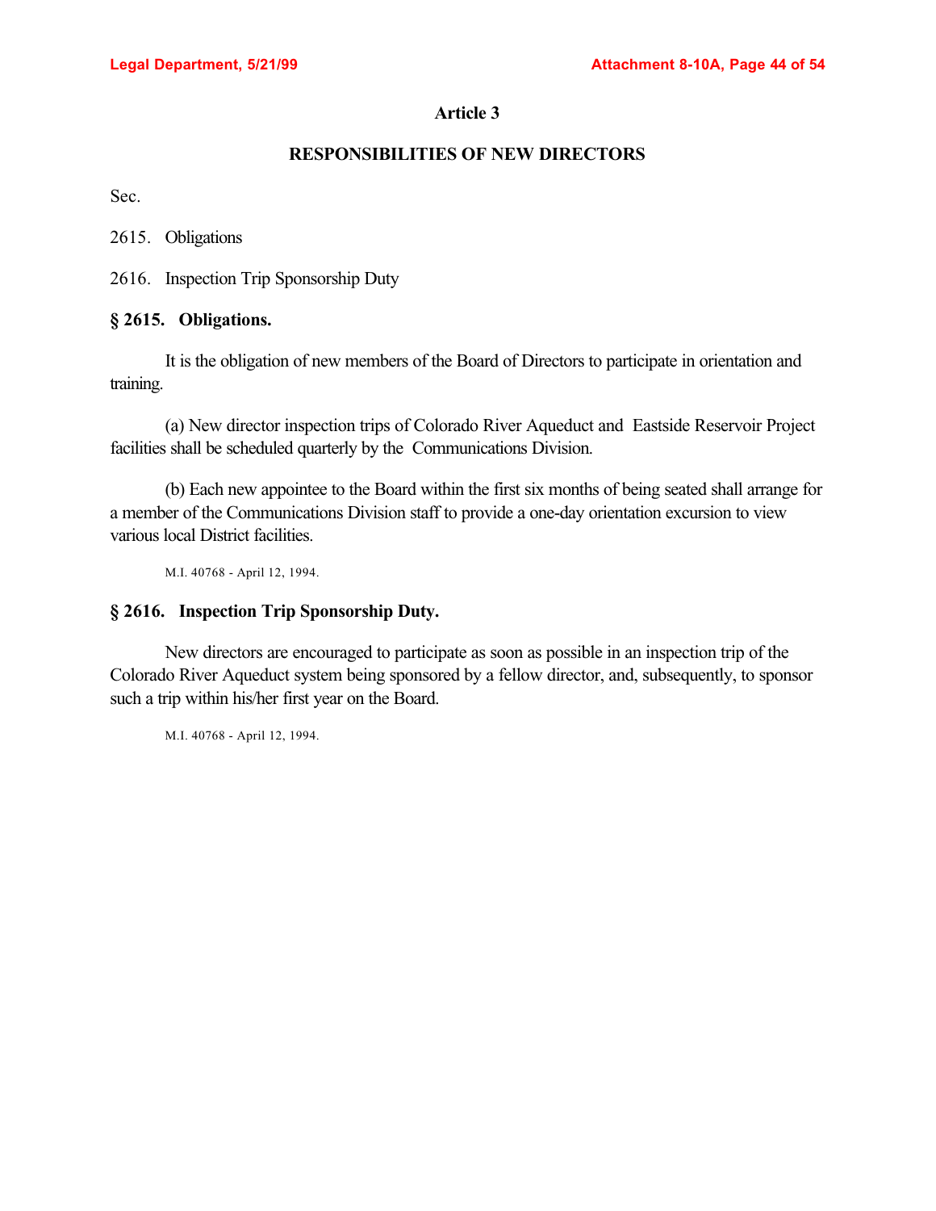## Article 3

## RESPONSIBILITIES OF NEW DIRECTORS

Sec.

2615. Obligations

2616. Inspection Trip Sponsorship Duty

### § 2615. Obligations.

It is the obligation of new members of the Board of Directors to participate in orientation and training.

(a) New director inspection trips of Colorado River Aqueduct and Eastside Reservoir Project facilities shall be scheduled quarterly by the Communications Division.

(b) Each new appointee to the Board within the first six months of being seated shall arrange for a member of the Communications Division staff to provide a one-day orientation excursion to view various local District facilities.

M.I. 40768 - April 12, 1994.

### § 2616. Inspection Trip Sponsorship Duty.

New directors are encouraged to participate as soon as possible in an inspection trip of the Colorado River Aqueduct system being sponsored by a fellow director, and, subsequently, to sponsor such a trip within his/her first year on the Board.

M.I. 40768 - April 12, 1994.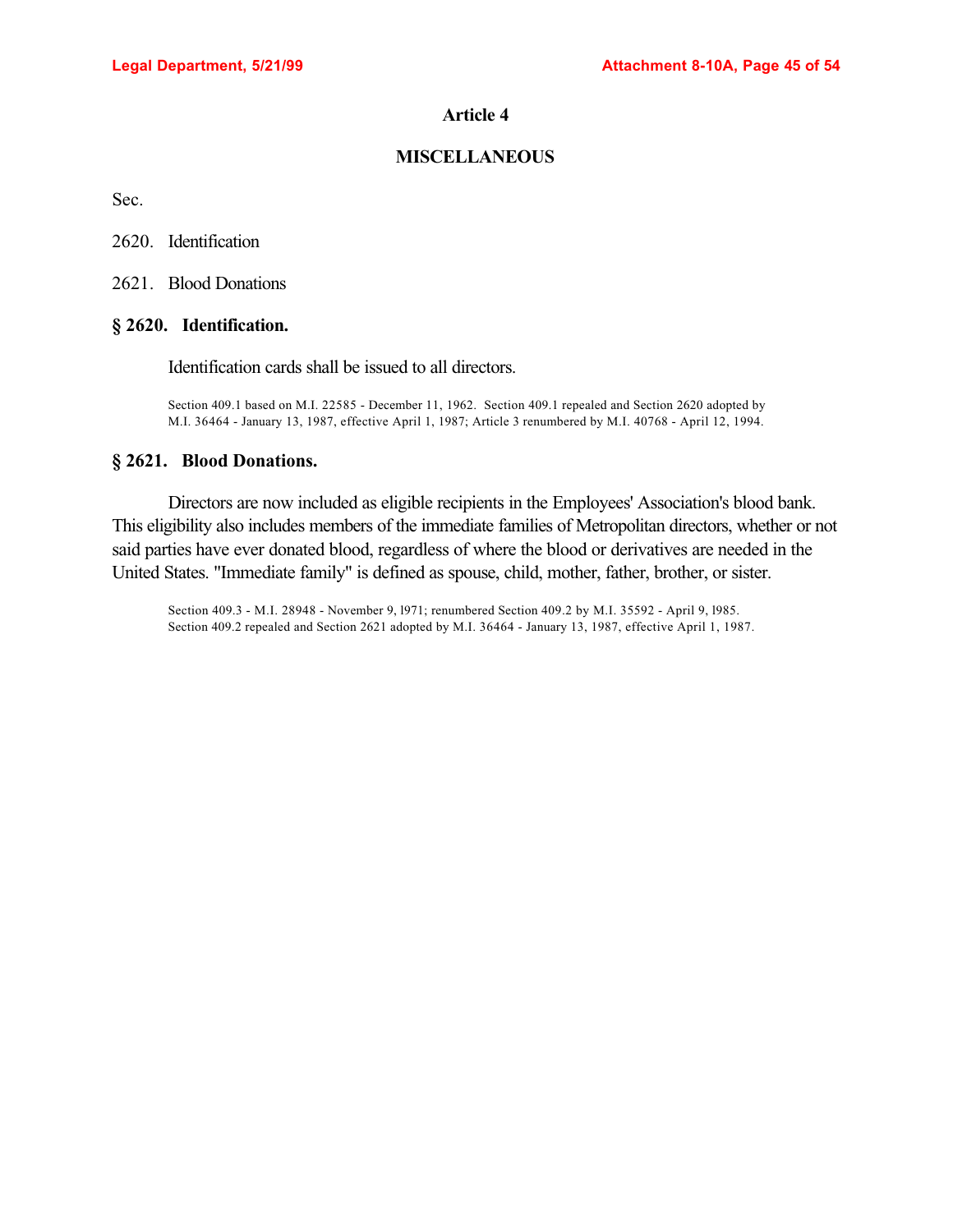## Article 4

## MISCELLANEOUS

Sec.

2620. Identification

2621. Blood Donations

### § 2620. Identification.

Identification cards shall be issued to all directors.

Section 409.1 based on M.I. 22585 - December 11, 1962. Section 409.1 repealed and Section 2620 adopted by M.I. 36464 - January 13, 1987, effective April 1, 1987; Article 3 renumbered by M.I. 40768 - April 12, 1994.

### § 2621. Blood Donations.

Directors are now included as eligible recipients in the Employees' Association's blood bank. This eligibility also includes members of the immediate families of Metropolitan directors, whether or not said parties have ever donated blood, regardless of where the blood or derivatives are needed in the United States. "Immediate family" is defined as spouse, child, mother, father, brother, or sister.

Section 409.3 - M.I. 28948 - November 9, l971; renumbered Section 409.2 by M.I. 35592 - April 9, l985. Section 409.2 repealed and Section 2621 adopted by M.I. 36464 - January 13, 1987, effective April 1, 1987.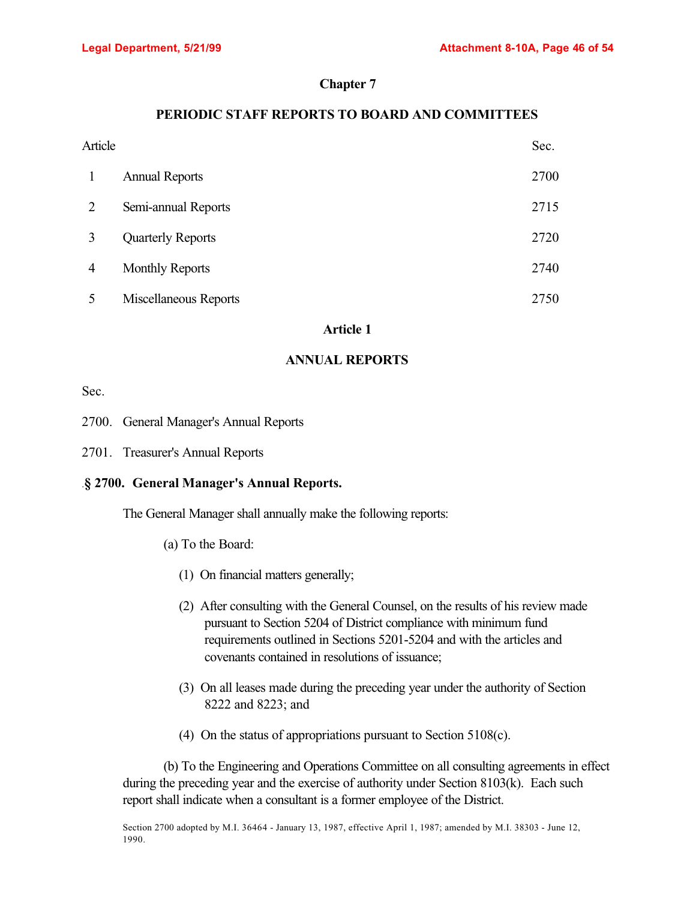# Chapter 7

## PERIODIC STAFF REPORTS TO BOARD AND COMMITTEES

| Article | | Sec. |
|---|---|---|
| 1 | Annual Reports | 2700 |
| 2 | Semi-annual Reports | 2715 |
| 3 | Quarterly Reports | 2720 |
| 4 | Monthly Reports | 2740 |
| 5 | Miscellaneous Reports | 2750 |

## Article 1

## ANNUAL REPORTS

Sec.

2700. General Manager's Annual Reports

2701. Treasurer's Annual Reports

### § 2700. General Manager's Annual Reports.

The General Manager shall annually make the following reports:

(a) To the Board:

(1) On financial matters generally;

(2) After consulting with the General Counsel, on the results of his review made pursuant to Section 5204 of District compliance with minimum fund requirements outlined in Sections 5201-5204 and with the articles and covenants contained in resolutions of issuance;

(3) On all leases made during the preceding year under the authority of Section 8222 and 8223; and

(4) On the status of appropriations pursuant to Section 5108(c).

(b) To the Engineering and Operations Committee on all consulting agreements in effect during the preceding year and the exercise of authority under Section 8103(k). Each such report shall indicate when a consultant is a former employee of the District.

Section 2700 adopted by M.I. 36464 - January 13, 1987, effective April 1, 1987; amended by M.I. 38303 - June 12, 1990.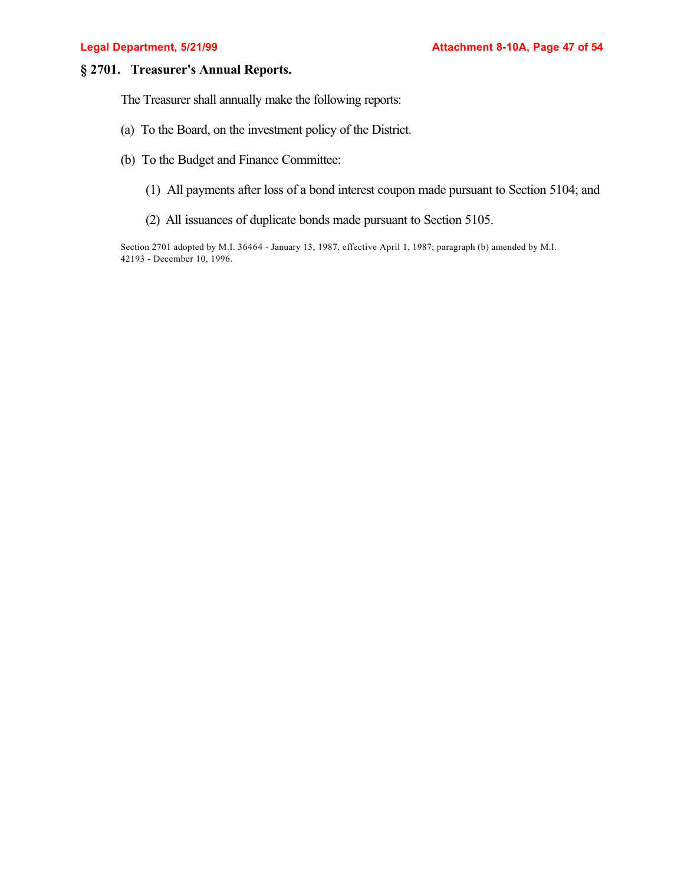## § 2701. Treasurer's Annual Reports.

The Treasurer shall annually make the following reports:

(a) To the Board, on the investment policy of the District.

(b) To the Budget and Finance Committee:

(1) All payments after loss of a bond interest coupon made pursuant to Section 5104; and

(2) All issuances of duplicate bonds made pursuant to Section 5105.

Section 2701 adopted by M.I. 36464 - January 13, 1987, effective April 1, 1987; paragraph (b) amended by M.I. 42193 - December 10, 1996.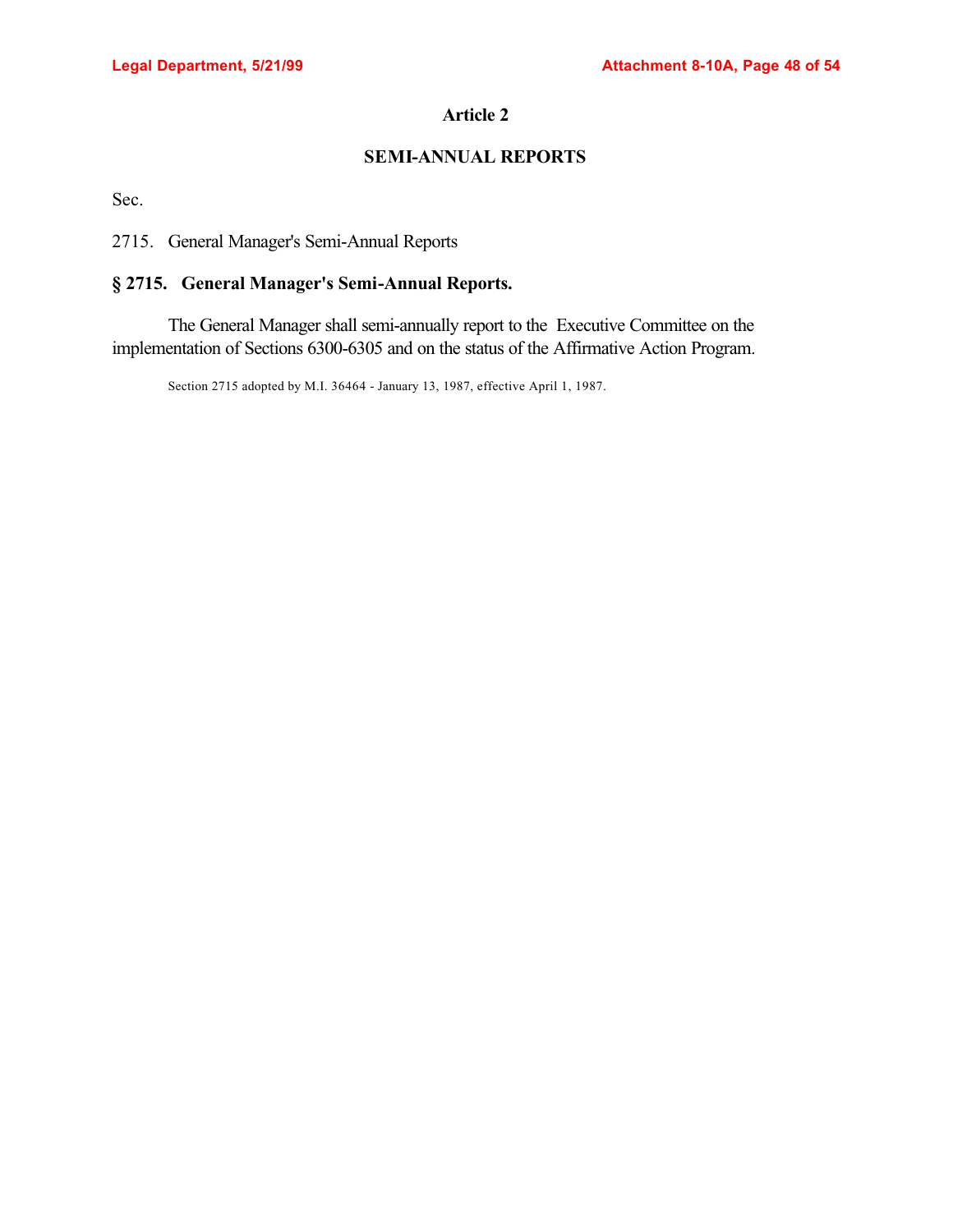## Article 2

## SEMI-ANNUAL REPORTS

Sec.

2715. General Manager's Semi-Annual Reports

### § 2715. General Manager's Semi-Annual Reports.

The General Manager shall semi-annually report to the Executive Committee on the implementation of Sections 6300-6305 and on the status of the Affirmative Action Program.

Section 2715 adopted by M.I. 36464 - January 13, 1987, effective April 1, 1987.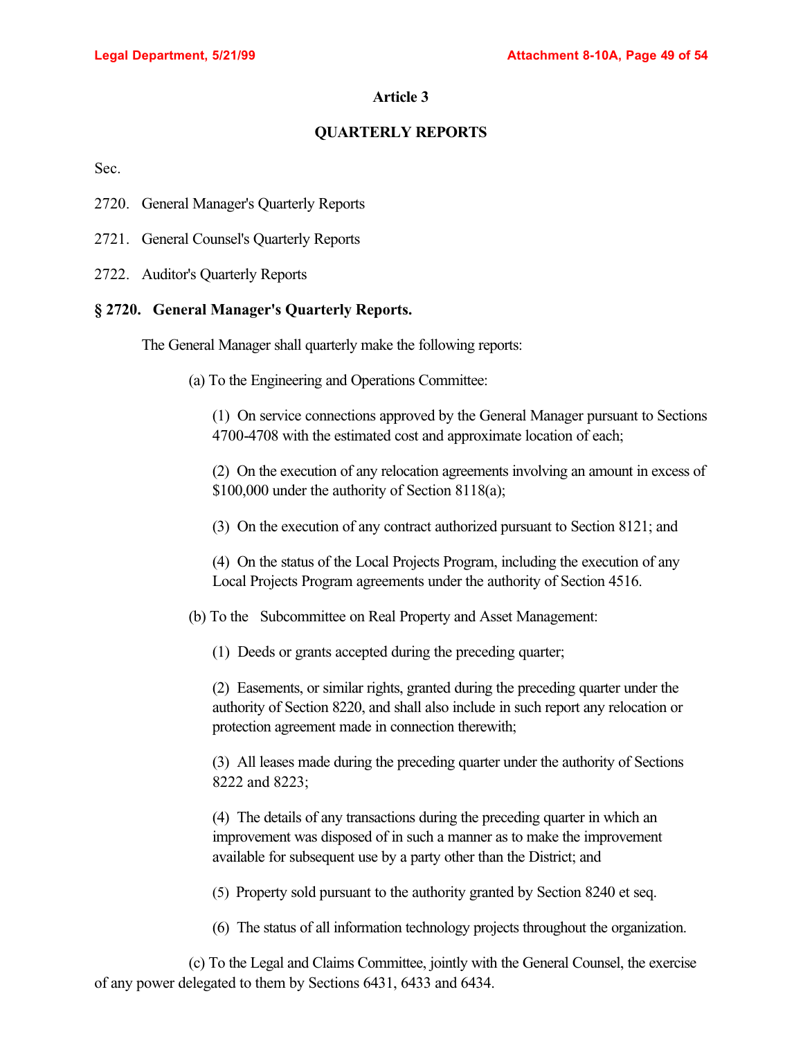## Article 3

## QUARTERLY REPORTS

Sec.

2720. General Manager's Quarterly Reports

2721. General Counsel's Quarterly Reports

2722. Auditor's Quarterly Reports

### § 2720. General Manager's Quarterly Reports.

The General Manager shall quarterly make the following reports:

(a) To the Engineering and Operations Committee:

(1) On service connections approved by the General Manager pursuant to Sections 4700-4708 with the estimated cost and approximate location of each;

(2) On the execution of any relocation agreements involving an amount in excess of $100,000 under the authority of Section 8118(a);

(3) On the execution of any contract authorized pursuant to Section 8121; and

(4) On the status of the Local Projects Program, including the execution of any Local Projects Program agreements under the authority of Section 4516.

(b) To the Subcommittee on Real Property and Asset Management:

(1) Deeds or grants accepted during the preceding quarter;

(2) Easements, or similar rights, granted during the preceding quarter under the authority of Section 8220, and shall also include in such report any relocation or protection agreement made in connection therewith;

(3) All leases made during the preceding quarter under the authority of Sections 8222 and 8223;

(4) The details of any transactions during the preceding quarter in which an improvement was disposed of in such a manner as to make the improvement available for subsequent use by a party other than the District; and

(5) Property sold pursuant to the authority granted by Section 8240 et seq.

(6) The status of all information technology projects throughout the organization.

(c) To the Legal and Claims Committee, jointly with the General Counsel, the exercise of any power delegated to them by Sections 6431, 6433 and 6434.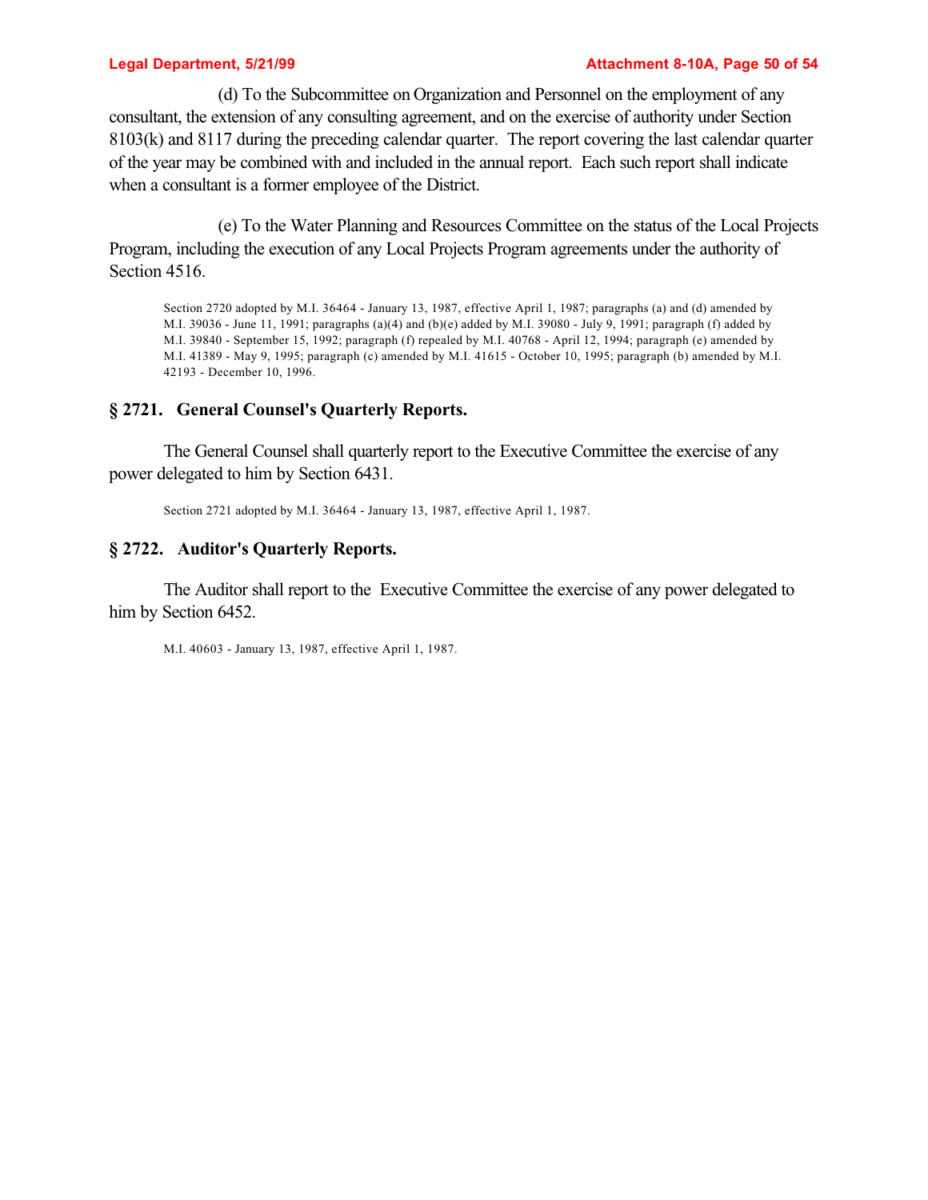(d) To the Subcommittee on Organization and Personnel on the employment of any consultant, the extension of any consulting agreement, and on the exercise of authority under Section 8103(k) and 8117 during the preceding calendar quarter. The report covering the last calendar quarter of the year may be combined with and included in the annual report. Each such report shall indicate when a consultant is a former employee of the District.

(e) To the Water Planning and Resources Committee on the status of the Local Projects Program, including the execution of any Local Projects Program agreements under the authority of Section 4516.

Section 2720 adopted by M.I. 36464 - January 13, 1987, effective April 1, 1987; paragraphs (a) and (d) amended by M.I. 39036 - June 11, 1991; paragraphs (a)(4) and (b)(e) added by M.I. 39080 - July 9, 1991; paragraph (f) added by M.I. 39840 - September 15, 1992; paragraph (f) repealed by M.I. 40768 - April 12, 1994; paragraph (e) amended by M.I. 41389 - May 9, 1995; paragraph (c) amended by M.I. 41615 - October 10, 1995; paragraph (b) amended by M.I. 42193 - December 10, 1996.

## § 2721. General Counsel's Quarterly Reports.

The General Counsel shall quarterly report to the Executive Committee the exercise of any power delegated to him by Section 6431.

Section 2721 adopted by M.I. 36464 - January 13, 1987, effective April 1, 1987.

## § 2722. Auditor's Quarterly Reports.

The Auditor shall report to the Executive Committee the exercise of any power delegated to him by Section 6452.

M.I. 40603 - January 13, 1987, effective April 1, 1987.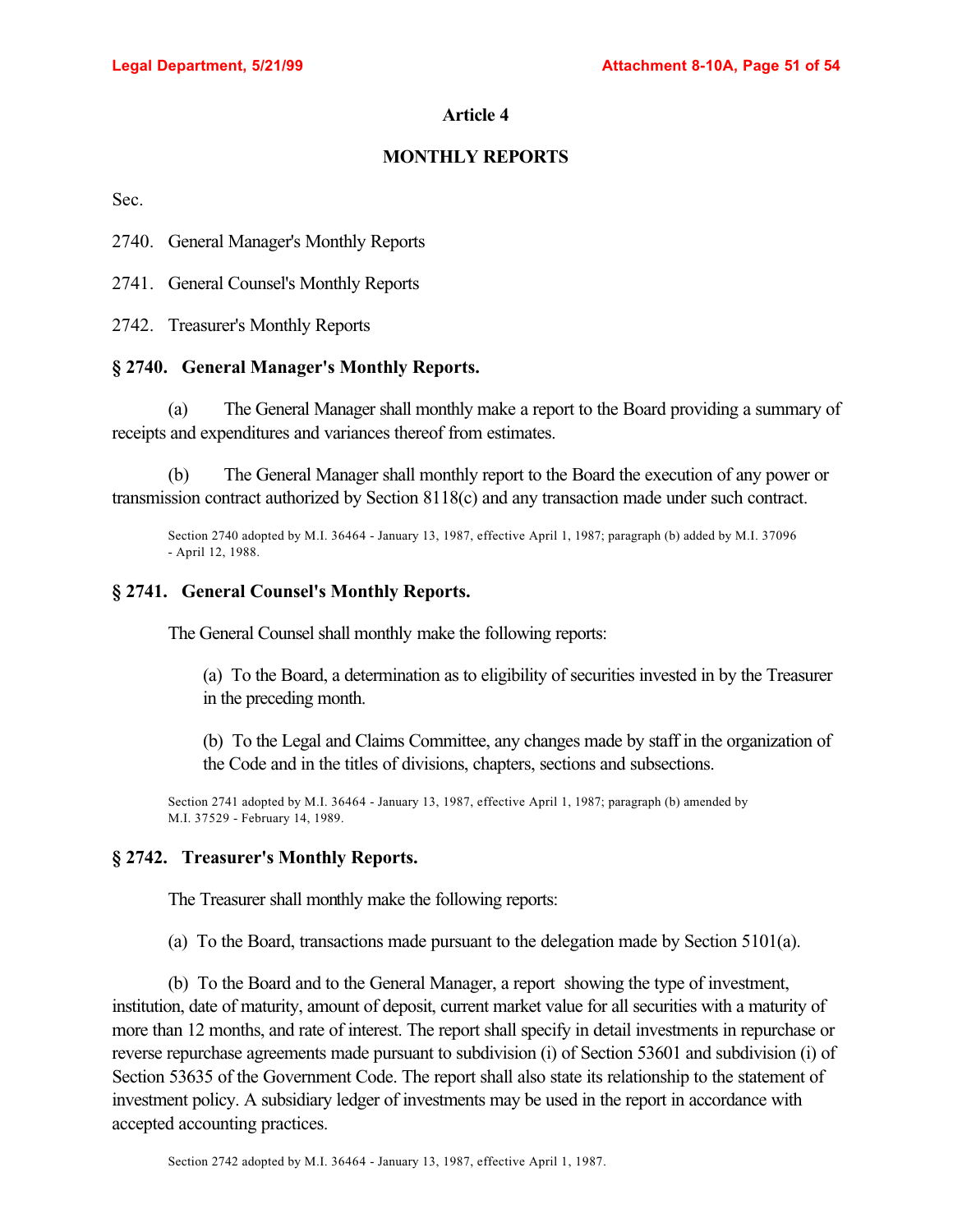## Article 4

## MONTHLY REPORTS

Sec.

2740. General Manager's Monthly Reports

2741. General Counsel's Monthly Reports

2742. Treasurer's Monthly Reports

### § 2740. General Manager's Monthly Reports.

(a) The General Manager shall monthly make a report to the Board providing a summary of receipts and expenditures and variances thereof from estimates.

(b) The General Manager shall monthly report to the Board the execution of any power or transmission contract authorized by Section 8118(c) and any transaction made under such contract.

Section 2740 adopted by M.I. 36464 - January 13, 1987, effective April 1, 1987; paragraph (b) added by M.I. 37096 - April 12, 1988.

### § 2741. General Counsel's Monthly Reports.

The General Counsel shall monthly make the following reports:

(a) To the Board, a determination as to eligibility of securities invested in by the Treasurer in the preceding month.

(b) To the Legal and Claims Committee, any changes made by staff in the organization of the Code and in the titles of divisions, chapters, sections and subsections.

Section 2741 adopted by M.I. 36464 - January 13, 1987, effective April 1, 1987; paragraph (b) amended by M.I. 37529 - February 14, 1989.

### § 2742. Treasurer's Monthly Reports.

The Treasurer shall monthly make the following reports:

(a) To the Board, transactions made pursuant to the delegation made by Section 5101(a).

(b) To the Board and to the General Manager, a report showing the type of investment, institution, date of maturity, amount of deposit, current market value for all securities with a maturity of more than 12 months, and rate of interest. The report shall specify in detail investments in repurchase or reverse repurchase agreements made pursuant to subdivision (i) of Section 53601 and subdivision (i) of Section 53635 of the Government Code. The report shall also state its relationship to the statement of investment policy. A subsidiary ledger of investments may be used in the report in accordance with accepted accounting practices.

Section 2742 adopted by M.I. 36464 - January 13, 1987, effective April 1, 1987.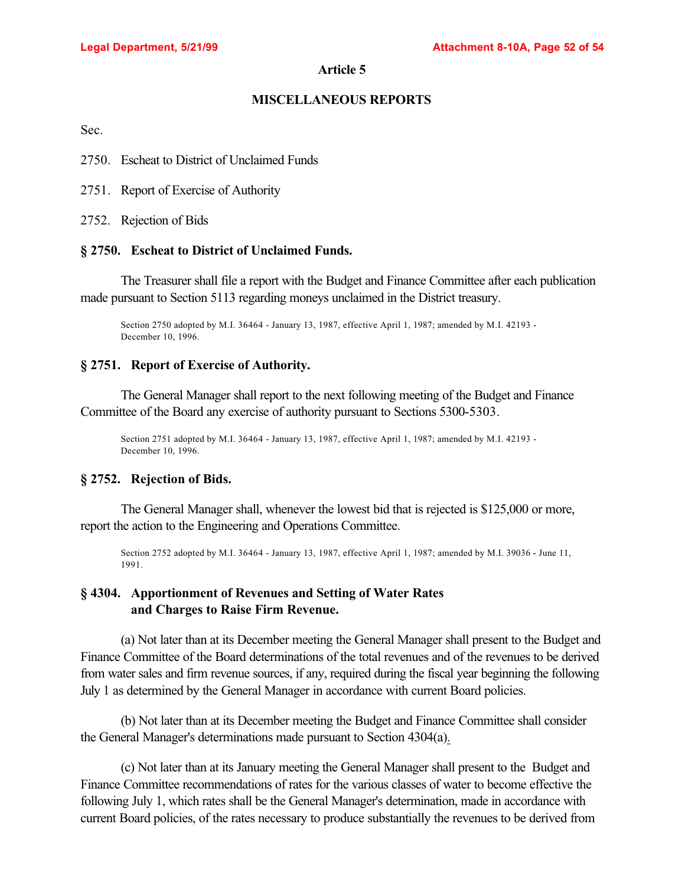## Article 5

## MISCELLANEOUS REPORTS

Sec.

2750. Escheat to District of Unclaimed Funds

2751. Report of Exercise of Authority

2752. Rejection of Bids

### § 2750. Escheat to District of Unclaimed Funds.

The Treasurer shall file a report with the Budget and Finance Committee after each publication made pursuant to Section 5113 regarding moneys unclaimed in the District treasury.

Section 2750 adopted by M.I. 36464 - January 13, 1987, effective April 1, 1987; amended by M.I. 42193 - December 10, 1996.

### § 2751. Report of Exercise of Authority.

The General Manager shall report to the next following meeting of the Budget and Finance Committee of the Board any exercise of authority pursuant to Sections 5300-5303.

Section 2751 adopted by M.I. 36464 - January 13, 1987, effective April 1, 1987; amended by M.I. 42193 - December 10, 1996.

### § 2752. Rejection of Bids.

The General Manager shall, whenever the lowest bid that is rejected is $125,000 or more, report the action to the Engineering and Operations Committee.

Section 2752 adopted by M.I. 36464 - January 13, 1987, effective April 1, 1987; amended by M.I. 39036 - June 11, 1991.

### § 4304. Apportionment of Revenues and Setting of Water Rates and Charges to Raise Firm Revenue.

(a) Not later than at its December meeting the General Manager shall present to the Budget and Finance Committee of the Board determinations of the total revenues and of the revenues to be derived from water sales and firm revenue sources, if any, required during the fiscal year beginning the following July 1 as determined by the General Manager in accordance with current Board policies.

(b) Not later than at its December meeting the Budget and Finance Committee shall consider the General Manager's determinations made pursuant to Section 4304(a).

(c) Not later than at its January meeting the General Manager shall present to the Budget and Finance Committee recommendations of rates for the various classes of water to become effective the following July 1, which rates shall be the General Manager's determination, made in accordance with current Board policies, of the rates necessary to produce substantially the revenues to be derived from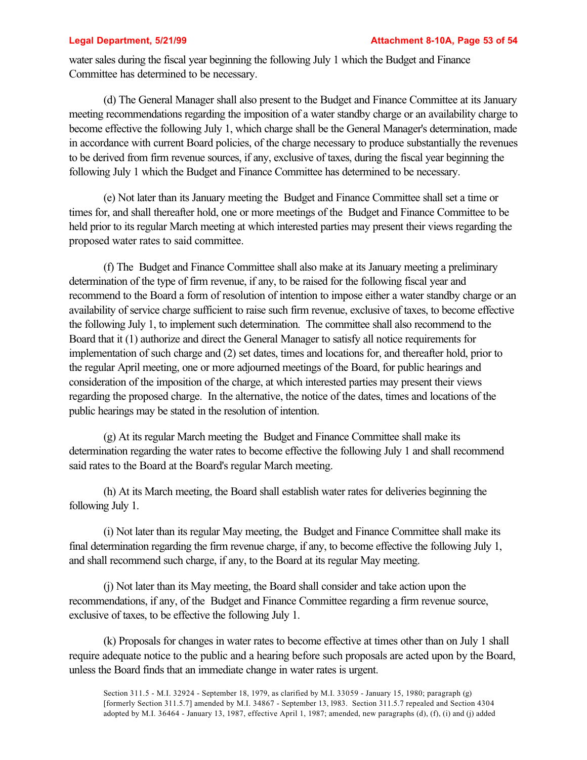water sales during the fiscal year beginning the following July 1 which the Budget and Finance Committee has determined to be necessary.

(d) The General Manager shall also present to the Budget and Finance Committee at its January meeting recommendations regarding the imposition of a water standby charge or an availability charge to become effective the following July 1, which charge shall be the General Manager's determination, made in accordance with current Board policies, of the charge necessary to produce substantially the revenues to be derived from firm revenue sources, if any, exclusive of taxes, during the fiscal year beginning the following July 1 which the Budget and Finance Committee has determined to be necessary.

(e) Not later than its January meeting the Budget and Finance Committee shall set a time or times for, and shall thereafter hold, one or more meetings of the Budget and Finance Committee to be held prior to its regular March meeting at which interested parties may present their views regarding the proposed water rates to said committee.

(f) The Budget and Finance Committee shall also make at its January meeting a preliminary determination of the type of firm revenue, if any, to be raised for the following fiscal year and recommend to the Board a form of resolution of intention to impose either a water standby charge or an availability of service charge sufficient to raise such firm revenue, exclusive of taxes, to become effective the following July 1, to implement such determination. The committee shall also recommend to the Board that it (1) authorize and direct the General Manager to satisfy all notice requirements for implementation of such charge and (2) set dates, times and locations for, and thereafter hold, prior to the regular April meeting, one or more adjourned meetings of the Board, for public hearings and consideration of the imposition of the charge, at which interested parties may present their views regarding the proposed charge. In the alternative, the notice of the dates, times and locations of the public hearings may be stated in the resolution of intention.

(g) At its regular March meeting the Budget and Finance Committee shall make its determination regarding the water rates to become effective the following July 1 and shall recommend said rates to the Board at the Board's regular March meeting.

(h) At its March meeting, the Board shall establish water rates for deliveries beginning the following July 1.

(i) Not later than its regular May meeting, the Budget and Finance Committee shall make its final determination regarding the firm revenue charge, if any, to become effective the following July 1, and shall recommend such charge, if any, to the Board at its regular May meeting.

(j) Not later than its May meeting, the Board shall consider and take action upon the recommendations, if any, of the Budget and Finance Committee regarding a firm revenue source, exclusive of taxes, to be effective the following July 1.

(k) Proposals for changes in water rates to become effective at times other than on July 1 shall require adequate notice to the public and a hearing before such proposals are acted upon by the Board, unless the Board finds that an immediate change in water rates is urgent.

Section 311.5 - M.I. 32924 - September 18, 1979, as clarified by M.I. 33059 - January 15, 1980; paragraph (g) [formerly Section 311.5.7] amended by M.I. 34867 - September 13, l983. Section 311.5.7 repealed and Section 4304 adopted by M.I. 36464 - January 13, 1987, effective April 1, 1987; amended, new paragraphs (d), (f), (i) and (j) added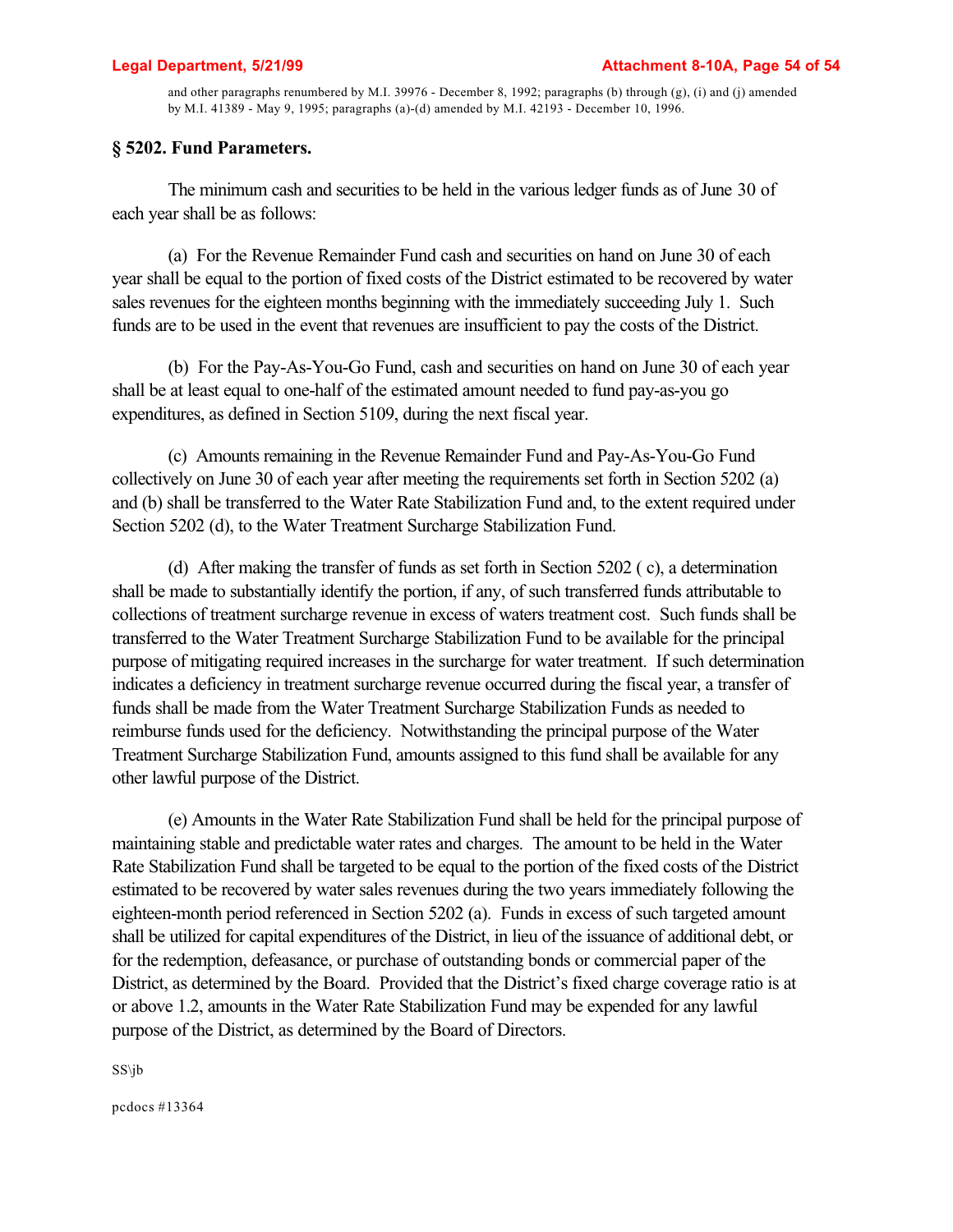and other paragraphs renumbered by M.I. 39976 - December 8, 1992; paragraphs (b) through (g), (i) and (j) amended by M.I. 41389 - May 9, 1995; paragraphs (a)-(d) amended by M.I. 42193 - December 10, 1996.

## § 5202. Fund Parameters.

The minimum cash and securities to be held in the various ledger funds as of June 30 of each year shall be as follows:

(a) For the Revenue Remainder Fund cash and securities on hand on June 30 of each year shall be equal to the portion of fixed costs of the District estimated to be recovered by water sales revenues for the eighteen months beginning with the immediately succeeding July 1. Such funds are to be used in the event that revenues are insufficient to pay the costs of the District.

(b) For the Pay-As-You-Go Fund, cash and securities on hand on June 30 of each year shall be at least equal to one-half of the estimated amount needed to fund pay-as-you go expenditures, as defined in Section 5109, during the next fiscal year.

(c) Amounts remaining in the Revenue Remainder Fund and Pay-As-You-Go Fund collectively on June 30 of each year after meeting the requirements set forth in Section 5202 (a) and (b) shall be transferred to the Water Rate Stabilization Fund and, to the extent required under Section 5202 (d), to the Water Treatment Surcharge Stabilization Fund.

(d) After making the transfer of funds as set forth in Section 5202 ( c), a determination shall be made to substantially identify the portion, if any, of such transferred funds attributable to collections of treatment surcharge revenue in excess of waters treatment cost. Such funds shall be transferred to the Water Treatment Surcharge Stabilization Fund to be available for the principal purpose of mitigating required increases in the surcharge for water treatment. If such determination indicates a deficiency in treatment surcharge revenue occurred during the fiscal year, a transfer of funds shall be made from the Water Treatment Surcharge Stabilization Funds as needed to reimburse funds used for the deficiency. Notwithstanding the principal purpose of the Water Treatment Surcharge Stabilization Fund, amounts assigned to this fund shall be available for any other lawful purpose of the District.

(e) Amounts in the Water Rate Stabilization Fund shall be held for the principal purpose of maintaining stable and predictable water rates and charges. The amount to be held in the Water Rate Stabilization Fund shall be targeted to be equal to the portion of the fixed costs of the District estimated to be recovered by water sales revenues during the two years immediately following the eighteen-month period referenced in Section 5202 (a). Funds in excess of such targeted amount shall be utilized for capital expenditures of the District, in lieu of the issuance of additional debt, or for the redemption, defeasance, or purchase of outstanding bonds or commercial paper of the District, as determined by the Board. Provided that the District's fixed charge coverage ratio is at or above 1.2, amounts in the Water Rate Stabilization Fund may be expended for any lawful purpose of the District, as determined by the Board of Directors.

SS\jb

pcdocs #13364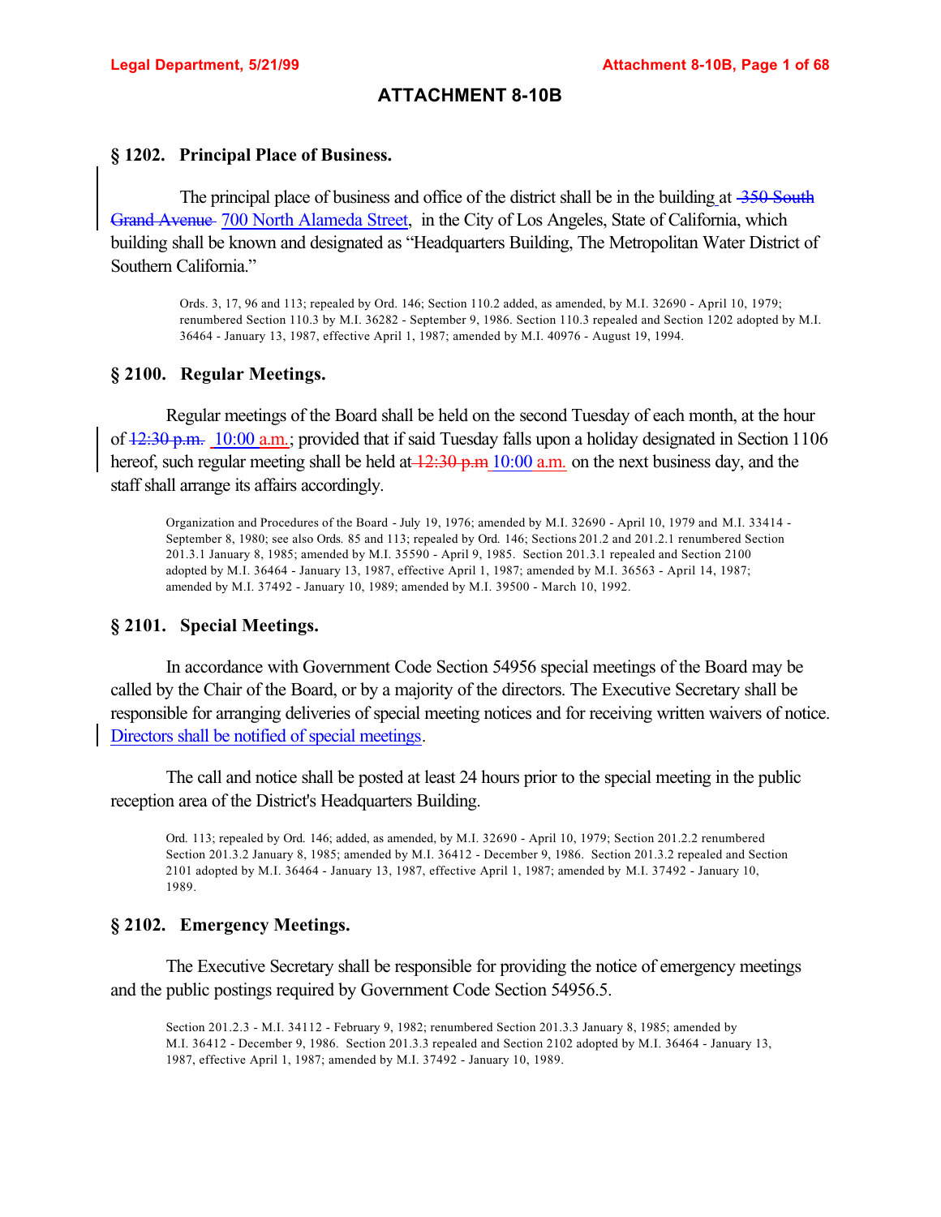# ATTACHMENT 8-10B

### § 1202. Principal Place of Business.

The principal place of business and office of the district shall be in the building at ~~350 South Grand Avenue~~ 700 North Alameda Street, in the City of Los Angeles, State of California, which building shall be known and designated as "Headquarters Building, The Metropolitan Water District of Southern California."

Ords. 3, 17, 96 and 113; repealed by Ord. 146; Section 110.2 added, as amended, by M.I. 32690 - April 10, 1979; renumbered Section 110.3 by M.I. 36282 - September 9, 1986. Section 110.3 repealed and Section 1202 adopted by M.I. 36464 - January 13, 1987, effective April 1, 1987; amended by M.I. 40976 - August 19, 1994.

### § 2100. Regular Meetings.

Regular meetings of the Board shall be held on the second Tuesday of each month, at the hour of ~~12:30 p.m.~~ 10:00 a.m.; provided that if said Tuesday falls upon a holiday designated in Section 1106 hereof, such regular meeting shall be held at ~~12:30 p.m~~ 10:00 a.m. on the next business day, and the staff shall arrange its affairs accordingly.

Organization and Procedures of the Board - July 19, 1976; amended by M.I. 32690 - April 10, 1979 and M.I. 33414 - September 8, 1980; see also Ords. 85 and 113; repealed by Ord. 146; Sections 201.2 and 201.2.1 renumbered Section 201.3.1 January 8, 1985; amended by M.I. 35590 - April 9, 1985. Section 201.3.1 repealed and Section 2100 adopted by M.I. 36464 - January 13, 1987, effective April 1, 1987; amended by M.I. 36563 - April 14, 1987; amended by M.I. 37492 - January 10, 1989; amended by M.I. 39500 - March 10, 1992.

### § 2101. Special Meetings.

In accordance with Government Code Section 54956 special meetings of the Board may be called by the Chair of the Board, or by a majority of the directors. The Executive Secretary shall be responsible for arranging deliveries of special meeting notices and for receiving written waivers of notice. Directors shall be notified of special meetings.

The call and notice shall be posted at least 24 hours prior to the special meeting in the public reception area of the District's Headquarters Building.

Ord. 113; repealed by Ord. 146; added, as amended, by M.I. 32690 - April 10, 1979; Section 201.2.2 renumbered Section 201.3.2 January 8, 1985; amended by M.I. 36412 - December 9, 1986. Section 201.3.2 repealed and Section 2101 adopted by M.I. 36464 - January 13, 1987, effective April 1, 1987; amended by M.I. 37492 - January 10, 1989.

### § 2102. Emergency Meetings.

The Executive Secretary shall be responsible for providing the notice of emergency meetings and the public postings required by Government Code Section 54956.5.

Section 201.2.3 - M.I. 34112 - February 9, 1982; renumbered Section 201.3.3 January 8, 1985; amended by M.I. 36412 - December 9, 1986. Section 201.3.3 repealed and Section 2102 adopted by M.I. 36464 - January 13, 1987, effective April 1, 1987; amended by M.I. 37492 - January 10, 1989.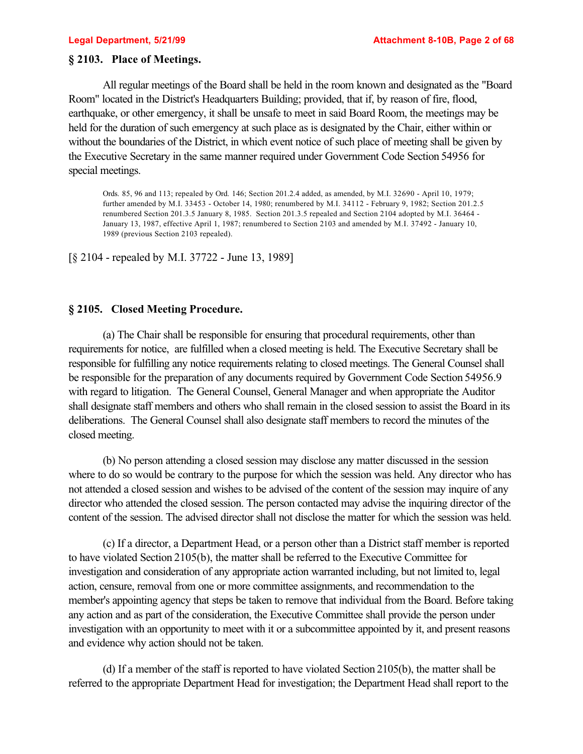### § 2103. Place of Meetings.

All regular meetings of the Board shall be held in the room known and designated as the "Board Room" located in the District's Headquarters Building; provided, that if, by reason of fire, flood, earthquake, or other emergency, it shall be unsafe to meet in said Board Room, the meetings may be held for the duration of such emergency at such place as is designated by the Chair, either within or without the boundaries of the District, in which event notice of such place of meeting shall be given by the Executive Secretary in the same manner required under Government Code Section 54956 for special meetings.

Ords. 85, 96 and 113; repealed by Ord. 146; Section 201.2.4 added, as amended, by M.I. 32690 - April 10, 1979; further amended by M.I. 33453 - October 14, 1980; renumbered by M.I. 34112 - February 9, 1982; Section 201.2.5 renumbered Section 201.3.5 January 8, 1985. Section 201.3.5 repealed and Section 2104 adopted by M.I. 36464 - January 13, 1987, effective April 1, 1987; renumbered to Section 2103 and amended by M.I. 37492 - January 10, 1989 (previous Section 2103 repealed).

[§ 2104 - repealed by M.I. 37722 - June 13, 1989]

### § 2105. Closed Meeting Procedure.

(a) The Chair shall be responsible for ensuring that procedural requirements, other than requirements for notice, are fulfilled when a closed meeting is held. The Executive Secretary shall be responsible for fulfilling any notice requirements relating to closed meetings. The General Counsel shall be responsible for the preparation of any documents required by Government Code Section 54956.9 with regard to litigation. The General Counsel, General Manager and when appropriate the Auditor shall designate staff members and others who shall remain in the closed session to assist the Board in its deliberations. The General Counsel shall also designate staff members to record the minutes of the closed meeting.

(b) No person attending a closed session may disclose any matter discussed in the session where to do so would be contrary to the purpose for which the session was held. Any director who has not attended a closed session and wishes to be advised of the content of the session may inquire of any director who attended the closed session. The person contacted may advise the inquiring director of the content of the session. The advised director shall not disclose the matter for which the session was held.

(c) If a director, a Department Head, or a person other than a District staff member is reported to have violated Section 2105(b), the matter shall be referred to the Executive Committee for investigation and consideration of any appropriate action warranted including, but not limited to, legal action, censure, removal from one or more committee assignments, and recommendation to the member's appointing agency that steps be taken to remove that individual from the Board. Before taking any action and as part of the consideration, the Executive Committee shall provide the person under investigation with an opportunity to meet with it or a subcommittee appointed by it, and present reasons and evidence why action should not be taken.

(d) If a member of the staff is reported to have violated Section 2105(b), the matter shall be referred to the appropriate Department Head for investigation; the Department Head shall report to the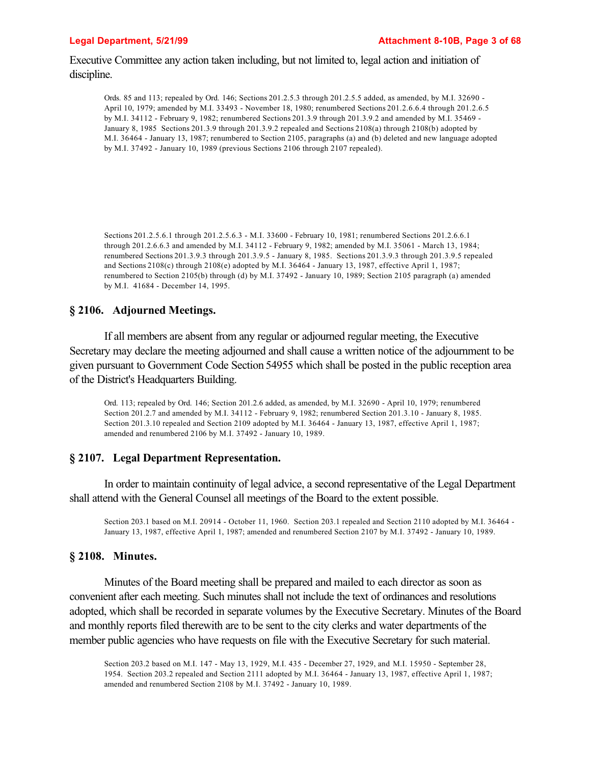Executive Committee any action taken including, but not limited to, legal action and initiation of discipline.

Ords. 85 and 113; repealed by Ord. 146; Sections 201.2.5.3 through 201.2.5.5 added, as amended, by M.I. 32690 - April 10, 1979; amended by M.I. 33493 - November 18, 1980; renumbered Sections 201.2.6.6.4 through 201.2.6.5 by M.I. 34112 - February 9, 1982; renumbered Sections 201.3.9 through 201.3.9.2 and amended by M.I. 35469 - January 8, 1985 Sections 201.3.9 through 201.3.9.2 repealed and Sections 2108(a) through 2108(b) adopted by M.I. 36464 - January 13, 1987; renumbered to Section 2105, paragraphs (a) and (b) deleted and new language adopted by M.I. 37492 - January 10, 1989 (previous Sections 2106 through 2107 repealed).

Sections 201.2.5.6.1 through 201.2.5.6.3 - M.I. 33600 - February 10, 1981; renumbered Sections 201.2.6.6.1 through 201.2.6.6.3 and amended by M.I. 34112 - February 9, 1982; amended by M.I. 35061 - March 13, 1984; renumbered Sections 201.3.9.3 through 201.3.9.5 - January 8, 1985. Sections 201.3.9.3 through 201.3.9.5 repealed and Sections 2108(c) through 2108(e) adopted by M.I. 36464 - January 13, 1987, effective April 1, 1987; renumbered to Section 2105(b) through (d) by M.I. 37492 - January 10, 1989; Section 2105 paragraph (a) amended by M.I. 41684 - December 14, 1995.

### § 2106. Adjourned Meetings.

If all members are absent from any regular or adjourned regular meeting, the Executive Secretary may declare the meeting adjourned and shall cause a written notice of the adjournment to be given pursuant to Government Code Section 54955 which shall be posted in the public reception area of the District's Headquarters Building.

Ord. 113; repealed by Ord. 146; Section 201.2.6 added, as amended, by M.I. 32690 - April 10, 1979; renumbered Section 201.2.7 and amended by M.I. 34112 - February 9, 1982; renumbered Section 201.3.10 - January 8, 1985. Section 201.3.10 repealed and Section 2109 adopted by M.I. 36464 - January 13, 1987, effective April 1, 1987; amended and renumbered 2106 by M.I. 37492 - January 10, 1989.

### § 2107. Legal Department Representation.

In order to maintain continuity of legal advice, a second representative of the Legal Department shall attend with the General Counsel all meetings of the Board to the extent possible.

Section 203.1 based on M.I. 20914 - October 11, 1960. Section 203.1 repealed and Section 2110 adopted by M.I. 36464 - January 13, 1987, effective April 1, 1987; amended and renumbered Section 2107 by M.I. 37492 - January 10, 1989.

### § 2108. Minutes.

Minutes of the Board meeting shall be prepared and mailed to each director as soon as convenient after each meeting. Such minutes shall not include the text of ordinances and resolutions adopted, which shall be recorded in separate volumes by the Executive Secretary. Minutes of the Board and monthly reports filed therewith are to be sent to the city clerks and water departments of the member public agencies who have requests on file with the Executive Secretary for such material.

Section 203.2 based on M.I. 147 - May 13, 1929, M.I. 435 - December 27, 1929, and M.I. 15950 - September 28, 1954. Section 203.2 repealed and Section 2111 adopted by M.I. 36464 - January 13, 1987, effective April 1, 1987; amended and renumbered Section 2108 by M.I. 37492 - January 10, 1989.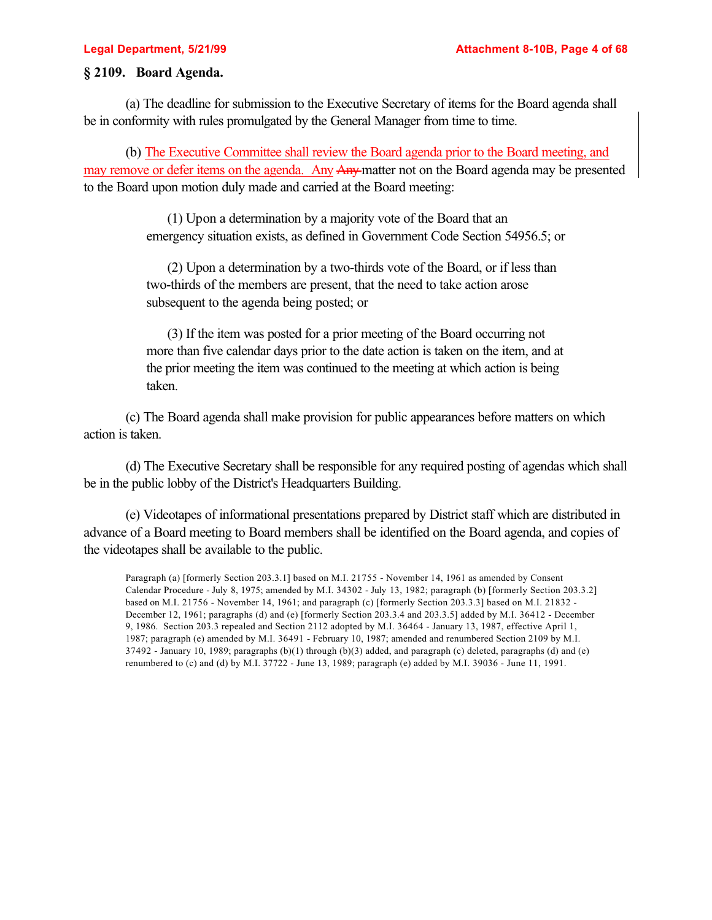## § 2109. Board Agenda.

(a) The deadline for submission to the Executive Secretary of items for the Board agenda shall be in conformity with rules promulgated by the General Manager from time to time.

(b) The Executive Committee shall review the Board agenda prior to the Board meeting, and may remove or defer items on the agenda. Any ~~Any~~ matter not on the Board agenda may be presented to the Board upon motion duly made and carried at the Board meeting:

> (1) Upon a determination by a majority vote of the Board that an emergency situation exists, as defined in Government Code Section 54956.5; or
>
> (2) Upon a determination by a two-thirds vote of the Board, or if less than two-thirds of the members are present, that the need to take action arose subsequent to the agenda being posted; or
>
> (3) If the item was posted for a prior meeting of the Board occurring not more than five calendar days prior to the date action is taken on the item, and at the prior meeting the item was continued to the meeting at which action is being taken.

(c) The Board agenda shall make provision for public appearances before matters on which action is taken.

(d) The Executive Secretary shall be responsible for any required posting of agendas which shall be in the public lobby of the District's Headquarters Building.

(e) Videotapes of informational presentations prepared by District staff which are distributed in advance of a Board meeting to Board members shall be identified on the Board agenda, and copies of the videotapes shall be available to the public.

Paragraph (a) [formerly Section 203.3.1] based on M.I. 21755 - November 14, 1961 as amended by Consent Calendar Procedure - July 8, 1975; amended by M.I. 34302 - July 13, 1982; paragraph (b) [formerly Section 203.3.2] based on M.I. 21756 - November 14, 1961; and paragraph (c) [formerly Section 203.3.3] based on M.I. 21832 - December 12, 1961; paragraphs (d) and (e) [formerly Section 203.3.4 and 203.3.5] added by M.I. 36412 - December 9, 1986. Section 203.3 repealed and Section 2112 adopted by M.I. 36464 - January 13, 1987, effective April 1, 1987; paragraph (e) amended by M.I. 36491 - February 10, 1987; amended and renumbered Section 2109 by M.I. 37492 - January 10, 1989; paragraphs (b)(1) through (b)(3) added, and paragraph (c) deleted, paragraphs (d) and (e) renumbered to (c) and (d) by M.I. 37722 - June 13, 1989; paragraph (e) added by M.I. 39036 - June 11, 1991.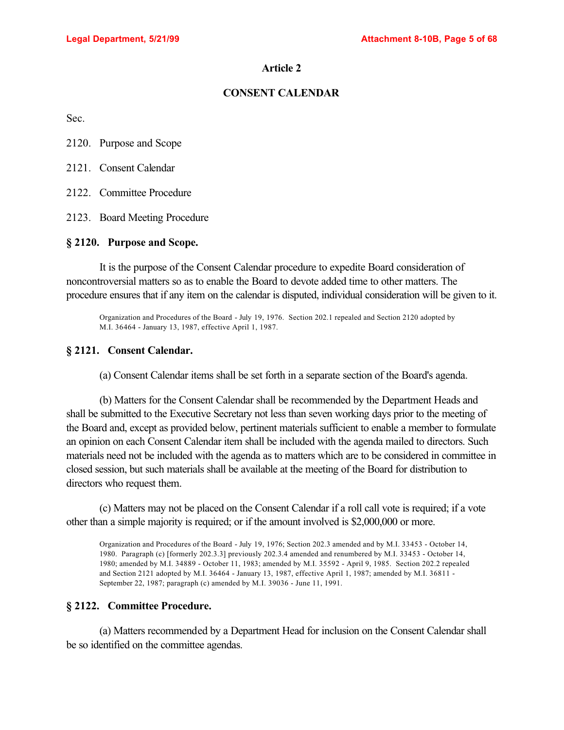# Article 2

## CONSENT CALENDAR

Sec.

2120. Purpose and Scope

2121. Consent Calendar

2122. Committee Procedure

2123. Board Meeting Procedure

### § 2120. Purpose and Scope.

It is the purpose of the Consent Calendar procedure to expedite Board consideration of noncontroversial matters so as to enable the Board to devote added time to other matters. The procedure ensures that if any item on the calendar is disputed, individual consideration will be given to it.

Organization and Procedures of the Board - July 19, 1976. Section 202.1 repealed and Section 2120 adopted by M.I. 36464 - January 13, 1987, effective April 1, 1987.

### § 2121. Consent Calendar.

(a) Consent Calendar items shall be set forth in a separate section of the Board's agenda.

(b) Matters for the Consent Calendar shall be recommended by the Department Heads and shall be submitted to the Executive Secretary not less than seven working days prior to the meeting of the Board and, except as provided below, pertinent materials sufficient to enable a member to formulate an opinion on each Consent Calendar item shall be included with the agenda mailed to directors. Such materials need not be included with the agenda as to matters which are to be considered in committee in closed session, but such materials shall be available at the meeting of the Board for distribution to directors who request them.

(c) Matters may not be placed on the Consent Calendar if a roll call vote is required; if a vote other than a simple majority is required; or if the amount involved is $2,000,000 or more.

Organization and Procedures of the Board - July 19, 1976; Section 202.3 amended and by M.I. 33453 - October 14, 1980. Paragraph (c) [formerly 202.3.3] previously 202.3.4 amended and renumbered by M.I. 33453 - October 14, 1980; amended by M.I. 34889 - October 11, 1983; amended by M.I. 35592 - April 9, 1985. Section 202.2 repealed and Section 2121 adopted by M.I. 36464 - January 13, 1987, effective April 1, 1987; amended by M.I. 36811 - September 22, 1987; paragraph (c) amended by M.I. 39036 - June 11, 1991.

### § 2122. Committee Procedure.

(a) Matters recommended by a Department Head for inclusion on the Consent Calendar shall be so identified on the committee agendas.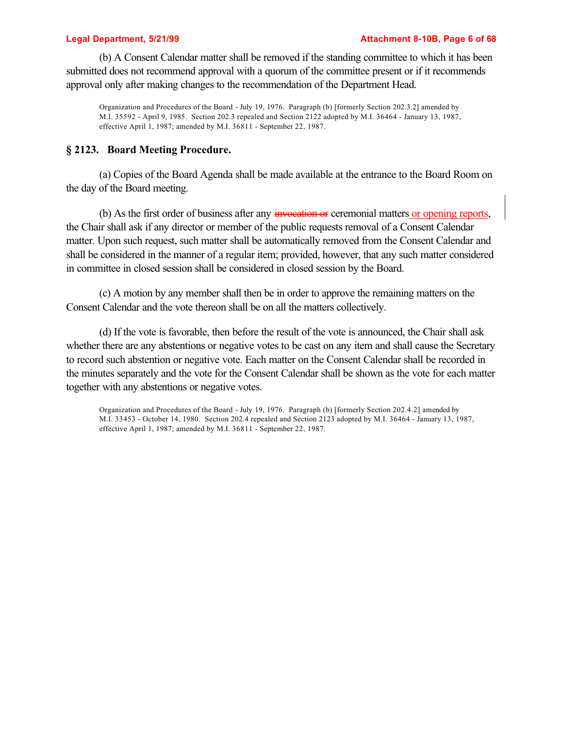(b) A Consent Calendar matter shall be removed if the standing committee to which it has been submitted does not recommend approval with a quorum of the committee present or if it recommends approval only after making changes to the recommendation of the Department Head.

Organization and Procedures of the Board - July 19, 1976. Paragraph (b) [formerly Section 202.3.2] amended by M.I. 35592 - April 9, 1985. Section 202.3 repealed and Section 2122 adopted by M.I. 36464 - January 13, 1987, effective April 1, 1987; amended by M.I. 36811 - September 22, 1987.

## § 2123. Board Meeting Procedure.

(a) Copies of the Board Agenda shall be made available at the entrance to the Board Room on the day of the Board meeting.

(b) As the first order of business after any ~~invocation or~~ ceremonial matters <u>or opening reports</u>, the Chair shall ask if any director or member of the public requests removal of a Consent Calendar matter. Upon such request, such matter shall be automatically removed from the Consent Calendar and shall be considered in the manner of a regular item; provided, however, that any such matter considered in committee in closed session shall be considered in closed session by the Board.

(c) A motion by any member shall then be in order to approve the remaining matters on the Consent Calendar and the vote thereon shall be on all the matters collectively.

(d) If the vote is favorable, then before the result of the vote is announced, the Chair shall ask whether there are any abstentions or negative votes to be cast on any item and shall cause the Secretary to record such abstention or negative vote. Each matter on the Consent Calendar shall be recorded in the minutes separately and the vote for the Consent Calendar shall be shown as the vote for each matter together with any abstentions or negative votes.

Organization and Procedures of the Board - July 19, 1976. Paragraph (b) [formerly Section 202.4.2] amended by M.I. 33453 - October 14, 1980. Section 202.4 repealed and Section 2123 adopted by M.I. 36464 - January 13, 1987, effective April 1, 1987; amended by M.I. 36811 - September 22, 1987.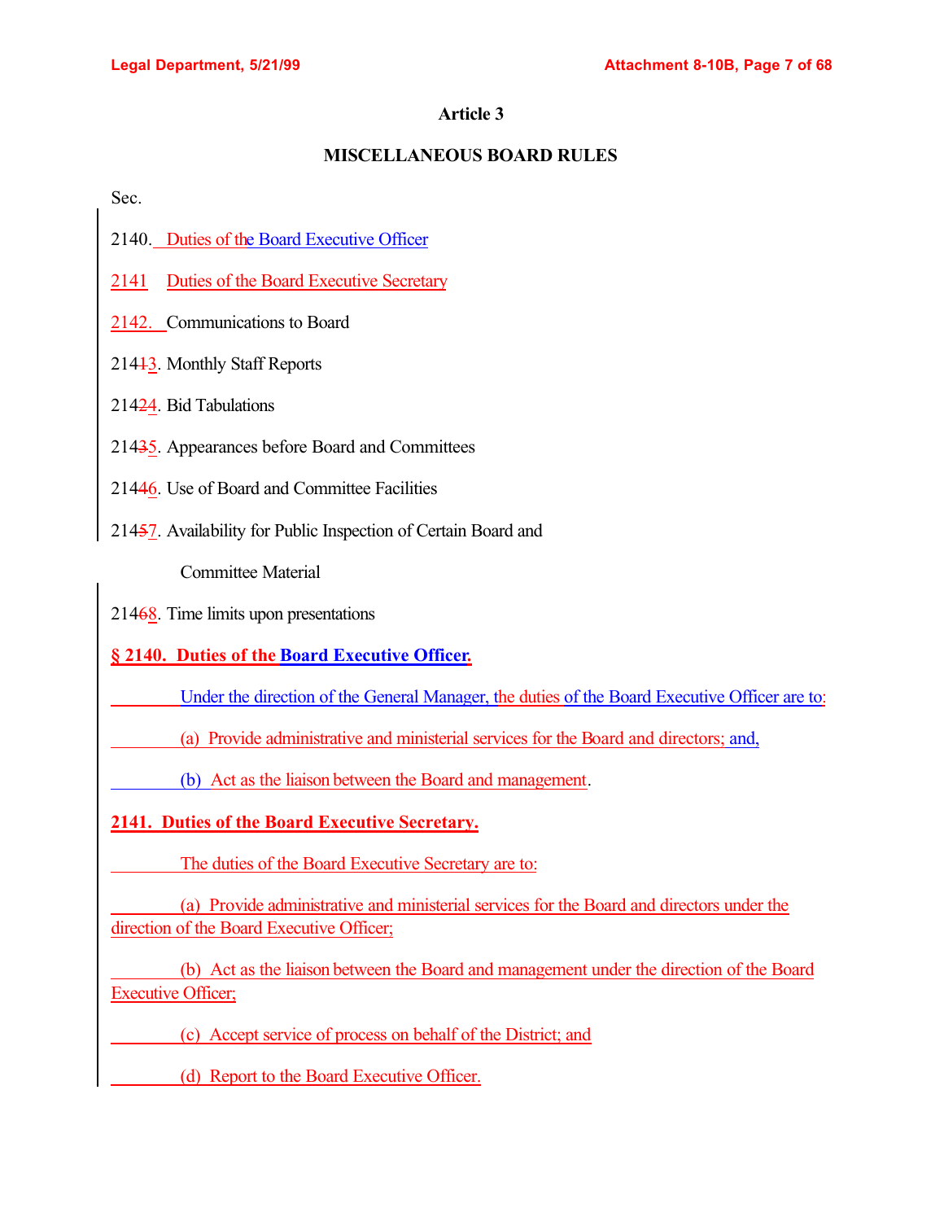## Article 3

## MISCELLANEOUS BOARD RULES

Sec.

2140. Duties of the Board Executive Officer

2141 Duties of the Board Executive Secretary

2142. Communications to Board

214~~1~~3. Monthly Staff Reports

214~~2~~4. Bid Tabulations

214~~3~~5. Appearances before Board and Committees

214~~4~~6. Use of Board and Committee Facilities

214~~5~~7. Availability for Public Inspection of Certain Board and Committee Material

214~~6~~8. Time limits upon presentations

**§ 2140. Duties of the Board Executive Officer.**

Under the direction of the General Manager, the duties of the Board Executive Officer are to:

(a) Provide administrative and ministerial services for the Board and directors; and,

(b) Act as the liaison between the Board and management.

**2141. Duties of the Board Executive Secretary.**

The duties of the Board Executive Secretary are to:

(a) Provide administrative and ministerial services for the Board and directors under the direction of the Board Executive Officer;

(b) Act as the liaison between the Board and management under the direction of the Board Executive Officer;

(c) Accept service of process on behalf of the District; and

(d) Report to the Board Executive Officer.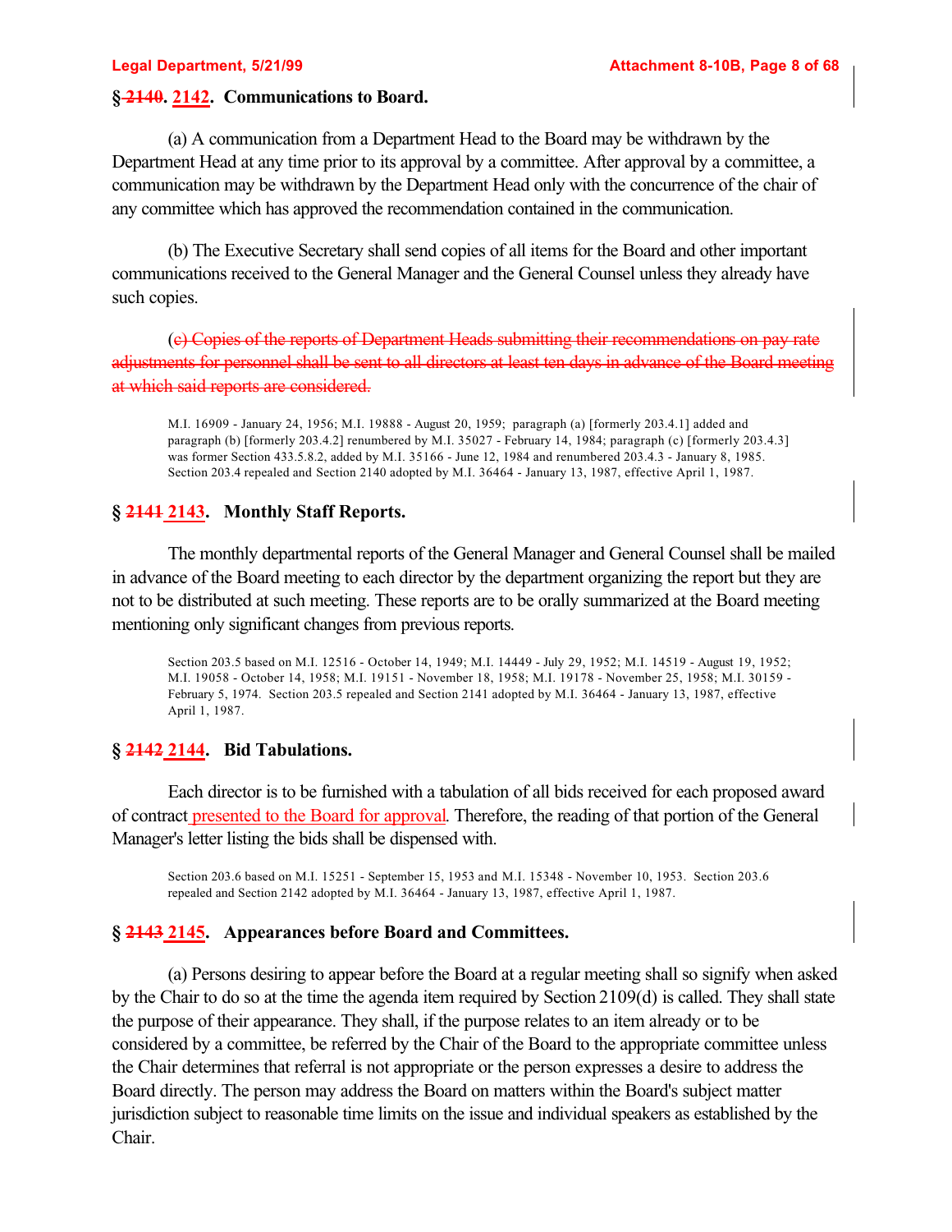## § ~~2140~~. 2142. Communications to Board.

(a) A communication from a Department Head to the Board may be withdrawn by the Department Head at any time prior to its approval by a committee. After approval by a committee, a communication may be withdrawn by the Department Head only with the concurrence of the chair of any committee which has approved the recommendation contained in the communication.

(b) The Executive Secretary shall send copies of all items for the Board and other important communications received to the General Manager and the General Counsel unless they already have such copies.

~~(c) Copies of the reports of Department Heads submitting their recommendations on pay rate adjustments for personnel shall be sent to all directors at least ten days in advance of the Board meeting at which said reports are considered.~~

M.I. 16909 - January 24, 1956; M.I. 19888 - August 20, 1959; paragraph (a) [formerly 203.4.1] added and paragraph (b) [formerly 203.4.2] renumbered by M.I. 35027 - February 14, 1984; paragraph (c) [formerly 203.4.3] was former Section 433.5.8.2, added by M.I. 35166 - June 12, 1984 and renumbered 203.4.3 - January 8, 1985. Section 203.4 repealed and Section 2140 adopted by M.I. 36464 - January 13, 1987, effective April 1, 1987.

## § ~~2141~~ 2143. Monthly Staff Reports.

The monthly departmental reports of the General Manager and General Counsel shall be mailed in advance of the Board meeting to each director by the department organizing the report but they are not to be distributed at such meeting. These reports are to be orally summarized at the Board meeting mentioning only significant changes from previous reports.

Section 203.5 based on M.I. 12516 - October 14, 1949; M.I. 14449 - July 29, 1952; M.I. 14519 - August 19, 1952; M.I. 19058 - October 14, 1958; M.I. 19151 - November 18, 1958; M.I. 19178 - November 25, 1958; M.I. 30159 - February 5, 1974. Section 203.5 repealed and Section 2141 adopted by M.I. 36464 - January 13, 1987, effective April 1, 1987.

## § ~~2142~~ 2144. Bid Tabulations.

Each director is to be furnished with a tabulation of all bids received for each proposed award of contract presented to the Board for approval. Therefore, the reading of that portion of the General Manager's letter listing the bids shall be dispensed with.

Section 203.6 based on M.I. 15251 - September 15, 1953 and M.I. 15348 - November 10, 1953. Section 203.6 repealed and Section 2142 adopted by M.I. 36464 - January 13, 1987, effective April 1, 1987.

## § ~~2143~~ 2145. Appearances before Board and Committees.

(a) Persons desiring to appear before the Board at a regular meeting shall so signify when asked by the Chair to do so at the time the agenda item required by Section 2109(d) is called. They shall state the purpose of their appearance. They shall, if the purpose relates to an item already or to be considered by a committee, be referred by the Chair of the Board to the appropriate committee unless the Chair determines that referral is not appropriate or the person expresses a desire to address the Board directly. The person may address the Board on matters within the Board's subject matter jurisdiction subject to reasonable time limits on the issue and individual speakers as established by the Chair.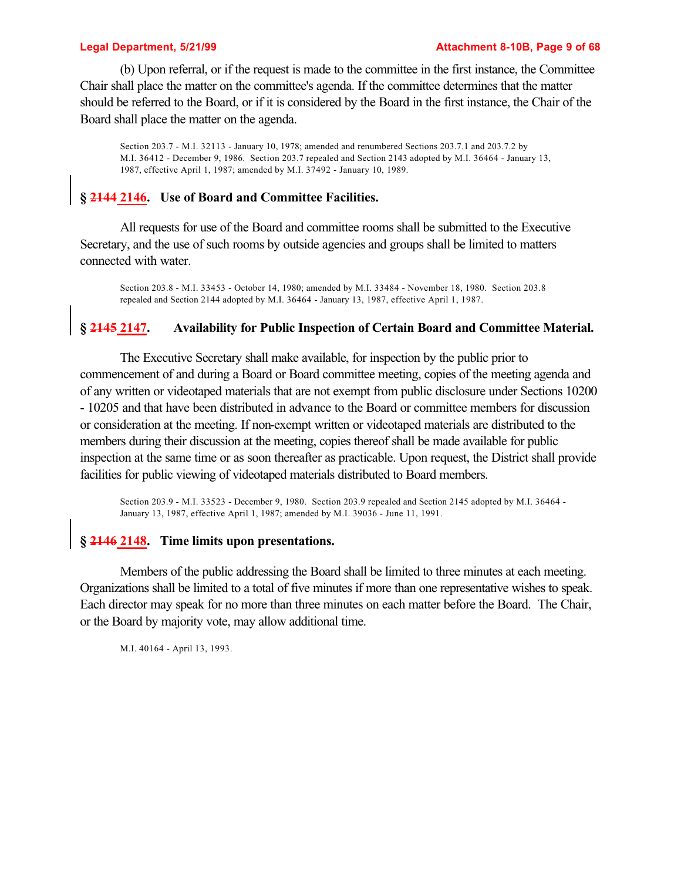(b) Upon referral, or if the request is made to the committee in the first instance, the Committee Chair shall place the matter on the committee's agenda. If the committee determines that the matter should be referred to the Board, or if it is considered by the Board in the first instance, the Chair of the Board shall place the matter on the agenda.

Section 203.7 - M.I. 32113 - January 10, 1978; amended and renumbered Sections 203.7.1 and 203.7.2 by M.I. 36412 - December 9, 1986. Section 203.7 repealed and Section 2143 adopted by M.I. 36464 - January 13, 1987, effective April 1, 1987; amended by M.I. 37492 - January 10, 1989.

## § ~~2144~~ 2146. Use of Board and Committee Facilities.

All requests for use of the Board and committee rooms shall be submitted to the Executive Secretary, and the use of such rooms by outside agencies and groups shall be limited to matters connected with water.

Section 203.8 - M.I. 33453 - October 14, 1980; amended by M.I. 33484 - November 18, 1980. Section 203.8 repealed and Section 2144 adopted by M.I. 36464 - January 13, 1987, effective April 1, 1987.

## § ~~2145~~ 2147. Availability for Public Inspection of Certain Board and Committee Material.

The Executive Secretary shall make available, for inspection by the public prior to commencement of and during a Board or Board committee meeting, copies of the meeting agenda and of any written or videotaped materials that are not exempt from public disclosure under Sections 10200 - 10205 and that have been distributed in advance to the Board or committee members for discussion or consideration at the meeting. If non-exempt written or videotaped materials are distributed to the members during their discussion at the meeting, copies thereof shall be made available for public inspection at the same time or as soon thereafter as practicable. Upon request, the District shall provide facilities for public viewing of videotaped materials distributed to Board members.

Section 203.9 - M.I. 33523 - December 9, 1980. Section 203.9 repealed and Section 2145 adopted by M.I. 36464 - January 13, 1987, effective April 1, 1987; amended by M.I. 39036 - June 11, 1991.

## § ~~2146~~ 2148. Time limits upon presentations.

Members of the public addressing the Board shall be limited to three minutes at each meeting. Organizations shall be limited to a total of five minutes if more than one representative wishes to speak. Each director may speak for no more than three minutes on each matter before the Board. The Chair, or the Board by majority vote, may allow additional time.

M.I. 40164 - April 13, 1993.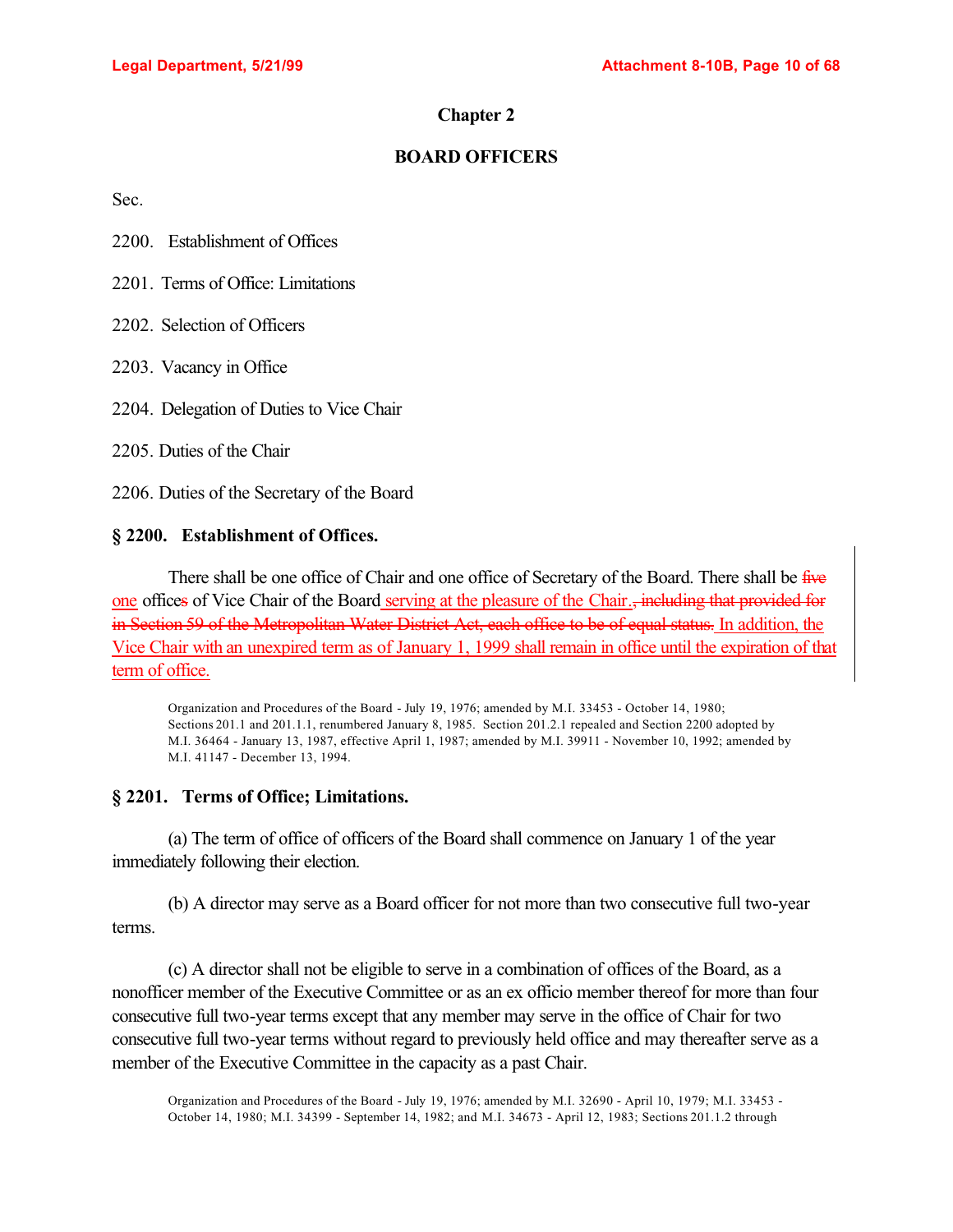## Chapter 2

## BOARD OFFICERS

Sec.

2200. Establishment of Offices

2201. Terms of Office: Limitations

2202. Selection of Officers

2203. Vacancy in Office

2204. Delegation of Duties to Vice Chair

2205. Duties of the Chair

2206. Duties of the Secretary of the Board

### § 2200. Establishment of Offices.

There shall be one office of Chair and one office of Secretary of the Board. There shall be ~~five~~ one office~~s~~ of Vice Chair of the Board serving at the pleasure of the Chair.~~, including that provided for in Section 59 of the Metropolitan Water District Act, each office to be of equal status.~~ In addition, the Vice Chair with an unexpired term as of January 1, 1999 shall remain in office until the expiration of that term of office.

Organization and Procedures of the Board - July 19, 1976; amended by M.I. 33453 - October 14, 1980; Sections 201.1 and 201.1.1, renumbered January 8, 1985. Section 201.2.1 repealed and Section 2200 adopted by M.I. 36464 - January 13, 1987, effective April 1, 1987; amended by M.I. 39911 - November 10, 1992; amended by M.I. 41147 - December 13, 1994.

### § 2201. Terms of Office; Limitations.

(a) The term of office of officers of the Board shall commence on January 1 of the year immediately following their election.

(b) A director may serve as a Board officer for not more than two consecutive full two-year terms.

(c) A director shall not be eligible to serve in a combination of offices of the Board, as a nonofficer member of the Executive Committee or as an ex officio member thereof for more than four consecutive full two-year terms except that any member may serve in the office of Chair for two consecutive full two-year terms without regard to previously held office and may thereafter serve as a member of the Executive Committee in the capacity as a past Chair.

Organization and Procedures of the Board - July 19, 1976; amended by M.I. 32690 - April 10, 1979; M.I. 33453 - October 14, 1980; M.I. 34399 - September 14, 1982; and M.I. 34673 - April 12, 1983; Sections 201.1.2 through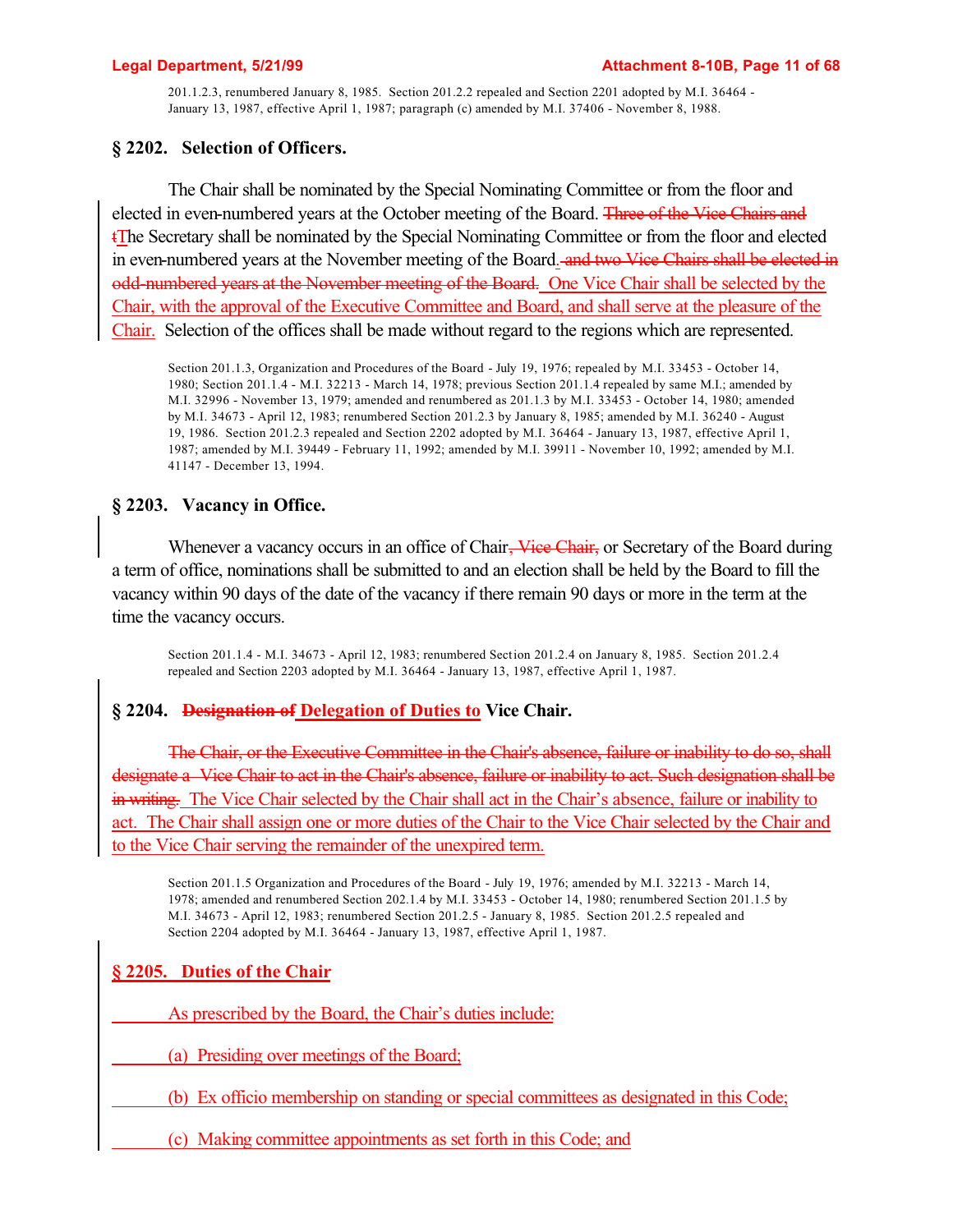201.1.2.3, renumbered January 8, 1985. Section 201.2.2 repealed and Section 2201 adopted by M.I. 36464 - January 13, 1987, effective April 1, 1987; paragraph (c) amended by M.I. 37406 - November 8, 1988.

### § 2202. Selection of Officers.

The Chair shall be nominated by the Special Nominating Committee or from the floor and elected in even-numbered years at the October meeting of the Board. ~~Three of the Vice Chairs and t~~The Secretary shall be nominated by the Special Nominating Committee or from the floor and elected in even-numbered years at the November meeting of the Board. ~~and two Vice Chairs shall be elected in odd-numbered years at the November meeting of the Board.~~ One Vice Chair shall be selected by the Chair, with the approval of the Executive Committee and Board, and shall serve at the pleasure of the Chair. Selection of the offices shall be made without regard to the regions which are represented.

Section 201.1.3, Organization and Procedures of the Board - July 19, 1976; repealed by M.I. 33453 - October 14, 1980; Section 201.1.4 - M.I. 32213 - March 14, 1978; previous Section 201.1.4 repealed by same M.I.; amended by M.I. 32996 - November 13, 1979; amended and renumbered as 201.1.3 by M.I. 33453 - October 14, 1980; amended by M.I. 34673 - April 12, 1983; renumbered Section 201.2.3 by January 8, 1985; amended by M.I. 36240 - August 19, 1986. Section 201.2.3 repealed and Section 2202 adopted by M.I. 36464 - January 13, 1987, effective April 1, 1987; amended by M.I. 39449 - February 11, 1992; amended by M.I. 39911 - November 10, 1992; amended by M.I. 41147 - December 13, 1994.

### § 2203. Vacancy in Office.

Whenever a vacancy occurs in an office of Chair~~, Vice Chair,~~ or Secretary of the Board during a term of office, nominations shall be submitted to and an election shall be held by the Board to fill the vacancy within 90 days of the date of the vacancy if there remain 90 days or more in the term at the time the vacancy occurs.

Section 201.1.4 - M.I. 34673 - April 12, 1983; renumbered Section 201.2.4 on January 8, 1985. Section 201.2.4 repealed and Section 2203 adopted by M.I. 36464 - January 13, 1987, effective April 1, 1987.

### § 2204. ~~Designation of~~ Delegation of Duties to Vice Chair.

~~The Chair, or the Executive Committee in the Chair's absence, failure or inability to do so, shall designate a Vice Chair to act in the Chair's absence, failure or inability to act. Such designation shall be in writing.~~ The Vice Chair selected by the Chair shall act in the Chair's absence, failure or inability to act. The Chair shall assign one or more duties of the Chair to the Vice Chair selected by the Chair and to the Vice Chair serving the remainder of the unexpired term.

Section 201.1.5 Organization and Procedures of the Board - July 19, 1976; amended by M.I. 32213 - March 14, 1978; amended and renumbered Section 202.1.4 by M.I. 33453 - October 14, 1980; renumbered Section 201.1.5 by M.I. 34673 - April 12, 1983; renumbered Section 201.2.5 - January 8, 1985. Section 201.2.5 repealed and Section 2204 adopted by M.I. 36464 - January 13, 1987, effective April 1, 1987.

### § 2205. Duties of the Chair

As prescribed by the Board, the Chair's duties include:

(a) Presiding over meetings of the Board;

(b) Ex officio membership on standing or special committees as designated in this Code;

(c) Making committee appointments as set forth in this Code; and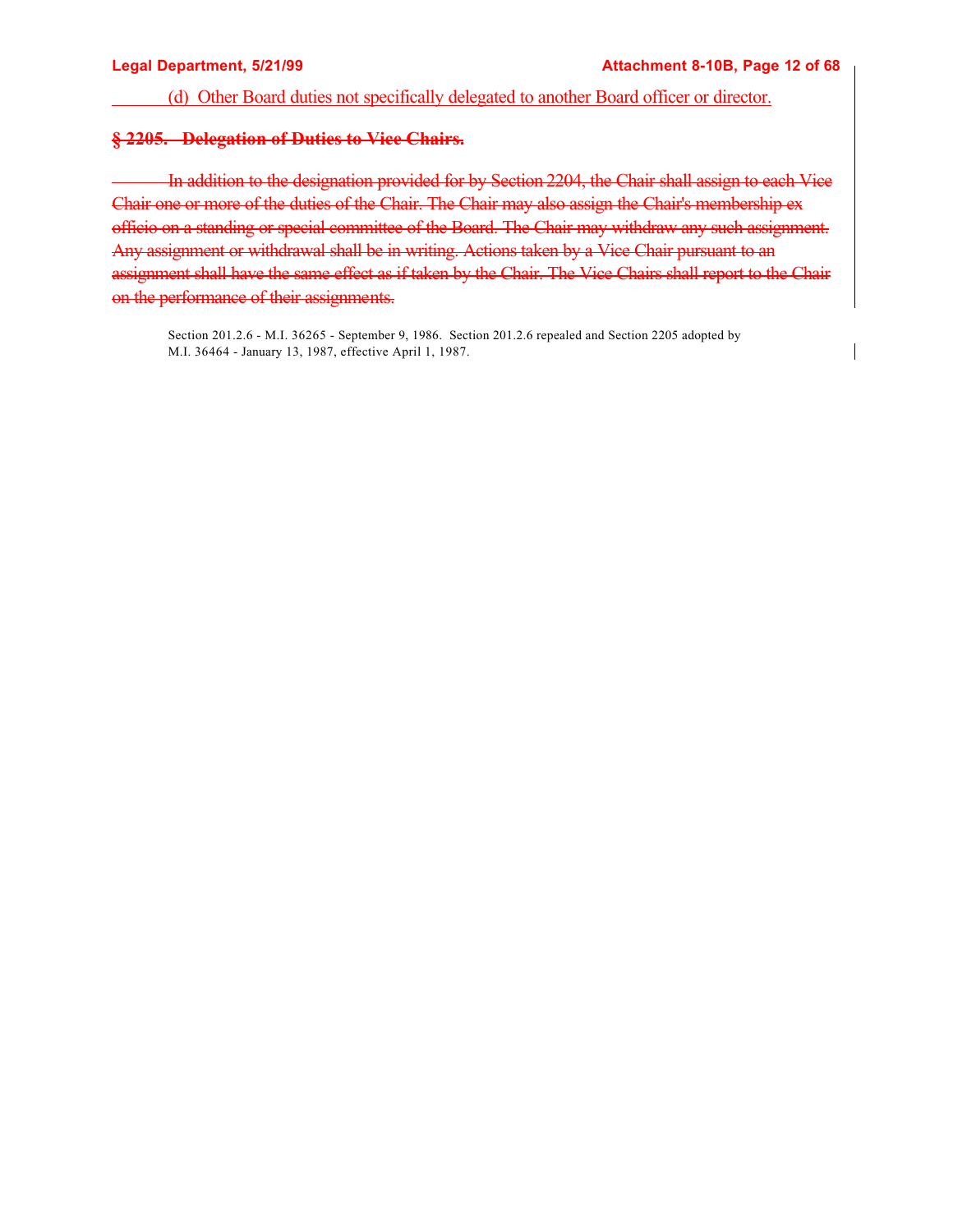<u>(d) Other Board duties not specifically delegated to another Board officer or director.</u>

~~**§ 2205. Delegation of Duties to Vice Chairs.**~~

~~In addition to the designation provided for by Section 2204, the Chair shall assign to each Vice Chair one or more of the duties of the Chair. The Chair may also assign the Chair's membership ex officio on a standing or special committee of the Board. The Chair may withdraw any such assignment. Any assignment or withdrawal shall be in writing. Actions taken by a Vice Chair pursuant to an assignment shall have the same effect as if taken by the Chair. The Vice Chairs shall report to the Chair on the performance of their assignments.~~

Section 201.2.6 - M.I. 36265 - September 9, 1986. Section 201.2.6 repealed and Section 2205 adopted by M.I. 36464 - January 13, 1987, effective April 1, 1987.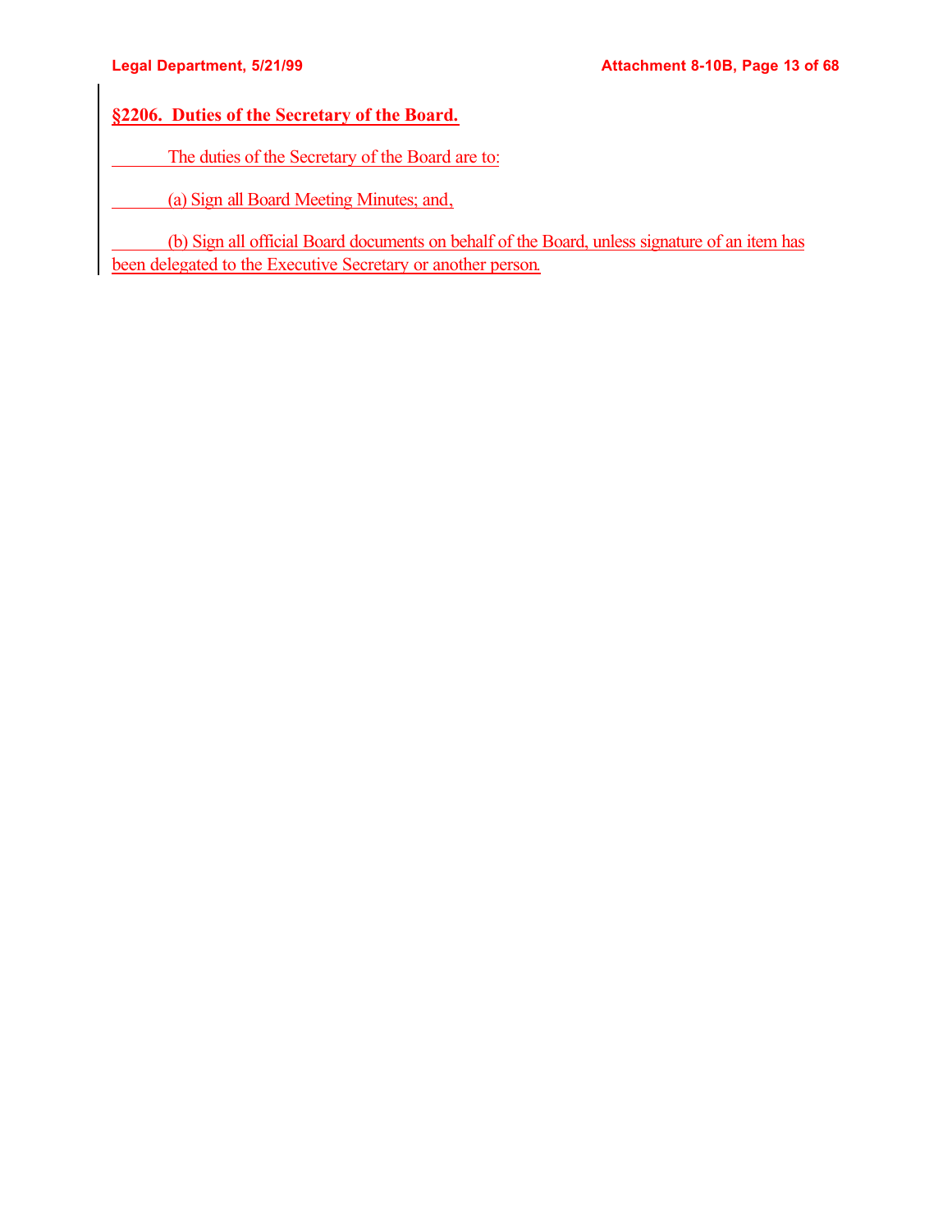### §2206. Duties of the Secretary of the Board.

The duties of the Secretary of the Board are to:

(a) Sign all Board Meeting Minutes; and,

(b) Sign all official Board documents on behalf of the Board, unless signature of an item has been delegated to the Executive Secretary or another person.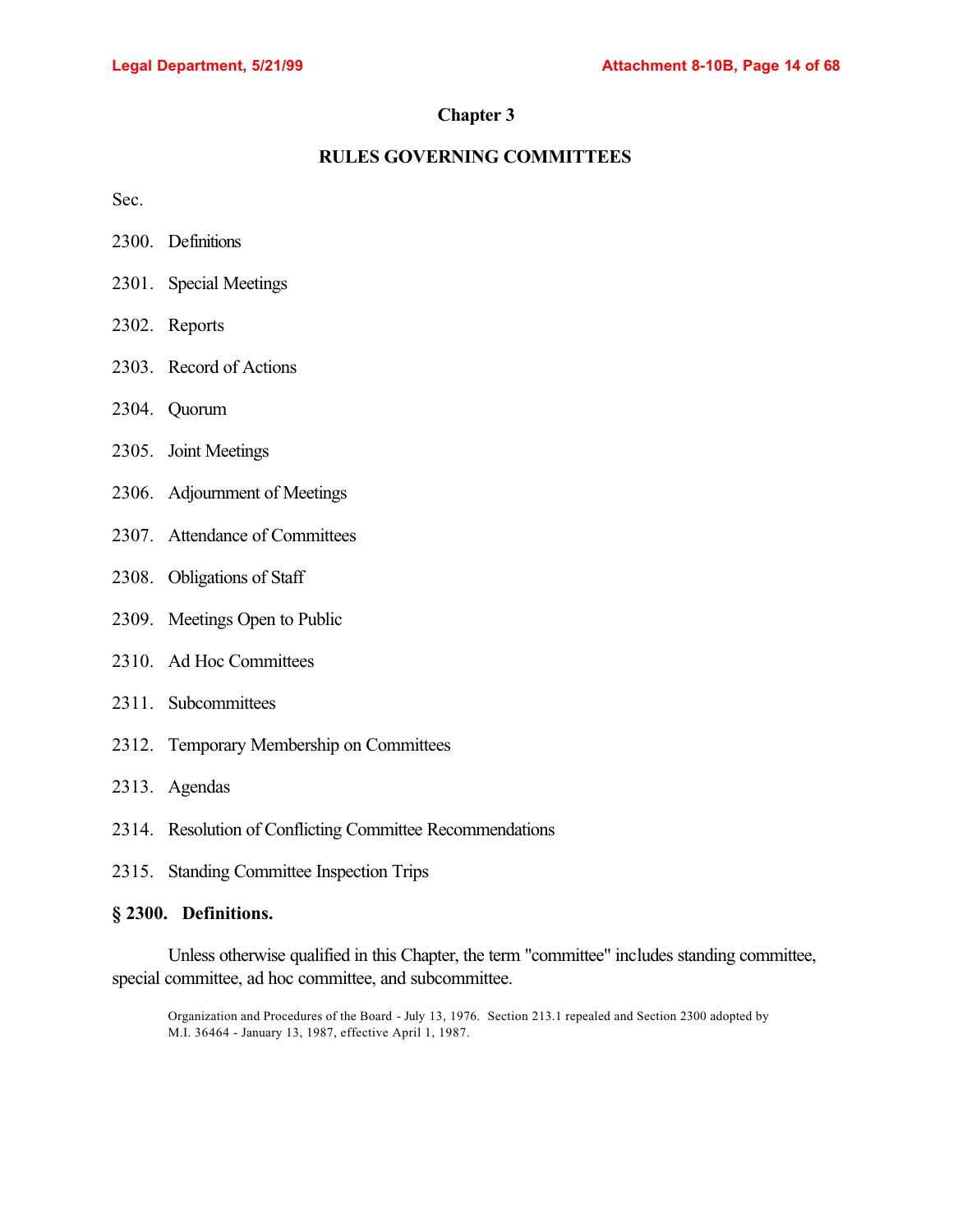## Chapter 3

## RULES GOVERNING COMMITTEES

Sec.

2300. Definitions

2301. Special Meetings

2302. Reports

2303. Record of Actions

2304. Quorum

2305. Joint Meetings

2306. Adjournment of Meetings

2307. Attendance of Committees

2308. Obligations of Staff

2309. Meetings Open to Public

2310. Ad Hoc Committees

2311. Subcommittees

2312. Temporary Membership on Committees

2313. Agendas

2314. Resolution of Conflicting Committee Recommendations

2315. Standing Committee Inspection Trips

### § 2300. Definitions.

Unless otherwise qualified in this Chapter, the term "committee" includes standing committee, special committee, ad hoc committee, and subcommittee.

Organization and Procedures of the Board - July 13, 1976. Section 213.1 repealed and Section 2300 adopted by M.I. 36464 - January 13, 1987, effective April 1, 1987.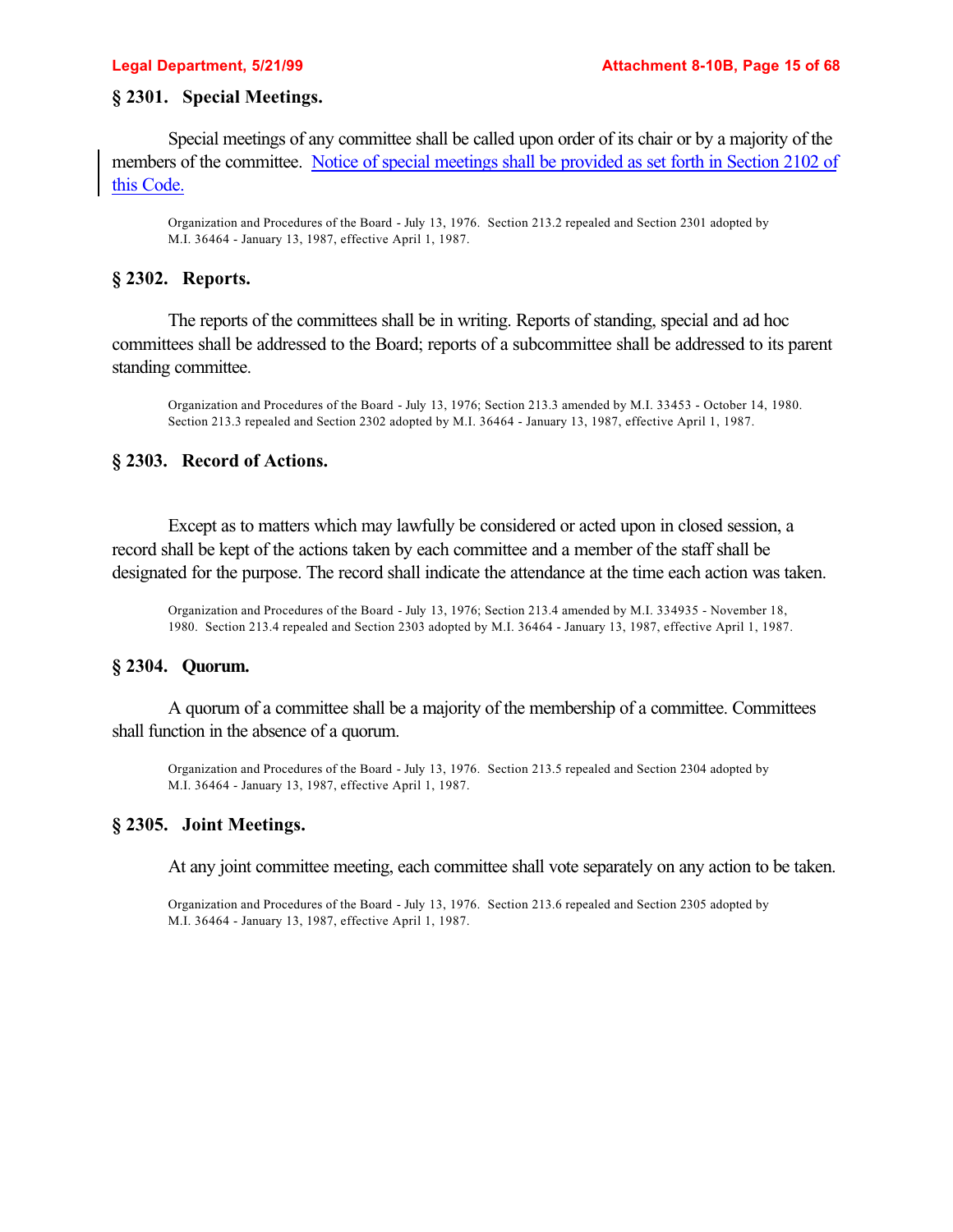## § 2301. Special Meetings.

Special meetings of any committee shall be called upon order of its chair or by a majority of the members of the committee. Notice of special meetings shall be provided as set forth in Section 2102 of this Code.

Organization and Procedures of the Board - July 13, 1976. Section 213.2 repealed and Section 2301 adopted by M.I. 36464 - January 13, 1987, effective April 1, 1987.

## § 2302. Reports.

The reports of the committees shall be in writing. Reports of standing, special and ad hoc committees shall be addressed to the Board; reports of a subcommittee shall be addressed to its parent standing committee.

Organization and Procedures of the Board - July 13, 1976; Section 213.3 amended by M.I. 33453 - October 14, 1980. Section 213.3 repealed and Section 2302 adopted by M.I. 36464 - January 13, 1987, effective April 1, 1987.

## § 2303. Record of Actions.

Except as to matters which may lawfully be considered or acted upon in closed session, a record shall be kept of the actions taken by each committee and a member of the staff shall be designated for the purpose. The record shall indicate the attendance at the time each action was taken.

Organization and Procedures of the Board - July 13, 1976; Section 213.4 amended by M.I. 334935 - November 18, 1980. Section 213.4 repealed and Section 2303 adopted by M.I. 36464 - January 13, 1987, effective April 1, 1987.

## § 2304. Quorum.

A quorum of a committee shall be a majority of the membership of a committee. Committees shall function in the absence of a quorum.

Organization and Procedures of the Board - July 13, 1976. Section 213.5 repealed and Section 2304 adopted by M.I. 36464 - January 13, 1987, effective April 1, 1987.

## § 2305. Joint Meetings.

At any joint committee meeting, each committee shall vote separately on any action to be taken.

Organization and Procedures of the Board - July 13, 1976. Section 213.6 repealed and Section 2305 adopted by M.I. 36464 - January 13, 1987, effective April 1, 1987.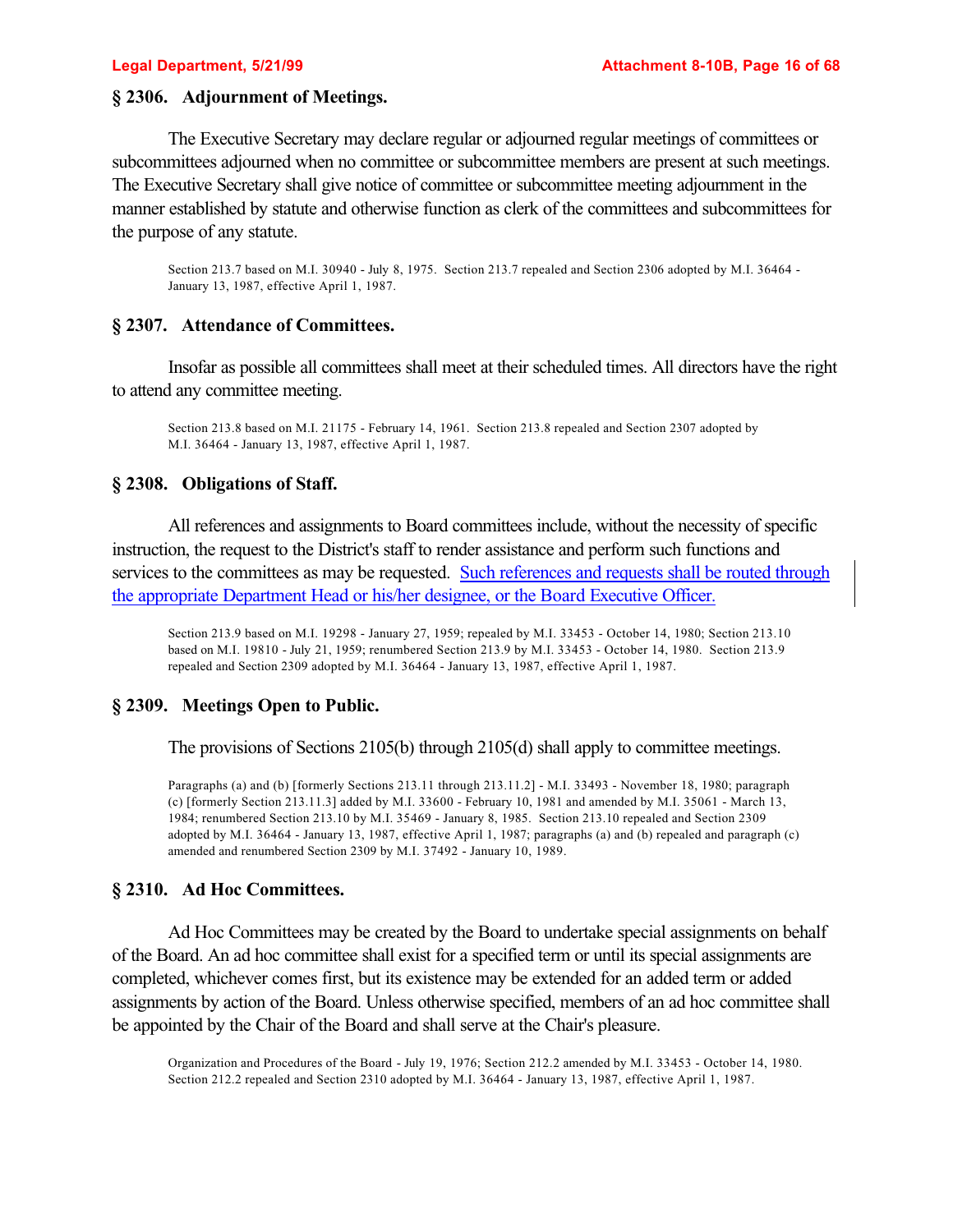### § 2306. Adjournment of Meetings.

The Executive Secretary may declare regular or adjourned regular meetings of committees or subcommittees adjourned when no committee or subcommittee members are present at such meetings. The Executive Secretary shall give notice of committee or subcommittee meeting adjournment in the manner established by statute and otherwise function as clerk of the committees and subcommittees for the purpose of any statute.

Section 213.7 based on M.I. 30940 - July 8, 1975. Section 213.7 repealed and Section 2306 adopted by M.I. 36464 - January 13, 1987, effective April 1, 1987.

### § 2307. Attendance of Committees.

Insofar as possible all committees shall meet at their scheduled times. All directors have the right to attend any committee meeting.

Section 213.8 based on M.I. 21175 - February 14, 1961. Section 213.8 repealed and Section 2307 adopted by M.I. 36464 - January 13, 1987, effective April 1, 1987.

### § 2308. Obligations of Staff.

All references and assignments to Board committees include, without the necessity of specific instruction, the request to the District's staff to render assistance and perform such functions and services to the committees as may be requested. Such references and requests shall be routed through the appropriate Department Head or his/her designee, or the Board Executive Officer.

Section 213.9 based on M.I. 19298 - January 27, 1959; repealed by M.I. 33453 - October 14, 1980; Section 213.10 based on M.I. 19810 - July 21, 1959; renumbered Section 213.9 by M.I. 33453 - October 14, 1980. Section 213.9 repealed and Section 2309 adopted by M.I. 36464 - January 13, 1987, effective April 1, 1987.

### § 2309. Meetings Open to Public.

The provisions of Sections 2105(b) through 2105(d) shall apply to committee meetings.

Paragraphs (a) and (b) [formerly Sections 213.11 through 213.11.2] - M.I. 33493 - November 18, 1980; paragraph (c) [formerly Section 213.11.3] added by M.I. 33600 - February 10, 1981 and amended by M.I. 35061 - March 13, 1984; renumbered Section 213.10 by M.I. 35469 - January 8, 1985. Section 213.10 repealed and Section 2309 adopted by M.I. 36464 - January 13, 1987, effective April 1, 1987; paragraphs (a) and (b) repealed and paragraph (c) amended and renumbered Section 2309 by M.I. 37492 - January 10, 1989.

### § 2310. Ad Hoc Committees.

Ad Hoc Committees may be created by the Board to undertake special assignments on behalf of the Board. An ad hoc committee shall exist for a specified term or until its special assignments are completed, whichever comes first, but its existence may be extended for an added term or added assignments by action of the Board. Unless otherwise specified, members of an ad hoc committee shall be appointed by the Chair of the Board and shall serve at the Chair's pleasure.

Organization and Procedures of the Board - July 19, 1976; Section 212.2 amended by M.I. 33453 - October 14, 1980. Section 212.2 repealed and Section 2310 adopted by M.I. 36464 - January 13, 1987, effective April 1, 1987.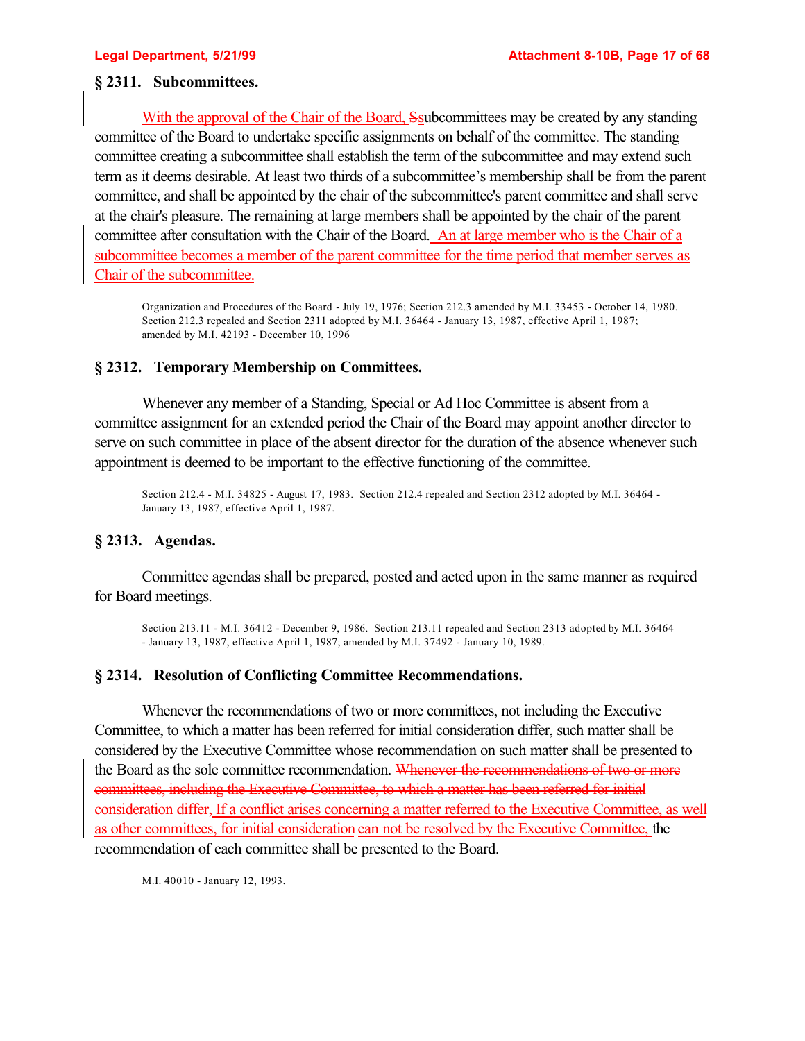### § 2311. Subcommittees.

With the approval of the Chair of the Board, Ssubcommittees may be created by any standing committee of the Board to undertake specific assignments on behalf of the committee. The standing committee creating a subcommittee shall establish the term of the subcommittee and may extend such term as it deems desirable. At least two thirds of a subcommittee's membership shall be from the parent committee, and shall be appointed by the chair of the subcommittee's parent committee and shall serve at the chair's pleasure. The remaining at large members shall be appointed by the chair of the parent committee after consultation with the Chair of the Board. An at large member who is the Chair of a subcommittee becomes a member of the parent committee for the time period that member serves as Chair of the subcommittee.

Organization and Procedures of the Board - July 19, 1976; Section 212.3 amended by M.I. 33453 - October 14, 1980. Section 212.3 repealed and Section 2311 adopted by M.I. 36464 - January 13, 1987, effective April 1, 1987; amended by M.I. 42193 - December 10, 1996

### § 2312. Temporary Membership on Committees.

Whenever any member of a Standing, Special or Ad Hoc Committee is absent from a committee assignment for an extended period the Chair of the Board may appoint another director to serve on such committee in place of the absent director for the duration of the absence whenever such appointment is deemed to be important to the effective functioning of the committee.

Section 212.4 - M.I. 34825 - August 17, 1983. Section 212.4 repealed and Section 2312 adopted by M.I. 36464 - January 13, 1987, effective April 1, 1987.

### § 2313. Agendas.

Committee agendas shall be prepared, posted and acted upon in the same manner as required for Board meetings.

Section 213.11 - M.I. 36412 - December 9, 1986. Section 213.11 repealed and Section 2313 adopted by M.I. 36464 - January 13, 1987, effective April 1, 1987; amended by M.I. 37492 - January 10, 1989.

### § 2314. Resolution of Conflicting Committee Recommendations.

Whenever the recommendations of two or more committees, not including the Executive Committee, to which a matter has been referred for initial consideration differ, such matter shall be considered by the Executive Committee whose recommendation on such matter shall be presented to the Board as the sole committee recommendation. ~~Whenever the recommendations of two or more committees, including the Executive Committee, to which a matter has been referred for initial consideration differ,~~ If a conflict arises concerning a matter referred to the Executive Committee, as well as other committees, for initial consideration can not be resolved by the Executive Committee, the recommendation of each committee shall be presented to the Board.

M.I. 40010 - January 12, 1993.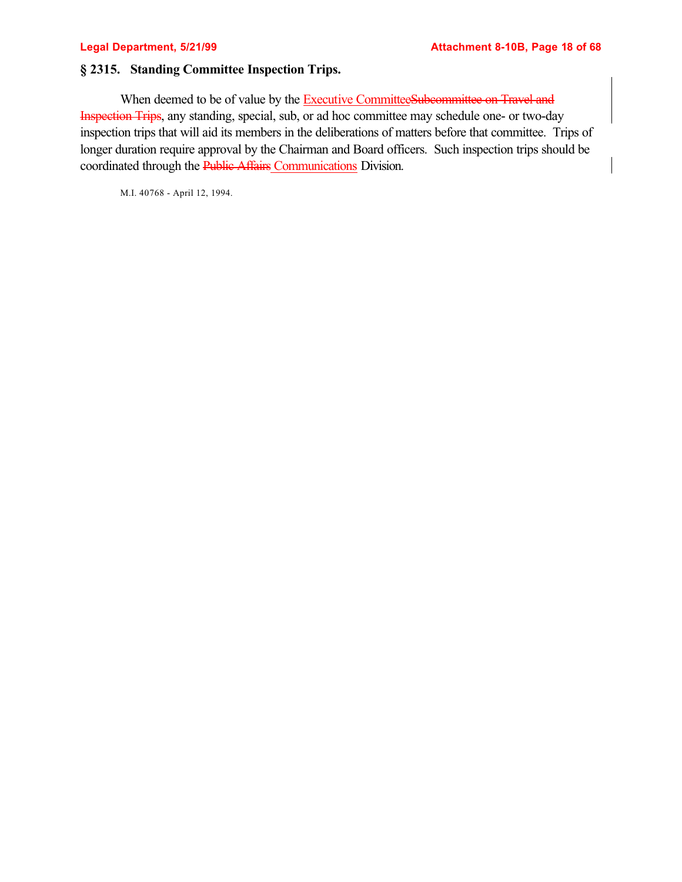## § 2315. Standing Committee Inspection Trips.

When deemed to be of value by the Executive Committee~~Subcommittee on Travel and Inspection Trips~~, any standing, special, sub, or ad hoc committee may schedule one- or two-day inspection trips that will aid its members in the deliberations of matters before that committee. Trips of longer duration require approval by the Chairman and Board officers. Such inspection trips should be coordinated through the ~~Public Affairs~~ Communications Division.

M.I. 40768 - April 12, 1994.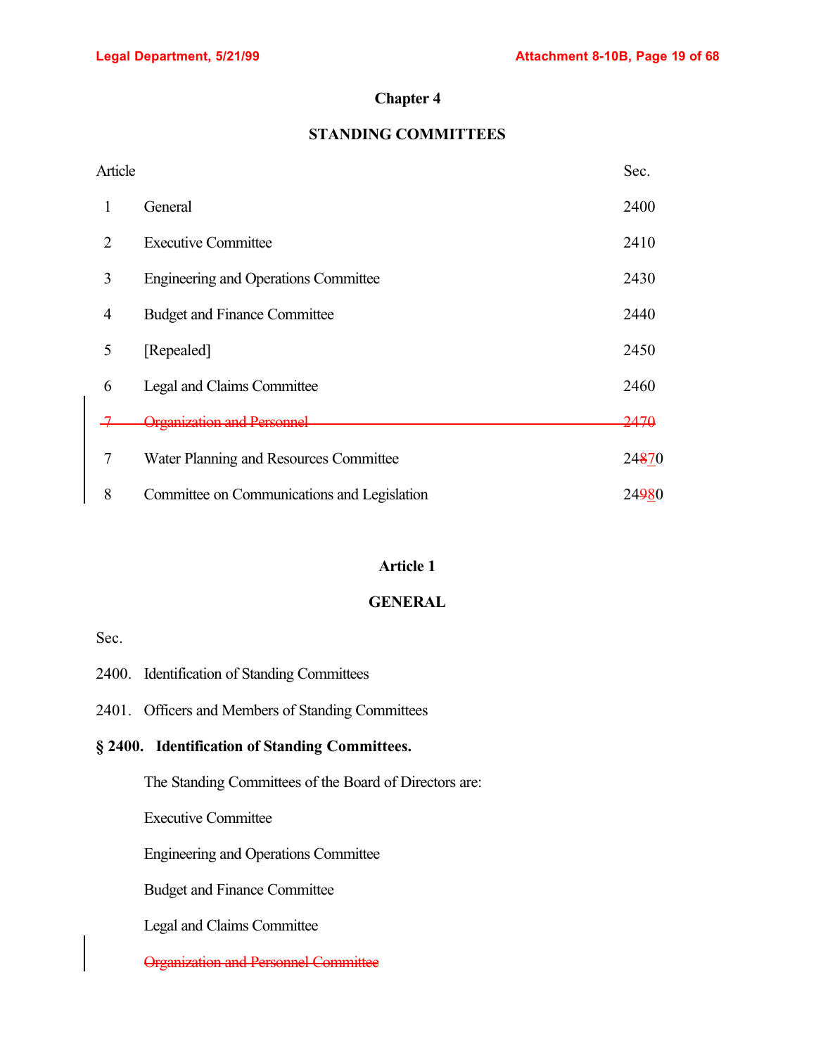## Chapter 4

## STANDING COMMITTEES

| Article | | Sec. |
|---|---|---|
| 1 | General | 2400 |
| 2 | Executive Committee | 2410 |
| 3 | Engineering and Operations Committee | 2430 |
| 4 | Budget and Finance Committee | 2440 |
| 5 | [Repealed] | 2450 |
| 6 | Legal and Claims Committee | 2460 |
| ~~7~~ | ~~Organization and Personnel~~ | ~~2470~~ |
| 7 | Water Planning and Resources Committee | 24~~8~~7̲0 |
| 8 | Committee on Communications and Legislation | 24~~9~~8̲0 |

### Article 1

### GENERAL

Sec.

2400. Identification of Standing Committees

2401. Officers and Members of Standing Committees

**§ 2400. Identification of Standing Committees.**

The Standing Committees of the Board of Directors are:

Executive Committee

Engineering and Operations Committee

Budget and Finance Committee

Legal and Claims Committee

~~Organization and Personnel Committee~~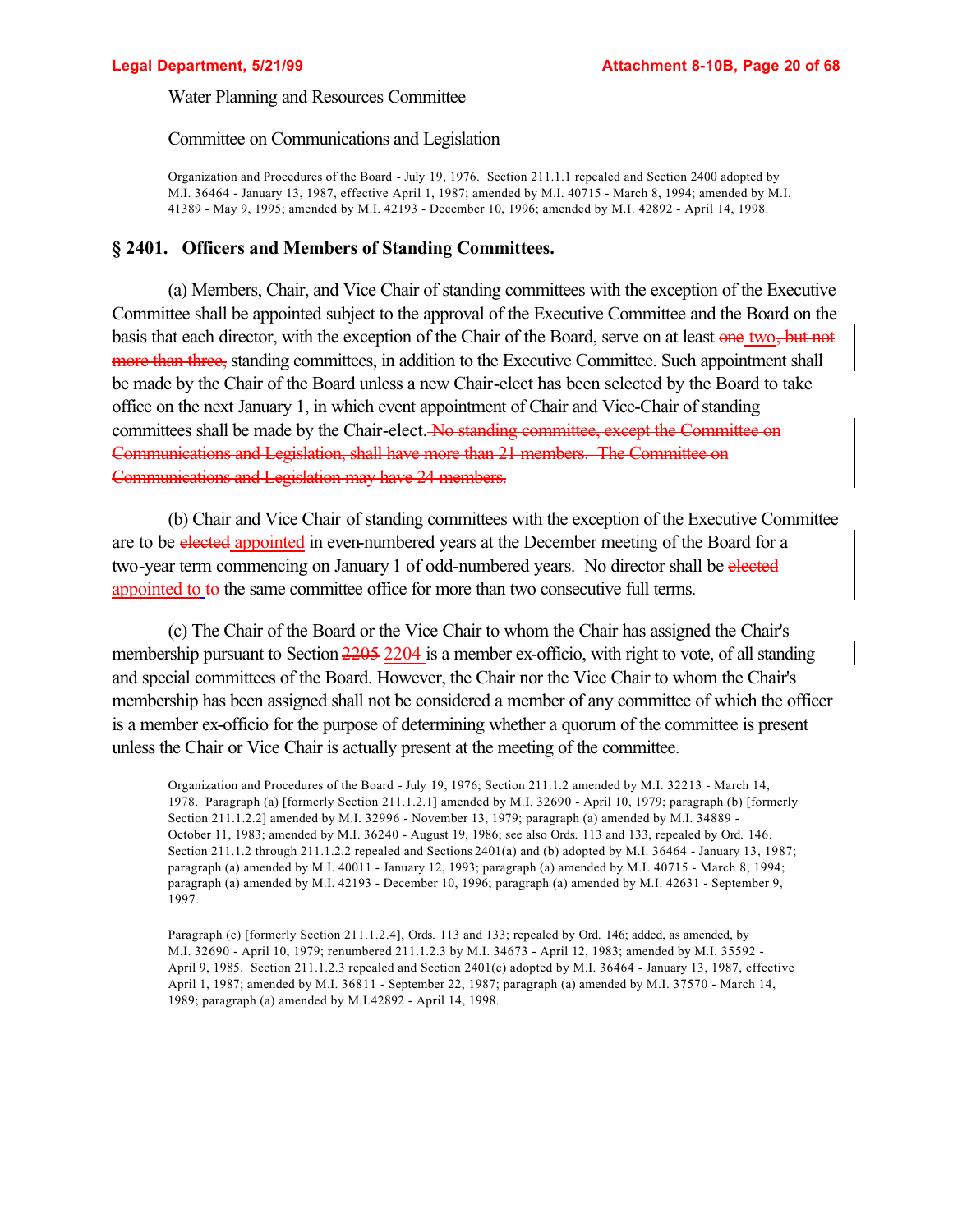Water Planning and Resources Committee

Committee on Communications and Legislation

Organization and Procedures of the Board - July 19, 1976. Section 211.1.1 repealed and Section 2400 adopted by M.I. 36464 - January 13, 1987, effective April 1, 1987; amended by M.I. 40715 - March 8, 1994; amended by M.I. 41389 - May 9, 1995; amended by M.I. 42193 - December 10, 1996; amended by M.I. 42892 - April 14, 1998.

## § 2401. Officers and Members of Standing Committees.

(a) Members, Chair, and Vice Chair of standing committees with the exception of the Executive Committee shall be appointed subject to the approval of the Executive Committee and the Board on the basis that each director, with the exception of the Chair of the Board, serve on at least ~~one~~ two~~, but not more than three,~~ standing committees, in addition to the Executive Committee. Such appointment shall be made by the Chair of the Board unless a new Chair-elect has been selected by the Board to take office on the next January 1, in which event appointment of Chair and Vice-Chair of standing committees shall be made by the Chair-elect.~~ No standing committee, except the Committee on Communications and Legislation, shall have more than 21 members. The Committee on Communications and Legislation may have 24 members.~~

(b) Chair and Vice Chair of standing committees with the exception of the Executive Committee are to be ~~elected~~ appointed in even-numbered years at the December meeting of the Board for a two-year term commencing on January 1 of odd-numbered years. No director shall be ~~elected~~ appointed to ~~to~~ the same committee office for more than two consecutive full terms.

(c) The Chair of the Board or the Vice Chair to whom the Chair has assigned the Chair's membership pursuant to Section ~~2205~~ 2204 is a member ex-officio, with right to vote, of all standing and special committees of the Board. However, the Chair nor the Vice Chair to whom the Chair's membership has been assigned shall not be considered a member of any committee of which the officer is a member ex-officio for the purpose of determining whether a quorum of the committee is present unless the Chair or Vice Chair is actually present at the meeting of the committee.

Organization and Procedures of the Board - July 19, 1976; Section 211.1.2 amended by M.I. 32213 - March 14, 1978. Paragraph (a) [formerly Section 211.1.2.1] amended by M.I. 32690 - April 10, 1979; paragraph (b) [formerly Section 211.1.2.2] amended by M.I. 32996 - November 13, 1979; paragraph (a) amended by M.I. 34889 - October 11, 1983; amended by M.I. 36240 - August 19, 1986; see also Ords. 113 and 133, repealed by Ord. 146. Section 211.1.2 through 211.1.2.2 repealed and Sections 2401(a) and (b) adopted by M.I. 36464 - January 13, 1987; paragraph (a) amended by M.I. 40011 - January 12, 1993; paragraph (a) amended by M.I. 40715 - March 8, 1994; paragraph (a) amended by M.I. 42193 - December 10, 1996; paragraph (a) amended by M.I. 42631 - September 9, 1997.

Paragraph (c) [formerly Section 211.1.2.4], Ords. 113 and 133; repealed by Ord. 146; added, as amended, by M.I. 32690 - April 10, 1979; renumbered 211.1.2.3 by M.I. 34673 - April 12, 1983; amended by M.I. 35592 - April 9, 1985. Section 211.1.2.3 repealed and Section 2401(c) adopted by M.I. 36464 - January 13, 1987, effective April 1, 1987; amended by M.I. 36811 - September 22, 1987; paragraph (a) amended by M.I. 37570 - March 14, 1989; paragraph (a) amended by M.I.42892 - April 14, 1998.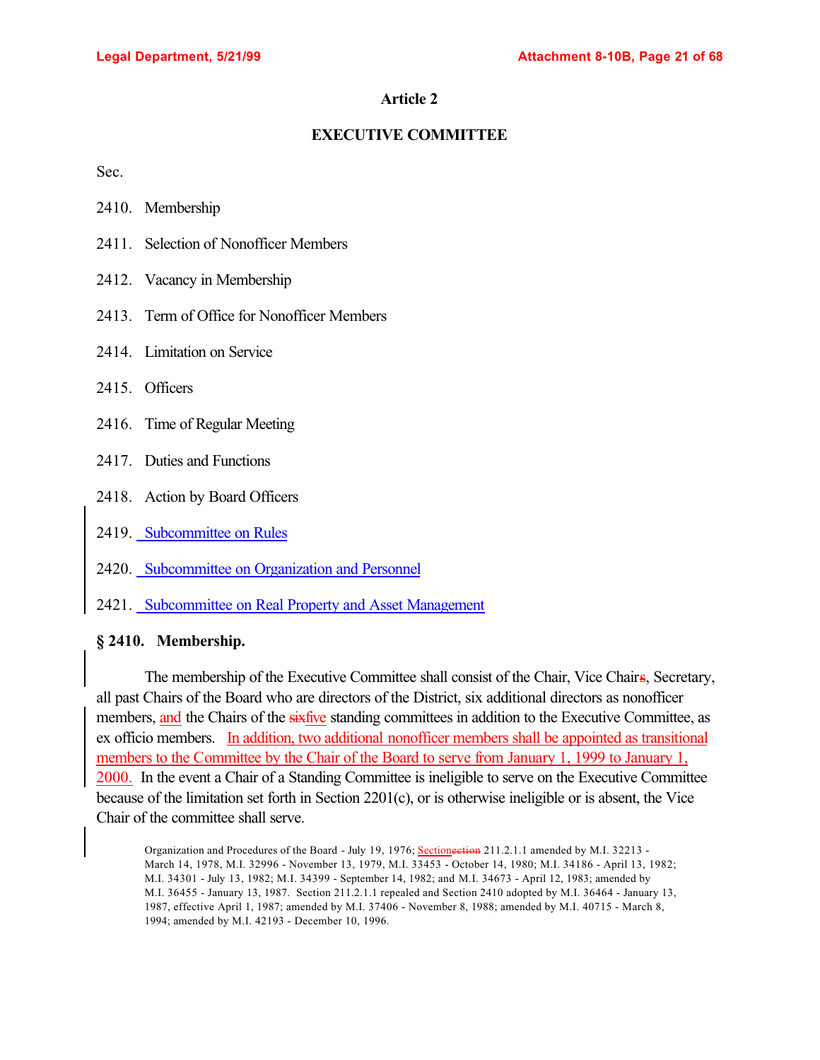## Article 2

## EXECUTIVE COMMITTEE

Sec.

2410. Membership

2411. Selection of Nonofficer Members

2412. Vacancy in Membership

2413. Term of Office for Nonofficer Members

2414. Limitation on Service

2415. Officers

2416. Time of Regular Meeting

2417. Duties and Functions

2418. Action by Board Officers

2419. Subcommittee on Rules

2420. Subcommittee on Organization and Personnel

2421. Subcommittee on Real Property and Asset Management

### § 2410. Membership.

The membership of the Executive Committee shall consist of the Chair, Vice Chair~~s~~, Secretary, all past Chairs of the Board who are directors of the District, six additional directors as nonofficer members, and the Chairs of the ~~six~~five standing committees in addition to the Executive Committee, as ex officio members. In addition, two additional nonofficer members shall be appointed as transitional members to the Committee by the Chair of the Board to serve from January 1, 1999 to January 1, 2000. In the event a Chair of a Standing Committee is ineligible to serve on the Executive Committee because of the limitation set forth in Section 2201(c), or is otherwise ineligible or is absent, the Vice Chair of the committee shall serve.

Organization and Procedures of the Board - July 19, 1976; Section~~ection~~ 211.2.1.1 amended by M.I. 32213 - March 14, 1978, M.I. 32996 - November 13, 1979, M.I. 33453 - October 14, 1980; M.I. 34186 - April 13, 1982; M.I. 34301 - July 13, 1982; M.I. 34399 - September 14, 1982; and M.I. 34673 - April 12, 1983; amended by M.I. 36455 - January 13, 1987. Section 211.2.1.1 repealed and Section 2410 adopted by M.I. 36464 - January 13, 1987, effective April 1, 1987; amended by M.I. 37406 - November 8, 1988; amended by M.I. 40715 - March 8, 1994; amended by M.I. 42193 - December 10, 1996.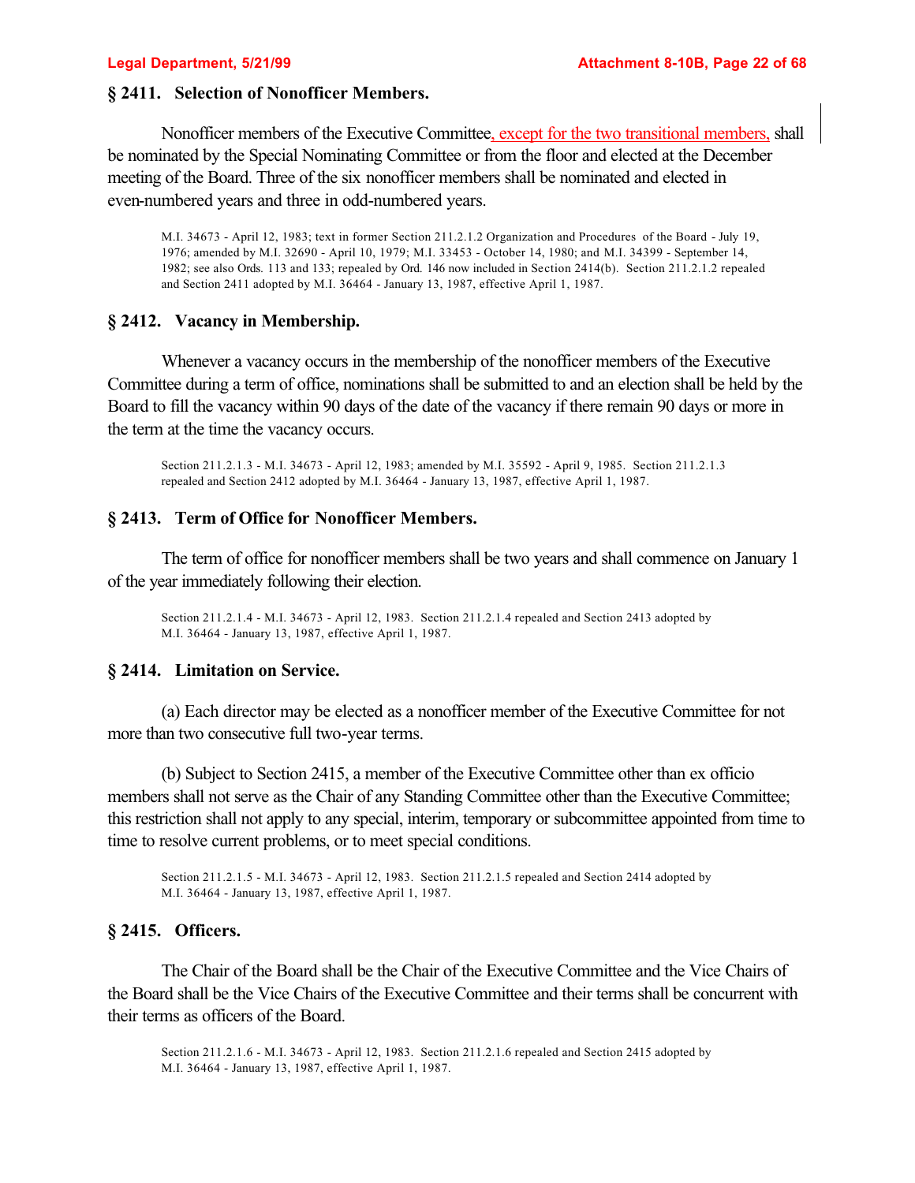## § 2411. Selection of Nonofficer Members.

Nonofficer members of the Executive Committee, except for the two transitional members, shall be nominated by the Special Nominating Committee or from the floor and elected at the December meeting of the Board. Three of the six nonofficer members shall be nominated and elected in even-numbered years and three in odd-numbered years.

M.I. 34673 - April 12, 1983; text in former Section 211.2.1.2 Organization and Procedures of the Board - July 19, 1976; amended by M.I. 32690 - April 10, 1979; M.I. 33453 - October 14, 1980; and M.I. 34399 - September 14, 1982; see also Ords. 113 and 133; repealed by Ord. 146 now included in Section 2414(b). Section 211.2.1.2 repealed and Section 2411 adopted by M.I. 36464 - January 13, 1987, effective April 1, 1987.

## § 2412. Vacancy in Membership.

Whenever a vacancy occurs in the membership of the nonofficer members of the Executive Committee during a term of office, nominations shall be submitted to and an election shall be held by the Board to fill the vacancy within 90 days of the date of the vacancy if there remain 90 days or more in the term at the time the vacancy occurs.

Section 211.2.1.3 - M.I. 34673 - April 12, 1983; amended by M.I. 35592 - April 9, 1985. Section 211.2.1.3 repealed and Section 2412 adopted by M.I. 36464 - January 13, 1987, effective April 1, 1987.

## § 2413. Term of Office for Nonofficer Members.

The term of office for nonofficer members shall be two years and shall commence on January 1 of the year immediately following their election.

Section 211.2.1.4 - M.I. 34673 - April 12, 1983. Section 211.2.1.4 repealed and Section 2413 adopted by M.I. 36464 - January 13, 1987, effective April 1, 1987.

## § 2414. Limitation on Service.

(a) Each director may be elected as a nonofficer member of the Executive Committee for not more than two consecutive full two-year terms.

(b) Subject to Section 2415, a member of the Executive Committee other than ex officio members shall not serve as the Chair of any Standing Committee other than the Executive Committee; this restriction shall not apply to any special, interim, temporary or subcommittee appointed from time to time to resolve current problems, or to meet special conditions.

Section 211.2.1.5 - M.I. 34673 - April 12, 1983. Section 211.2.1.5 repealed and Section 2414 adopted by M.I. 36464 - January 13, 1987, effective April 1, 1987.

## § 2415. Officers.

The Chair of the Board shall be the Chair of the Executive Committee and the Vice Chairs of the Board shall be the Vice Chairs of the Executive Committee and their terms shall be concurrent with their terms as officers of the Board.

Section 211.2.1.6 - M.I. 34673 - April 12, 1983. Section 211.2.1.6 repealed and Section 2415 adopted by M.I. 36464 - January 13, 1987, effective April 1, 1987.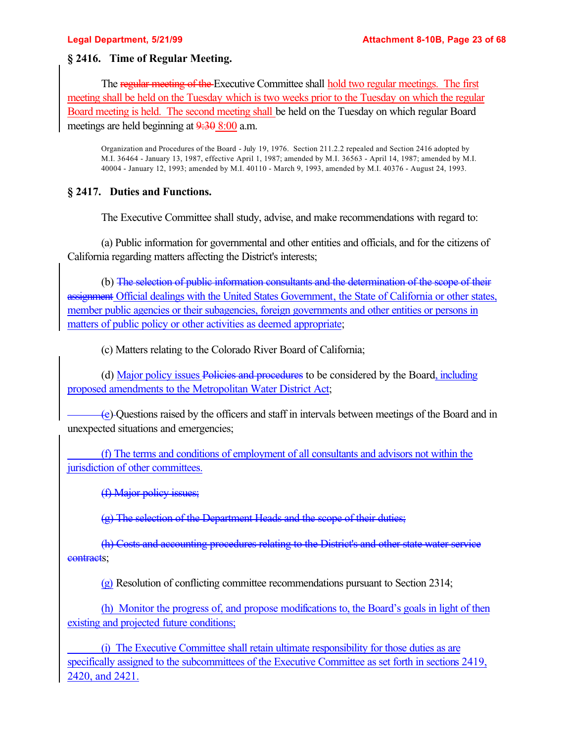### § 2416. Time of Regular Meeting.

The ~~regular meeting of the~~ Executive Committee shall hold two regular meetings. The first meeting shall be held on the Tuesday which is two weeks prior to the Tuesday on which the regular Board meeting is held. The second meeting shall be held on the Tuesday on which regular Board meetings are held beginning at ~~9:30~~ 8:00 a.m.

Organization and Procedures of the Board - July 19, 1976. Section 211.2.2 repealed and Section 2416 adopted by M.I. 36464 - January 13, 1987, effective April 1, 1987; amended by M.I. 36563 - April 14, 1987; amended by M.I. 40004 - January 12, 1993; amended by M.I. 40110 - March 9, 1993, amended by M.I. 40376 - August 24, 1993.

### § 2417. Duties and Functions.

The Executive Committee shall study, advise, and make recommendations with regard to:

(a) Public information for governmental and other entities and officials, and for the citizens of California regarding matters affecting the District's interests;

(b) ~~The selection of public information consultants and the determination of the scope of their assignment~~ Official dealings with the United States Government, the State of California or other states, member public agencies or their subagencies, foreign governments and other entities or persons in matters of public policy or other activities as deemed appropriate;

(c) Matters relating to the Colorado River Board of California;

(d) Major policy issues ~~Policies and procedures~~ to be considered by the Board, including proposed amendments to the Metropolitan Water District Act;

(e) Questions raised by the officers and staff in intervals between meetings of the Board and in unexpected situations and emergencies;

(f) The terms and conditions of employment of all consultants and advisors not within the jurisdiction of other committees.

~~(f) Major policy issues;~~

~~(g) The selection of the Department Heads and the scope of their duties;~~

~~(h) Costs and accounting procedures relating to the District's and other state water service contracts~~;

(g) Resolution of conflicting committee recommendations pursuant to Section 2314;

(h) Monitor the progress of, and propose modifications to, the Board's goals in light of then existing and projected future conditions;

(i) The Executive Committee shall retain ultimate responsibility for those duties as are specifically assigned to the subcommittees of the Executive Committee as set forth in sections 2419, 2420, and 2421.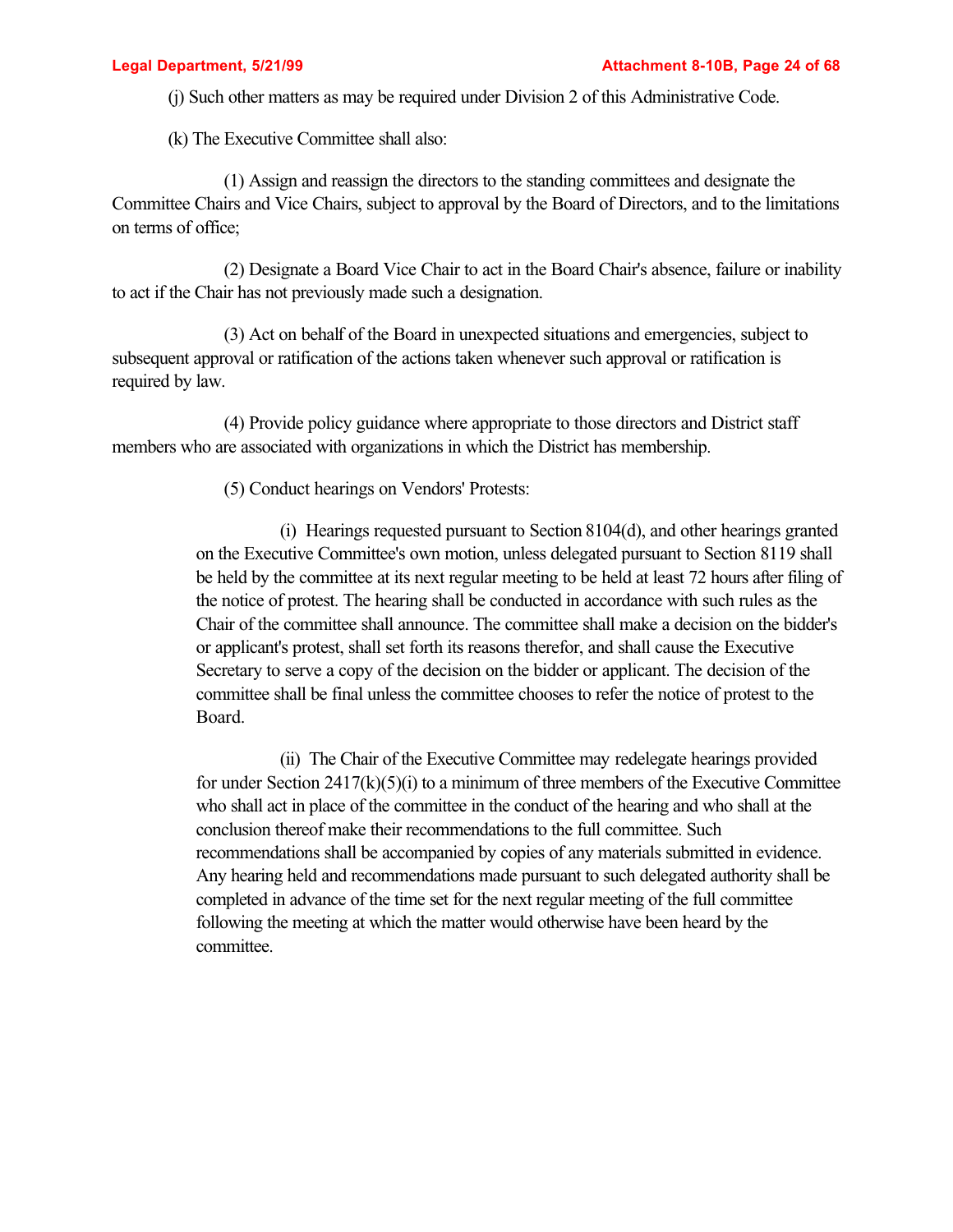(j) Such other matters as may be required under Division 2 of this Administrative Code.

(k) The Executive Committee shall also:

(1) Assign and reassign the directors to the standing committees and designate the Committee Chairs and Vice Chairs, subject to approval by the Board of Directors, and to the limitations on terms of office;

(2) Designate a Board Vice Chair to act in the Board Chair's absence, failure or inability to act if the Chair has not previously made such a designation.

(3) Act on behalf of the Board in unexpected situations and emergencies, subject to subsequent approval or ratification of the actions taken whenever such approval or ratification is required by law.

(4) Provide policy guidance where appropriate to those directors and District staff members who are associated with organizations in which the District has membership.

(5) Conduct hearings on Vendors' Protests:

(i) Hearings requested pursuant to Section 8104(d), and other hearings granted on the Executive Committee's own motion, unless delegated pursuant to Section 8119 shall be held by the committee at its next regular meeting to be held at least 72 hours after filing of the notice of protest. The hearing shall be conducted in accordance with such rules as the Chair of the committee shall announce. The committee shall make a decision on the bidder's or applicant's protest, shall set forth its reasons therefor, and shall cause the Executive Secretary to serve a copy of the decision on the bidder or applicant. The decision of the committee shall be final unless the committee chooses to refer the notice of protest to the Board.

(ii) The Chair of the Executive Committee may redelegate hearings provided for under Section 2417(k)(5)(i) to a minimum of three members of the Executive Committee who shall act in place of the committee in the conduct of the hearing and who shall at the conclusion thereof make their recommendations to the full committee. Such recommendations shall be accompanied by copies of any materials submitted in evidence. Any hearing held and recommendations made pursuant to such delegated authority shall be completed in advance of the time set for the next regular meeting of the full committee following the meeting at which the matter would otherwise have been heard by the committee.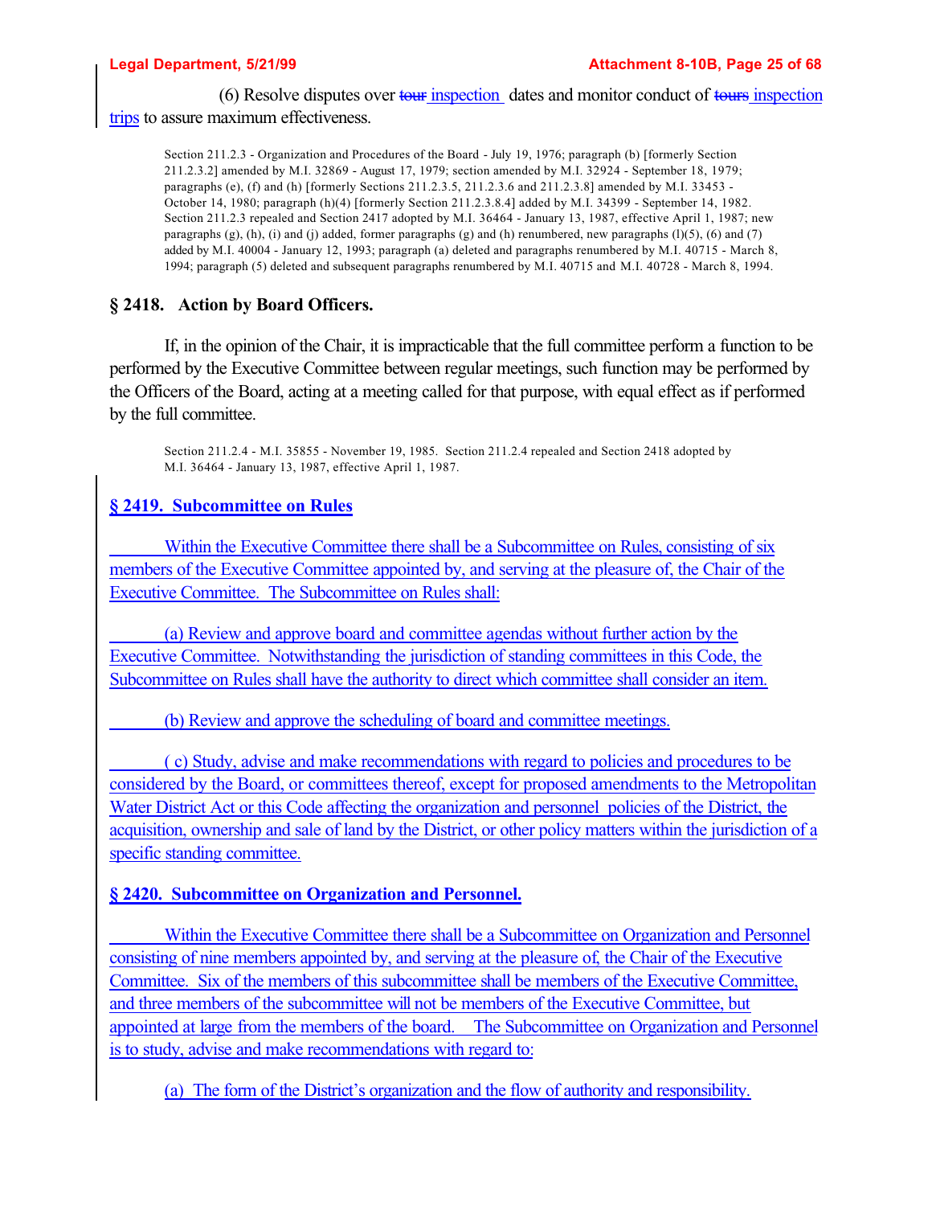(6) Resolve disputes over ~~tour~~ inspection dates and monitor conduct of ~~tours~~ inspection trips to assure maximum effectiveness.

Section 211.2.3 - Organization and Procedures of the Board - July 19, 1976; paragraph (b) [formerly Section 211.2.3.2] amended by M.I. 32869 - August 17, 1979; section amended by M.I. 32924 - September 18, 1979; paragraphs (e), (f) and (h) [formerly Sections 211.2.3.5, 211.2.3.6 and 211.2.3.8] amended by M.I. 33453 - October 14, 1980; paragraph (h)(4) [formerly Section 211.2.3.8.4] added by M.I. 34399 - September 14, 1982. Section 211.2.3 repealed and Section 2417 adopted by M.I. 36464 - January 13, 1987, effective April 1, 1987; new paragraphs (g), (h), (i) and (j) added, former paragraphs (g) and (h) renumbered, new paragraphs (l)(5), (6) and (7) added by M.I. 40004 - January 12, 1993; paragraph (a) deleted and paragraphs renumbered by M.I. 40715 - March 8, 1994; paragraph (5) deleted and subsequent paragraphs renumbered by M.I. 40715 and M.I. 40728 - March 8, 1994.

## § 2418. Action by Board Officers.

If, in the opinion of the Chair, it is impracticable that the full committee perform a function to be performed by the Executive Committee between regular meetings, such function may be performed by the Officers of the Board, acting at a meeting called for that purpose, with equal effect as if performed by the full committee.

Section 211.2.4 - M.I. 35855 - November 19, 1985. Section 211.2.4 repealed and Section 2418 adopted by M.I. 36464 - January 13, 1987, effective April 1, 1987.

## § 2419. Subcommittee on Rules

Within the Executive Committee there shall be a Subcommittee on Rules, consisting of six members of the Executive Committee appointed by, and serving at the pleasure of, the Chair of the Executive Committee. The Subcommittee on Rules shall:

(a) Review and approve board and committee agendas without further action by the Executive Committee. Notwithstanding the jurisdiction of standing committees in this Code, the Subcommittee on Rules shall have the authority to direct which committee shall consider an item.

(b) Review and approve the scheduling of board and committee meetings.

( c) Study, advise and make recommendations with regard to policies and procedures to be considered by the Board, or committees thereof, except for proposed amendments to the Metropolitan Water District Act or this Code affecting the organization and personnel policies of the District, the acquisition, ownership and sale of land by the District, or other policy matters within the jurisdiction of a specific standing committee.

## § 2420. Subcommittee on Organization and Personnel.

Within the Executive Committee there shall be a Subcommittee on Organization and Personnel consisting of nine members appointed by, and serving at the pleasure of, the Chair of the Executive Committee. Six of the members of this subcommittee shall be members of the Executive Committee, and three members of the subcommittee will not be members of the Executive Committee, but appointed at large from the members of the board. The Subcommittee on Organization and Personnel is to study, advise and make recommendations with regard to:

(a) The form of the District's organization and the flow of authority and responsibility.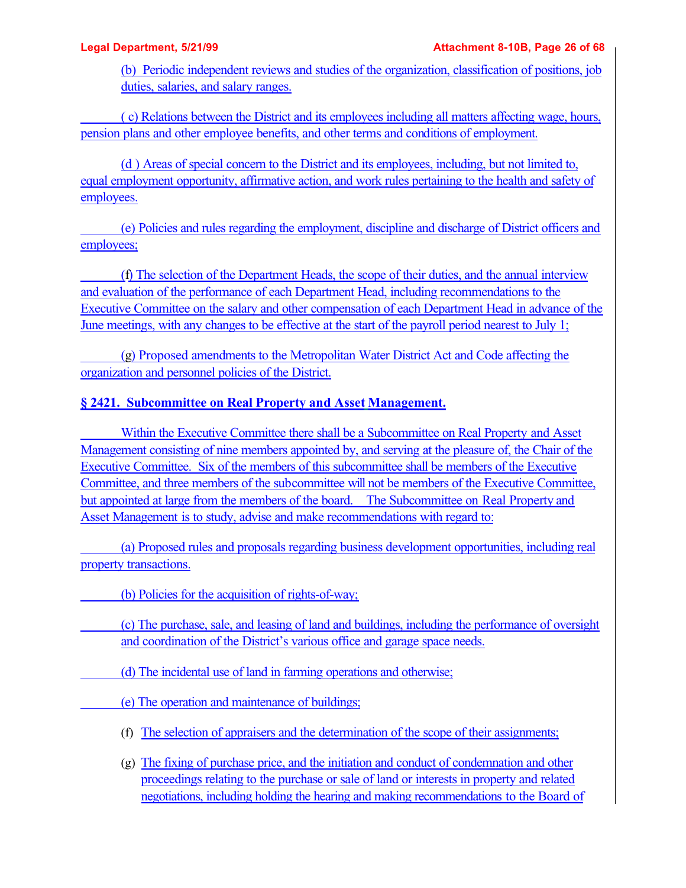(b) Periodic independent reviews and studies of the organization, classification of positions, job duties, salaries, and salary ranges.

( c) Relations between the District and its employees including all matters affecting wage, hours, pension plans and other employee benefits, and other terms and conditions of employment.

(d ) Areas of special concern to the District and its employees, including, but not limited to, equal employment opportunity, affirmative action, and work rules pertaining to the health and safety of employees.

(e) Policies and rules regarding the employment, discipline and discharge of District officers and employees;

(f) The selection of the Department Heads, the scope of their duties, and the annual interview and evaluation of the performance of each Department Head, including recommendations to the Executive Committee on the salary and other compensation of each Department Head in advance of the June meetings, with any changes to be effective at the start of the payroll period nearest to July 1;

(g) Proposed amendments to the Metropolitan Water District Act and Code affecting the organization and personnel policies of the District.

**§ 2421. Subcommittee on Real Property and Asset Management.**

Within the Executive Committee there shall be a Subcommittee on Real Property and Asset Management consisting of nine members appointed by, and serving at the pleasure of, the Chair of the Executive Committee. Six of the members of this subcommittee shall be members of the Executive Committee, and three members of the subcommittee will not be members of the Executive Committee, but appointed at large from the members of the board. The Subcommittee on Real Property and Asset Management is to study, advise and make recommendations with regard to:

(a) Proposed rules and proposals regarding business development opportunities, including real property transactions.

(b) Policies for the acquisition of rights-of-way;

(c) The purchase, sale, and leasing of land and buildings, including the performance of oversight and coordination of the District's various office and garage space needs.

(d) The incidental use of land in farming operations and otherwise;

(e) The operation and maintenance of buildings;

(f) The selection of appraisers and the determination of the scope of their assignments;

(g) The fixing of purchase price, and the initiation and conduct of condemnation and other proceedings relating to the purchase or sale of land or interests in property and related negotiations, including holding the hearing and making recommendations to the Board of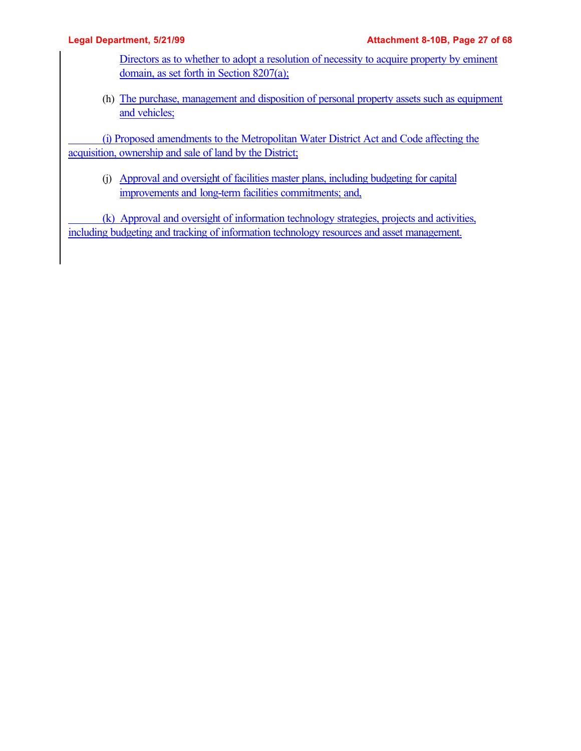Directors as to whether to adopt a resolution of necessity to acquire property by eminent domain, as set forth in Section 8207(a);

(h) The purchase, management and disposition of personal property assets such as equipment and vehicles;

(i) Proposed amendments to the Metropolitan Water District Act and Code affecting the acquisition, ownership and sale of land by the District;

(j) Approval and oversight of facilities master plans, including budgeting for capital improvements and long-term facilities commitments; and,

(k) Approval and oversight of information technology strategies, projects and activities, including budgeting and tracking of information technology resources and asset management.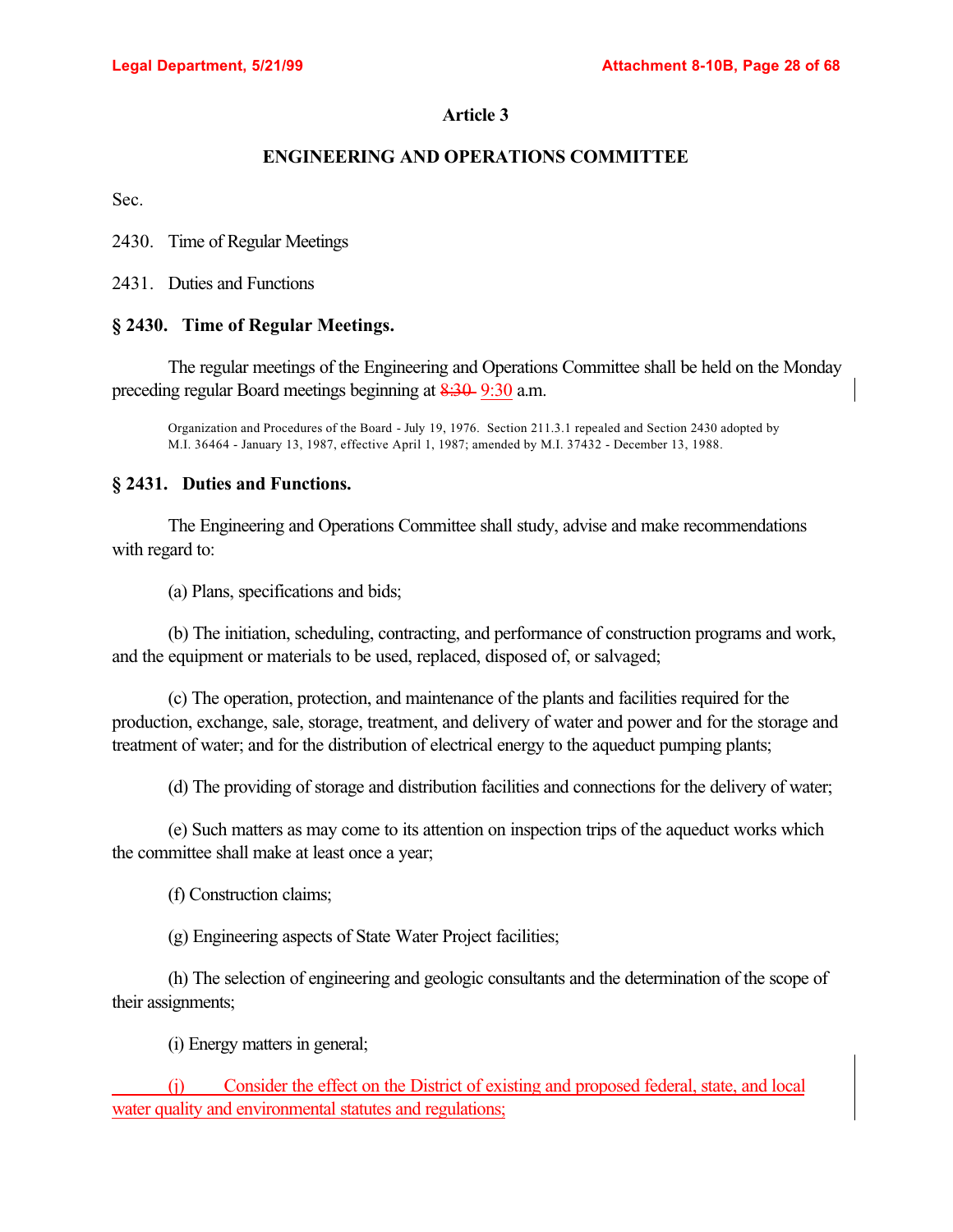## Article 3

## ENGINEERING AND OPERATIONS COMMITTEE

Sec.

2430. Time of Regular Meetings

2431. Duties and Functions

### § 2430. Time of Regular Meetings.

The regular meetings of the Engineering and Operations Committee shall be held on the Monday preceding regular Board meetings beginning at ~~8:30~~ 9:30 a.m.

Organization and Procedures of the Board - July 19, 1976. Section 211.3.1 repealed and Section 2430 adopted by M.I. 36464 - January 13, 1987, effective April 1, 1987; amended by M.I. 37432 - December 13, 1988.

### § 2431. Duties and Functions.

The Engineering and Operations Committee shall study, advise and make recommendations with regard to:

(a) Plans, specifications and bids;

(b) The initiation, scheduling, contracting, and performance of construction programs and work, and the equipment or materials to be used, replaced, disposed of, or salvaged;

(c) The operation, protection, and maintenance of the plants and facilities required for the production, exchange, sale, storage, treatment, and delivery of water and power and for the storage and treatment of water; and for the distribution of electrical energy to the aqueduct pumping plants;

(d) The providing of storage and distribution facilities and connections for the delivery of water;

(e) Such matters as may come to its attention on inspection trips of the aqueduct works which the committee shall make at least once a year;

(f) Construction claims;

(g) Engineering aspects of State Water Project facilities;

(h) The selection of engineering and geologic consultants and the determination of the scope of their assignments;

(i) Energy matters in general;

(j) Consider the effect on the District of existing and proposed federal, state, and local water quality and environmental statutes and regulations;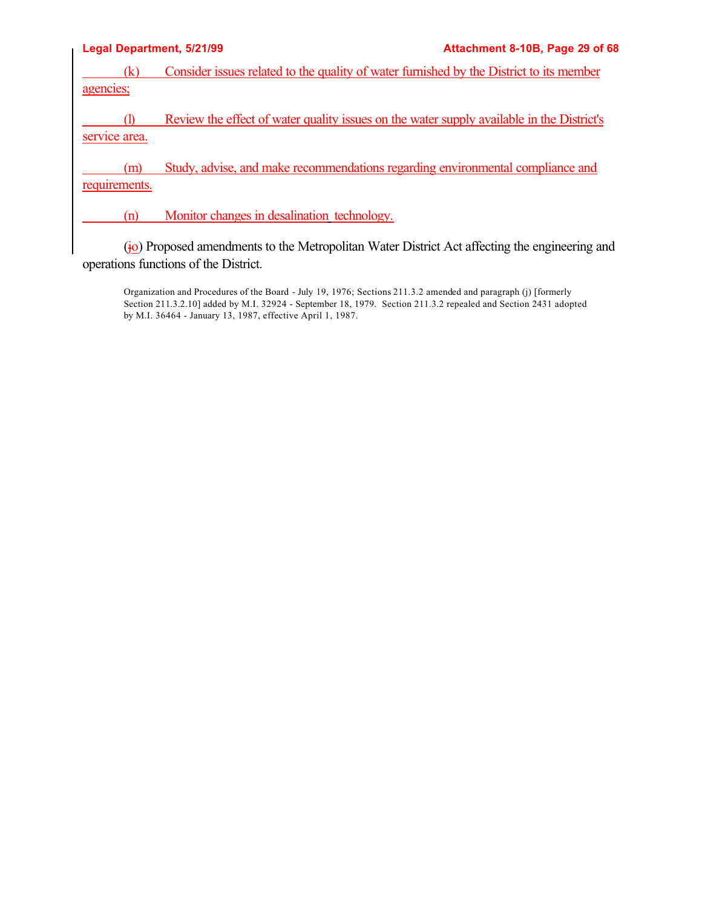(k) Consider issues related to the quality of water furnished by the District to its member agencies;

(l) Review the effect of water quality issues on the water supply available in the District's service area.

(m) Study, advise, and make recommendations regarding environmental compliance and requirements.

(n) Monitor changes in desalination technology.

(~~j~~o) Proposed amendments to the Metropolitan Water District Act affecting the engineering and operations functions of the District.

Organization and Procedures of the Board - July 19, 1976; Sections 211.3.2 amended and paragraph (j) [formerly Section 211.3.2.10] added by M.I. 32924 - September 18, 1979. Section 211.3.2 repealed and Section 2431 adopted by M.I. 36464 - January 13, 1987, effective April 1, 1987.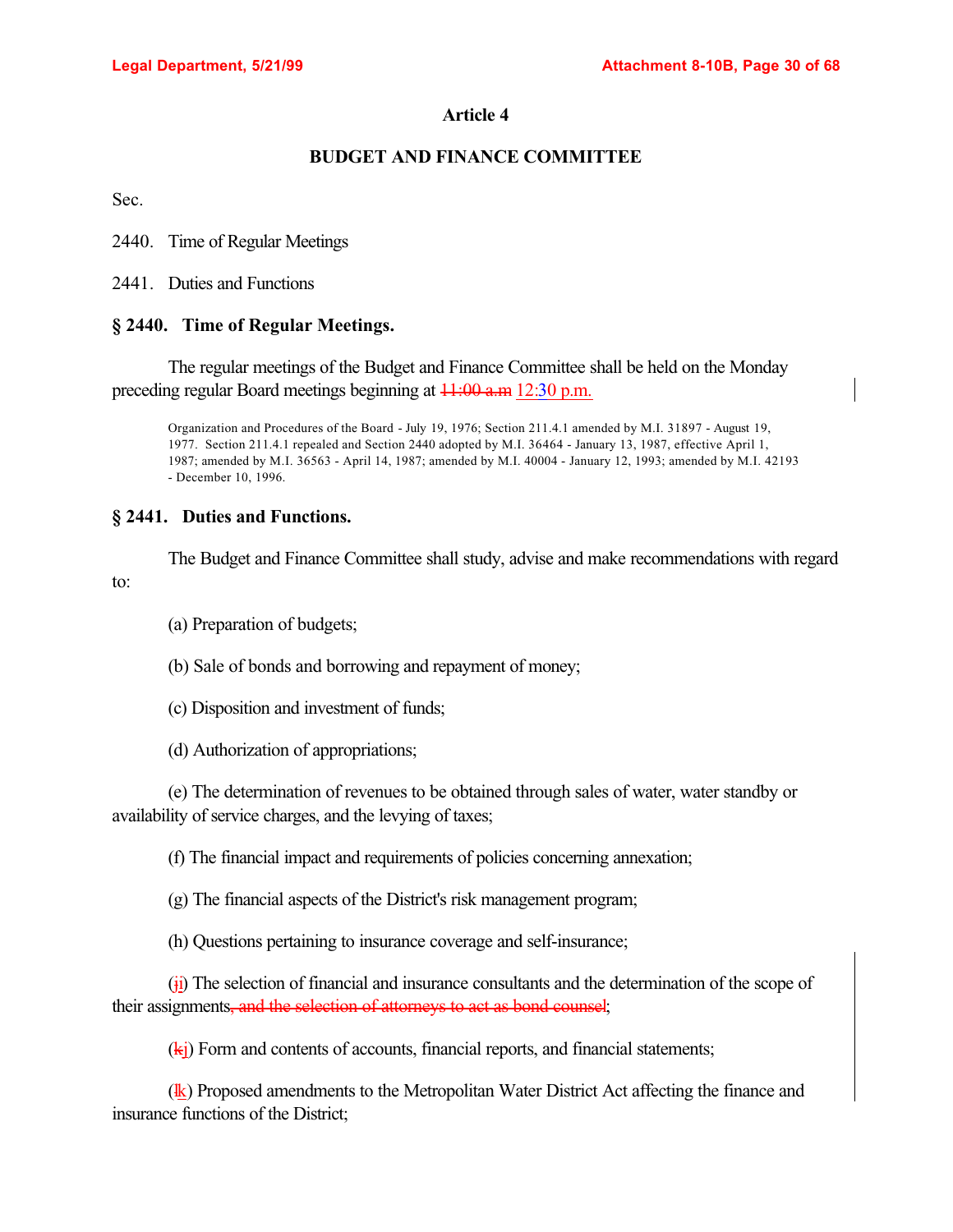# Article 4

## BUDGET AND FINANCE COMMITTEE

Sec.

2440. Time of Regular Meetings

2441. Duties and Functions

### § 2440. Time of Regular Meetings.

The regular meetings of the Budget and Finance Committee shall be held on the Monday preceding regular Board meetings beginning at ~~11:00 a.m~~ 12:30 p.m.

Organization and Procedures of the Board - July 19, 1976; Section 211.4.1 amended by M.I. 31897 - August 19, 1977. Section 211.4.1 repealed and Section 2440 adopted by M.I. 36464 - January 13, 1987, effective April 1, 1987; amended by M.I. 36563 - April 14, 1987; amended by M.I. 40004 - January 12, 1993; amended by M.I. 42193 - December 10, 1996.

### § 2441. Duties and Functions.

The Budget and Finance Committee shall study, advise and make recommendations with regard to:

(a) Preparation of budgets;

(b) Sale of bonds and borrowing and repayment of money;

(c) Disposition and investment of funds;

(d) Authorization of appropriations;

(e) The determination of revenues to be obtained through sales of water, water standby or availability of service charges, and the levying of taxes;

(f) The financial impact and requirements of policies concerning annexation;

(g) The financial aspects of the District's risk management program;

(h) Questions pertaining to insurance coverage and self-insurance;

(~~j~~i) The selection of financial and insurance consultants and the determination of the scope of their assignments~~, and the selection of attorneys to act as bond counsel~~;

(~~k~~j) Form and contents of accounts, financial reports, and financial statements;

(~~l~~k) Proposed amendments to the Metropolitan Water District Act affecting the finance and insurance functions of the District;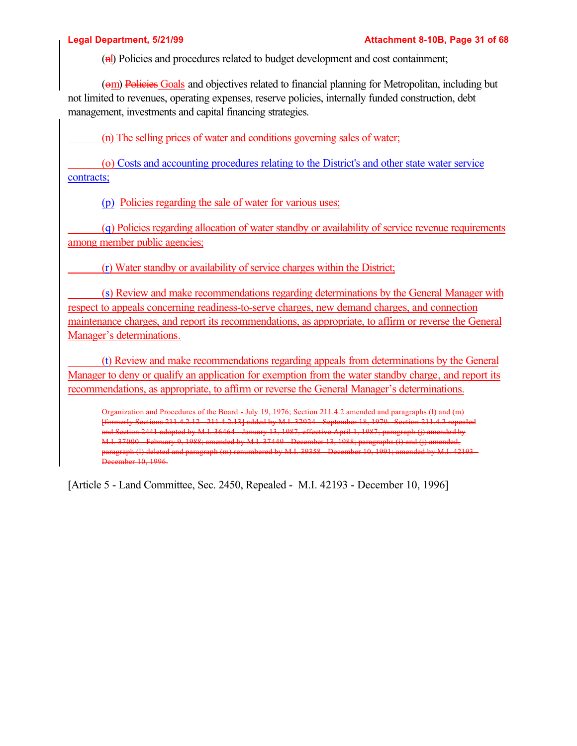(~~n~~l) Policies and procedures related to budget development and cost containment;

(~~o~~m) ~~Policies~~ Goals and objectives related to financial planning for Metropolitan, including but not limited to revenues, operating expenses, reserve policies, internally funded construction, debt management, investments and capital financing strategies.

(n) The selling prices of water and conditions governing sales of water;

(o) Costs and accounting procedures relating to the District's and other state water service contracts;

(p) Policies regarding the sale of water for various uses;

(q) Policies regarding allocation of water standby or availability of service revenue requirements among member public agencies;

(r) Water standby or availability of service charges within the District;

(s) Review and make recommendations regarding determinations by the General Manager with respect to appeals concerning readiness-to-serve charges, new demand charges, and connection maintenance charges, and report its recommendations, as appropriate, to affirm or reverse the General Manager's determinations.

(t) Review and make recommendations regarding appeals from determinations by the General Manager to deny or qualify an application for exemption from the water standby charge, and report its recommendations, as appropriate, to affirm or reverse the General Manager's determinations.

~~Organization and Procedures of the Board - July 19, 1976; Section 211.4.2 amended and paragraphs (l) and (m) [formerly Sections 211.4.2.12 - 211.4.2.13] added by M.I. 32924 - September 18, 1979. Section 211.4.2 repealed and Section 2441 adopted by M.I. 36464 - January 13, 1987, effective April 1, 1987; paragraph (j) amended by M.I. 37000 - February 9, 1988; amended by M.I. 37449 - December 13, 1988; paragraphs (i) and (j) amended, paragraph (l) deleted and paragraph (m) renumbered by M.I. 39358 - December 10, 1991; amended by M.I. 42193 - December 10, 1996.~~

[Article 5 - Land Committee, Sec. 2450, Repealed - M.I. 42193 - December 10, 1996]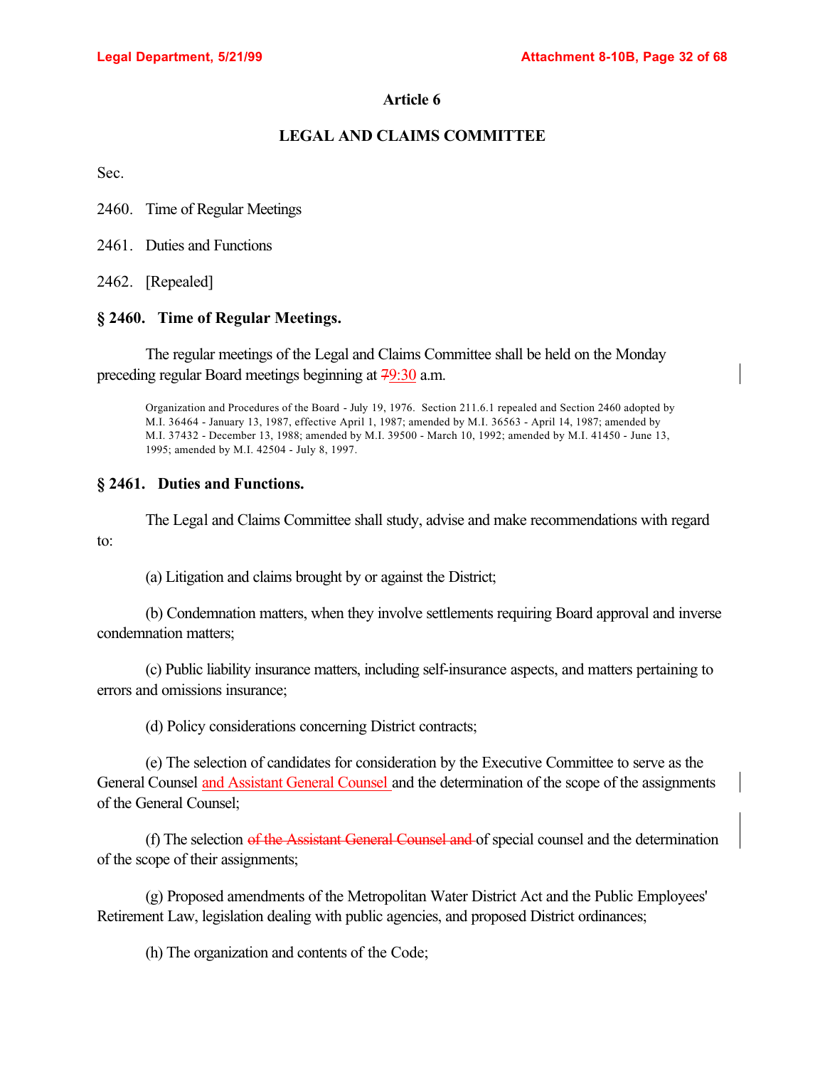# Article 6

## LEGAL AND CLAIMS COMMITTEE

Sec.

2460. Time of Regular Meetings

2461. Duties and Functions

2462. [Repealed]

### § 2460. Time of Regular Meetings.

The regular meetings of the Legal and Claims Committee shall be held on the Monday preceding regular Board meetings beginning at ~~7~~9:30 a.m.

Organization and Procedures of the Board - July 19, 1976. Section 211.6.1 repealed and Section 2460 adopted by M.I. 36464 - January 13, 1987, effective April 1, 1987; amended by M.I. 36563 - April 14, 1987; amended by M.I. 37432 - December 13, 1988; amended by M.I. 39500 - March 10, 1992; amended by M.I. 41450 - June 13, 1995; amended by M.I. 42504 - July 8, 1997.

### § 2461. Duties and Functions.

The Legal and Claims Committee shall study, advise and make recommendations with regard to:

(a) Litigation and claims brought by or against the District;

(b) Condemnation matters, when they involve settlements requiring Board approval and inverse condemnation matters;

(c) Public liability insurance matters, including self-insurance aspects, and matters pertaining to errors and omissions insurance;

(d) Policy considerations concerning District contracts;

(e) The selection of candidates for consideration by the Executive Committee to serve as the General Counsel and Assistant General Counsel and the determination of the scope of the assignments of the General Counsel;

(f) The selection ~~of the Assistant General Counsel and~~ of special counsel and the determination of the scope of their assignments;

(g) Proposed amendments of the Metropolitan Water District Act and the Public Employees' Retirement Law, legislation dealing with public agencies, and proposed District ordinances;

(h) The organization and contents of the Code;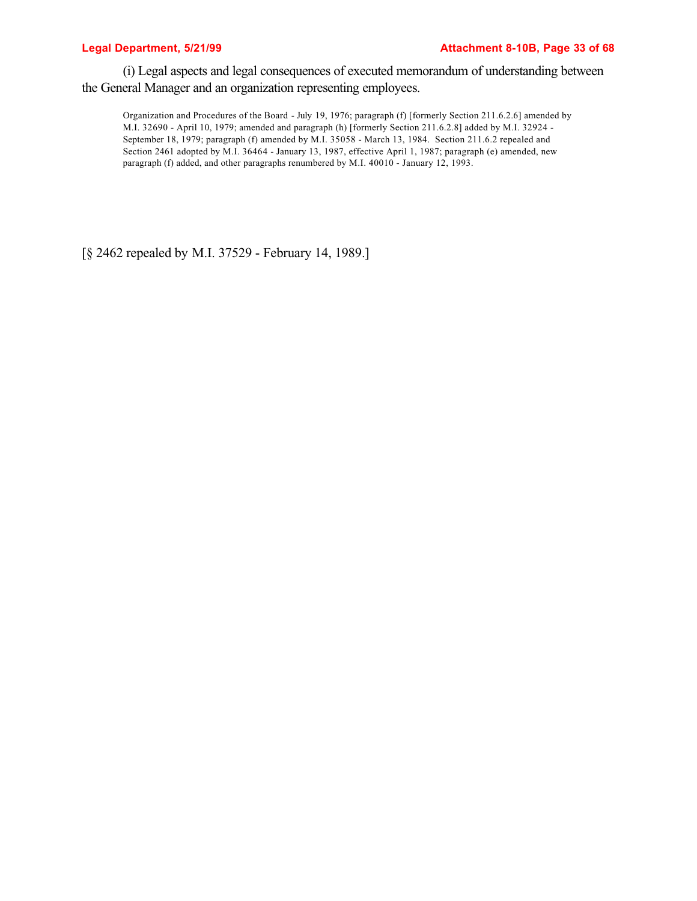(i) Legal aspects and legal consequences of executed memorandum of understanding between the General Manager and an organization representing employees.

Organization and Procedures of the Board - July 19, 1976; paragraph (f) [formerly Section 211.6.2.6] amended by M.I. 32690 - April 10, 1979; amended and paragraph (h) [formerly Section 211.6.2.8] added by M.I. 32924 - September 18, 1979; paragraph (f) amended by M.I. 35058 - March 13, 1984. Section 211.6.2 repealed and Section 2461 adopted by M.I. 36464 - January 13, 1987, effective April 1, 1987; paragraph (e) amended, new paragraph (f) added, and other paragraphs renumbered by M.I. 40010 - January 12, 1993.

[§ 2462 repealed by M.I. 37529 - February 14, 1989.]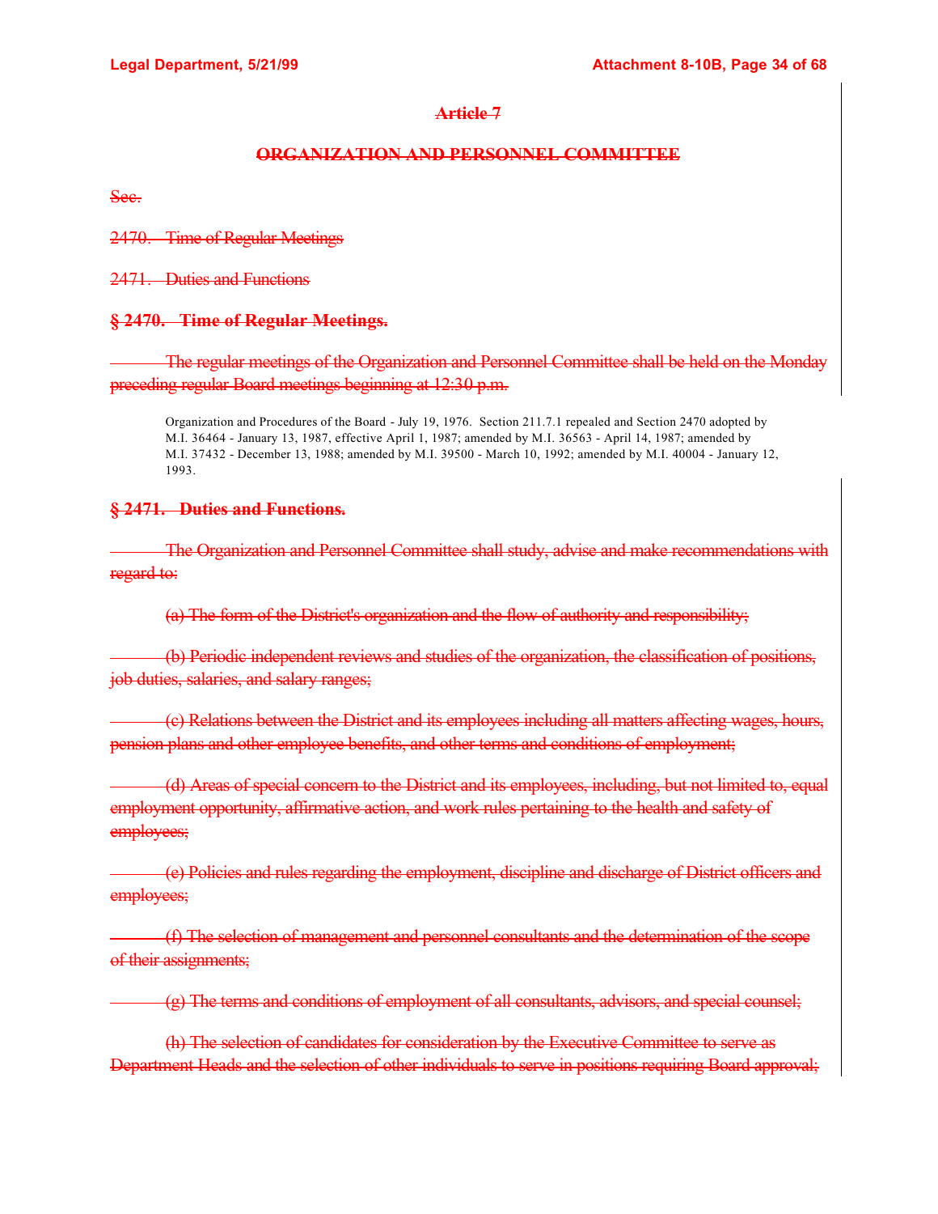## Article 7

## ORGANIZATION AND PERSONNEL COMMITTEE

Sec.

2470. Time of Regular Meetings

2471. Duties and Functions

### § 2470. Time of Regular Meetings.

The regular meetings of the Organization and Personnel Committee shall be held on the Monday preceding regular Board meetings beginning at 12:30 p.m.

> Organization and Procedures of the Board - July 19, 1976. Section 211.7.1 repealed and Section 2470 adopted by M.I. 36464 - January 13, 1987, effective April 1, 1987; amended by M.I. 36563 - April 14, 1987; amended by M.I. 37432 - December 13, 1988; amended by M.I. 39500 - March 10, 1992; amended by M.I. 40004 - January 12, 1993.

### § 2471. Duties and Functions.

The Organization and Personnel Committee shall study, advise and make recommendations with regard to:

(a) The form of the District's organization and the flow of authority and responsibility;

(b) Periodic independent reviews and studies of the organization, the classification of positions, job duties, salaries, and salary ranges;

(c) Relations between the District and its employees including all matters affecting wages, hours, pension plans and other employee benefits, and other terms and conditions of employment;

(d) Areas of special concern to the District and its employees, including, but not limited to, equal employment opportunity, affirmative action, and work rules pertaining to the health and safety of employees;

(e) Policies and rules regarding the employment, discipline and discharge of District officers and employees;

(f) The selection of management and personnel consultants and the determination of the scope of their assignments;

(g) The terms and conditions of employment of all consultants, advisors, and special counsel;

(h) The selection of candidates for consideration by the Executive Committee to serve as Department Heads and the selection of other individuals to serve in positions requiring Board approval;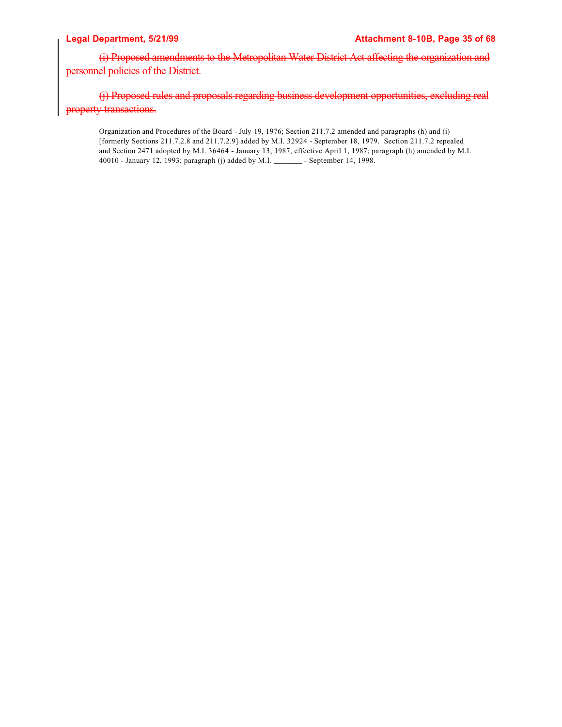~~(i) Proposed amendments to the Metropolitan Water District Act affecting the organization and personnel policies of the District.~~

~~(j) Proposed rules and proposals regarding business development opportunities, excluding real property transactions.~~

Organization and Procedures of the Board - July 19, 1976; Section 211.7.2 amended and paragraphs (h) and (i) [formerly Sections 211.7.2.8 and 211.7.2.9] added by M.I. 32924 - September 18, 1979. Section 211.7.2 repealed and Section 2471 adopted by M.I. 36464 - January 13, 1987, effective April 1, 1987; paragraph (h) amended by M.I. 40010 - January 12, 1993; paragraph (j) added by M.I. _______ - September 14, 1998.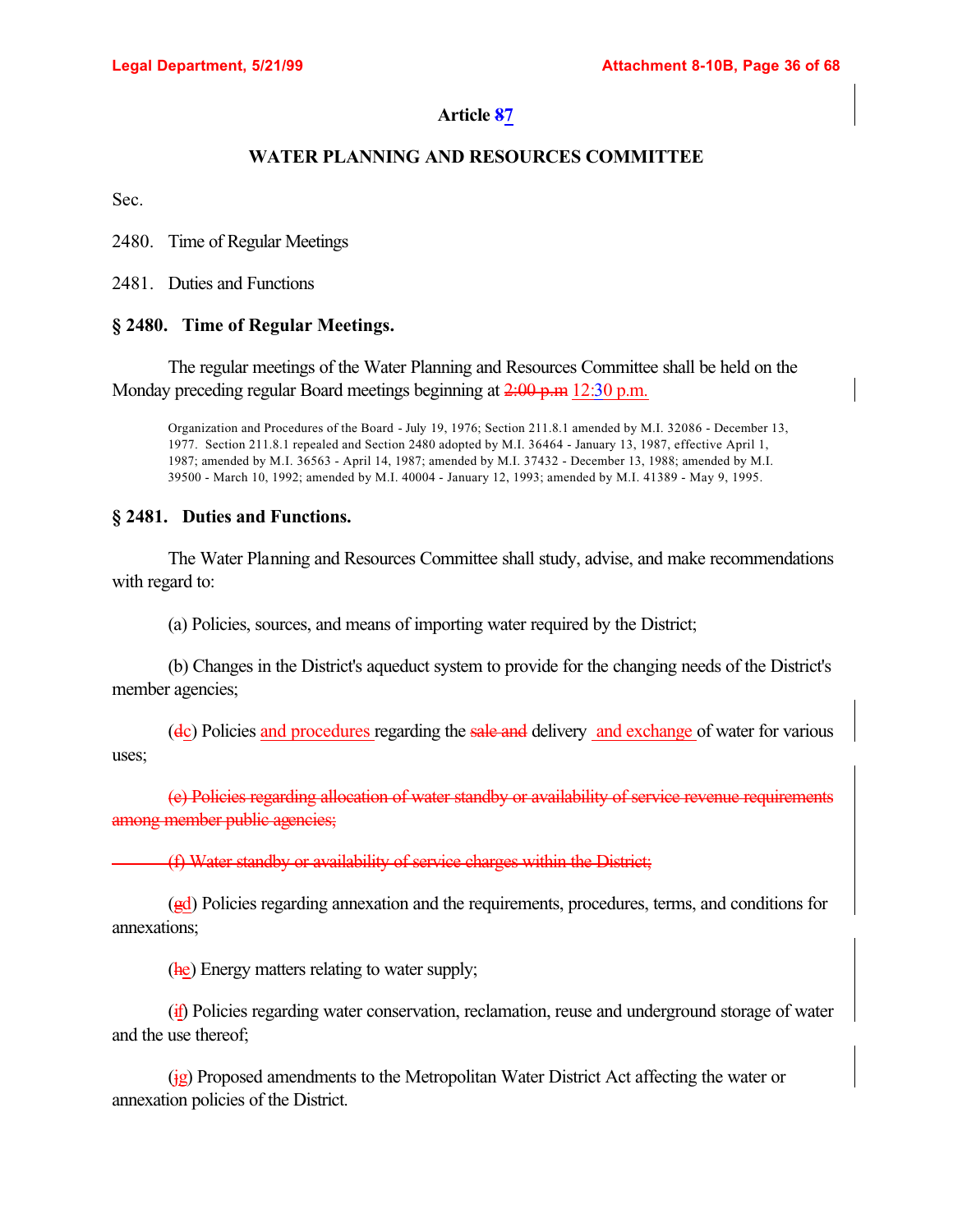# Article ~~8~~7

## WATER PLANNING AND RESOURCES COMMITTEE

Sec.

2480. Time of Regular Meetings

2481. Duties and Functions

### § 2480. Time of Regular Meetings.

The regular meetings of the Water Planning and Resources Committee shall be held on the Monday preceding regular Board meetings beginning at ~~2:00 p.m~~ 12:30 p.m.

Organization and Procedures of the Board - July 19, 1976; Section 211.8.1 amended by M.I. 32086 - December 13, 1977. Section 211.8.1 repealed and Section 2480 adopted by M.I. 36464 - January 13, 1987, effective April 1, 1987; amended by M.I. 36563 - April 14, 1987; amended by M.I. 37432 - December 13, 1988; amended by M.I. 39500 - March 10, 1992; amended by M.I. 40004 - January 12, 1993; amended by M.I. 41389 - May 9, 1995.

### § 2481. Duties and Functions.

The Water Planning and Resources Committee shall study, advise, and make recommendations with regard to:

(a) Policies, sources, and means of importing water required by the District;

(b) Changes in the District's aqueduct system to provide for the changing needs of the District's member agencies;

(~~d~~c) Policies and procedures regarding the ~~sale and~~ delivery and exchange of water for various uses;

~~(e) Policies regarding allocation of water standby or availability of service revenue requirements among member public agencies;~~

~~(f) Water standby or availability of service charges within the District;~~

(~~g~~d) Policies regarding annexation and the requirements, procedures, terms, and conditions for annexations;

(~~h~~e) Energy matters relating to water supply;

(~~i~~f) Policies regarding water conservation, reclamation, reuse and underground storage of water and the use thereof;

(~~j~~g) Proposed amendments to the Metropolitan Water District Act affecting the water or annexation policies of the District.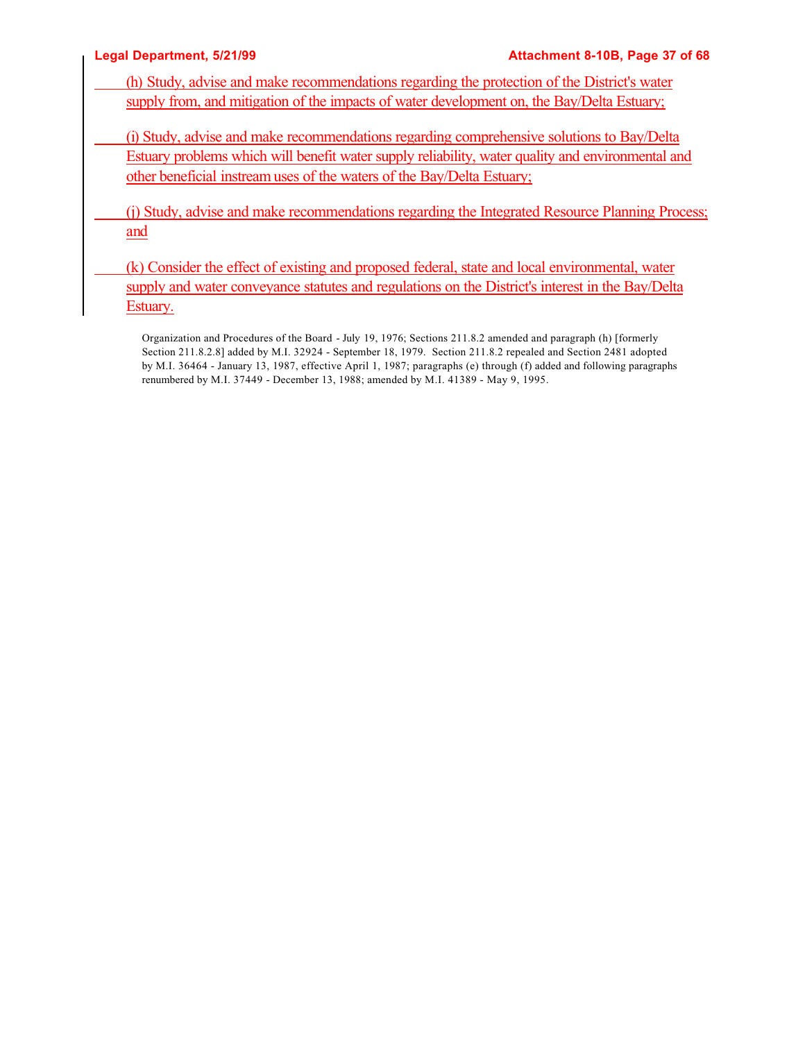(h) Study, advise and make recommendations regarding the protection of the District's water supply from, and mitigation of the impacts of water development on, the Bay/Delta Estuary;

(i) Study, advise and make recommendations regarding comprehensive solutions to Bay/Delta Estuary problems which will benefit water supply reliability, water quality and environmental and other beneficial instream uses of the waters of the Bay/Delta Estuary;

(j) Study, advise and make recommendations regarding the Integrated Resource Planning Process; and

(k) Consider the effect of existing and proposed federal, state and local environmental, water supply and water conveyance statutes and regulations on the District's interest in the Bay/Delta Estuary.

Organization and Procedures of the Board - July 19, 1976; Sections 211.8.2 amended and paragraph (h) [formerly Section 211.8.2.8] added by M.I. 32924 - September 18, 1979. Section 211.8.2 repealed and Section 2481 adopted by M.I. 36464 - January 13, 1987, effective April 1, 1987; paragraphs (e) through (f) added and following paragraphs renumbered by M.I. 37449 - December 13, 1988; amended by M.I. 41389 - May 9, 1995.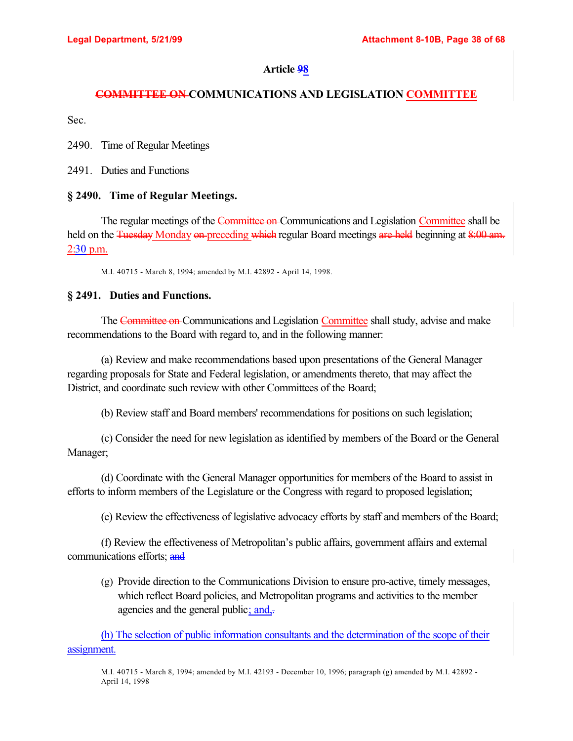## Article ~~9~~8

### ~~COMMITTEE ON~~ COMMUNICATIONS AND LEGISLATION COMMITTEE

Sec.

2490. Time of Regular Meetings

2491. Duties and Functions

### § 2490. Time of Regular Meetings.

The regular meetings of the ~~Committee on~~ Communications and Legislation Committee shall be held on the ~~Tuesday~~ Monday ~~on~~ preceding ~~which~~ regular Board meetings ~~are held~~ beginning at ~~8:00 am.~~ 2:30 p.m.

M.I. 40715 - March 8, 1994; amended by M.I. 42892 - April 14, 1998.

### § 2491. Duties and Functions.

The ~~Committee on~~ Communications and Legislation Committee shall study, advise and make recommendations to the Board with regard to, and in the following manner:

(a) Review and make recommendations based upon presentations of the General Manager regarding proposals for State and Federal legislation, or amendments thereto, that may affect the District, and coordinate such review with other Committees of the Board;

(b) Review staff and Board members' recommendations for positions on such legislation;

(c) Consider the need for new legislation as identified by members of the Board or the General Manager;

(d) Coordinate with the General Manager opportunities for members of the Board to assist in efforts to inform members of the Legislature or the Congress with regard to proposed legislation;

(e) Review the effectiveness of legislative advocacy efforts by staff and members of the Board;

(f) Review the effectiveness of Metropolitan's public affairs, government affairs and external communications efforts; ~~and~~

(g) Provide direction to the Communications Division to ensure pro-active, timely messages, which reflect Board policies, and Metropolitan programs and activities to the member agencies and the general public; and, ~~.~~

(h) The selection of public information consultants and the determination of the scope of their assignment.

M.I. 40715 - March 8, 1994; amended by M.I. 42193 - December 10, 1996; paragraph (g) amended by M.I. 42892 - April 14, 1998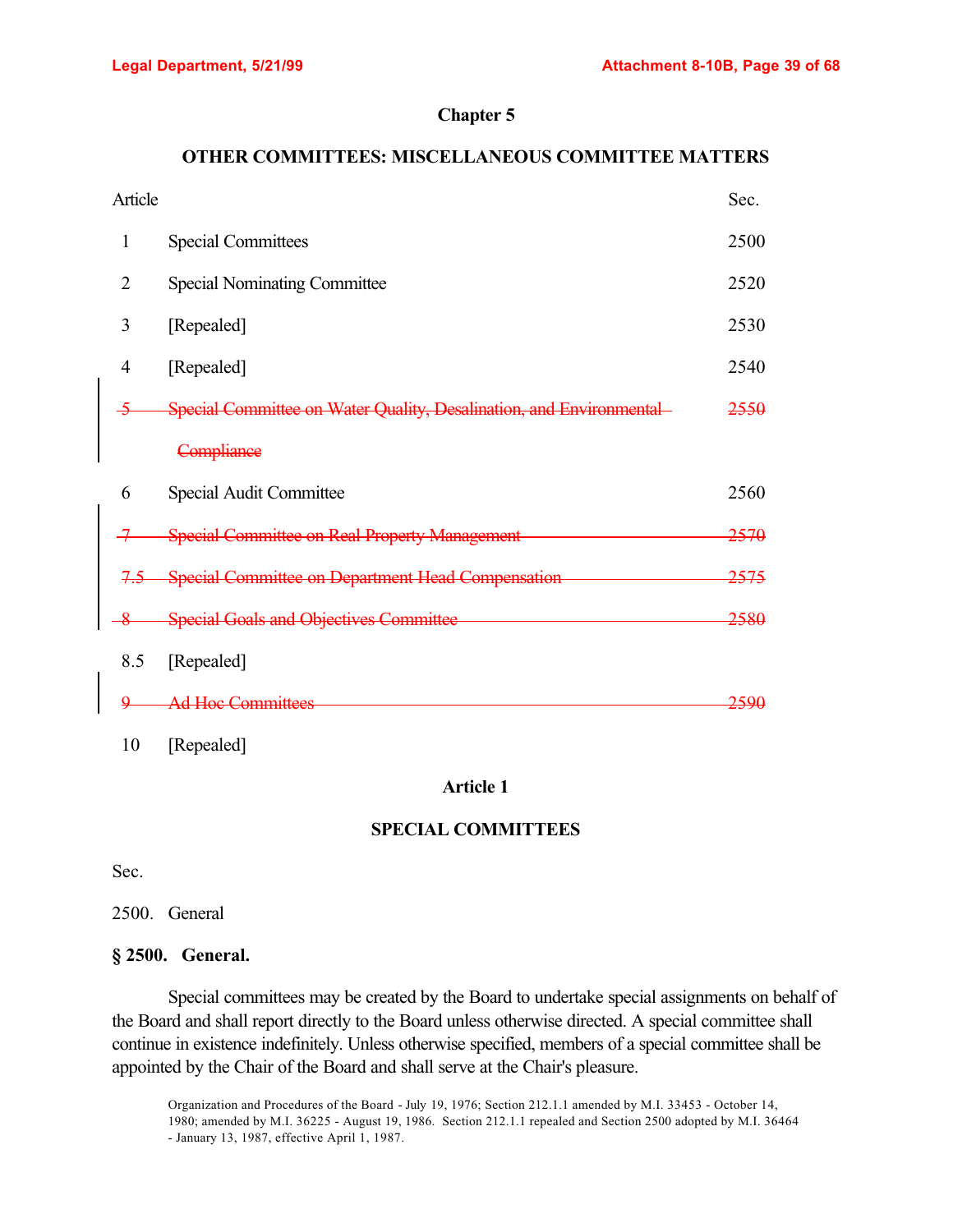## Chapter 5

## OTHER COMMITTEES: MISCELLANEOUS COMMITTEE MATTERS

| Article | | Sec. |
|---|---|---|
| 1 | Special Committees | 2500 |
| 2 | Special Nominating Committee | 2520 |
| 3 | [Repealed] | 2530 |
| 4 | [Repealed] | 2540 |
| ~~5~~ | ~~Special Committee on Water Quality, Desalination, and Environmental Compliance~~ | ~~2550~~ |
| 6 | Special Audit Committee | 2560 |
| ~~7~~ | ~~Special Committee on Real Property Management~~ | ~~2570~~ |
| ~~7.5~~ | ~~Special Committee on Department Head Compensation~~ | ~~2575~~ |
| ~~8~~ | ~~Special Goals and Objectives Committee~~ | ~~2580~~ |
| 8.5 | [Repealed] | |
| ~~9~~ | ~~Ad Hoc Committees~~ | ~~2590~~ |
| 10 | [Repealed] | |

### Article 1

### SPECIAL COMMITTEES

Sec.

2500. General

**§ 2500. General.**

Special committees may be created by the Board to undertake special assignments on behalf of the Board and shall report directly to the Board unless otherwise directed. A special committee shall continue in existence indefinitely. Unless otherwise specified, members of a special committee shall be appointed by the Chair of the Board and shall serve at the Chair's pleasure.

Organization and Procedures of the Board - July 19, 1976; Section 212.1.1 amended by M.I. 33453 - October 14, 1980; amended by M.I. 36225 - August 19, 1986. Section 212.1.1 repealed and Section 2500 adopted by M.I. 36464 - January 13, 1987, effective April 1, 1987.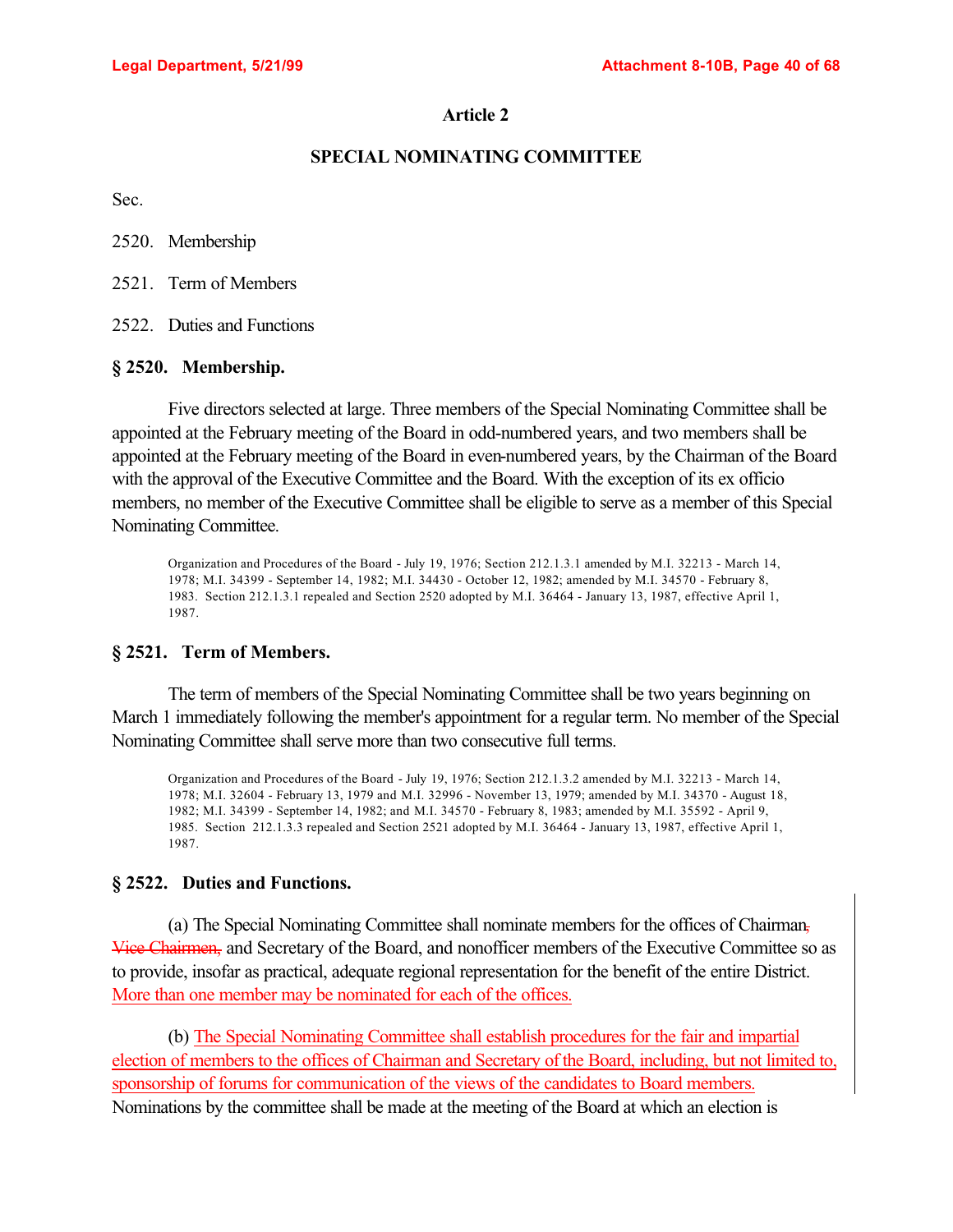# Article 2

## SPECIAL NOMINATING COMMITTEE

Sec.

2520. Membership

2521. Term of Members

2522. Duties and Functions

### § 2520. Membership.

Five directors selected at large. Three members of the Special Nominating Committee shall be appointed at the February meeting of the Board in odd-numbered years, and two members shall be appointed at the February meeting of the Board in even-numbered years, by the Chairman of the Board with the approval of the Executive Committee and the Board. With the exception of its ex officio members, no member of the Executive Committee shall be eligible to serve as a member of this Special Nominating Committee.

Organization and Procedures of the Board - July 19, 1976; Section 212.1.3.1 amended by M.I. 32213 - March 14, 1978; M.I. 34399 - September 14, 1982; M.I. 34430 - October 12, 1982; amended by M.I. 34570 - February 8, 1983. Section 212.1.3.1 repealed and Section 2520 adopted by M.I. 36464 - January 13, 1987, effective April 1, 1987.

### § 2521. Term of Members.

The term of members of the Special Nominating Committee shall be two years beginning on March 1 immediately following the member's appointment for a regular term. No member of the Special Nominating Committee shall serve more than two consecutive full terms.

Organization and Procedures of the Board - July 19, 1976; Section 212.1.3.2 amended by M.I. 32213 - March 14, 1978; M.I. 32604 - February 13, 1979 and M.I. 32996 - November 13, 1979; amended by M.I. 34370 - August 18, 1982; M.I. 34399 - September 14, 1982; and M.I. 34570 - February 8, 1983; amended by M.I. 35592 - April 9, 1985. Section 212.1.3.3 repealed and Section 2521 adopted by M.I. 36464 - January 13, 1987, effective April 1, 1987.

### § 2522. Duties and Functions.

(a) The Special Nominating Committee shall nominate members for the offices of Chairman~~,~~ ~~Vice Chairmen,~~ and Secretary of the Board, and nonofficer members of the Executive Committee so as to provide, insofar as practical, adequate regional representation for the benefit of the entire District. More than one member may be nominated for each of the offices.

(b) The Special Nominating Committee shall establish procedures for the fair and impartial election of members to the offices of Chairman and Secretary of the Board, including, but not limited to, sponsorship of forums for communication of the views of the candidates to Board members. Nominations by the committee shall be made at the meeting of the Board at which an election is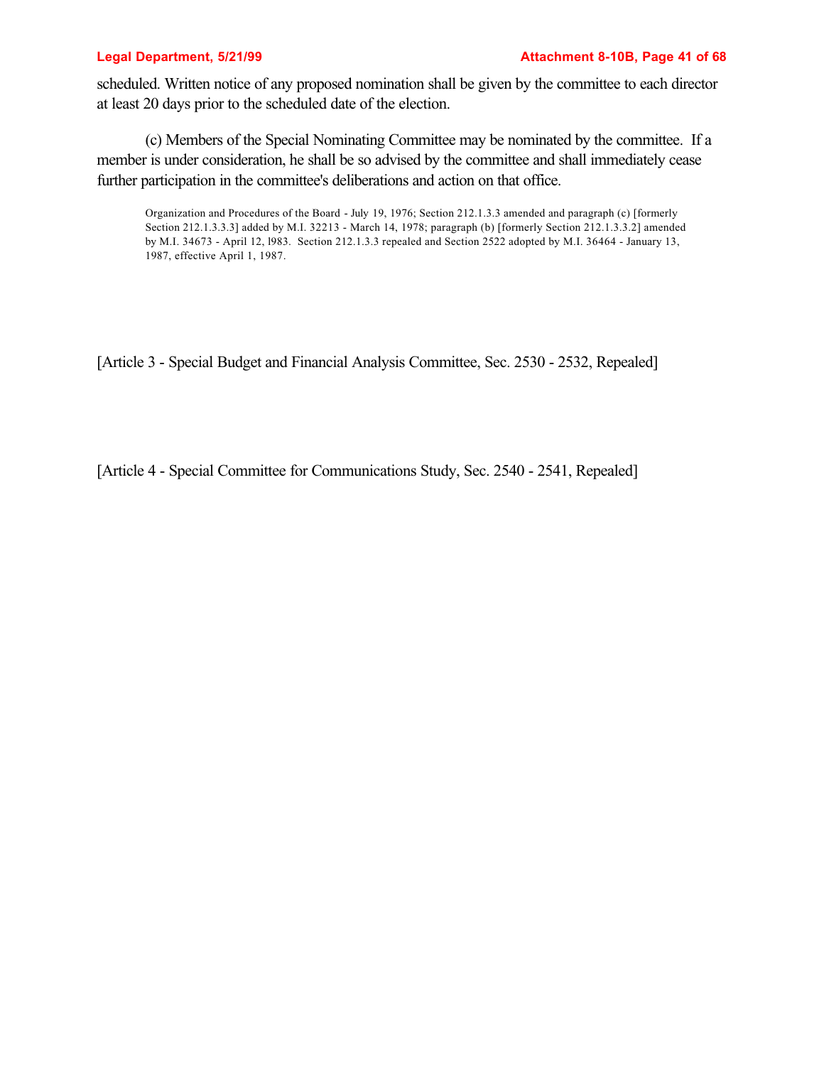scheduled. Written notice of any proposed nomination shall be given by the committee to each director at least 20 days prior to the scheduled date of the election.

(c) Members of the Special Nominating Committee may be nominated by the committee. If a member is under consideration, he shall be so advised by the committee and shall immediately cease further participation in the committee's deliberations and action on that office.

Organization and Procedures of the Board - July 19, 1976; Section 212.1.3.3 amended and paragraph (c) [formerly Section 212.1.3.3.3] added by M.I. 32213 - March 14, 1978; paragraph (b) [formerly Section 212.1.3.3.2] amended by M.I. 34673 - April 12, l983. Section 212.1.3.3 repealed and Section 2522 adopted by M.I. 36464 - January 13, 1987, effective April 1, 1987.

[Article 3 - Special Budget and Financial Analysis Committee, Sec. 2530 - 2532, Repealed]

[Article 4 - Special Committee for Communications Study, Sec. 2540 - 2541, Repealed]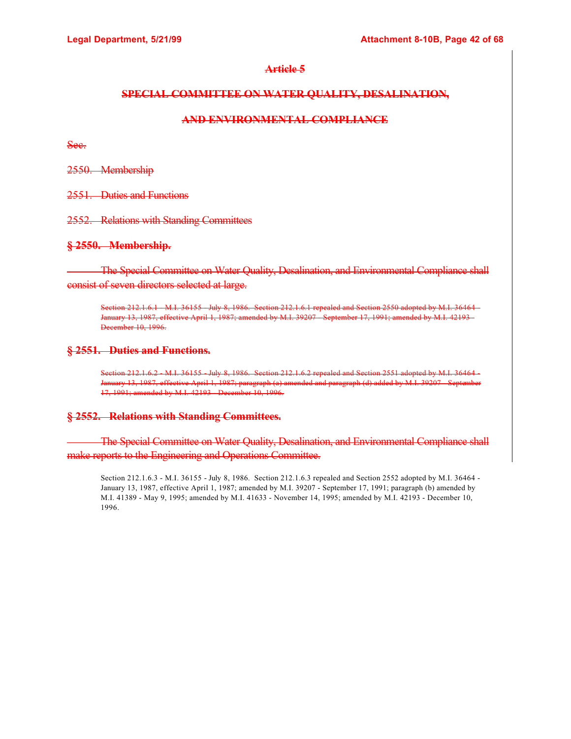# ~~Article 5~~

## ~~SPECIAL COMMITTEE ON WATER QUALITY, DESALINATION,~~

## ~~AND ENVIRONMENTAL COMPLIANCE~~

~~Sec.~~

~~2550. Membership~~

~~2551. Duties and Functions~~

~~2552. Relations with Standing Committees~~

### ~~§ 2550. Membership.~~

~~The Special Committee on Water Quality, Desalination, and Environmental Compliance shall consist of seven directors selected at large.~~

> ~~Section 212.1.6.1 - M.I. 36155 - July 8, 1986. Section 212.1.6.1 repealed and Section 2550 adopted by M.I. 36464 - January 13, 1987, effective April 1, 1987; amended by M.I. 39207 - September 17, 1991; amended by M.I. 42193 - December 10, 1996.~~

### ~~§ 2551. Duties and Functions.~~

> ~~Section 212.1.6.2 - M.I. 36155 - July 8, 1986. Section 212.1.6.2 repealed and Section 2551 adopted by M.I. 36464 - January 13, 1987, effective April 1, 1987; paragraph (a) amended and paragraph (d) added by M.I. 39207 - September 17, 1991; amended by M.I. 42193 - December 10, 1996.~~

### ~~§ 2552. Relations with Standing Committees.~~

~~The Special Committee on Water Quality, Desalination, and Environmental Compliance shall make reports to the Engineering and Operations Committee.~~

> Section 212.1.6.3 - M.I. 36155 - July 8, 1986. Section 212.1.6.3 repealed and Section 2552 adopted by M.I. 36464 - January 13, 1987, effective April 1, 1987; amended by M.I. 39207 - September 17, 1991; paragraph (b) amended by M.I. 41389 - May 9, 1995; amended by M.I. 41633 - November 14, 1995; amended by M.I. 42193 - December 10, 1996.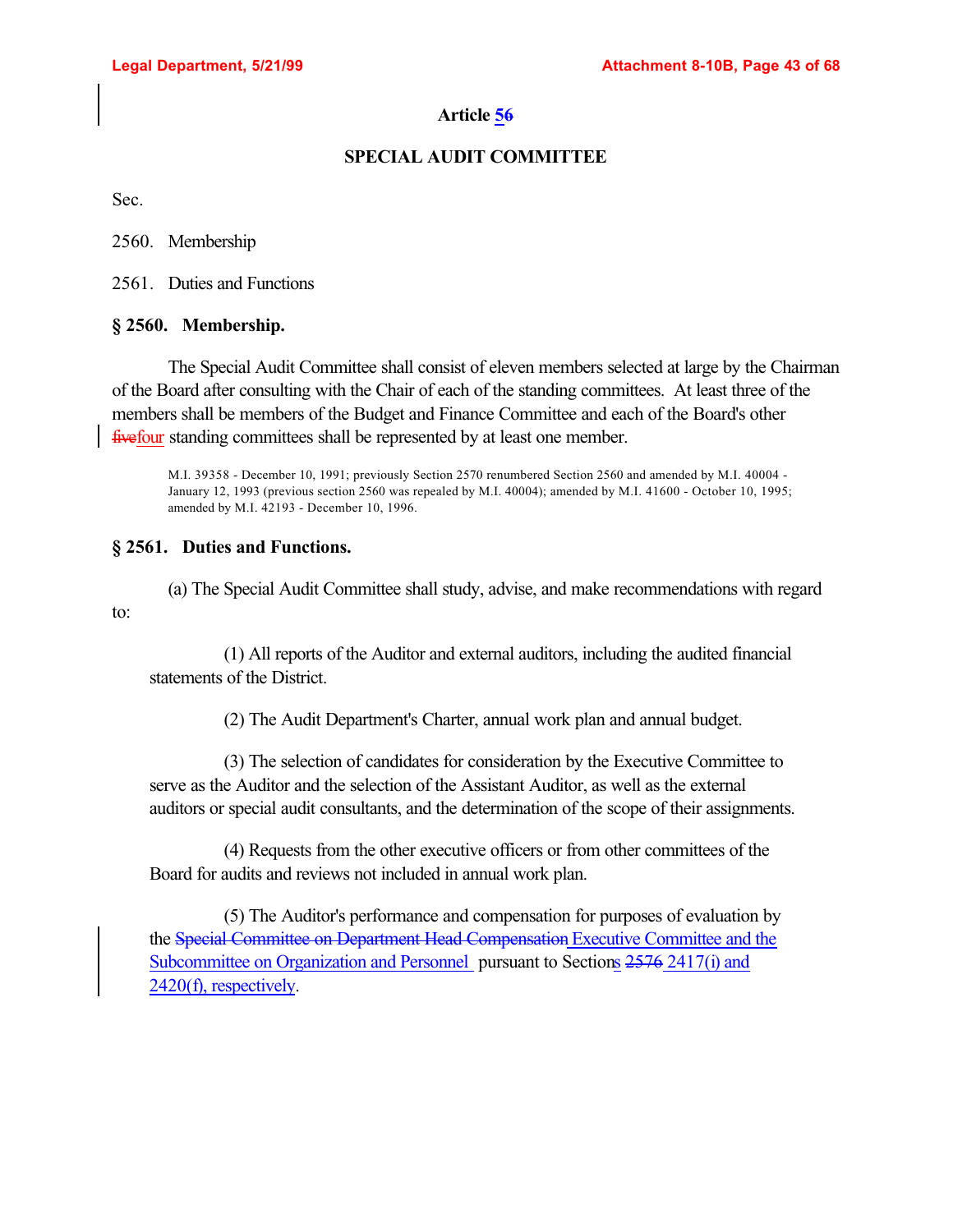## Article ~~6~~5

### SPECIAL AUDIT COMMITTEE

Sec.

2560. Membership

2561. Duties and Functions

**§ 2560. Membership.**

The Special Audit Committee shall consist of eleven members selected at large by the Chairman of the Board after consulting with the Chair of each of the standing committees. At least three of the members shall be members of the Budget and Finance Committee and each of the Board's other ~~five~~four standing committees shall be represented by at least one member.

M.I. 39358 - December 10, 1991; previously Section 2570 renumbered Section 2560 and amended by M.I. 40004 - January 12, 1993 (previous section 2560 was repealed by M.I. 40004); amended by M.I. 41600 - October 10, 1995; amended by M.I. 42193 - December 10, 1996.

**§ 2561. Duties and Functions.**

(a) The Special Audit Committee shall study, advise, and make recommendations with regard to:

(1) All reports of the Auditor and external auditors, including the audited financial statements of the District.

(2) The Audit Department's Charter, annual work plan and annual budget.

(3) The selection of candidates for consideration by the Executive Committee to serve as the Auditor and the selection of the Assistant Auditor, as well as the external auditors or special audit consultants, and the determination of the scope of their assignments.

(4) Requests from the other executive officers or from other committees of the Board for audits and reviews not included in annual work plan.

(5) The Auditor's performance and compensation for purposes of evaluation by the ~~Special Committee on Department Head Compensation~~ Executive Committee and the Subcommittee on Organization and Personnel pursuant to Sections ~~2576~~ 2417(i) and 2420(f), respectively.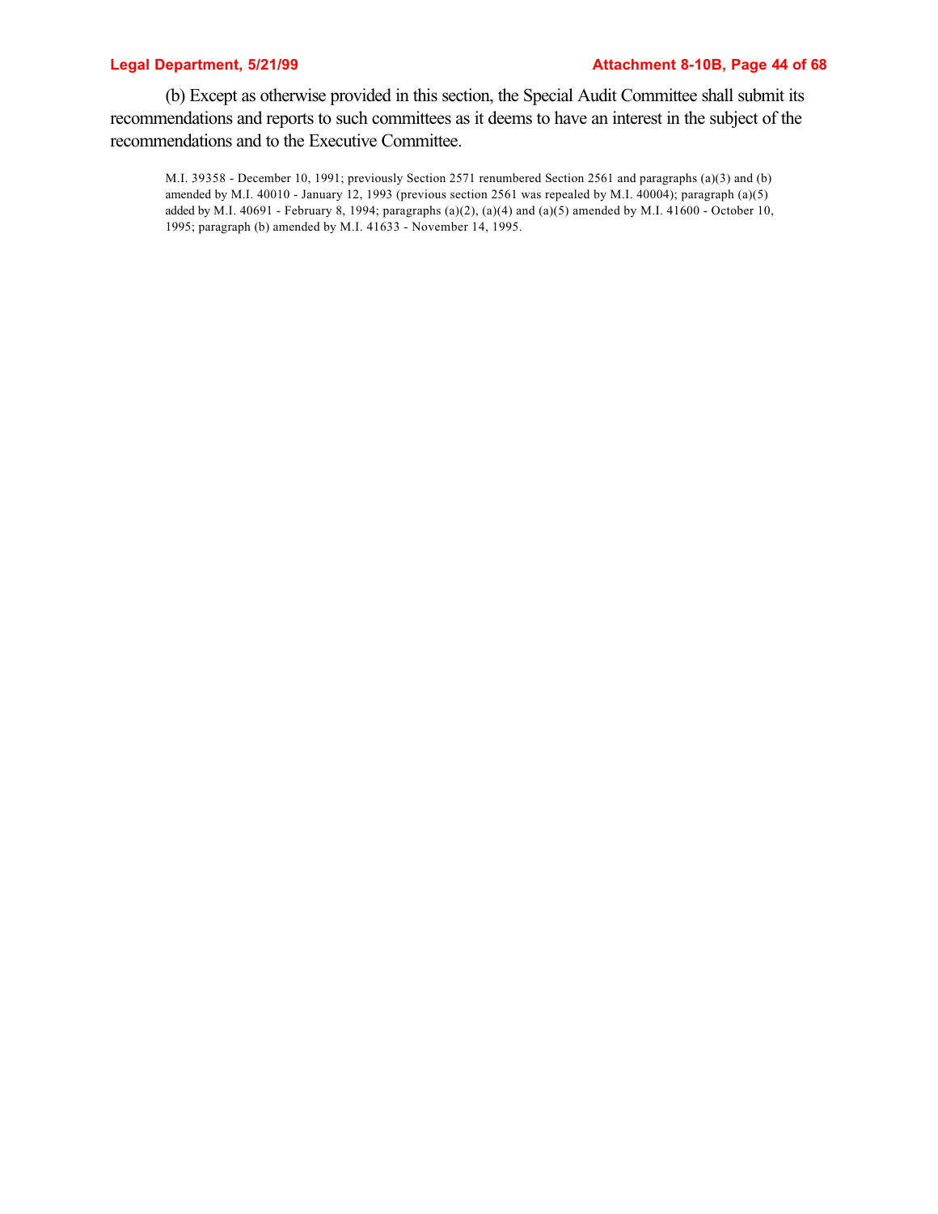(b) Except as otherwise provided in this section, the Special Audit Committee shall submit its recommendations and reports to such committees as it deems to have an interest in the subject of the recommendations and to the Executive Committee.

M.I. 39358 - December 10, 1991; previously Section 2571 renumbered Section 2561 and paragraphs (a)(3) and (b) amended by M.I. 40010 - January 12, 1993 (previous section 2561 was repealed by M.I. 40004); paragraph (a)(5) added by M.I. 40691 - February 8, 1994; paragraphs (a)(2), (a)(4) and (a)(5) amended by M.I. 41600 - October 10, 1995; paragraph (b) amended by M.I. 41633 - November 14, 1995.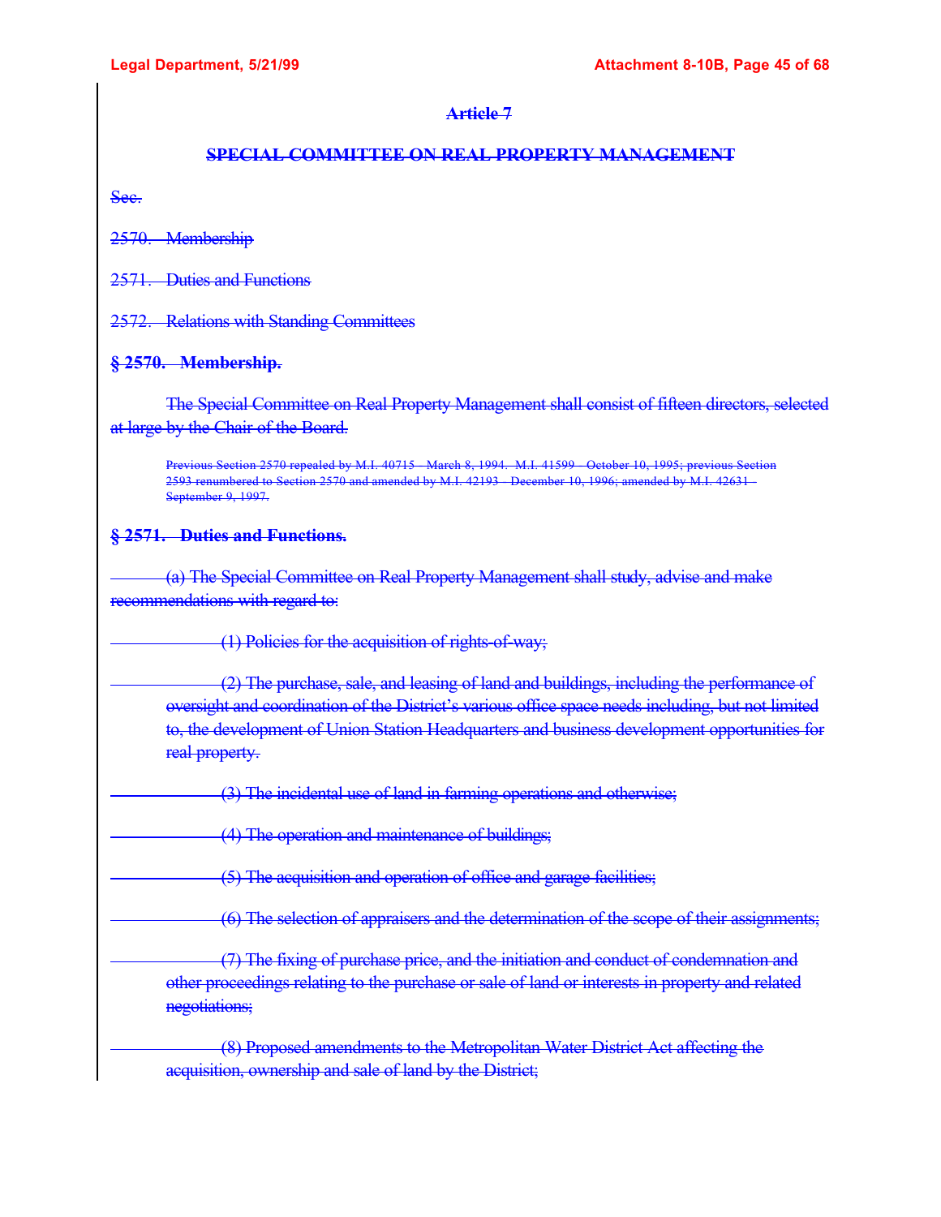## ~~Article 7~~

## ~~SPECIAL COMMITTEE ON REAL PROPERTY MANAGEMENT~~

~~Sec.~~

~~2570. Membership~~

~~2571. Duties and Functions~~

~~2572. Relations with Standing Committees~~

### ~~§ 2570. Membership.~~

~~The Special Committee on Real Property Management shall consist of fifteen directors, selected at large by the Chair of the Board.~~

~~Previous Section 2570 repealed by M.I. 40715 - March 8, 1994. M.I. 41599 - October 10, 1995; previous Section 2593 renumbered to Section 2570 and amended by M.I. 42193 - December 10, 1996; amended by M.I. 42631 - September 9, 1997.~~

### ~~§ 2571. Duties and Functions.~~

~~(a) The Special Committee on Real Property Management shall study, advise and make recommendations with regard to:~~

~~(1) Policies for the acquisition of rights-of-way;~~

~~(2) The purchase, sale, and leasing of land and buildings, including the performance of oversight and coordination of the District's various office space needs including, but not limited to, the development of Union Station Headquarters and business development opportunities for real property.~~

~~(3) The incidental use of land in farming operations and otherwise;~~

~~(4) The operation and maintenance of buildings;~~

~~(5) The acquisition and operation of office and garage facilities;~~

~~(6) The selection of appraisers and the determination of the scope of their assignments;~~

~~(7) The fixing of purchase price, and the initiation and conduct of condemnation and other proceedings relating to the purchase or sale of land or interests in property and related negotiations;~~

~~(8) Proposed amendments to the Metropolitan Water District Act affecting the acquisition, ownership and sale of land by the District;~~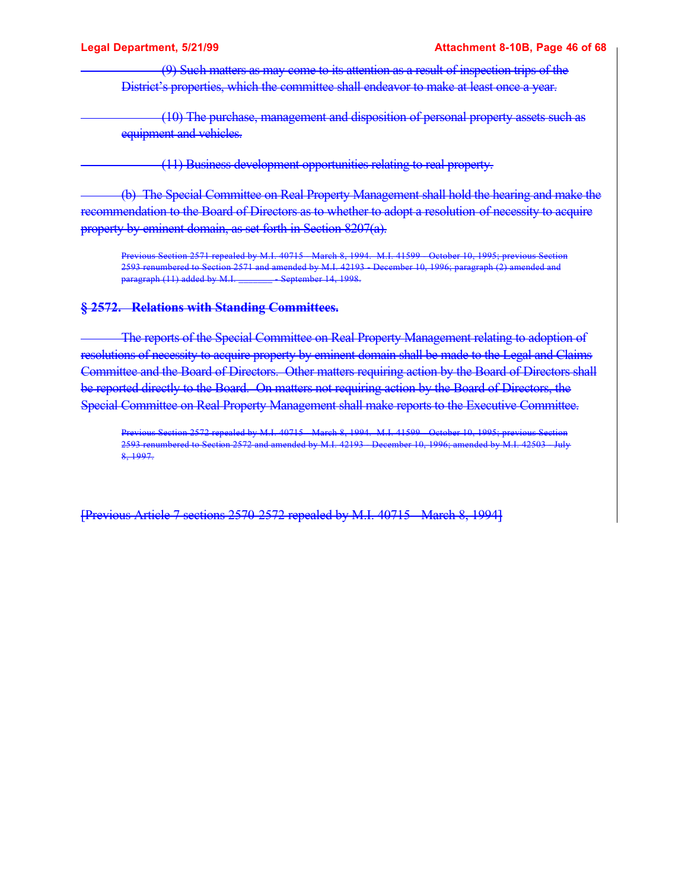(9) Such matters as may come to its attention as a result of inspection trips of the District's properties, which the committee shall endeavor to make at least once a year.

(10) The purchase, management and disposition of personal property assets such as equipment and vehicles.

(11) Business development opportunities relating to real property.

(b) The Special Committee on Real Property Management shall hold the hearing and make the recommendation to the Board of Directors as to whether to adopt a resolution of necessity to acquire property by eminent domain, as set forth in Section 8207(a).

Previous Section 2571 repealed by M.I. 40715 - March 8, 1994. M.I. 41599 - October 10, 1995; previous Section 2593 renumbered to Section 2571 and amended by M.I. 42193 - December 10, 1996; paragraph (2) amended and paragraph (11) added by M.I. _______ - September 14, 1998.

**§ 2572. Relations with Standing Committees.**

The reports of the Special Committee on Real Property Management relating to adoption of resolutions of necessity to acquire property by eminent domain shall be made to the Legal and Claims Committee and the Board of Directors. Other matters requiring action by the Board of Directors shall be reported directly to the Board. On matters not requiring action by the Board of Directors, the Special Committee on Real Property Management shall make reports to the Executive Committee.

Previous Section 2572 repealed by M.I. 40715 - March 8, 1994. M.I. 41599 - October 10, 1995; previous Section 2593 renumbered to Section 2572 and amended by M.I. 42193 - December 10, 1996; amended by M.I. 42503 - July 8, 1997.

[Previous Article 7 sections 2570-2572 repealed by M.I. 40715 - March 8, 1994]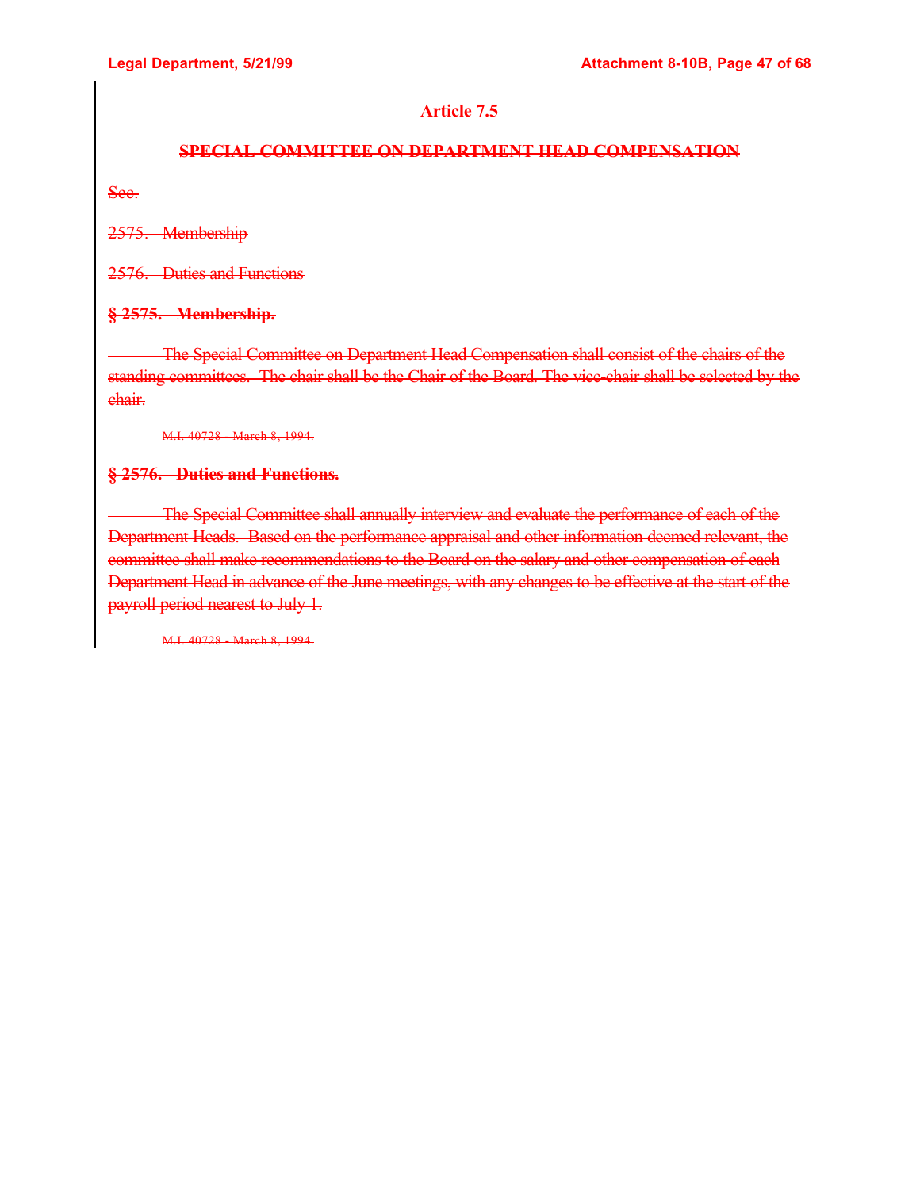~~**Article 7.5**~~

~~**SPECIAL COMMITTEE ON DEPARTMENT HEAD COMPENSATION**~~

~~Sec.~~

~~2575. Membership~~

~~2576. Duties and Functions~~

~~**§ 2575. Membership.**~~

~~The Special Committee on Department Head Compensation shall consist of the chairs of the standing committees. The chair shall be the Chair of the Board. The vice-chair shall be selected by the chair.~~

~~M.I. 40728 - March 8, 1994.~~

~~**§ 2576. Duties and Functions.**~~

~~The Special Committee shall annually interview and evaluate the performance of each of the Department Heads. Based on the performance appraisal and other information deemed relevant, the committee shall make recommendations to the Board on the salary and other compensation of each Department Head in advance of the June meetings, with any changes to be effective at the start of the payroll period nearest to July 1.~~

~~M.I. 40728 - March 8, 1994.~~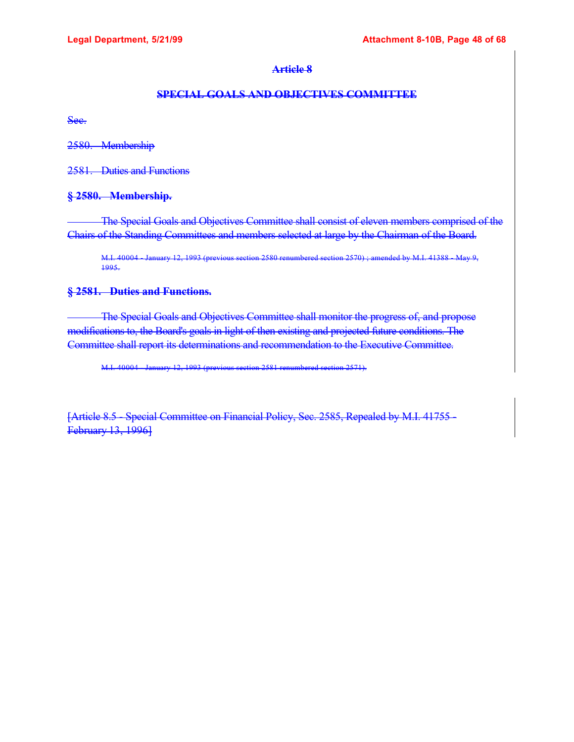## Article 8

## SPECIAL GOALS AND OBJECTIVES COMMITTEE

Sec.

2580. Membership

2581. Duties and Functions

### § 2580. Membership.

The Special Goals and Objectives Committee shall consist of eleven members comprised of the Chairs of the Standing Committees and members selected at large by the Chairman of the Board.

M.I. 40004 - January 12, 1993 (previous section 2580 renumbered section 2570) ; amended by M.I. 41388 - May 9, 1995.

### § 2581. Duties and Functions.

The Special Goals and Objectives Committee shall monitor the progress of, and propose modifications to, the Board's goals in light of then existing and projected future conditions. The Committee shall report its determinations and recommendation to the Executive Committee.

M.I. 40004 - January 12, 1993 (previous section 2581 renumbered section 2571).

[Article 8.5 - Special Committee on Financial Policy, Sec. 2585, Repealed by M.I. 41755 - February 13, 1996]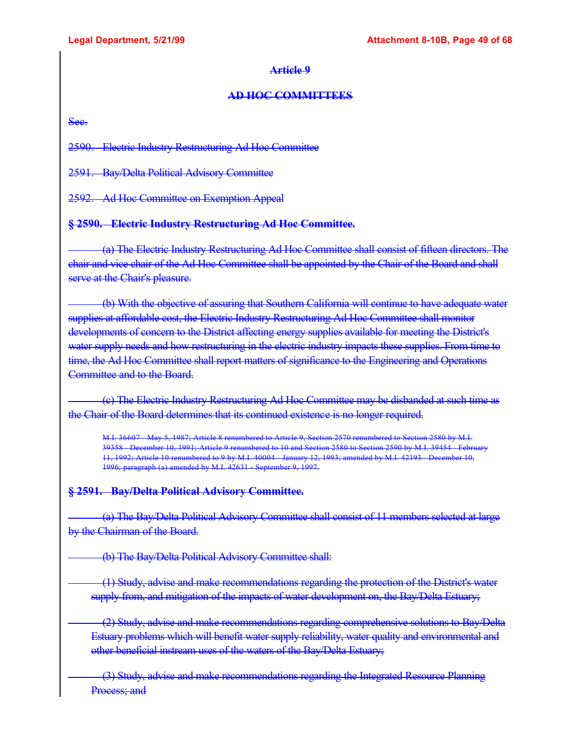# ~~Article 9~~

## ~~AD HOC COMMITTEES~~

~~Sec.~~

~~2590. Electric Industry Restructuring Ad Hoc Committee~~

~~2591. Bay/Delta Political Advisory Committee~~

~~2592. Ad Hoc Committee on Exemption Appeal~~

### ~~§ 2590. Electric Industry Restructuring Ad Hoc Committee.~~

~~(a) The Electric Industry Restructuring Ad Hoc Committee shall consist of fifteen directors. The chair and vice chair of the Ad Hoc Committee shall be appointed by the Chair of the Board and shall serve at the Chair's pleasure.~~

~~(b) With the objective of assuring that Southern California will continue to have adequate water supplies at affordable cost, the Electric Industry Restructuring Ad Hoc Committee shall monitor developments of concern to the District affecting energy supplies available for meeting the District's water supply needs and how restructuring in the electric industry impacts these supplies. From time to time, the Ad Hoc Committee shall report matters of significance to the Engineering and Operations Committee and to the Board.~~

~~(c) The Electric Industry Restructuring Ad Hoc Committee may be disbanded at such time as the Chair of the Board determines that its continued existence is no longer required.~~

~~M.I. 36607 - May 5, 1987; Article 8 renumbered to Article 9, Section 2570 renumbered to Section 2580 by M.I. 39358 - December 10, 1991; Article 9 renumbered to 10 and Section 2580 to Section 2590 by M.I. 39454 - February 11, 1992; Article 10 renumbered to 9 by M.I. 40004 - January 12, 1993; amended by M.I. 42193 - December 10, 1996; paragraph (a) amended by M.I. 42631 - September 9, 1997.~~

### ~~§ 2591. Bay/Delta Political Advisory Committee.~~

~~(a) The Bay/Delta Political Advisory Committee shall consist of 11 members selected at large by the Chairman of the Board.~~

~~(b) The Bay/Delta Political Advisory Committee shall:~~

~~(1) Study, advise and make recommendations regarding the protection of the District's water supply from, and mitigation of the impacts of water development on, the Bay/Delta Estuary;~~

~~(2) Study, advise and make recommendations regarding comprehensive solutions to Bay/Delta Estuary problems which will benefit water supply reliability, water quality and environmental and other beneficial instream uses of the waters of the Bay/Delta Estuary;~~

~~(3) Study, advise and make recommendations regarding the Integrated Resource Planning Process; and~~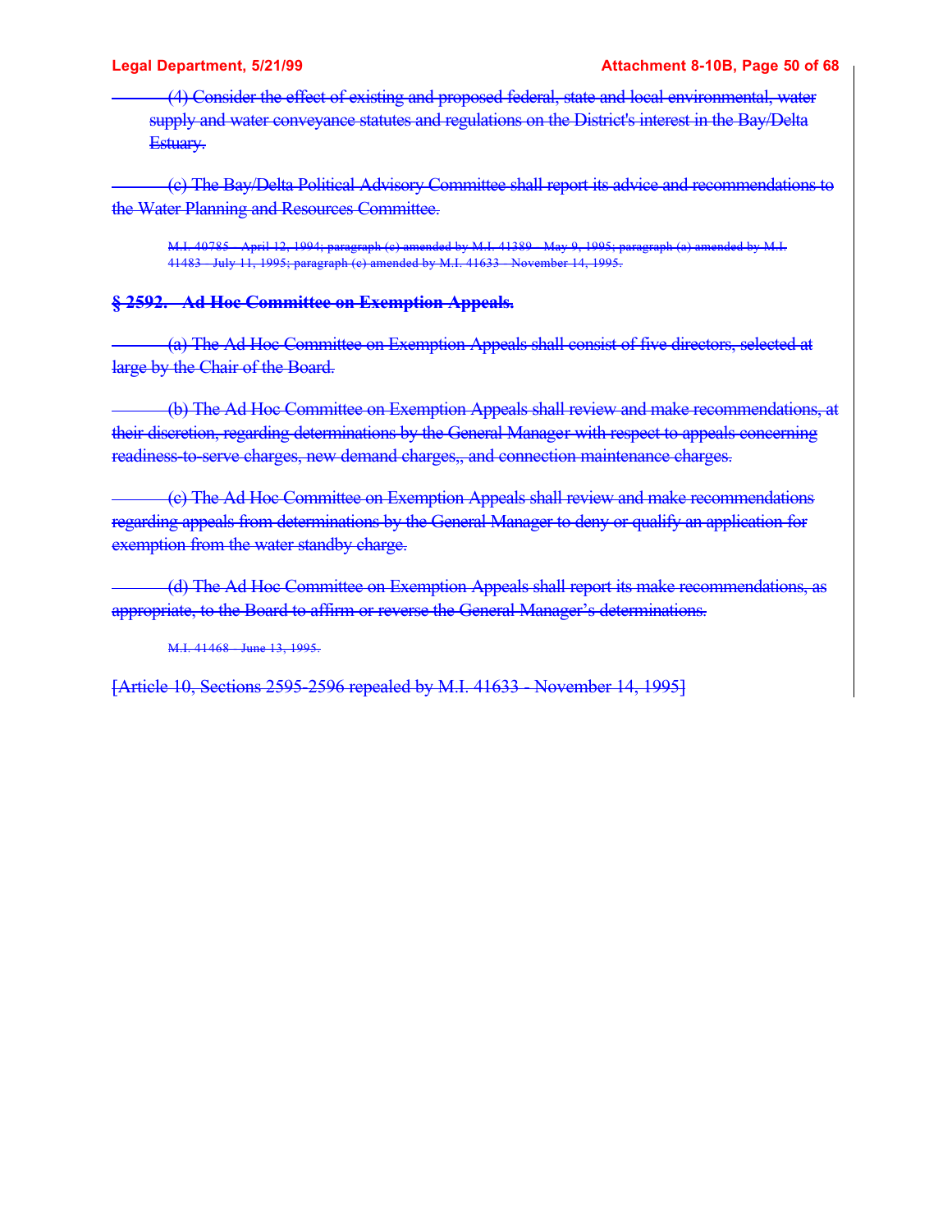~~(4) Consider the effect of existing and proposed federal, state and local environmental, water supply and water conveyance statutes and regulations on the District's interest in the Bay/Delta Estuary.~~

~~(c) The Bay/Delta Political Advisory Committee shall report its advice and recommendations to the Water Planning and Resources Committee.~~

~~M.I. 40785 - April 12, 1994; paragraph (c) amended by M.I. 41389 - May 9, 1995; paragraph (a) amended by M.I. 41483 - July 11, 1995; paragraph (c) amended by M.I. 41633 - November 14, 1995.~~

### ~~§ 2592. Ad Hoc Committee on Exemption Appeals.~~

~~(a) The Ad Hoc Committee on Exemption Appeals shall consist of five directors, selected at large by the Chair of the Board.~~

~~(b) The Ad Hoc Committee on Exemption Appeals shall review and make recommendations, at their discretion, regarding determinations by the General Manager with respect to appeals concerning readiness-to-serve charges, new demand charges,, and connection maintenance charges.~~

~~(c) The Ad Hoc Committee on Exemption Appeals shall review and make recommendations regarding appeals from determinations by the General Manager to deny or qualify an application for exemption from the water standby charge.~~

~~(d) The Ad Hoc Committee on Exemption Appeals shall report its make recommendations, as appropriate, to the Board to affirm or reverse the General Manager's determinations.~~

~~M.I. 41468 - June 13, 1995.~~

~~[Article 10, Sections 2595-2596 repealed by M.I. 41633 - November 14, 1995]~~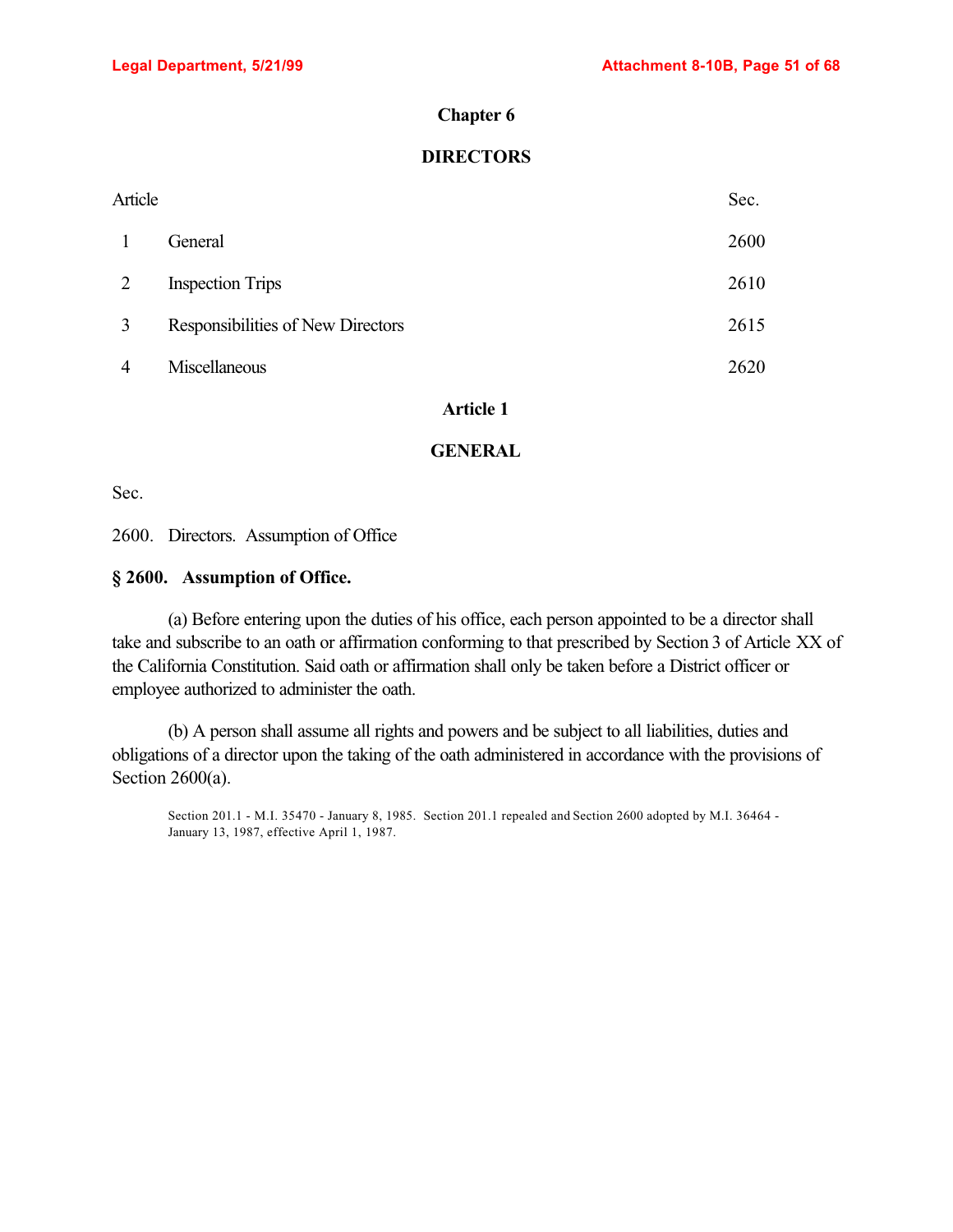# Chapter 6

## DIRECTORS

| Article | | Sec. |
|---|---|---|
| 1 | General | 2600 |
| 2 | Inspection Trips | 2610 |
| 3 | Responsibilities of New Directors | 2615 |
| 4 | Miscellaneous | 2620 |

## Article 1

## GENERAL

Sec.

2600. Directors. Assumption of Office

### § 2600. Assumption of Office.

(a) Before entering upon the duties of his office, each person appointed to be a director shall take and subscribe to an oath or affirmation conforming to that prescribed by Section 3 of Article XX of the California Constitution. Said oath or affirmation shall only be taken before a District officer or employee authorized to administer the oath.

(b) A person shall assume all rights and powers and be subject to all liabilities, duties and obligations of a director upon the taking of the oath administered in accordance with the provisions of Section 2600(a).

Section 201.1 - M.I. 35470 - January 8, 1985. Section 201.1 repealed and Section 2600 adopted by M.I. 36464 - January 13, 1987, effective April 1, 1987.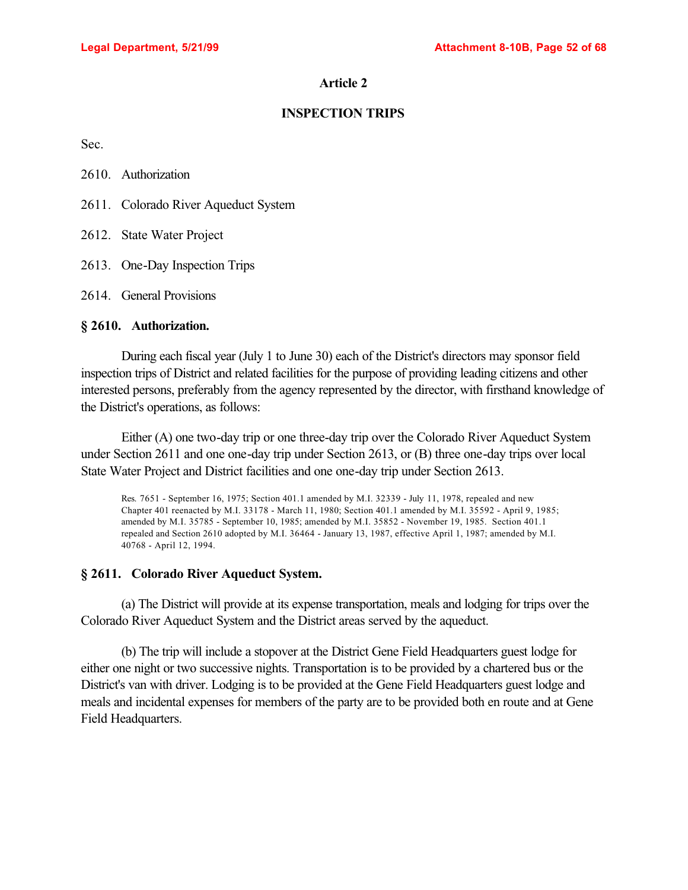## Article 2

## INSPECTION TRIPS

Sec.

2610. Authorization

2611. Colorado River Aqueduct System

2612. State Water Project

2613. One-Day Inspection Trips

2614. General Provisions

### § 2610. Authorization.

During each fiscal year (July 1 to June 30) each of the District's directors may sponsor field inspection trips of District and related facilities for the purpose of providing leading citizens and other interested persons, preferably from the agency represented by the director, with firsthand knowledge of the District's operations, as follows:

Either (A) one two-day trip or one three-day trip over the Colorado River Aqueduct System under Section 2611 and one one-day trip under Section 2613, or (B) three one-day trips over local State Water Project and District facilities and one one-day trip under Section 2613.

Res. 7651 - September 16, 1975; Section 401.1 amended by M.I. 32339 - July 11, 1978, repealed and new Chapter 401 reenacted by M.I. 33178 - March 11, 1980; Section 401.1 amended by M.I. 35592 - April 9, 1985; amended by M.I. 35785 - September 10, 1985; amended by M.I. 35852 - November 19, 1985. Section 401.1 repealed and Section 2610 adopted by M.I. 36464 - January 13, 1987, effective April 1, 1987; amended by M.I. 40768 - April 12, 1994.

### § 2611. Colorado River Aqueduct System.

(a) The District will provide at its expense transportation, meals and lodging for trips over the Colorado River Aqueduct System and the District areas served by the aqueduct.

(b) The trip will include a stopover at the District Gene Field Headquarters guest lodge for either one night or two successive nights. Transportation is to be provided by a chartered bus or the District's van with driver. Lodging is to be provided at the Gene Field Headquarters guest lodge and meals and incidental expenses for members of the party are to be provided both en route and at Gene Field Headquarters.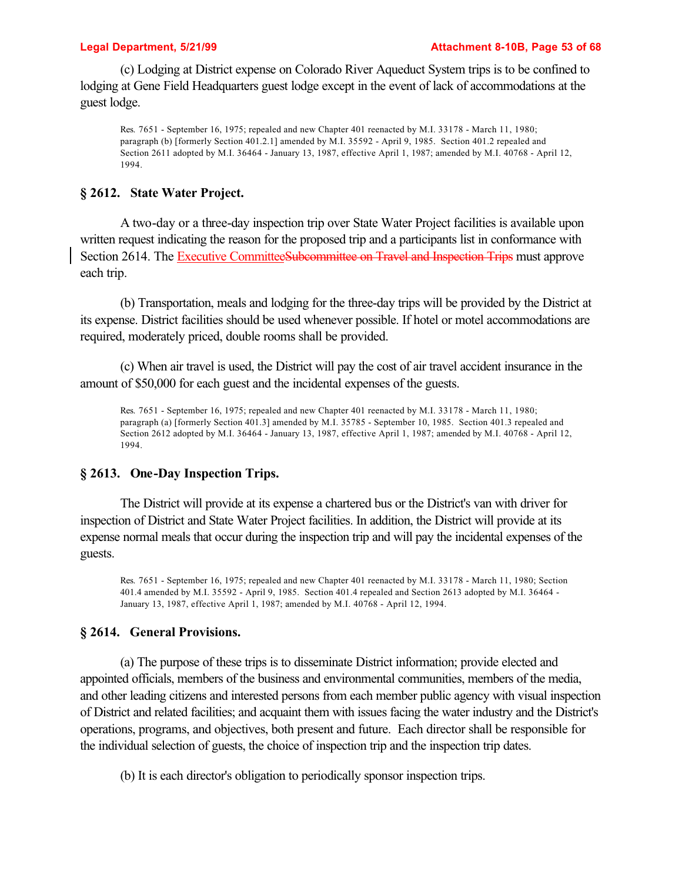(c) Lodging at District expense on Colorado River Aqueduct System trips is to be confined to lodging at Gene Field Headquarters guest lodge except in the event of lack of accommodations at the guest lodge.

Res. 7651 - September 16, 1975; repealed and new Chapter 401 reenacted by M.I. 33178 - March 11, 1980; paragraph (b) [formerly Section 401.2.1] amended by M.I. 35592 - April 9, 1985. Section 401.2 repealed and Section 2611 adopted by M.I. 36464 - January 13, 1987, effective April 1, 1987; amended by M.I. 40768 - April 12, 1994.

## § 2612. State Water Project.

A two-day or a three-day inspection trip over State Water Project facilities is available upon written request indicating the reason for the proposed trip and a participants list in conformance with Section 2614. The Executive Committee~~Subcommittee on Travel and Inspection Trips~~ must approve each trip.

(b) Transportation, meals and lodging for the three-day trips will be provided by the District at its expense. District facilities should be used whenever possible. If hotel or motel accommodations are required, moderately priced, double rooms shall be provided.

(c) When air travel is used, the District will pay the cost of air travel accident insurance in the amount of $50,000 for each guest and the incidental expenses of the guests.

Res. 7651 - September 16, 1975; repealed and new Chapter 401 reenacted by M.I. 33178 - March 11, 1980; paragraph (a) [formerly Section 401.3] amended by M.I. 35785 - September 10, 1985. Section 401.3 repealed and Section 2612 adopted by M.I. 36464 - January 13, 1987, effective April 1, 1987; amended by M.I. 40768 - April 12, 1994.

## § 2613. One-Day Inspection Trips.

The District will provide at its expense a chartered bus or the District's van with driver for inspection of District and State Water Project facilities. In addition, the District will provide at its expense normal meals that occur during the inspection trip and will pay the incidental expenses of the guests.

Res. 7651 - September 16, 1975; repealed and new Chapter 401 reenacted by M.I. 33178 - March 11, 1980; Section 401.4 amended by M.I. 35592 - April 9, 1985. Section 401.4 repealed and Section 2613 adopted by M.I. 36464 - January 13, 1987, effective April 1, 1987; amended by M.I. 40768 - April 12, 1994.

## § 2614. General Provisions.

(a) The purpose of these trips is to disseminate District information; provide elected and appointed officials, members of the business and environmental communities, members of the media, and other leading citizens and interested persons from each member public agency with visual inspection of District and related facilities; and acquaint them with issues facing the water industry and the District's operations, programs, and objectives, both present and future. Each director shall be responsible for the individual selection of guests, the choice of inspection trip and the inspection trip dates.

(b) It is each director's obligation to periodically sponsor inspection trips.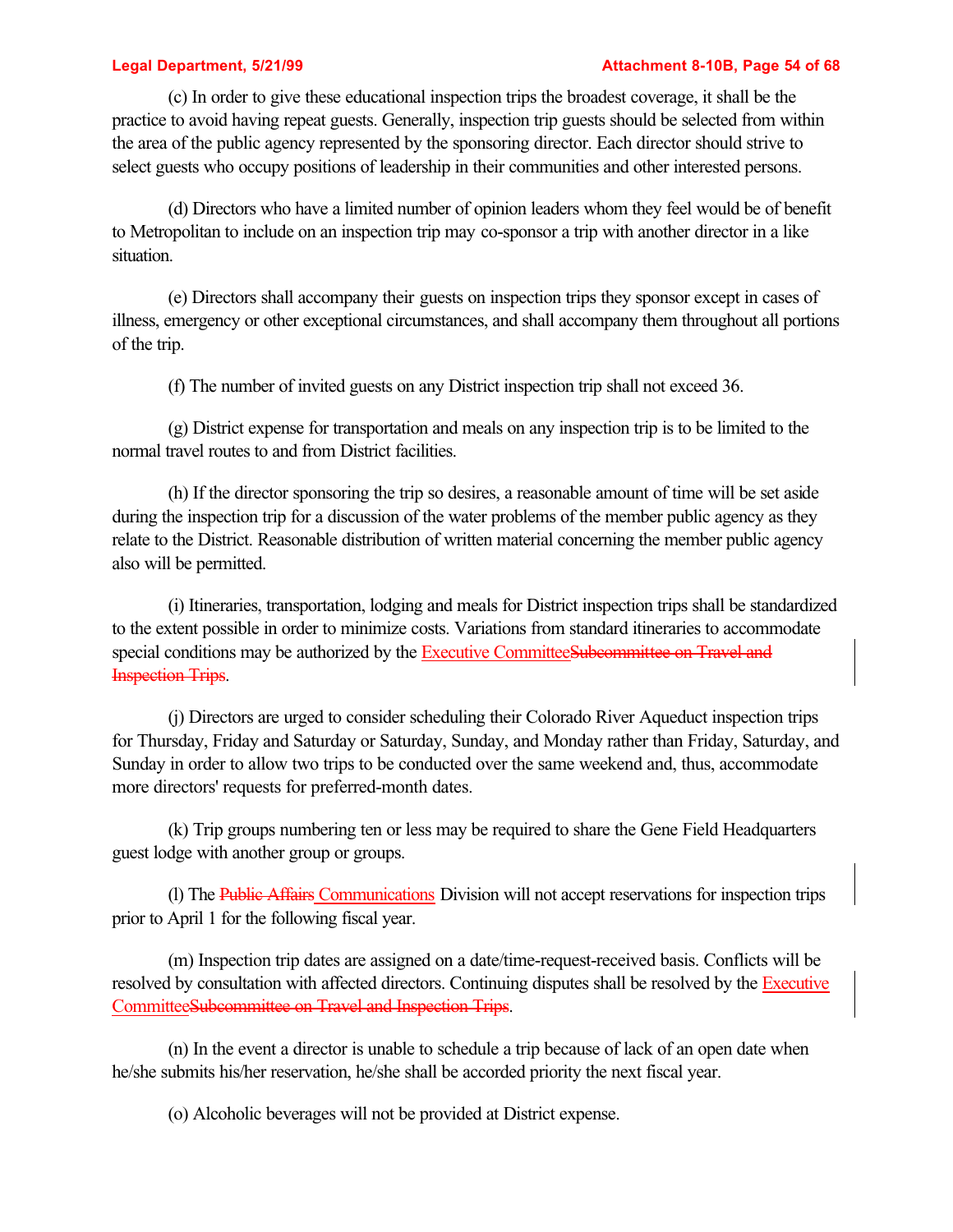(c) In order to give these educational inspection trips the broadest coverage, it shall be the practice to avoid having repeat guests. Generally, inspection trip guests should be selected from within the area of the public agency represented by the sponsoring director. Each director should strive to select guests who occupy positions of leadership in their communities and other interested persons.

(d) Directors who have a limited number of opinion leaders whom they feel would be of benefit to Metropolitan to include on an inspection trip may co-sponsor a trip with another director in a like situation.

(e) Directors shall accompany their guests on inspection trips they sponsor except in cases of illness, emergency or other exceptional circumstances, and shall accompany them throughout all portions of the trip.

(f) The number of invited guests on any District inspection trip shall not exceed 36.

(g) District expense for transportation and meals on any inspection trip is to be limited to the normal travel routes to and from District facilities.

(h) If the director sponsoring the trip so desires, a reasonable amount of time will be set aside during the inspection trip for a discussion of the water problems of the member public agency as they relate to the District. Reasonable distribution of written material concerning the member public agency also will be permitted.

(i) Itineraries, transportation, lodging and meals for District inspection trips shall be standardized to the extent possible in order to minimize costs. Variations from standard itineraries to accommodate special conditions may be authorized by the <u>Executive Committee</u>~~Subcommittee on Travel and Inspection Trips~~.

(j) Directors are urged to consider scheduling their Colorado River Aqueduct inspection trips for Thursday, Friday and Saturday or Saturday, Sunday, and Monday rather than Friday, Saturday, and Sunday in order to allow two trips to be conducted over the same weekend and, thus, accommodate more directors' requests for preferred-month dates.

(k) Trip groups numbering ten or less may be required to share the Gene Field Headquarters guest lodge with another group or groups.

(l) The ~~Public Affairs~~ <u>Communications</u> Division will not accept reservations for inspection trips prior to April 1 for the following fiscal year.

(m) Inspection trip dates are assigned on a date/time-request-received basis. Conflicts will be resolved by consultation with affected directors. Continuing disputes shall be resolved by the <u>Executive Committee</u>~~Subcommittee on Travel and Inspection Trips~~.

(n) In the event a director is unable to schedule a trip because of lack of an open date when he/she submits his/her reservation, he/she shall be accorded priority the next fiscal year.

(o) Alcoholic beverages will not be provided at District expense.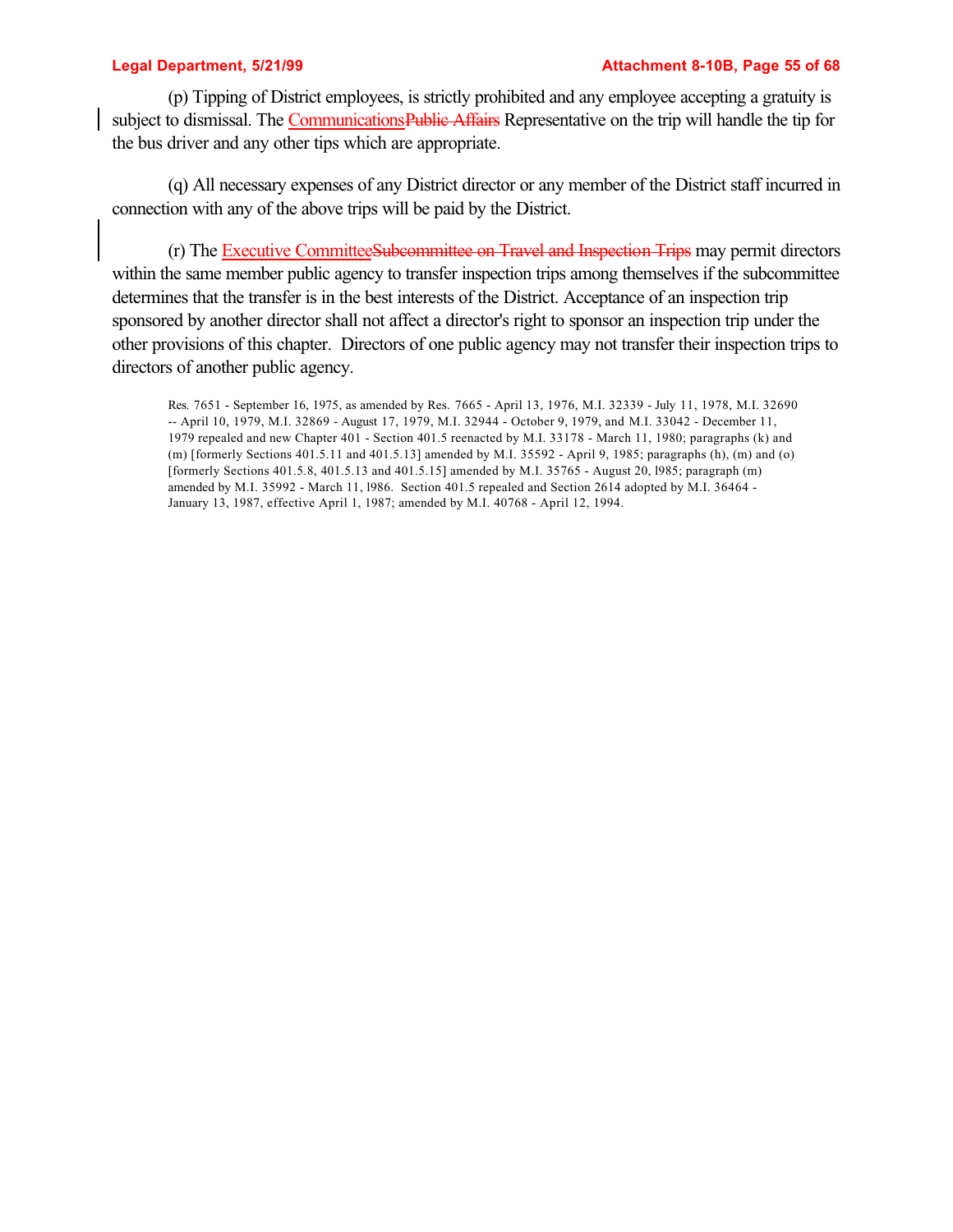(p) Tipping of District employees, is strictly prohibited and any employee accepting a gratuity is subject to dismissal. The <u>Communications</u>~~Public Affairs~~ Representative on the trip will handle the tip for the bus driver and any other tips which are appropriate.

(q) All necessary expenses of any District director or any member of the District staff incurred in connection with any of the above trips will be paid by the District.

(r) The <u>Executive Committee</u>~~Subcommittee on Travel and Inspection Trips~~ may permit directors within the same member public agency to transfer inspection trips among themselves if the subcommittee determines that the transfer is in the best interests of the District. Acceptance of an inspection trip sponsored by another director shall not affect a director's right to sponsor an inspection trip under the other provisions of this chapter. Directors of one public agency may not transfer their inspection trips to directors of another public agency.

Res. 7651 - September 16, 1975, as amended by Res. 7665 - April 13, 1976, M.I. 32339 - July 11, 1978, M.I. 32690 -- April 10, 1979, M.I. 32869 - August 17, 1979, M.I. 32944 - October 9, 1979, and M.I. 33042 - December 11, 1979 repealed and new Chapter 401 - Section 401.5 reenacted by M.I. 33178 - March 11, 1980; paragraphs (k) and (m) [formerly Sections 401.5.11 and 401.5.13] amended by M.I. 35592 - April 9, 1985; paragraphs (h), (m) and (o) [formerly Sections 401.5.8, 401.5.13 and 401.5.15] amended by M.I. 35765 - August 20, l985; paragraph (m) amended by M.I. 35992 - March 11, l986. Section 401.5 repealed and Section 2614 adopted by M.I. 36464 - January 13, 1987, effective April 1, 1987; amended by M.I. 40768 - April 12, 1994.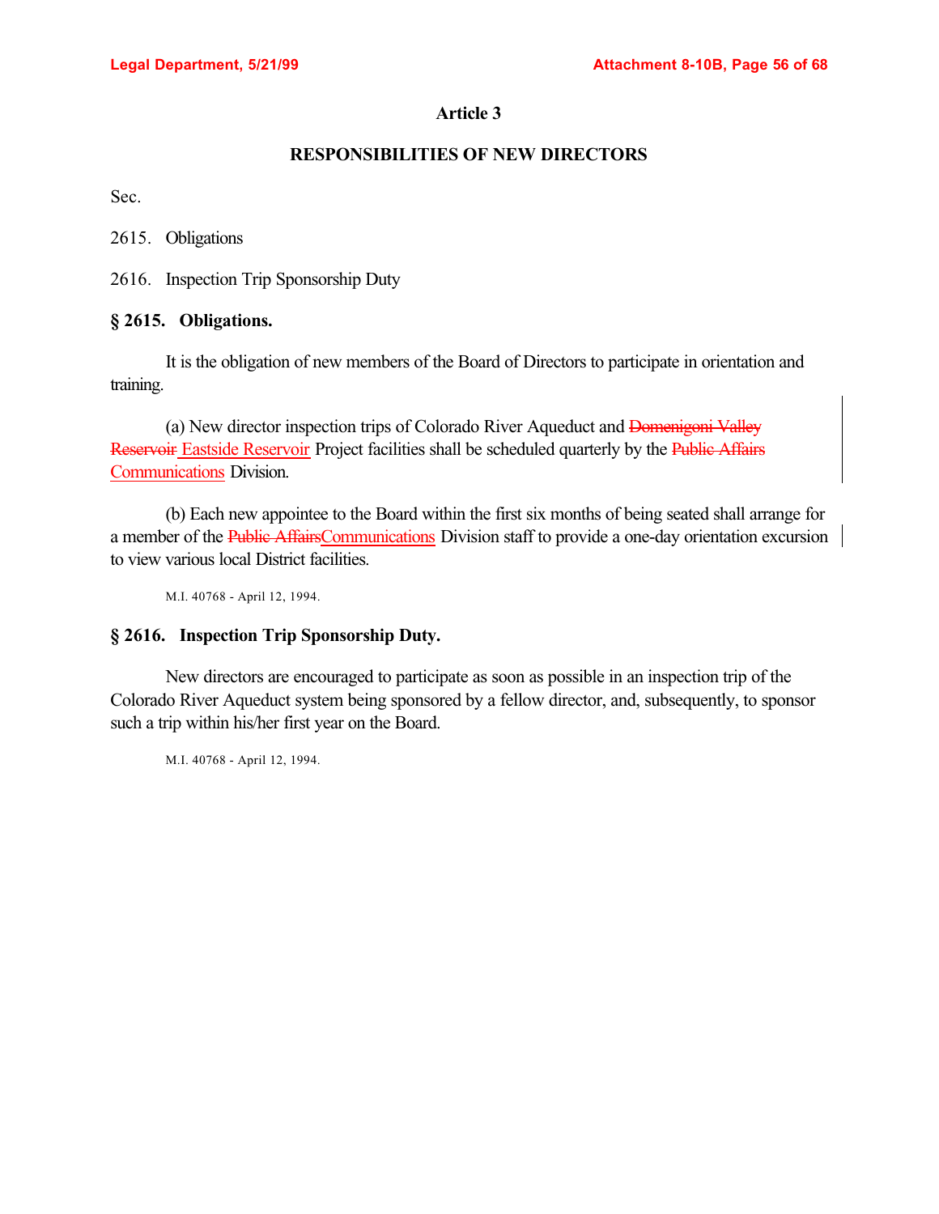## Article 3

## RESPONSIBILITIES OF NEW DIRECTORS

Sec.

2615. Obligations

2616. Inspection Trip Sponsorship Duty

### § 2615. Obligations.

It is the obligation of new members of the Board of Directors to participate in orientation and training.

(a) New director inspection trips of Colorado River Aqueduct and ~~Domenigoni Valley Reservoir~~ Eastside Reservoir Project facilities shall be scheduled quarterly by the ~~Public Affairs~~ Communications Division.

(b) Each new appointee to the Board within the first six months of being seated shall arrange for a member of the ~~Public Affairs~~Communications Division staff to provide a one-day orientation excursion to view various local District facilities.

M.I. 40768 - April 12, 1994.

### § 2616. Inspection Trip Sponsorship Duty.

New directors are encouraged to participate as soon as possible in an inspection trip of the Colorado River Aqueduct system being sponsored by a fellow director, and, subsequently, to sponsor such a trip within his/her first year on the Board.

M.I. 40768 - April 12, 1994.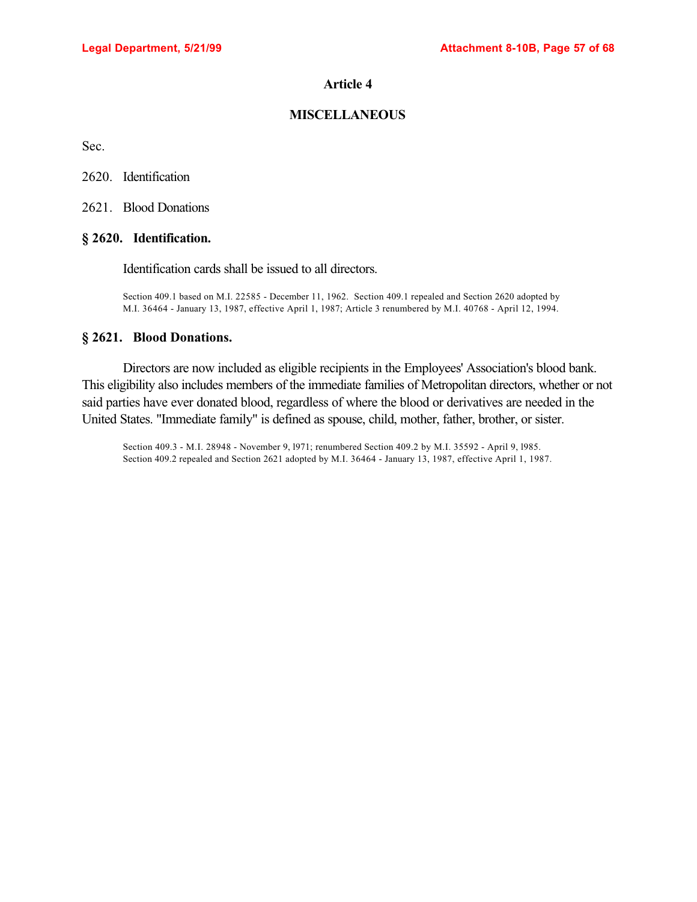# Article 4

## MISCELLANEOUS

Sec.

2620. Identification

2621. Blood Donations

### § 2620. Identification.

Identification cards shall be issued to all directors.

Section 409.1 based on M.I. 22585 - December 11, 1962. Section 409.1 repealed and Section 2620 adopted by M.I. 36464 - January 13, 1987, effective April 1, 1987; Article 3 renumbered by M.I. 40768 - April 12, 1994.

### § 2621. Blood Donations.

Directors are now included as eligible recipients in the Employees' Association's blood bank. This eligibility also includes members of the immediate families of Metropolitan directors, whether or not said parties have ever donated blood, regardless of where the blood or derivatives are needed in the United States. "Immediate family" is defined as spouse, child, mother, father, brother, or sister.

Section 409.3 - M.I. 28948 - November 9, l971; renumbered Section 409.2 by M.I. 35592 - April 9, l985. Section 409.2 repealed and Section 2621 adopted by M.I. 36464 - January 13, 1987, effective April 1, 1987.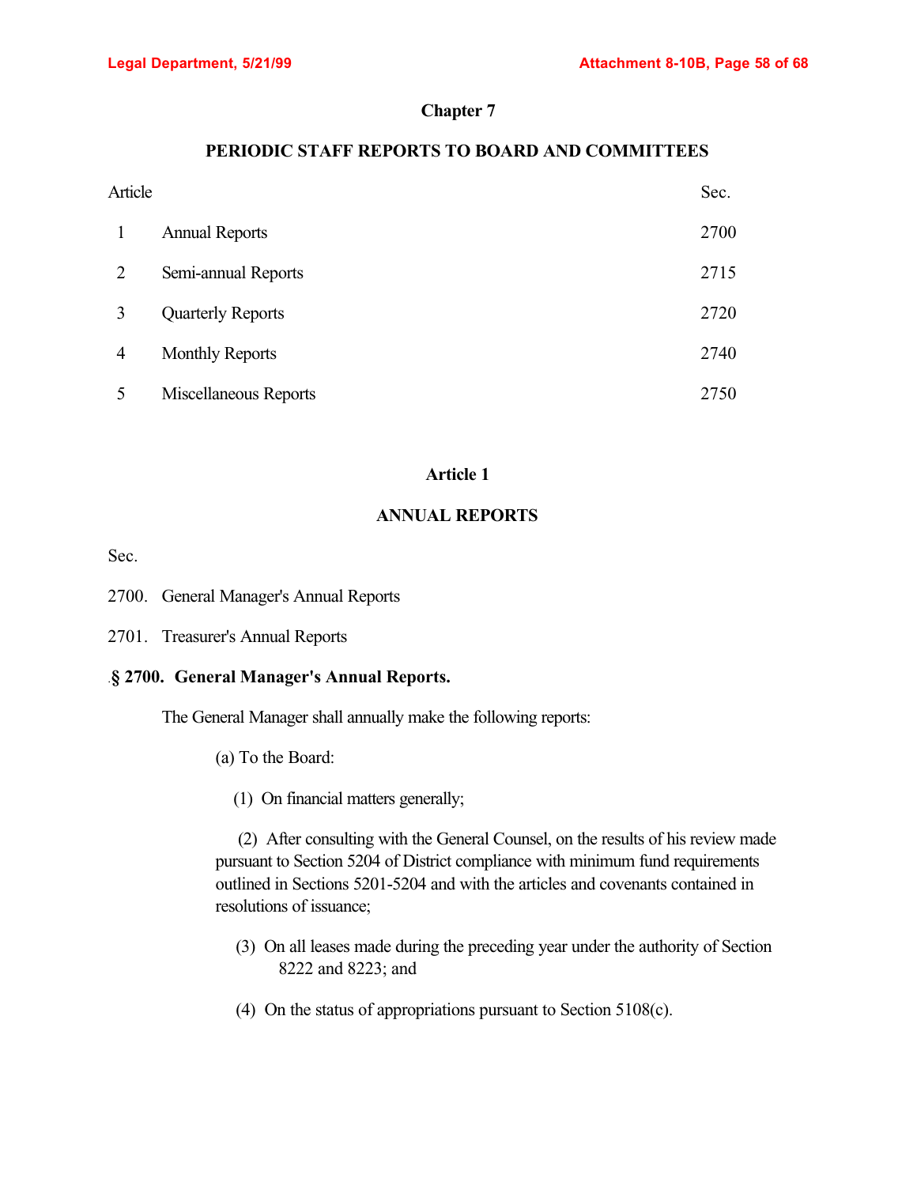## Chapter 7

## PERIODIC STAFF REPORTS TO BOARD AND COMMITTEES

| Article | | Sec. |
|---|---|---|
| 1 | Annual Reports | 2700 |
| 2 | Semi-annual Reports | 2715 |
| 3 | Quarterly Reports | 2720 |
| 4 | Monthly Reports | 2740 |
| 5 | Miscellaneous Reports | 2750 |

### Article 1

### ANNUAL REPORTS

Sec.

2700. General Manager's Annual Reports

2701. Treasurer's Annual Reports

**§ 2700. General Manager's Annual Reports.**

The General Manager shall annually make the following reports:

(a) To the Board:

(1) On financial matters generally;

(2) After consulting with the General Counsel, on the results of his review made pursuant to Section 5204 of District compliance with minimum fund requirements outlined in Sections 5201-5204 and with the articles and covenants contained in resolutions of issuance;

(3) On all leases made during the preceding year under the authority of Section 8222 and 8223; and

(4) On the status of appropriations pursuant to Section 5108(c).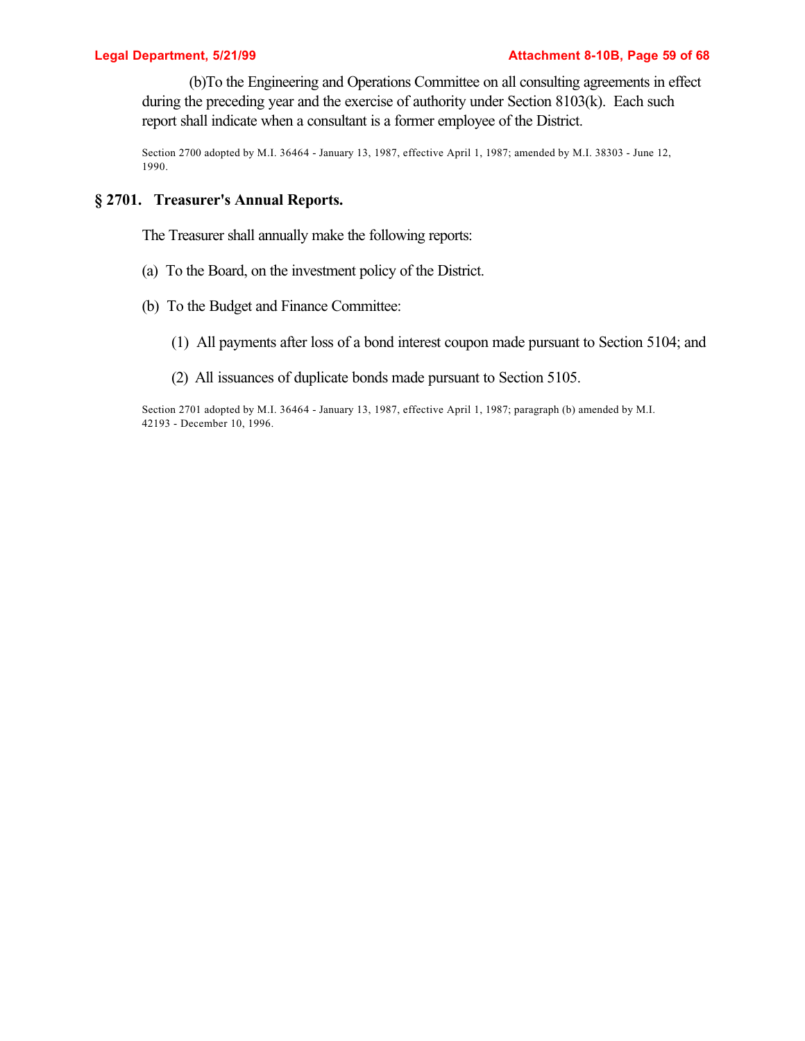(b)To the Engineering and Operations Committee on all consulting agreements in effect during the preceding year and the exercise of authority under Section 8103(k). Each such report shall indicate when a consultant is a former employee of the District.

Section 2700 adopted by M.I. 36464 - January 13, 1987, effective April 1, 1987; amended by M.I. 38303 - June 12, 1990.

## § 2701. Treasurer's Annual Reports.

The Treasurer shall annually make the following reports:

(a) To the Board, on the investment policy of the District.

(b) To the Budget and Finance Committee:

(1) All payments after loss of a bond interest coupon made pursuant to Section 5104; and

(2) All issuances of duplicate bonds made pursuant to Section 5105.

Section 2701 adopted by M.I. 36464 - January 13, 1987, effective April 1, 1987; paragraph (b) amended by M.I. 42193 - December 10, 1996.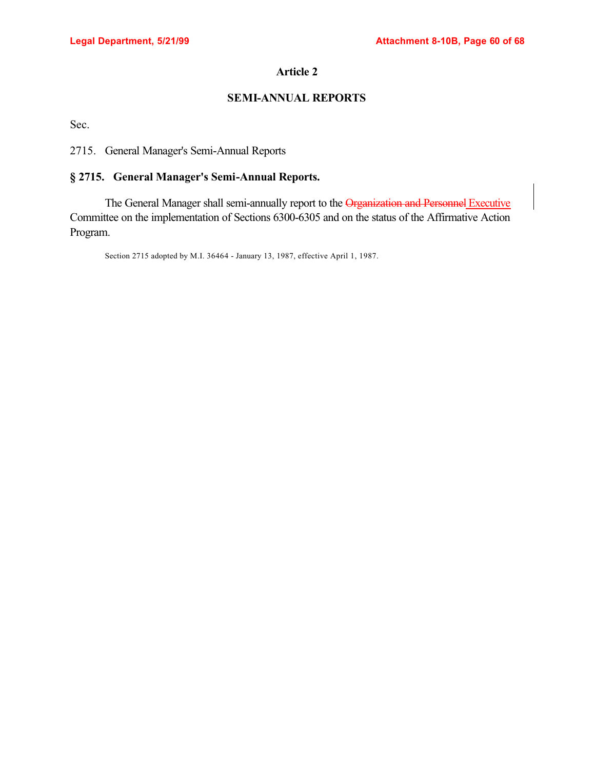# Article 2

## SEMI-ANNUAL REPORTS

Sec.

2715. General Manager's Semi-Annual Reports

### § 2715. General Manager's Semi-Annual Reports.

The General Manager shall semi-annually report to the ~~Organization and Personnel~~ Executive Committee on the implementation of Sections 6300-6305 and on the status of the Affirmative Action Program.

Section 2715 adopted by M.I. 36464 - January 13, 1987, effective April 1, 1987.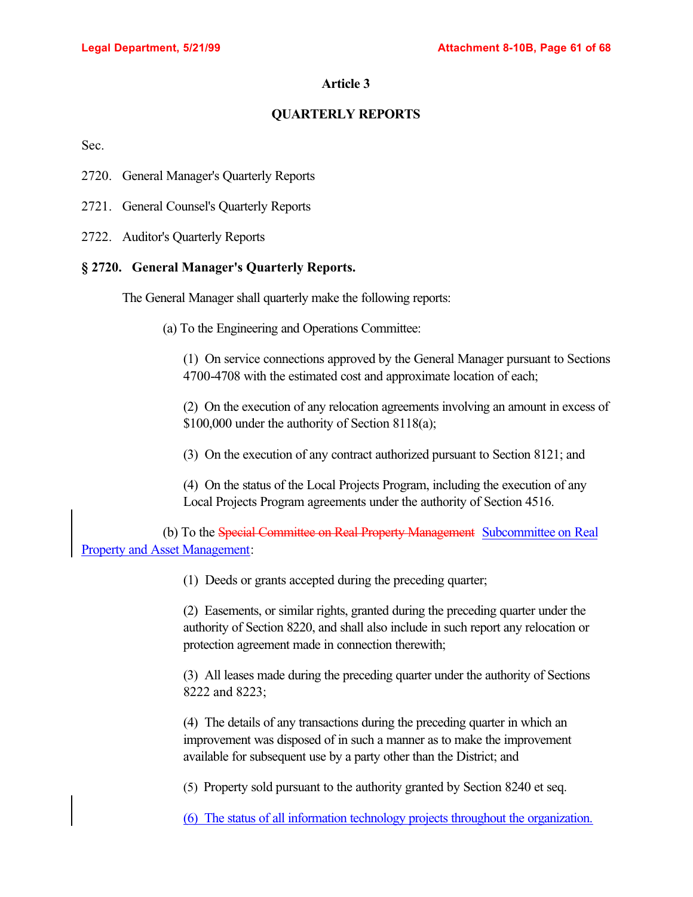## Article 3

## QUARTERLY REPORTS

Sec.

2720. General Manager's Quarterly Reports

2721. General Counsel's Quarterly Reports

2722. Auditor's Quarterly Reports

### § 2720. General Manager's Quarterly Reports.

The General Manager shall quarterly make the following reports:

(a) To the Engineering and Operations Committee:

(1) On service connections approved by the General Manager pursuant to Sections 4700-4708 with the estimated cost and approximate location of each;

(2) On the execution of any relocation agreements involving an amount in excess of $100,000 under the authority of Section 8118(a);

(3) On the execution of any contract authorized pursuant to Section 8121; and

(4) On the status of the Local Projects Program, including the execution of any Local Projects Program agreements under the authority of Section 4516.

(b) To the ~~Special Committee on Real Property Management~~ Subcommittee on Real Property and Asset Management:

(1) Deeds or grants accepted during the preceding quarter;

(2) Easements, or similar rights, granted during the preceding quarter under the authority of Section 8220, and shall also include in such report any relocation or protection agreement made in connection therewith;

(3) All leases made during the preceding quarter under the authority of Sections 8222 and 8223;

(4) The details of any transactions during the preceding quarter in which an improvement was disposed of in such a manner as to make the improvement available for subsequent use by a party other than the District; and

(5) Property sold pursuant to the authority granted by Section 8240 et seq.

(6) The status of all information technology projects throughout the organization.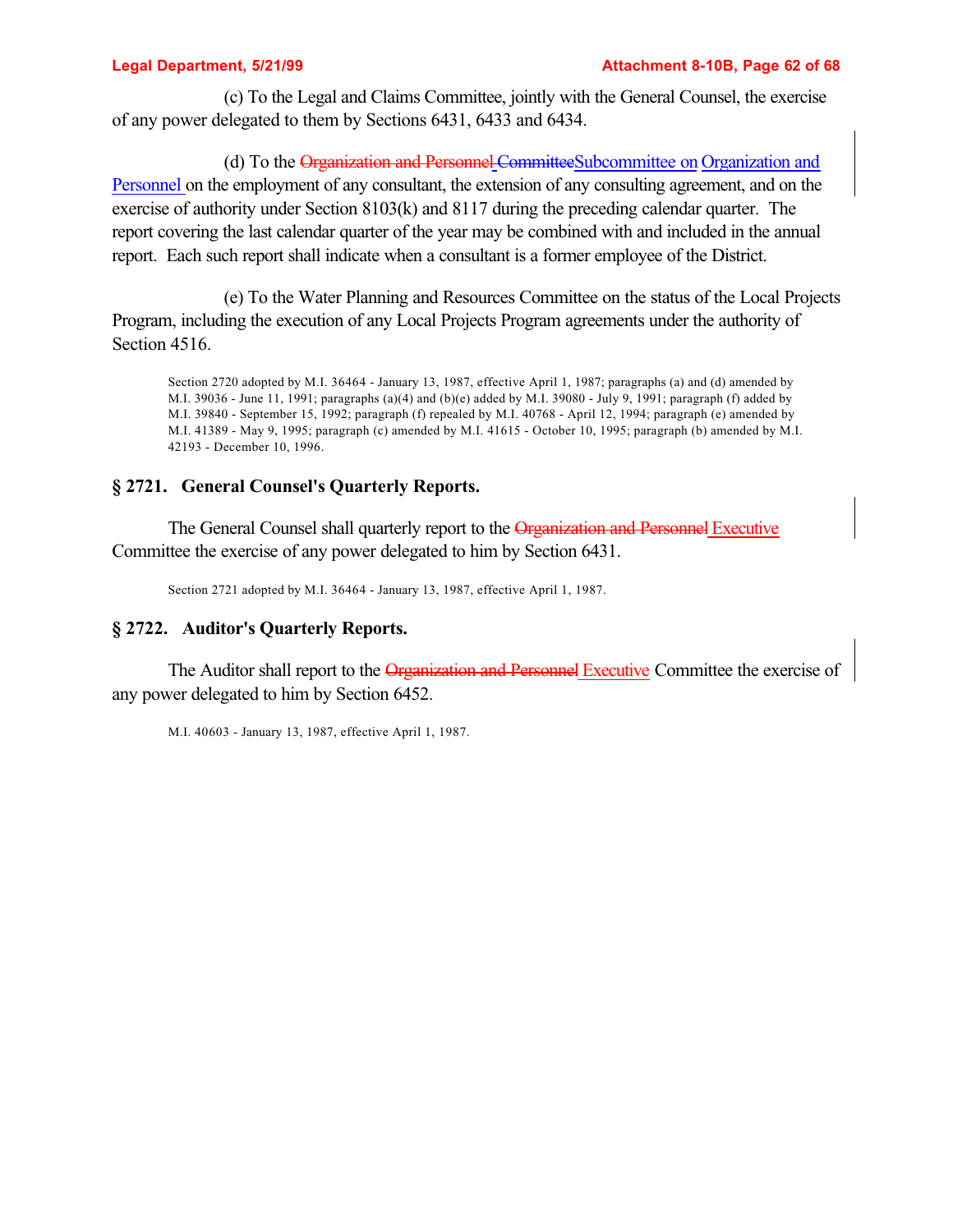(c) To the Legal and Claims Committee, jointly with the General Counsel, the exercise of any power delegated to them by Sections 6431, 6433 and 6434.

(d) To the ~~Organization and Personnel Committee~~Subcommittee on Organization and Personnel on the employment of any consultant, the extension of any consulting agreement, and on the exercise of authority under Section 8103(k) and 8117 during the preceding calendar quarter. The report covering the last calendar quarter of the year may be combined with and included in the annual report. Each such report shall indicate when a consultant is a former employee of the District.

(e) To the Water Planning and Resources Committee on the status of the Local Projects Program, including the execution of any Local Projects Program agreements under the authority of Section 4516.

Section 2720 adopted by M.I. 36464 - January 13, 1987, effective April 1, 1987; paragraphs (a) and (d) amended by M.I. 39036 - June 11, 1991; paragraphs (a)(4) and (b)(e) added by M.I. 39080 - July 9, 1991; paragraph (f) added by M.I. 39840 - September 15, 1992; paragraph (f) repealed by M.I. 40768 - April 12, 1994; paragraph (e) amended by M.I. 41389 - May 9, 1995; paragraph (c) amended by M.I. 41615 - October 10, 1995; paragraph (b) amended by M.I. 42193 - December 10, 1996.

## § 2721. General Counsel's Quarterly Reports.

The General Counsel shall quarterly report to the ~~Organization and Personnel~~ Executive Committee the exercise of any power delegated to him by Section 6431.

Section 2721 adopted by M.I. 36464 - January 13, 1987, effective April 1, 1987.

## § 2722. Auditor's Quarterly Reports.

The Auditor shall report to the ~~Organization and Personnel~~ Executive Committee the exercise of any power delegated to him by Section 6452.

M.I. 40603 - January 13, 1987, effective April 1, 1987.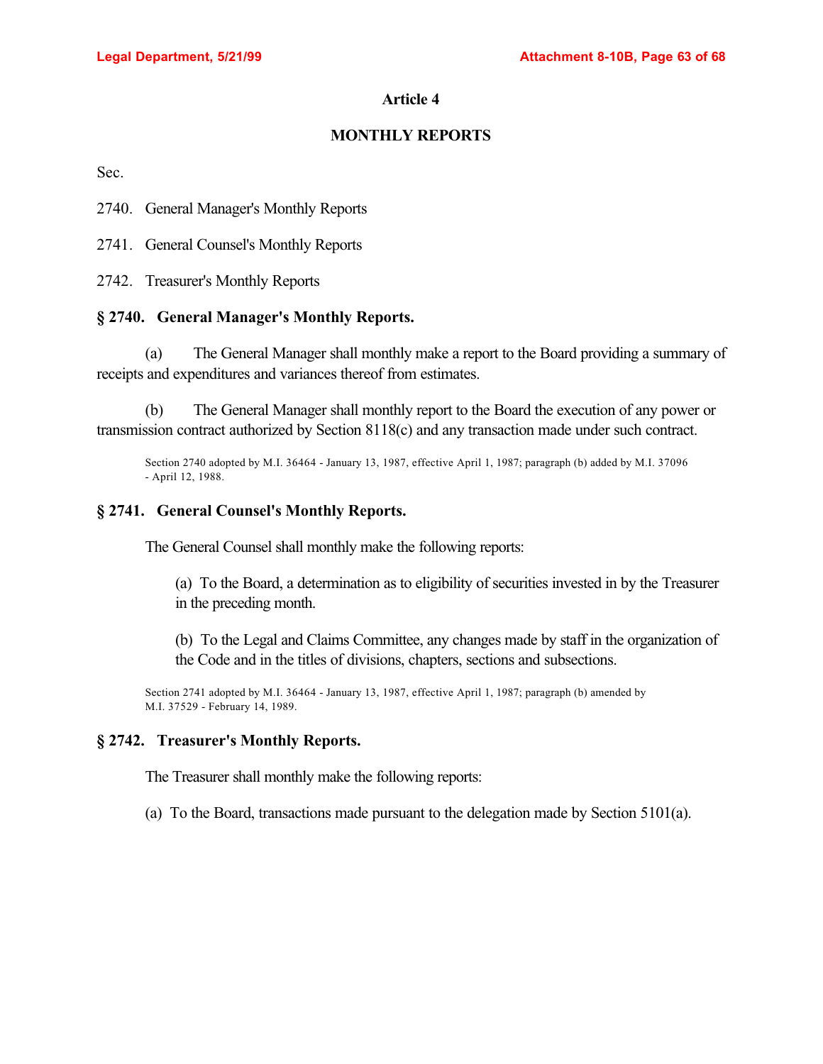## Article 4

## MONTHLY REPORTS

Sec.

2740. General Manager's Monthly Reports

2741. General Counsel's Monthly Reports

2742. Treasurer's Monthly Reports

### § 2740. General Manager's Monthly Reports.

(a) The General Manager shall monthly make a report to the Board providing a summary of receipts and expenditures and variances thereof from estimates.

(b) The General Manager shall monthly report to the Board the execution of any power or transmission contract authorized by Section 8118(c) and any transaction made under such contract.

Section 2740 adopted by M.I. 36464 - January 13, 1987, effective April 1, 1987; paragraph (b) added by M.I. 37096 - April 12, 1988.

### § 2741. General Counsel's Monthly Reports.

The General Counsel shall monthly make the following reports:

(a) To the Board, a determination as to eligibility of securities invested in by the Treasurer in the preceding month.

(b) To the Legal and Claims Committee, any changes made by staff in the organization of the Code and in the titles of divisions, chapters, sections and subsections.

Section 2741 adopted by M.I. 36464 - January 13, 1987, effective April 1, 1987; paragraph (b) amended by M.I. 37529 - February 14, 1989.

### § 2742. Treasurer's Monthly Reports.

The Treasurer shall monthly make the following reports:

(a) To the Board, transactions made pursuant to the delegation made by Section 5101(a).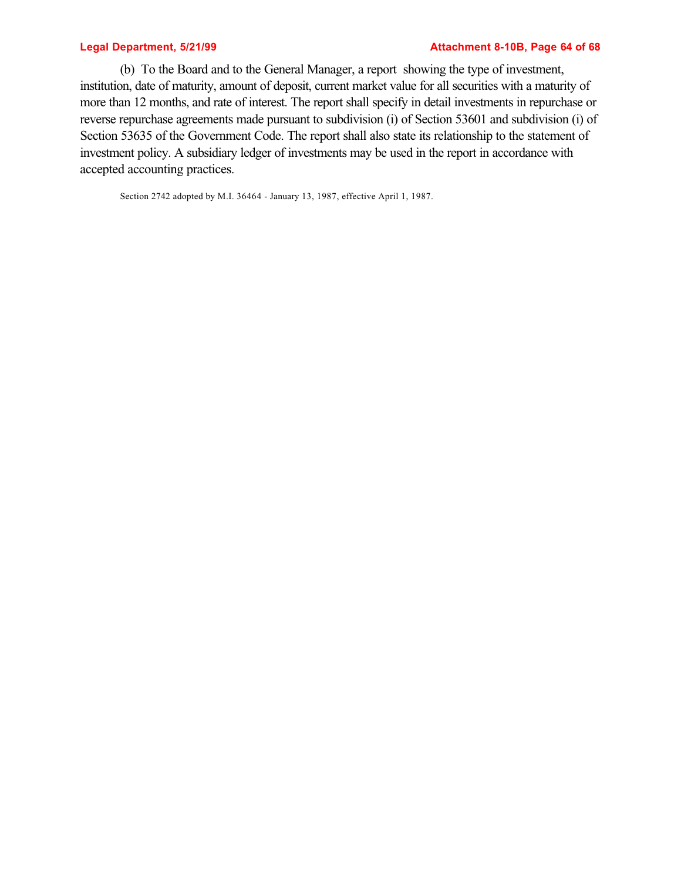(b) To the Board and to the General Manager, a report showing the type of investment, institution, date of maturity, amount of deposit, current market value for all securities with a maturity of more than 12 months, and rate of interest. The report shall specify in detail investments in repurchase or reverse repurchase agreements made pursuant to subdivision (i) of Section 53601 and subdivision (i) of Section 53635 of the Government Code. The report shall also state its relationship to the statement of investment policy. A subsidiary ledger of investments may be used in the report in accordance with accepted accounting practices.

Section 2742 adopted by M.I. 36464 - January 13, 1987, effective April 1, 1987.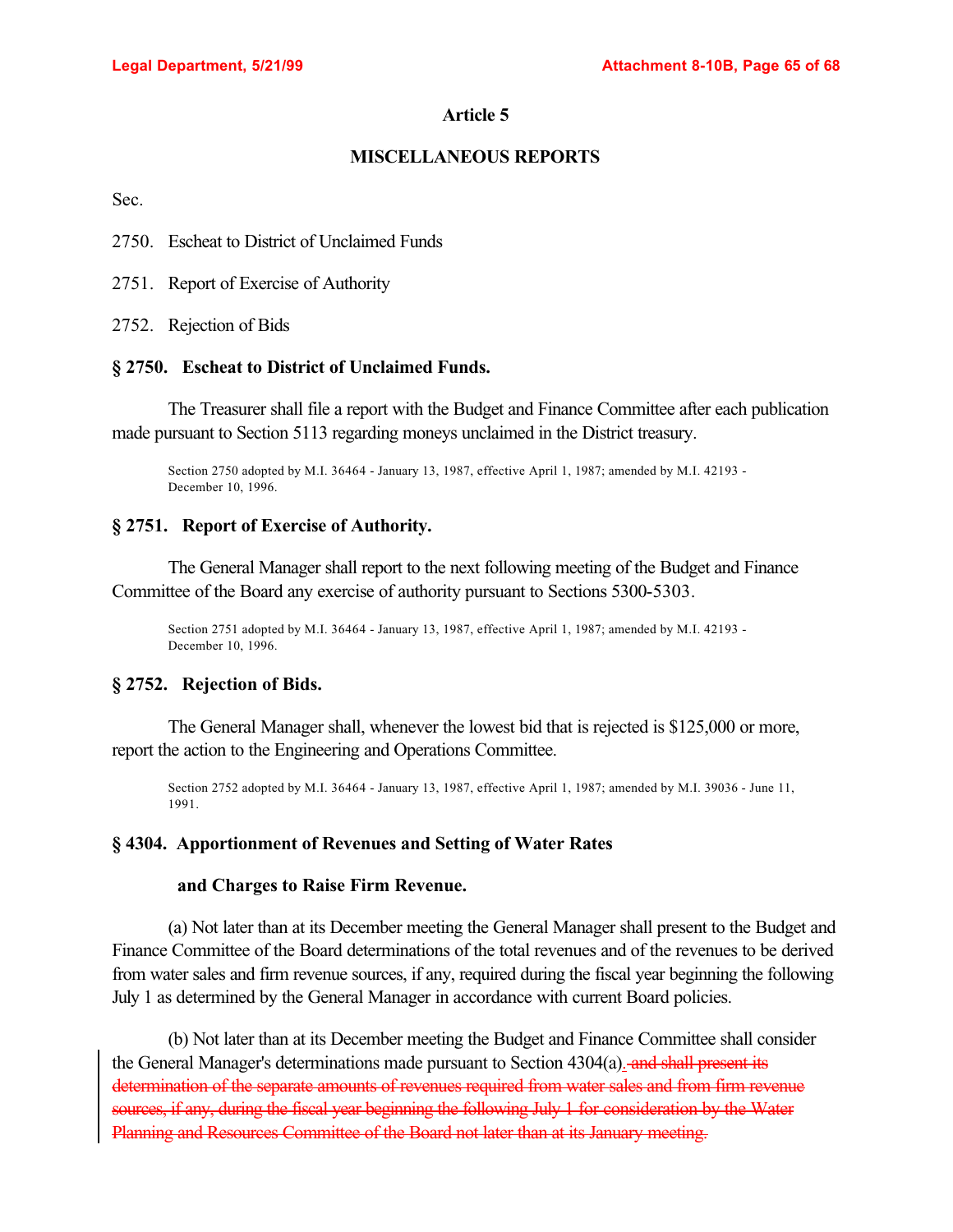## Article 5

## MISCELLANEOUS REPORTS

Sec.

2750. Escheat to District of Unclaimed Funds

2751. Report of Exercise of Authority

2752. Rejection of Bids

### § 2750. Escheat to District of Unclaimed Funds.

The Treasurer shall file a report with the Budget and Finance Committee after each publication made pursuant to Section 5113 regarding moneys unclaimed in the District treasury.

Section 2750 adopted by M.I. 36464 - January 13, 1987, effective April 1, 1987; amended by M.I. 42193 - December 10, 1996.

### § 2751. Report of Exercise of Authority.

The General Manager shall report to the next following meeting of the Budget and Finance Committee of the Board any exercise of authority pursuant to Sections 5300-5303.

Section 2751 adopted by M.I. 36464 - January 13, 1987, effective April 1, 1987; amended by M.I. 42193 - December 10, 1996.

### § 2752. Rejection of Bids.

The General Manager shall, whenever the lowest bid that is rejected is $125,000 or more, report the action to the Engineering and Operations Committee.

Section 2752 adopted by M.I. 36464 - January 13, 1987, effective April 1, 1987; amended by M.I. 39036 - June 11, 1991.

### § 4304. Apportionment of Revenues and Setting of Water Rates and Charges to Raise Firm Revenue.

(a) Not later than at its December meeting the General Manager shall present to the Budget and Finance Committee of the Board determinations of the total revenues and of the revenues to be derived from water sales and firm revenue sources, if any, required during the fiscal year beginning the following July 1 as determined by the General Manager in accordance with current Board policies.

(b) Not later than at its December meeting the Budget and Finance Committee shall consider the General Manager's determinations made pursuant to Section 4304(a). ~~and shall present its determination of the separate amounts of revenues required from water sales and from firm revenue sources, if any, during the fiscal year beginning the following July 1 for consideration by the Water Planning and Resources Committee of the Board not later than at its January meeting.~~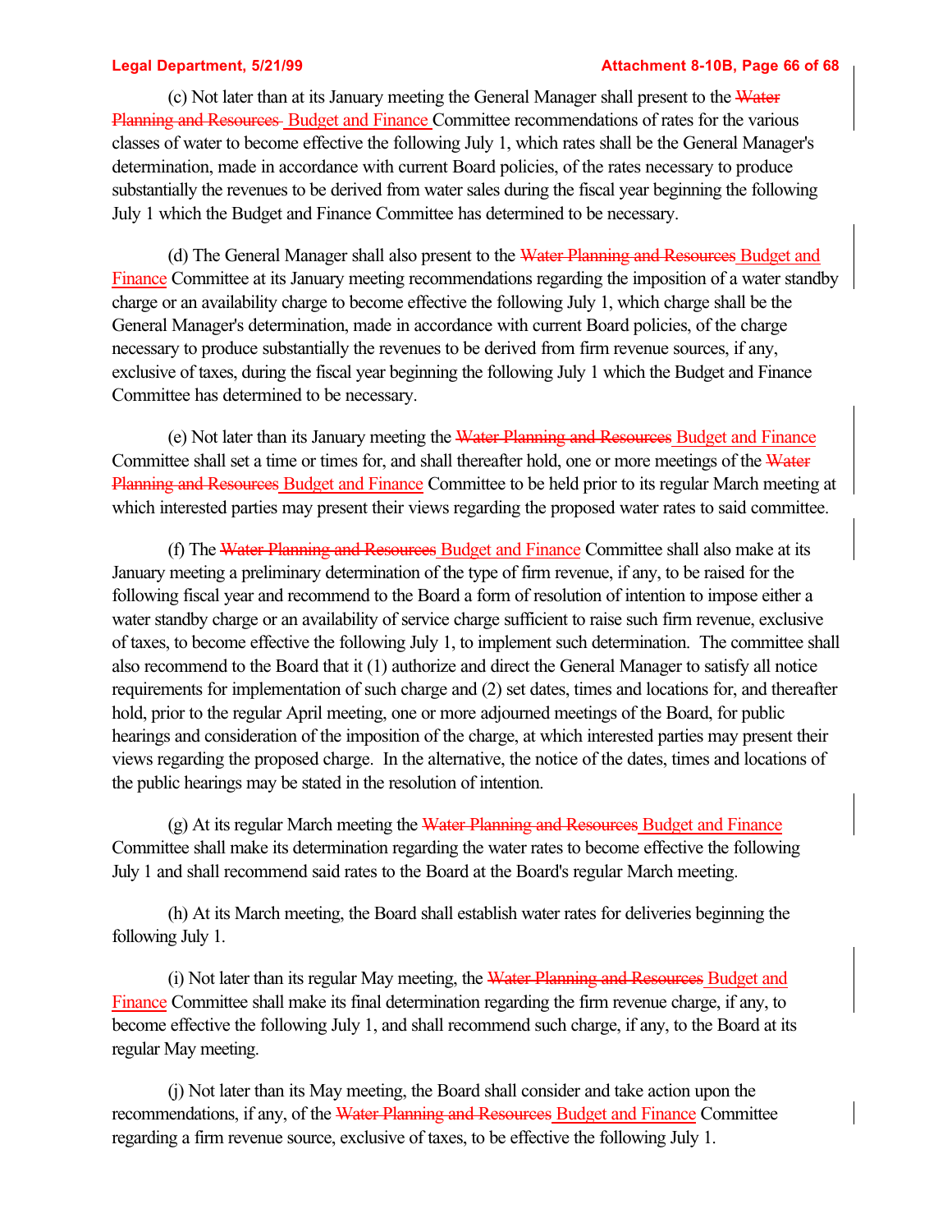(c) Not later than at its January meeting the General Manager shall present to the ~~Water Planning and Resources~~ <u>Budget and Finance</u> Committee recommendations of rates for the various classes of water to become effective the following July 1, which rates shall be the General Manager's determination, made in accordance with current Board policies, of the rates necessary to produce substantially the revenues to be derived from water sales during the fiscal year beginning the following July 1 which the Budget and Finance Committee has determined to be necessary.

(d) The General Manager shall also present to the ~~Water Planning and Resources~~ <u>Budget and Finance</u> Committee at its January meeting recommendations regarding the imposition of a water standby charge or an availability charge to become effective the following July 1, which charge shall be the General Manager's determination, made in accordance with current Board policies, of the charge necessary to produce substantially the revenues to be derived from firm revenue sources, if any, exclusive of taxes, during the fiscal year beginning the following July 1 which the Budget and Finance Committee has determined to be necessary.

(e) Not later than its January meeting the ~~Water Planning and Resources~~ <u>Budget and Finance</u> Committee shall set a time or times for, and shall thereafter hold, one or more meetings of the ~~Water Planning and Resources~~ <u>Budget and Finance</u> Committee to be held prior to its regular March meeting at which interested parties may present their views regarding the proposed water rates to said committee.

(f) The ~~Water Planning and Resources~~ <u>Budget and Finance</u> Committee shall also make at its January meeting a preliminary determination of the type of firm revenue, if any, to be raised for the following fiscal year and recommend to the Board a form of resolution of intention to impose either a water standby charge or an availability of service charge sufficient to raise such firm revenue, exclusive of taxes, to become effective the following July 1, to implement such determination. The committee shall also recommend to the Board that it (1) authorize and direct the General Manager to satisfy all notice requirements for implementation of such charge and (2) set dates, times and locations for, and thereafter hold, prior to the regular April meeting, one or more adjourned meetings of the Board, for public hearings and consideration of the imposition of the charge, at which interested parties may present their views regarding the proposed charge. In the alternative, the notice of the dates, times and locations of the public hearings may be stated in the resolution of intention.

(g) At its regular March meeting the ~~Water Planning and Resources~~ <u>Budget and Finance</u> Committee shall make its determination regarding the water rates to become effective the following July 1 and shall recommend said rates to the Board at the Board's regular March meeting.

(h) At its March meeting, the Board shall establish water rates for deliveries beginning the following July 1.

(i) Not later than its regular May meeting, the ~~Water Planning and Resources~~ <u>Budget and Finance</u> Committee shall make its final determination regarding the firm revenue charge, if any, to become effective the following July 1, and shall recommend such charge, if any, to the Board at its regular May meeting.

(j) Not later than its May meeting, the Board shall consider and take action upon the recommendations, if any, of the ~~Water Planning and Resources~~ <u>Budget and Finance</u> Committee regarding a firm revenue source, exclusive of taxes, to be effective the following July 1.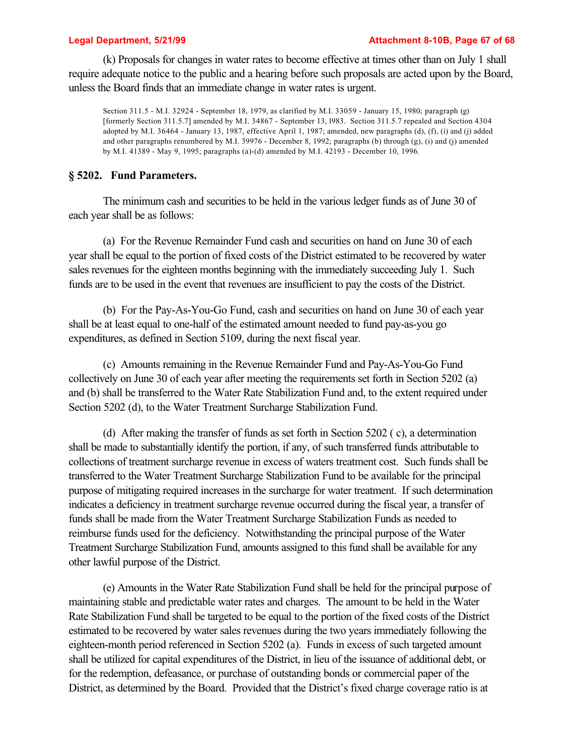(k) Proposals for changes in water rates to become effective at times other than on July 1 shall require adequate notice to the public and a hearing before such proposals are acted upon by the Board, unless the Board finds that an immediate change in water rates is urgent.

Section 311.5 - M.I. 32924 - September 18, 1979, as clarified by M.I. 33059 - January 15, 1980; paragraph (g) [formerly Section 311.5.7] amended by M.I. 34867 - September 13, l983. Section 311.5.7 repealed and Section 4304 adopted by M.I. 36464 - January 13, 1987, effective April 1, 1987; amended, new paragraphs (d), (f), (i) and (j) added and other paragraphs renumbered by M.I. 39976 - December 8, 1992; paragraphs (b) through (g), (i) and (j) amended by M.I. 41389 - May 9, 1995; paragraphs (a)-(d) amended by M.I. 42193 - December 10, 1996.

## § 5202. Fund Parameters.

The minimum cash and securities to be held in the various ledger funds as of June 30 of each year shall be as follows:

(a) For the Revenue Remainder Fund cash and securities on hand on June 30 of each year shall be equal to the portion of fixed costs of the District estimated to be recovered by water sales revenues for the eighteen months beginning with the immediately succeeding July 1. Such funds are to be used in the event that revenues are insufficient to pay the costs of the District.

(b) For the Pay-As-You-Go Fund, cash and securities on hand on June 30 of each year shall be at least equal to one-half of the estimated amount needed to fund pay-as-you go expenditures, as defined in Section 5109, during the next fiscal year.

(c) Amounts remaining in the Revenue Remainder Fund and Pay-As-You-Go Fund collectively on June 30 of each year after meeting the requirements set forth in Section 5202 (a) and (b) shall be transferred to the Water Rate Stabilization Fund and, to the extent required under Section 5202 (d), to the Water Treatment Surcharge Stabilization Fund.

(d) After making the transfer of funds as set forth in Section 5202 ( c), a determination shall be made to substantially identify the portion, if any, of such transferred funds attributable to collections of treatment surcharge revenue in excess of waters treatment cost. Such funds shall be transferred to the Water Treatment Surcharge Stabilization Fund to be available for the principal purpose of mitigating required increases in the surcharge for water treatment. If such determination indicates a deficiency in treatment surcharge revenue occurred during the fiscal year, a transfer of funds shall be made from the Water Treatment Surcharge Stabilization Funds as needed to reimburse funds used for the deficiency. Notwithstanding the principal purpose of the Water Treatment Surcharge Stabilization Fund, amounts assigned to this fund shall be available for any other lawful purpose of the District.

(e) Amounts in the Water Rate Stabilization Fund shall be held for the principal purpose of maintaining stable and predictable water rates and charges. The amount to be held in the Water Rate Stabilization Fund shall be targeted to be equal to the portion of the fixed costs of the District estimated to be recovered by water sales revenues during the two years immediately following the eighteen-month period referenced in Section 5202 (a). Funds in excess of such targeted amount shall be utilized for capital expenditures of the District, in lieu of the issuance of additional debt, or for the redemption, defeasance, or purchase of outstanding bonds or commercial paper of the District, as determined by the Board. Provided that the District's fixed charge coverage ratio is at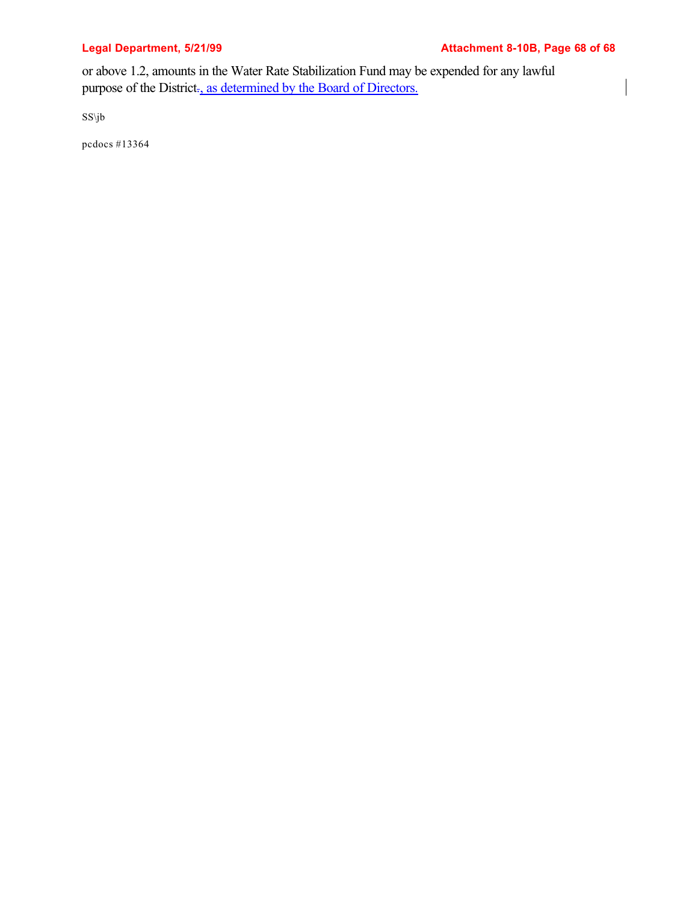or above 1.2, amounts in the Water Rate Stabilization Fund may be expended for any lawful purpose of the District~~.~~, as determined by the Board of Directors.

SS\jb

pcdocs #13364